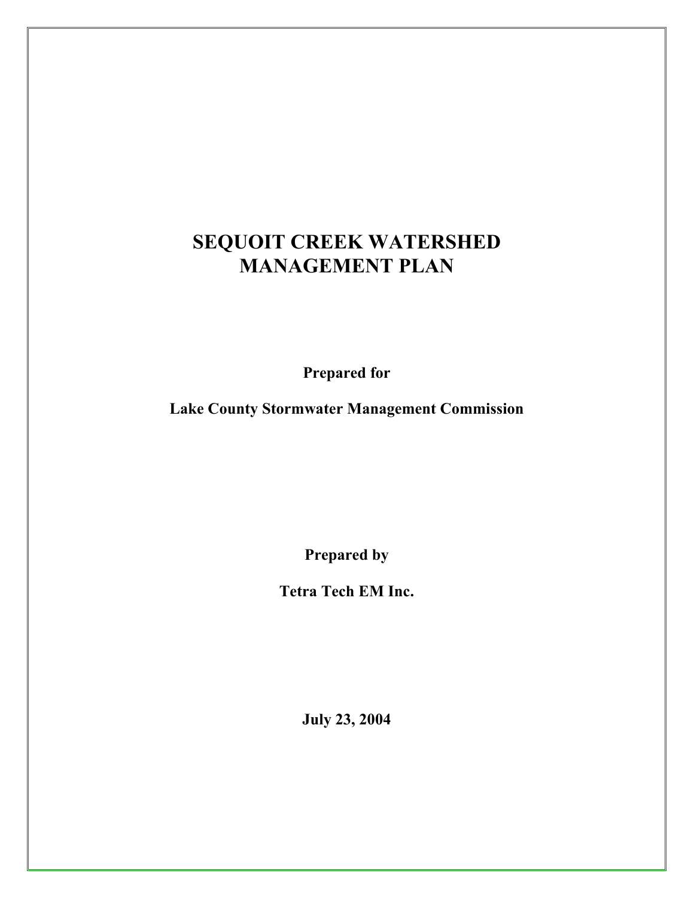# SEQUOIT CREEK WATERSHED MANAGEMENT PLAN

**Prepared for**

**Lake County Stormwater Management Commission**

**Prepared by**

**Tetra Tech EM Inc.**

**July 23, 2004**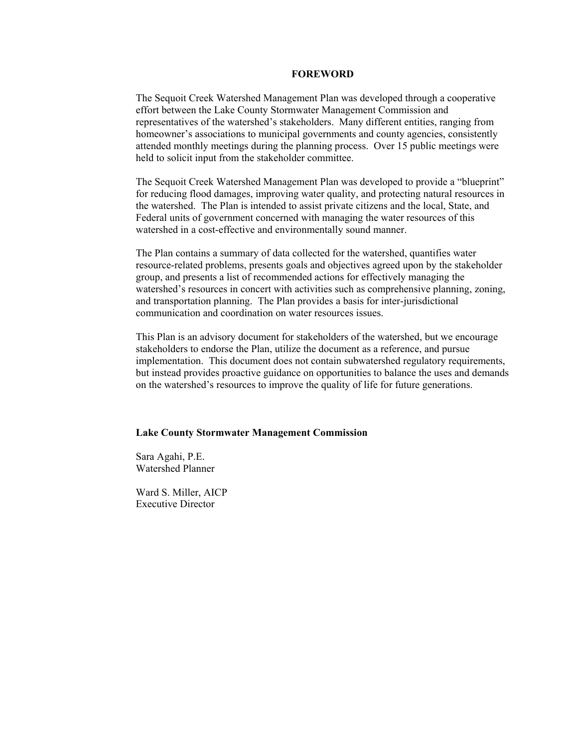# FOREWORD

The Sequoit Creek Watershed Management Plan was developed through a cooperative effort between the Lake County Stormwater Management Commission and representatives of the watershed's stakeholders. Many different entities, ranging from homeowner's associations to municipal governments and county agencies, consistently attended monthly meetings during the planning process. Over 15 public meetings were held to solicit input from the stakeholder committee.

The Sequoit Creek Watershed Management Plan was developed to provide a "blueprint" for reducing flood damages, improving water quality, and protecting natural resources in the watershed. The Plan is intended to assist private citizens and the local, State, and Federal units of government concerned with managing the water resources of this watershed in a cost-effective and environmentally sound manner.

The Plan contains a summary of data collected for the watershed, quantifies water resource-related problems, presents goals and objectives agreed upon by the stakeholder group, and presents a list of recommended actions for effectively managing the watershed's resources in concert with activities such as comprehensive planning, zoning, and transportation planning. The Plan provides a basis for inter-jurisdictional communication and coordination on water resources issues.

This Plan is an advisory document for stakeholders of the watershed, but we encourage stakeholders to endorse the Plan, utilize the document as a reference, and pursue implementation. This document does not contain subwatershed regulatory requirements, but instead provides proactive guidance on opportunities to balance the uses and demands on the watershed's resources to improve the quality of life for future generations.

**Lake County Stormwater Management Commission**

Sara Agahi, P.E.
Watershed Planner

Ward S. Miller, AICP
Executive Director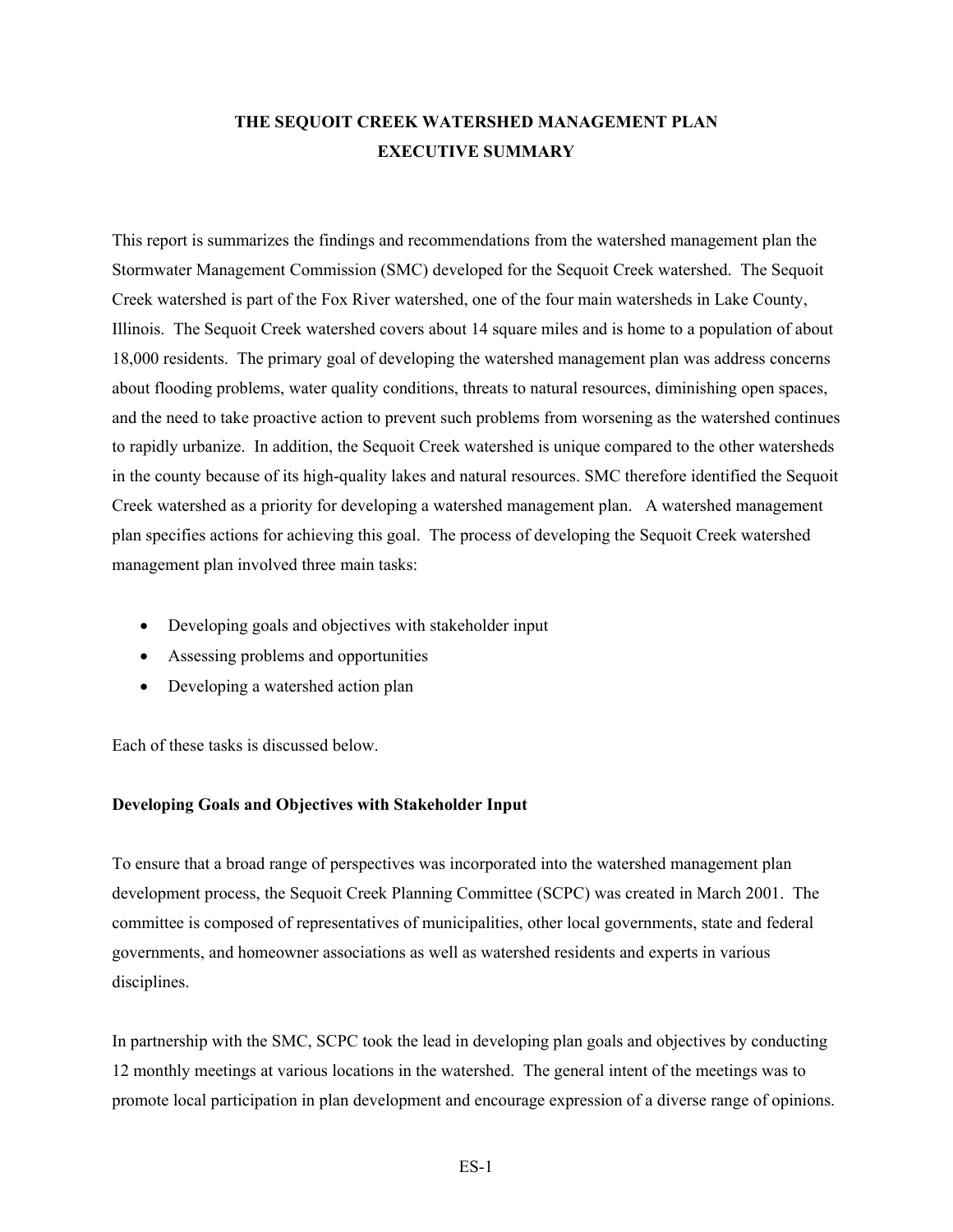# THE SEQUOIT CREEK WATERSHED MANAGEMENT PLAN
# EXECUTIVE SUMMARY

This report is summarizes the findings and recommendations from the watershed management plan the Stormwater Management Commission (SMC) developed for the Sequoit Creek watershed. The Sequoit Creek watershed is part of the Fox River watershed, one of the four main watersheds in Lake County, Illinois. The Sequoit Creek watershed covers about 14 square miles and is home to a population of about 18,000 residents. The primary goal of developing the watershed management plan was address concerns about flooding problems, water quality conditions, threats to natural resources, diminishing open spaces, and the need to take proactive action to prevent such problems from worsening as the watershed continues to rapidly urbanize. In addition, the Sequoit Creek watershed is unique compared to the other watersheds in the county because of its high-quality lakes and natural resources. SMC therefore identified the Sequoit Creek watershed as a priority for developing a watershed management plan. A watershed management plan specifies actions for achieving this goal. The process of developing the Sequoit Creek watershed management plan involved three main tasks:

- Developing goals and objectives with stakeholder input
- Assessing problems and opportunities
- Developing a watershed action plan

Each of these tasks is discussed below.

**Developing Goals and Objectives with Stakeholder Input**

To ensure that a broad range of perspectives was incorporated into the watershed management plan development process, the Sequoit Creek Planning Committee (SCPC) was created in March 2001. The committee is composed of representatives of municipalities, other local governments, state and federal governments, and homeowner associations as well as watershed residents and experts in various disciplines.

In partnership with the SMC, SCPC took the lead in developing plan goals and objectives by conducting 12 monthly meetings at various locations in the watershed. The general intent of the meetings was to promote local participation in plan development and encourage expression of a diverse range of opinions.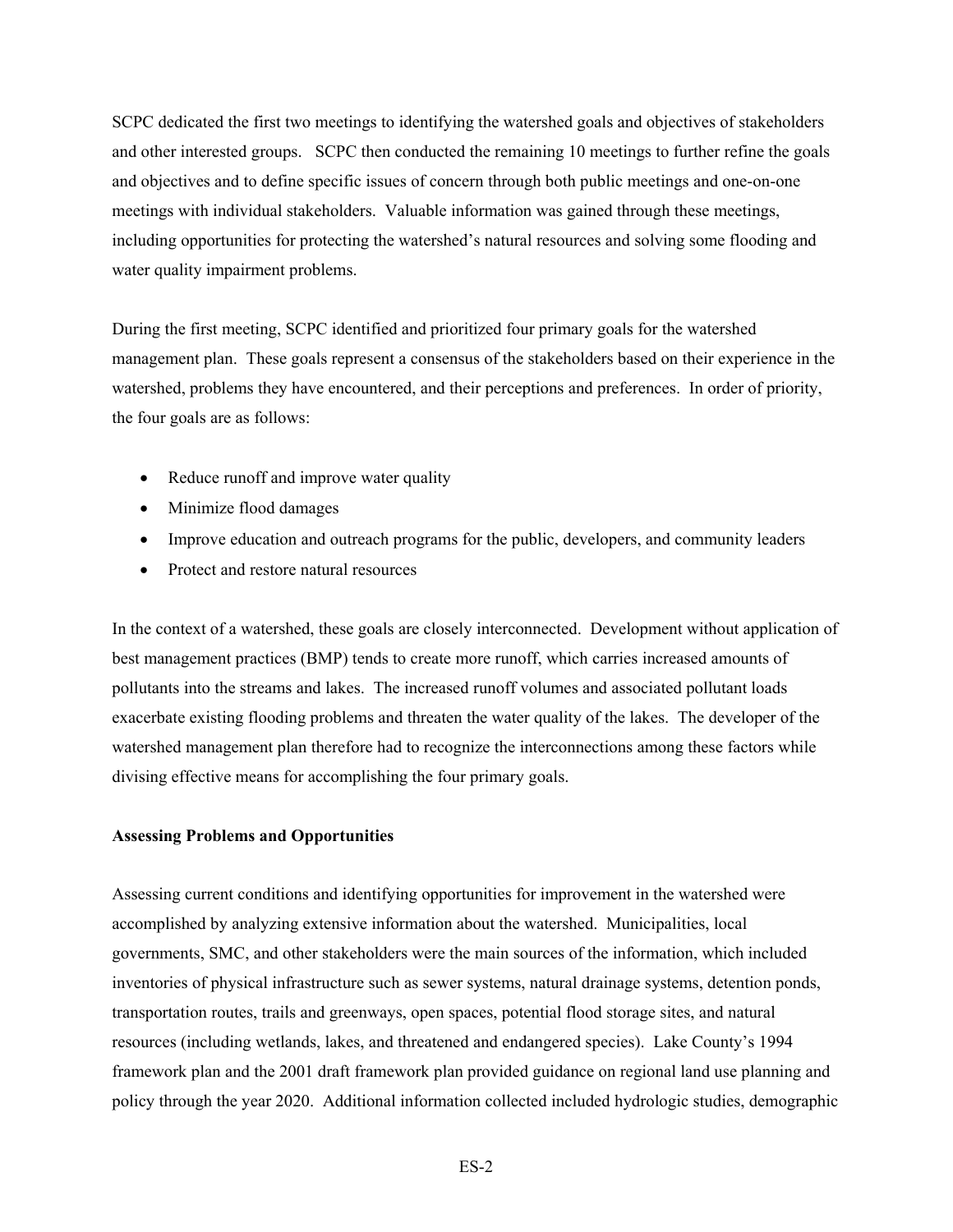SCPC dedicated the first two meetings to identifying the watershed goals and objectives of stakeholders and other interested groups. SCPC then conducted the remaining 10 meetings to further refine the goals and objectives and to define specific issues of concern through both public meetings and one-on-one meetings with individual stakeholders. Valuable information was gained through these meetings, including opportunities for protecting the watershed's natural resources and solving some flooding and water quality impairment problems.

During the first meeting, SCPC identified and prioritized four primary goals for the watershed management plan. These goals represent a consensus of the stakeholders based on their experience in the watershed, problems they have encountered, and their perceptions and preferences. In order of priority, the four goals are as follows:

- Reduce runoff and improve water quality
- Minimize flood damages
- Improve education and outreach programs for the public, developers, and community leaders
- Protect and restore natural resources

In the context of a watershed, these goals are closely interconnected. Development without application of best management practices (BMP) tends to create more runoff, which carries increased amounts of pollutants into the streams and lakes. The increased runoff volumes and associated pollutant loads exacerbate existing flooding problems and threaten the water quality of the lakes. The developer of the watershed management plan therefore had to recognize the interconnections among these factors while divising effective means for accomplishing the four primary goals.

**Assessing Problems and Opportunities**

Assessing current conditions and identifying opportunities for improvement in the watershed were accomplished by analyzing extensive information about the watershed. Municipalities, local governments, SMC, and other stakeholders were the main sources of the information, which included inventories of physical infrastructure such as sewer systems, natural drainage systems, detention ponds, transportation routes, trails and greenways, open spaces, potential flood storage sites, and natural resources (including wetlands, lakes, and threatened and endangered species). Lake County's 1994 framework plan and the 2001 draft framework plan provided guidance on regional land use planning and policy through the year 2020. Additional information collected included hydrologic studies, demographic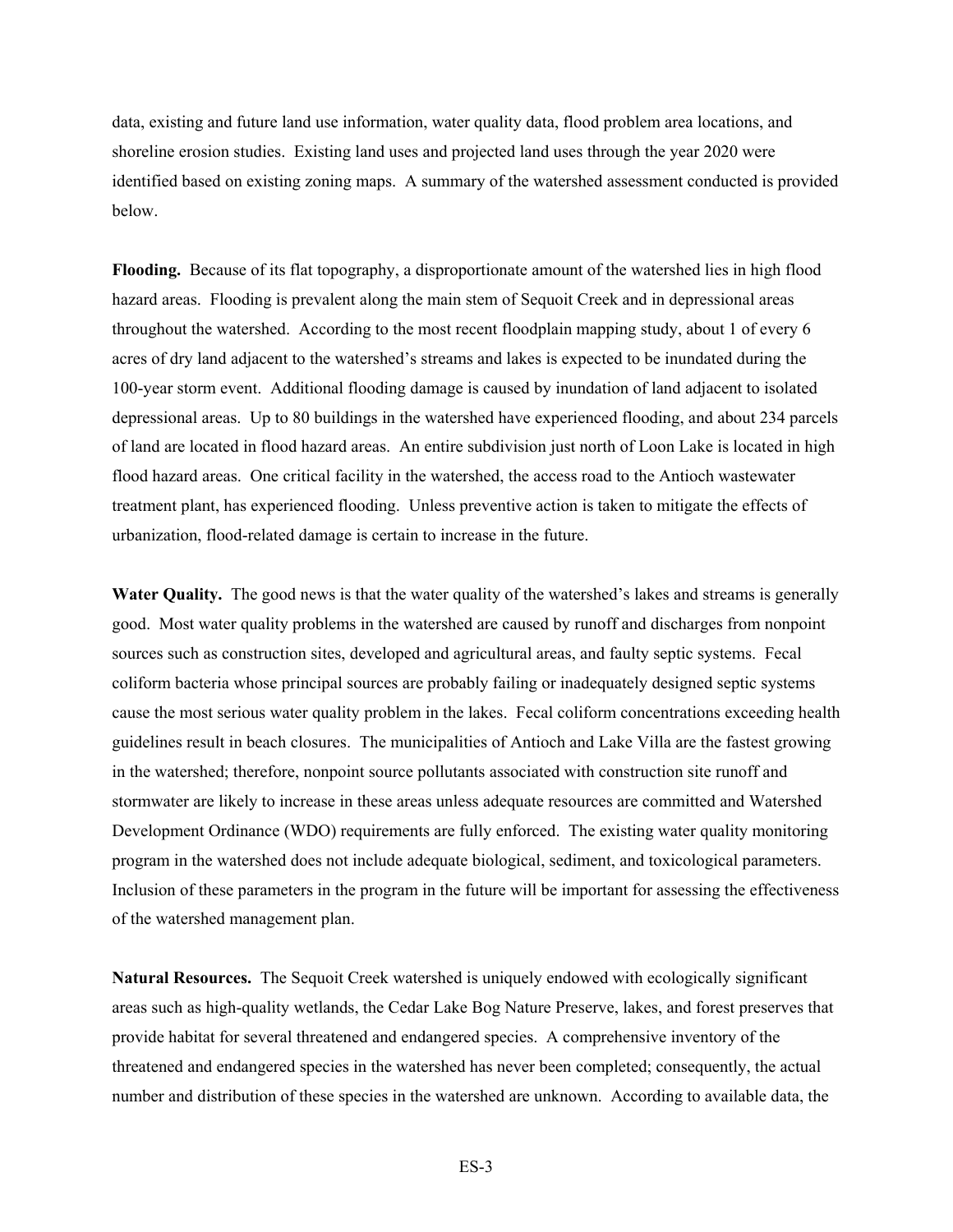data, existing and future land use information, water quality data, flood problem area locations, and shoreline erosion studies. Existing land uses and projected land uses through the year 2020 were identified based on existing zoning maps. A summary of the watershed assessment conducted is provided below.

**Flooding.** Because of its flat topography, a disproportionate amount of the watershed lies in high flood hazard areas. Flooding is prevalent along the main stem of Sequoit Creek and in depressional areas throughout the watershed. According to the most recent floodplain mapping study, about 1 of every 6 acres of dry land adjacent to the watershed's streams and lakes is expected to be inundated during the 100-year storm event. Additional flooding damage is caused by inundation of land adjacent to isolated depressional areas. Up to 80 buildings in the watershed have experienced flooding, and about 234 parcels of land are located in flood hazard areas. An entire subdivision just north of Loon Lake is located in high flood hazard areas. One critical facility in the watershed, the access road to the Antioch wastewater treatment plant, has experienced flooding. Unless preventive action is taken to mitigate the effects of urbanization, flood-related damage is certain to increase in the future.

**Water Quality.** The good news is that the water quality of the watershed's lakes and streams is generally good. Most water quality problems in the watershed are caused by runoff and discharges from nonpoint sources such as construction sites, developed and agricultural areas, and faulty septic systems. Fecal coliform bacteria whose principal sources are probably failing or inadequately designed septic systems cause the most serious water quality problem in the lakes. Fecal coliform concentrations exceeding health guidelines result in beach closures. The municipalities of Antioch and Lake Villa are the fastest growing in the watershed; therefore, nonpoint source pollutants associated with construction site runoff and stormwater are likely to increase in these areas unless adequate resources are committed and Watershed Development Ordinance (WDO) requirements are fully enforced. The existing water quality monitoring program in the watershed does not include adequate biological, sediment, and toxicological parameters. Inclusion of these parameters in the program in the future will be important for assessing the effectiveness of the watershed management plan.

**Natural Resources.** The Sequoit Creek watershed is uniquely endowed with ecologically significant areas such as high-quality wetlands, the Cedar Lake Bog Nature Preserve, lakes, and forest preserves that provide habitat for several threatened and endangered species. A comprehensive inventory of the threatened and endangered species in the watershed has never been completed; consequently, the actual number and distribution of these species in the watershed are unknown. According to available data, the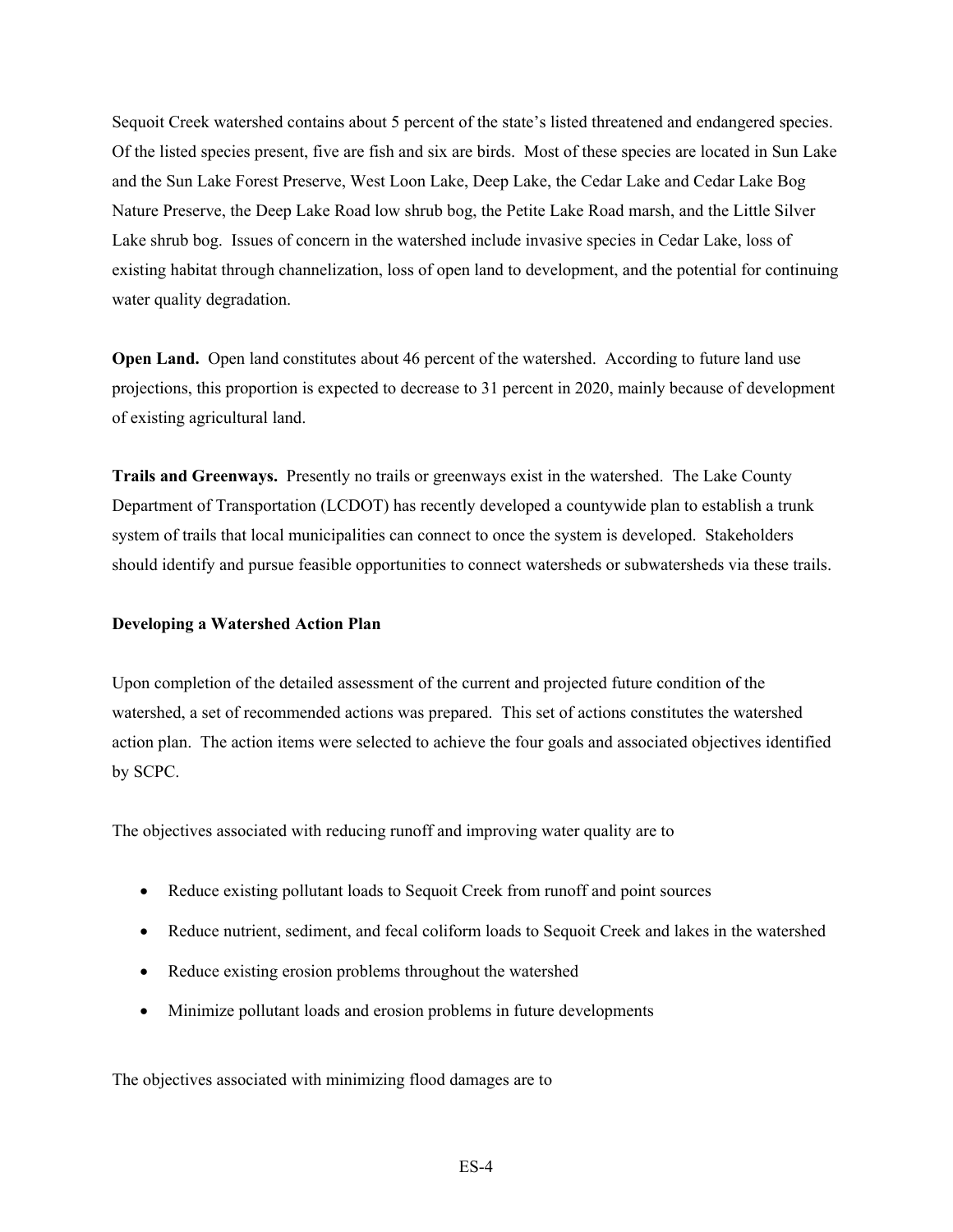Sequoit Creek watershed contains about 5 percent of the state's listed threatened and endangered species. Of the listed species present, five are fish and six are birds. Most of these species are located in Sun Lake and the Sun Lake Forest Preserve, West Loon Lake, Deep Lake, the Cedar Lake and Cedar Lake Bog Nature Preserve, the Deep Lake Road low shrub bog, the Petite Lake Road marsh, and the Little Silver Lake shrub bog. Issues of concern in the watershed include invasive species in Cedar Lake, loss of existing habitat through channelization, loss of open land to development, and the potential for continuing water quality degradation.

**Open Land.** Open land constitutes about 46 percent of the watershed. According to future land use projections, this proportion is expected to decrease to 31 percent in 2020, mainly because of development of existing agricultural land.

**Trails and Greenways.** Presently no trails or greenways exist in the watershed. The Lake County Department of Transportation (LCDOT) has recently developed a countywide plan to establish a trunk system of trails that local municipalities can connect to once the system is developed. Stakeholders should identify and pursue feasible opportunities to connect watersheds or subwatersheds via these trails.

### Developing a Watershed Action Plan

Upon completion of the detailed assessment of the current and projected future condition of the watershed, a set of recommended actions was prepared. This set of actions constitutes the watershed action plan. The action items were selected to achieve the four goals and associated objectives identified by SCPC.

The objectives associated with reducing runoff and improving water quality are to

- Reduce existing pollutant loads to Sequoit Creek from runoff and point sources
- Reduce nutrient, sediment, and fecal coliform loads to Sequoit Creek and lakes in the watershed
- Reduce existing erosion problems throughout the watershed
- Minimize pollutant loads and erosion problems in future developments

The objectives associated with minimizing flood damages are to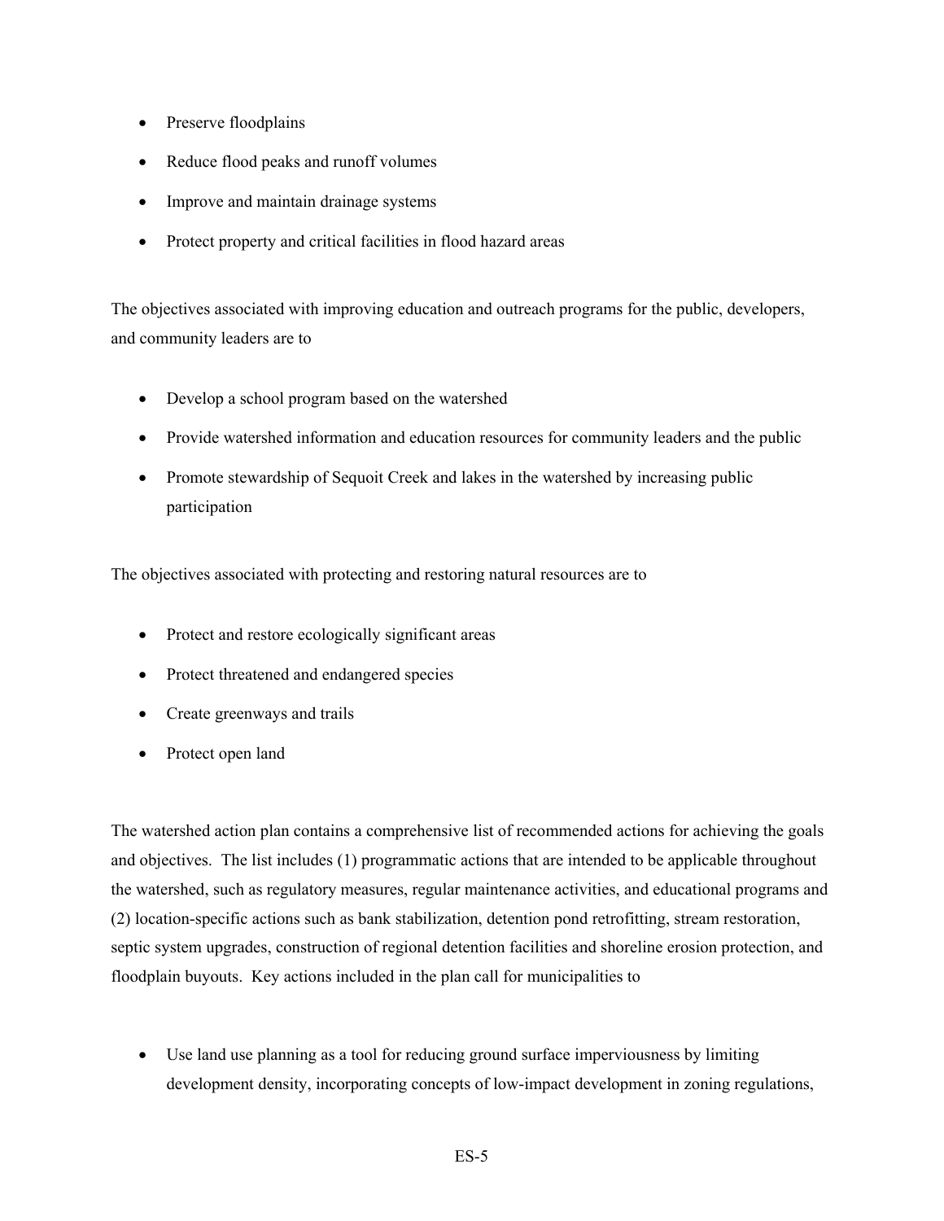- Preserve floodplains
- Reduce flood peaks and runoff volumes
- Improve and maintain drainage systems
- Protect property and critical facilities in flood hazard areas

The objectives associated with improving education and outreach programs for the public, developers, and community leaders are to

- Develop a school program based on the watershed
- Provide watershed information and education resources for community leaders and the public
- Promote stewardship of Sequoit Creek and lakes in the watershed by increasing public participation

The objectives associated with protecting and restoring natural resources are to

- Protect and restore ecologically significant areas
- Protect threatened and endangered species
- Create greenways and trails
- Protect open land

The watershed action plan contains a comprehensive list of recommended actions for achieving the goals and objectives. The list includes (1) programmatic actions that are intended to be applicable throughout the watershed, such as regulatory measures, regular maintenance activities, and educational programs and (2) location-specific actions such as bank stabilization, detention pond retrofitting, stream restoration, septic system upgrades, construction of regional detention facilities and shoreline erosion protection, and floodplain buyouts. Key actions included in the plan call for municipalities to

- Use land use planning as a tool for reducing ground surface imperviousness by limiting development density, incorporating concepts of low-impact development in zoning regulations,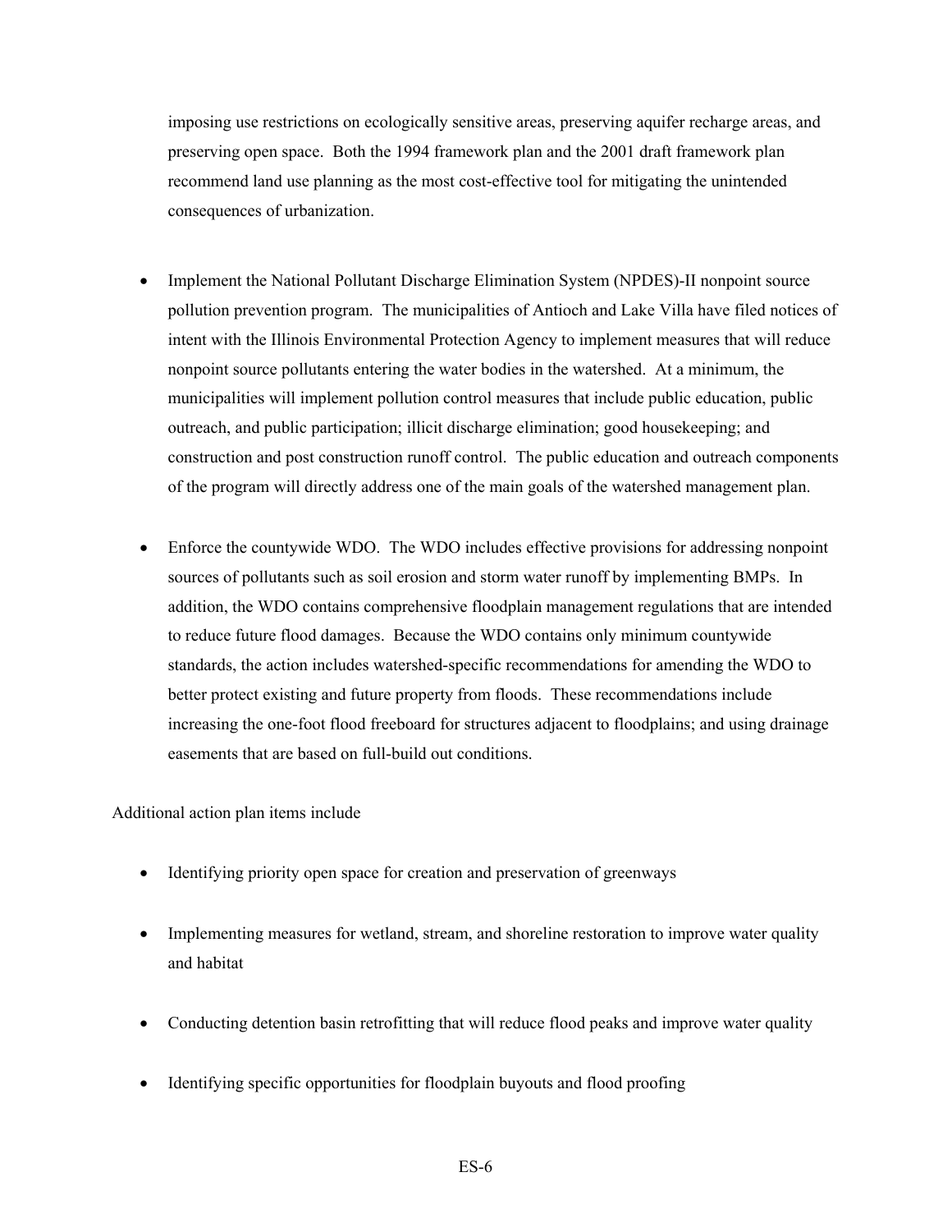imposing use restrictions on ecologically sensitive areas, preserving aquifer recharge areas, and preserving open space. Both the 1994 framework plan and the 2001 draft framework plan recommend land use planning as the most cost-effective tool for mitigating the unintended consequences of urbanization.

- Implement the National Pollutant Discharge Elimination System (NPDES)-II nonpoint source pollution prevention program. The municipalities of Antioch and Lake Villa have filed notices of intent with the Illinois Environmental Protection Agency to implement measures that will reduce nonpoint source pollutants entering the water bodies in the watershed. At a minimum, the municipalities will implement pollution control measures that include public education, public outreach, and public participation; illicit discharge elimination; good housekeeping; and construction and post construction runoff control. The public education and outreach components of the program will directly address one of the main goals of the watershed management plan.

- Enforce the countywide WDO. The WDO includes effective provisions for addressing nonpoint sources of pollutants such as soil erosion and storm water runoff by implementing BMPs. In addition, the WDO contains comprehensive floodplain management regulations that are intended to reduce future flood damages. Because the WDO contains only minimum countywide standards, the action includes watershed-specific recommendations for amending the WDO to better protect existing and future property from floods. These recommendations include increasing the one-foot flood freeboard for structures adjacent to floodplains; and using drainage easements that are based on full-build out conditions.

Additional action plan items include

- Identifying priority open space for creation and preservation of greenways

- Implementing measures for wetland, stream, and shoreline restoration to improve water quality and habitat

- Conducting detention basin retrofitting that will reduce flood peaks and improve water quality

- Identifying specific opportunities for floodplain buyouts and flood proofing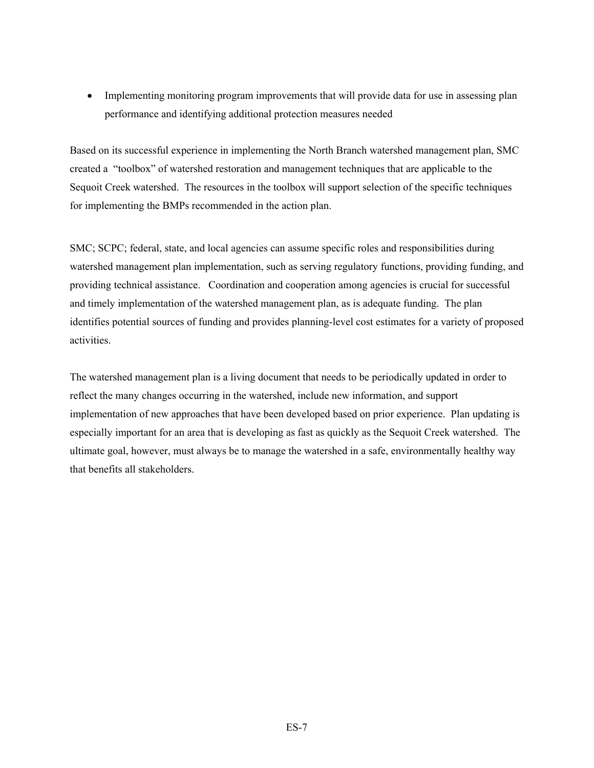- Implementing monitoring program improvements that will provide data for use in assessing plan performance and identifying additional protection measures needed

Based on its successful experience in implementing the North Branch watershed management plan, SMC created a "toolbox" of watershed restoration and management techniques that are applicable to the Sequoit Creek watershed. The resources in the toolbox will support selection of the specific techniques for implementing the BMPs recommended in the action plan.

SMC; SCPC; federal, state, and local agencies can assume specific roles and responsibilities during watershed management plan implementation, such as serving regulatory functions, providing funding, and providing technical assistance. Coordination and cooperation among agencies is crucial for successful and timely implementation of the watershed management plan, as is adequate funding. The plan identifies potential sources of funding and provides planning-level cost estimates for a variety of proposed activities.

The watershed management plan is a living document that needs to be periodically updated in order to reflect the many changes occurring in the watershed, include new information, and support implementation of new approaches that have been developed based on prior experience. Plan updating is especially important for an area that is developing as fast as quickly as the Sequoit Creek watershed. The ultimate goal, however, must always be to manage the watershed in a safe, environmentally healthy way that benefits all stakeholders.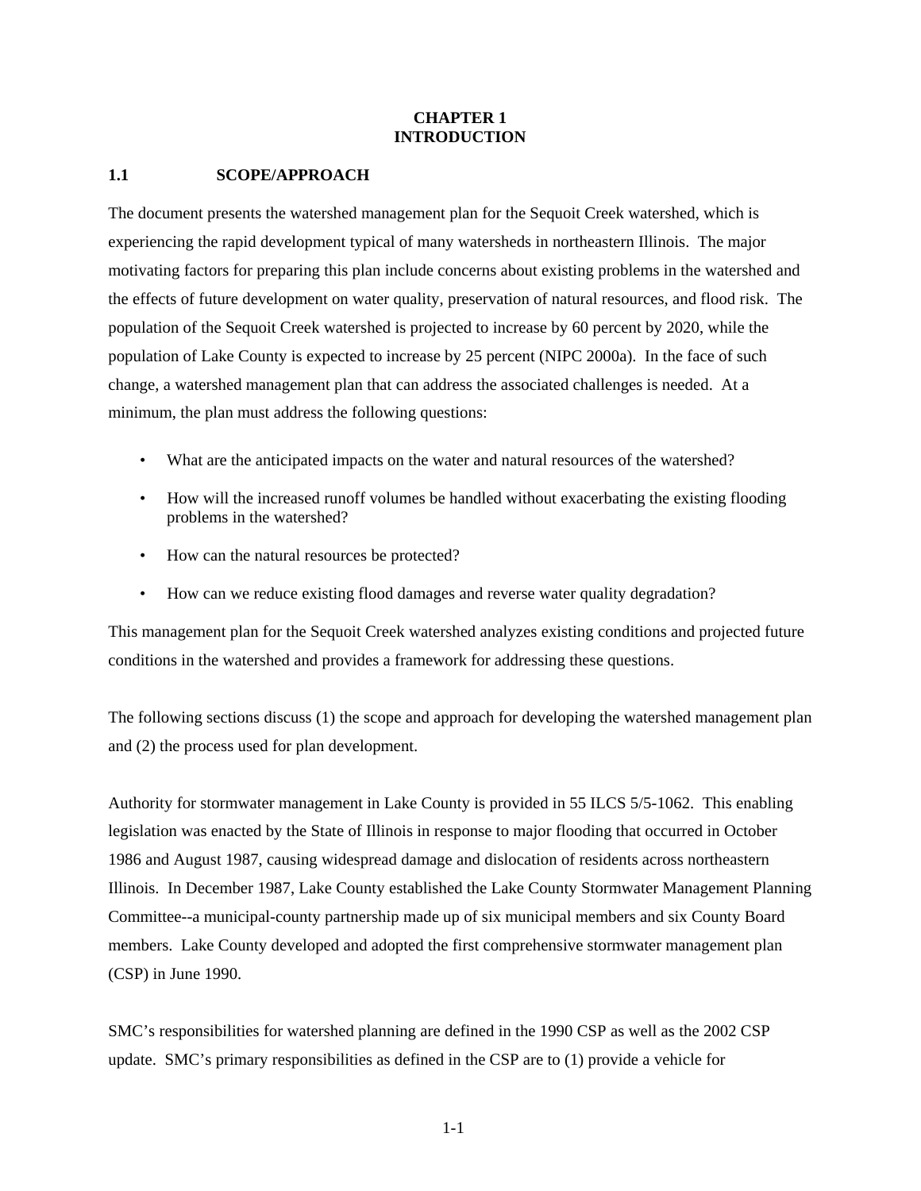# CHAPTER 1
# INTRODUCTION

## 1.1 SCOPE/APPROACH

The document presents the watershed management plan for the Sequoit Creek watershed, which is experiencing the rapid development typical of many watersheds in northeastern Illinois. The major motivating factors for preparing this plan include concerns about existing problems in the watershed and the effects of future development on water quality, preservation of natural resources, and flood risk. The population of the Sequoit Creek watershed is projected to increase by 60 percent by 2020, while the population of Lake County is expected to increase by 25 percent (NIPC 2000a). In the face of such change, a watershed management plan that can address the associated challenges is needed. At a minimum, the plan must address the following questions:

- What are the anticipated impacts on the water and natural resources of the watershed?
- How will the increased runoff volumes be handled without exacerbating the existing flooding problems in the watershed?
- How can the natural resources be protected?
- How can we reduce existing flood damages and reverse water quality degradation?

This management plan for the Sequoit Creek watershed analyzes existing conditions and projected future conditions in the watershed and provides a framework for addressing these questions.

The following sections discuss (1) the scope and approach for developing the watershed management plan and (2) the process used for plan development.

Authority for stormwater management in Lake County is provided in 55 ILCS 5/5-1062. This enabling legislation was enacted by the State of Illinois in response to major flooding that occurred in October 1986 and August 1987, causing widespread damage and dislocation of residents across northeastern Illinois. In December 1987, Lake County established the Lake County Stormwater Management Planning Committee--a municipal-county partnership made up of six municipal members and six County Board members. Lake County developed and adopted the first comprehensive stormwater management plan (CSP) in June 1990.

SMC's responsibilities for watershed planning are defined in the 1990 CSP as well as the 2002 CSP update. SMC's primary responsibilities as defined in the CSP are to (1) provide a vehicle for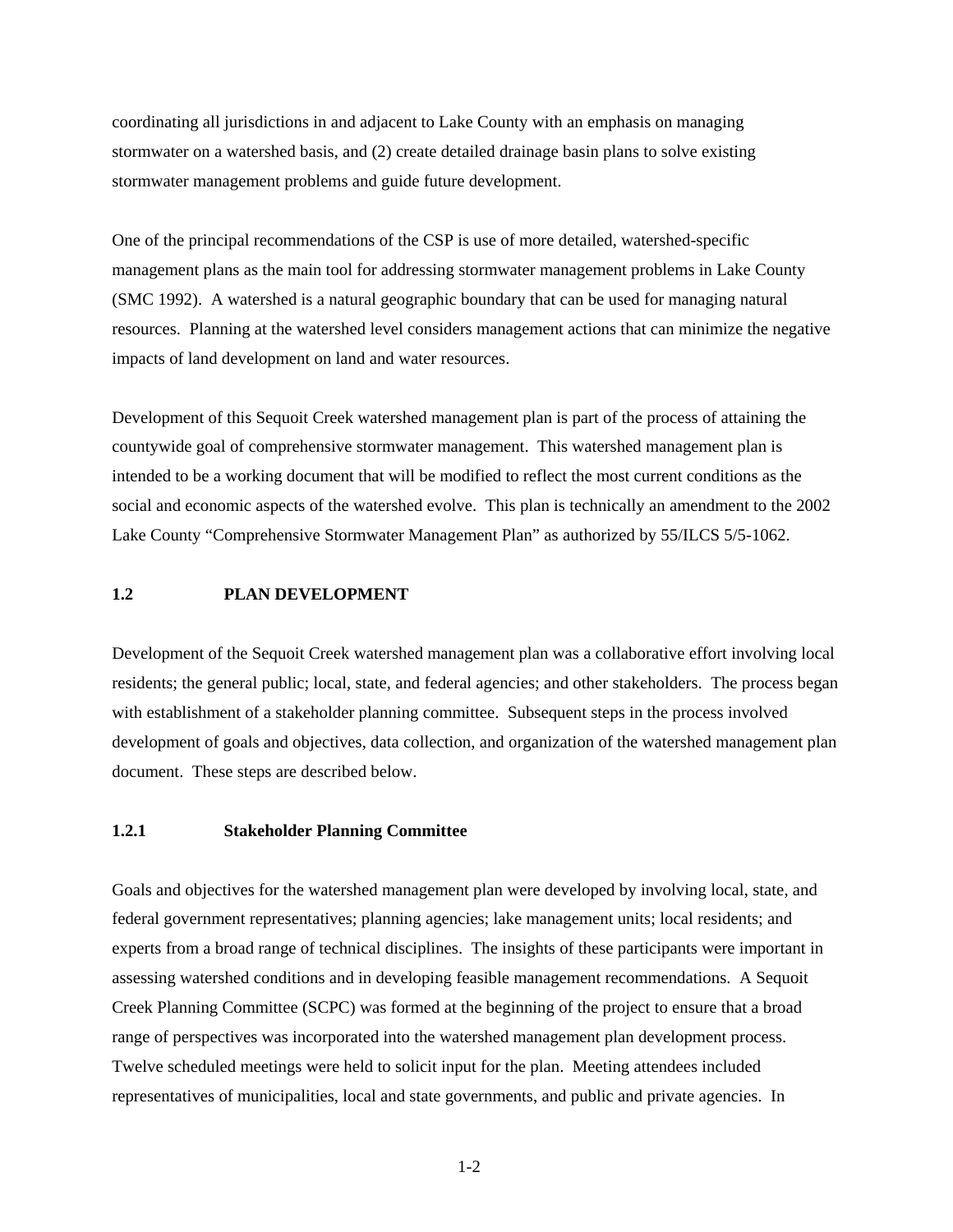coordinating all jurisdictions in and adjacent to Lake County with an emphasis on managing stormwater on a watershed basis, and (2) create detailed drainage basin plans to solve existing stormwater management problems and guide future development.

One of the principal recommendations of the CSP is use of more detailed, watershed-specific management plans as the main tool for addressing stormwater management problems in Lake County (SMC 1992). A watershed is a natural geographic boundary that can be used for managing natural resources. Planning at the watershed level considers management actions that can minimize the negative impacts of land development on land and water resources.

Development of this Sequoit Creek watershed management plan is part of the process of attaining the countywide goal of comprehensive stormwater management. This watershed management plan is intended to be a working document that will be modified to reflect the most current conditions as the social and economic aspects of the watershed evolve. This plan is technically an amendment to the 2002 Lake County "Comprehensive Stormwater Management Plan" as authorized by 55/ILCS 5/5-1062.

## 1.2 PLAN DEVELOPMENT

Development of the Sequoit Creek watershed management plan was a collaborative effort involving local residents; the general public; local, state, and federal agencies; and other stakeholders. The process began with establishment of a stakeholder planning committee. Subsequent steps in the process involved development of goals and objectives, data collection, and organization of the watershed management plan document. These steps are described below.

### 1.2.1 Stakeholder Planning Committee

Goals and objectives for the watershed management plan were developed by involving local, state, and federal government representatives; planning agencies; lake management units; local residents; and experts from a broad range of technical disciplines. The insights of these participants were important in assessing watershed conditions and in developing feasible management recommendations. A Sequoit Creek Planning Committee (SCPC) was formed at the beginning of the project to ensure that a broad range of perspectives was incorporated into the watershed management plan development process. Twelve scheduled meetings were held to solicit input for the plan. Meeting attendees included representatives of municipalities, local and state governments, and public and private agencies. In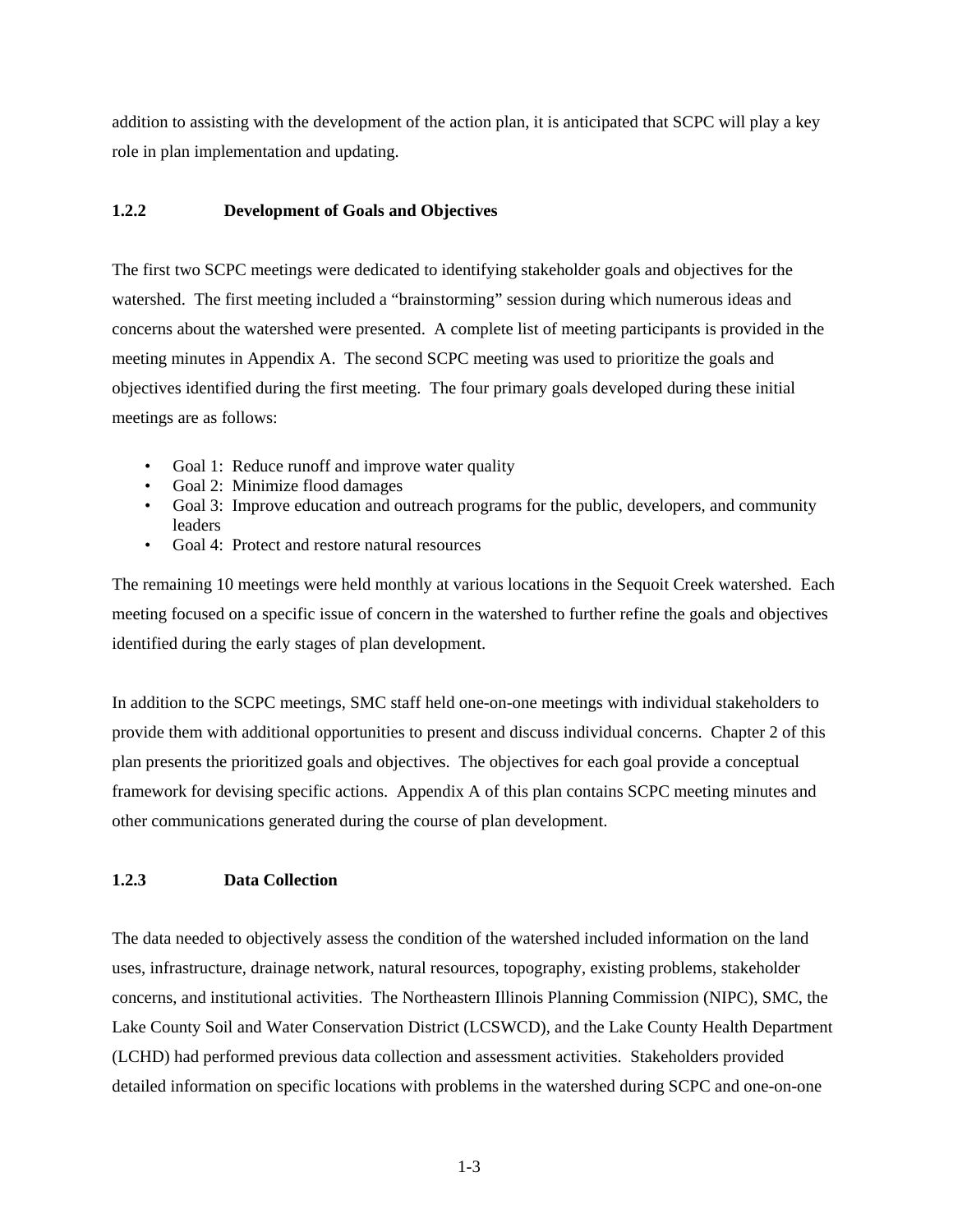addition to assisting with the development of the action plan, it is anticipated that SCPC will play a key role in plan implementation and updating.

### 1.2.2 Development of Goals and Objectives

The first two SCPC meetings were dedicated to identifying stakeholder goals and objectives for the watershed. The first meeting included a "brainstorming" session during which numerous ideas and concerns about the watershed were presented. A complete list of meeting participants is provided in the meeting minutes in Appendix A. The second SCPC meeting was used to prioritize the goals and objectives identified during the first meeting. The four primary goals developed during these initial meetings are as follows:

- Goal 1: Reduce runoff and improve water quality
- Goal 2: Minimize flood damages
- Goal 3: Improve education and outreach programs for the public, developers, and community leaders
- Goal 4: Protect and restore natural resources

The remaining 10 meetings were held monthly at various locations in the Sequoit Creek watershed. Each meeting focused on a specific issue of concern in the watershed to further refine the goals and objectives identified during the early stages of plan development.

In addition to the SCPC meetings, SMC staff held one-on-one meetings with individual stakeholders to provide them with additional opportunities to present and discuss individual concerns. Chapter 2 of this plan presents the prioritized goals and objectives. The objectives for each goal provide a conceptual framework for devising specific actions. Appendix A of this plan contains SCPC meeting minutes and other communications generated during the course of plan development.

### 1.2.3 Data Collection

The data needed to objectively assess the condition of the watershed included information on the land uses, infrastructure, drainage network, natural resources, topography, existing problems, stakeholder concerns, and institutional activities. The Northeastern Illinois Planning Commission (NIPC), SMC, the Lake County Soil and Water Conservation District (LCSWCD), and the Lake County Health Department (LCHD) had performed previous data collection and assessment activities. Stakeholders provided detailed information on specific locations with problems in the watershed during SCPC and one-on-one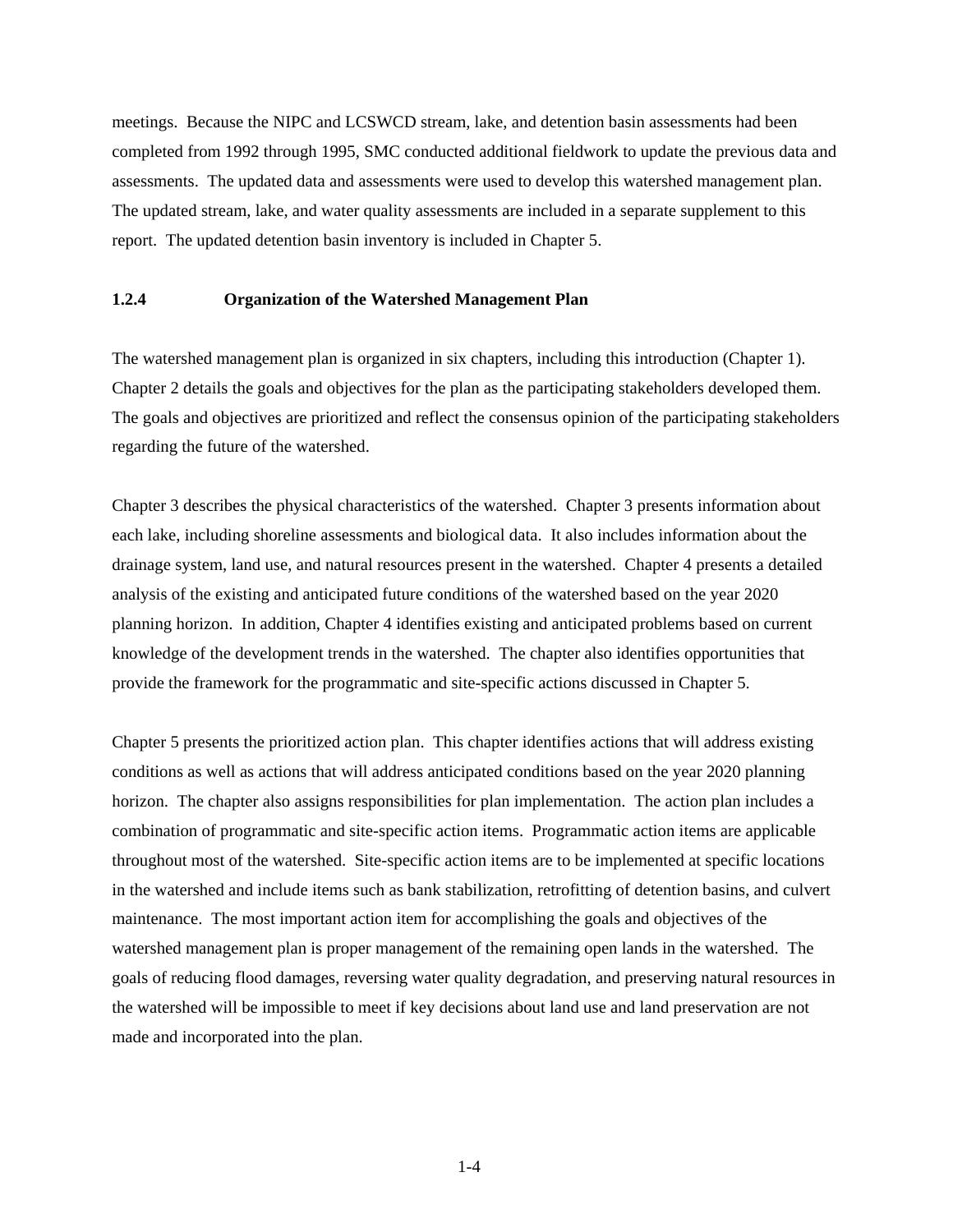meetings. Because the NIPC and LCSWCD stream, lake, and detention basin assessments had been completed from 1992 through 1995, SMC conducted additional fieldwork to update the previous data and assessments. The updated data and assessments were used to develop this watershed management plan. The updated stream, lake, and water quality assessments are included in a separate supplement to this report. The updated detention basin inventory is included in Chapter 5.

### 1.2.4 Organization of the Watershed Management Plan

The watershed management plan is organized in six chapters, including this introduction (Chapter 1). Chapter 2 details the goals and objectives for the plan as the participating stakeholders developed them. The goals and objectives are prioritized and reflect the consensus opinion of the participating stakeholders regarding the future of the watershed.

Chapter 3 describes the physical characteristics of the watershed. Chapter 3 presents information about each lake, including shoreline assessments and biological data. It also includes information about the drainage system, land use, and natural resources present in the watershed. Chapter 4 presents a detailed analysis of the existing and anticipated future conditions of the watershed based on the year 2020 planning horizon. In addition, Chapter 4 identifies existing and anticipated problems based on current knowledge of the development trends in the watershed. The chapter also identifies opportunities that provide the framework for the programmatic and site-specific actions discussed in Chapter 5.

Chapter 5 presents the prioritized action plan. This chapter identifies actions that will address existing conditions as well as actions that will address anticipated conditions based on the year 2020 planning horizon. The chapter also assigns responsibilities for plan implementation. The action plan includes a combination of programmatic and site-specific action items. Programmatic action items are applicable throughout most of the watershed. Site-specific action items are to be implemented at specific locations in the watershed and include items such as bank stabilization, retrofitting of detention basins, and culvert maintenance. The most important action item for accomplishing the goals and objectives of the watershed management plan is proper management of the remaining open lands in the watershed. The goals of reducing flood damages, reversing water quality degradation, and preserving natural resources in the watershed will be impossible to meet if key decisions about land use and land preservation are not made and incorporated into the plan.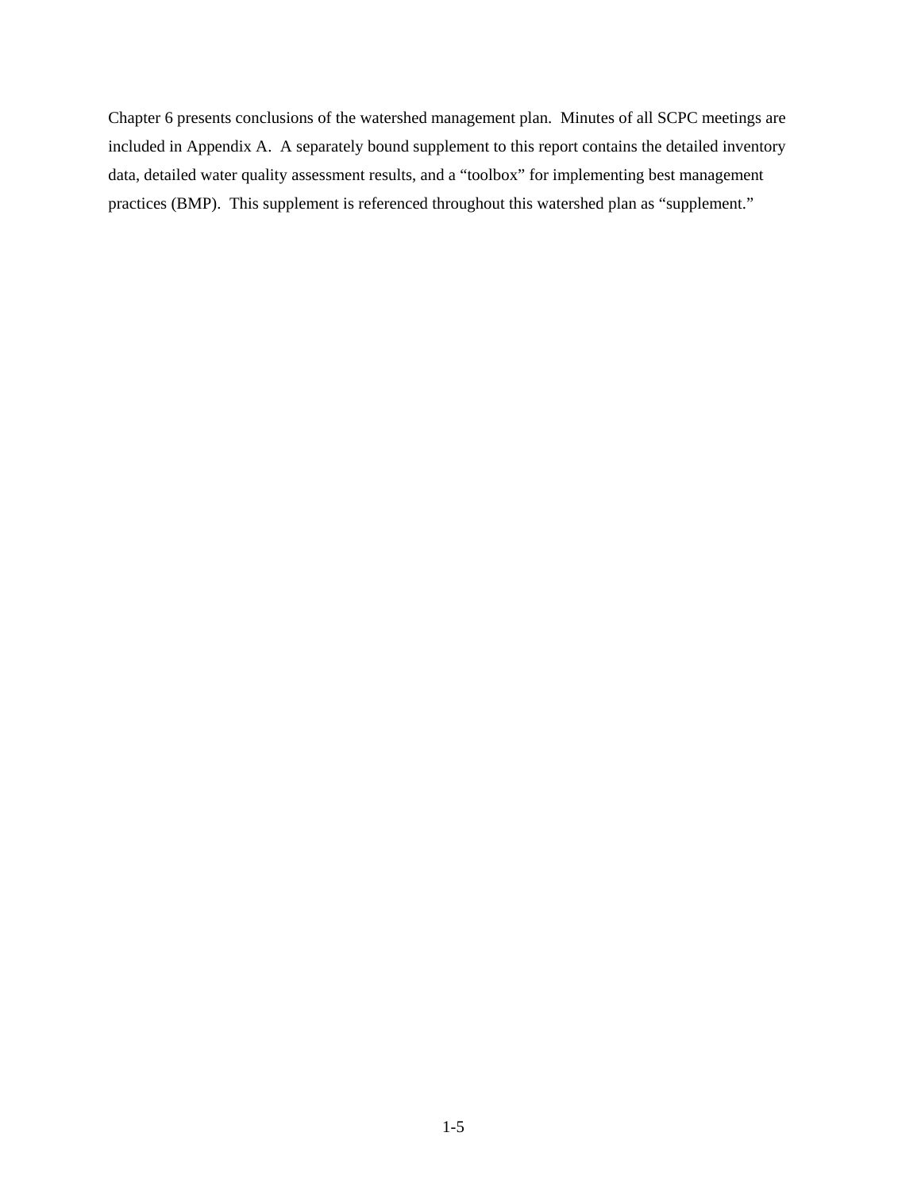Chapter 6 presents conclusions of the watershed management plan. Minutes of all SCPC meetings are included in Appendix A. A separately bound supplement to this report contains the detailed inventory data, detailed water quality assessment results, and a "toolbox" for implementing best management practices (BMP). This supplement is referenced throughout this watershed plan as "supplement."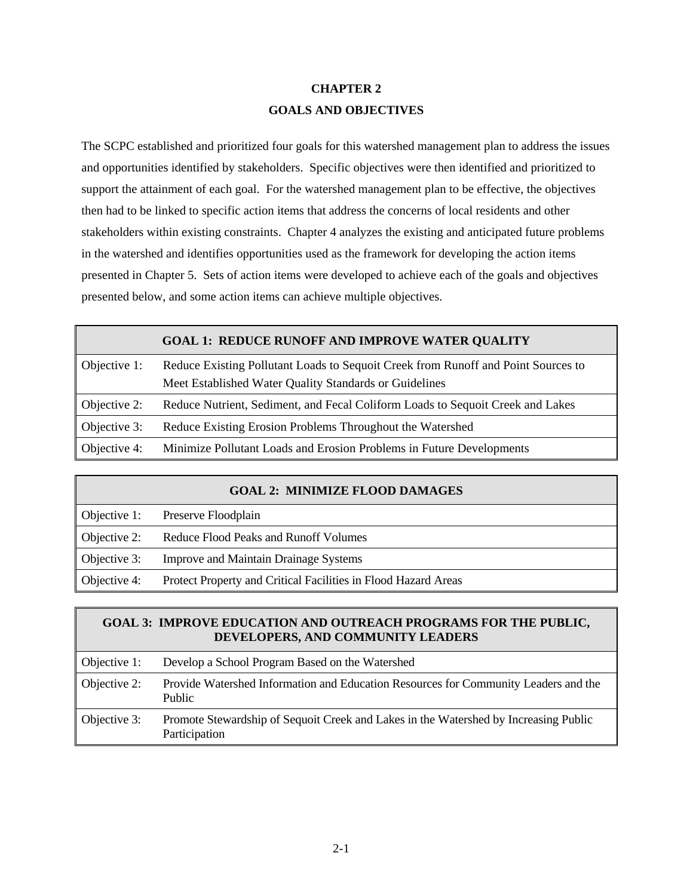# CHAPTER 2

# GOALS AND OBJECTIVES

The SCPC established and prioritized four goals for this watershed management plan to address the issues and opportunities identified by stakeholders. Specific objectives were then identified and prioritized to support the attainment of each goal. For the watershed management plan to be effective, the objectives then had to be linked to specific action items that address the concerns of local residents and other stakeholders within existing constraints. Chapter 4 analyzes the existing and anticipated future problems in the watershed and identifies opportunities used as the framework for developing the action items presented in Chapter 5. Sets of action items were developed to achieve each of the goals and objectives presented below, and some action items can achieve multiple objectives.

| **GOAL 1: REDUCE RUNOFF AND IMPROVE WATER QUALITY** | |
|---|---|
| Objective 1: | Reduce Existing Pollutant Loads to Sequoit Creek from Runoff and Point Sources to Meet Established Water Quality Standards or Guidelines |
| Objective 2: | Reduce Nutrient, Sediment, and Fecal Coliform Loads to Sequoit Creek and Lakes |
| Objective 3: | Reduce Existing Erosion Problems Throughout the Watershed |
| Objective 4: | Minimize Pollutant Loads and Erosion Problems in Future Developments |

| **GOAL 2: MINIMIZE FLOOD DAMAGES** | |
|---|---|
| Objective 1: | Preserve Floodplain |
| Objective 2: | Reduce Flood Peaks and Runoff Volumes |
| Objective 3: | Improve and Maintain Drainage Systems |
| Objective 4: | Protect Property and Critical Facilities in Flood Hazard Areas |

| **GOAL 3: IMPROVE EDUCATION AND OUTREACH PROGRAMS FOR THE PUBLIC, DEVELOPERS, AND COMMUNITY LEADERS** | |
|---|---|
| Objective 1: | Develop a School Program Based on the Watershed |
| Objective 2: | Provide Watershed Information and Education Resources for Community Leaders and the Public |
| Objective 3: | Promote Stewardship of Sequoit Creek and Lakes in the Watershed by Increasing Public Participation |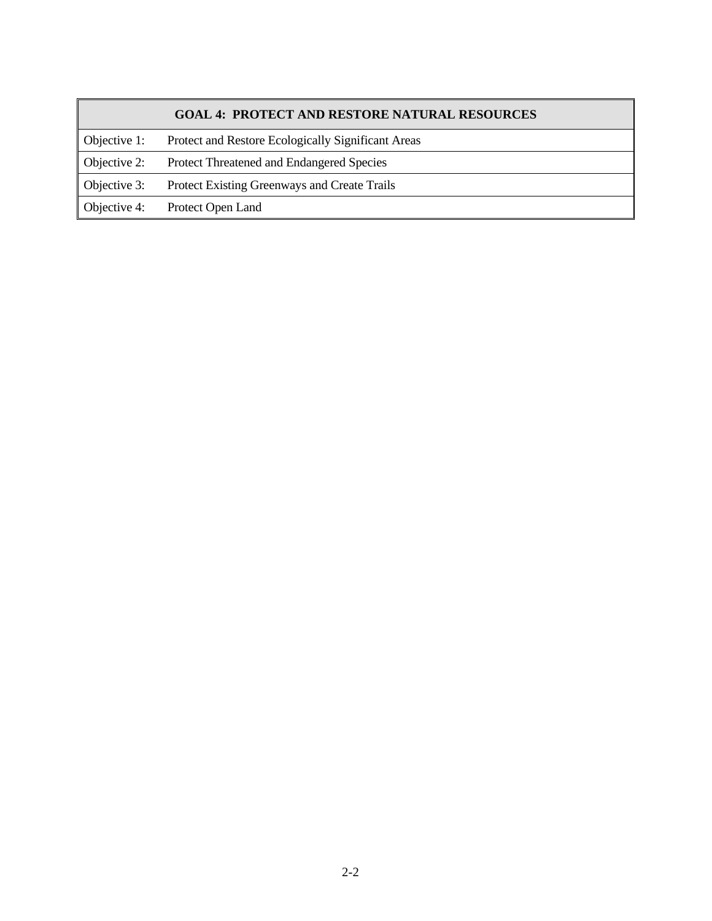| GOAL 4: PROTECT AND RESTORE NATURAL RESOURCES | |
|---|---|
| Objective 1: | Protect and Restore Ecologically Significant Areas |
| Objective 2: | Protect Threatened and Endangered Species |
| Objective 3: | Protect Existing Greenways and Create Trails |
| Objective 4: | Protect Open Land |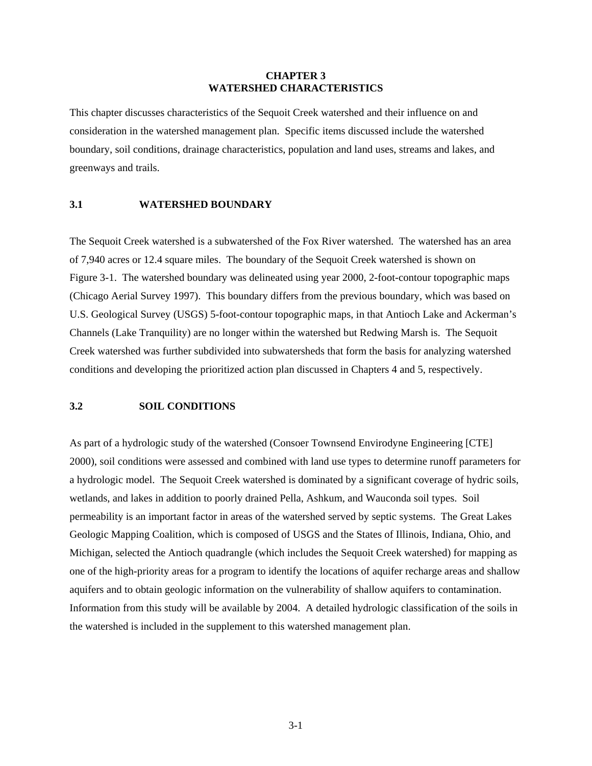# CHAPTER 3
# WATERSHED CHARACTERISTICS

This chapter discusses characteristics of the Sequoit Creek watershed and their influence on and consideration in the watershed management plan. Specific items discussed include the watershed boundary, soil conditions, drainage characteristics, population and land uses, streams and lakes, and greenways and trails.

## 3.1 WATERSHED BOUNDARY

The Sequoit Creek watershed is a subwatershed of the Fox River watershed. The watershed has an area of 7,940 acres or 12.4 square miles. The boundary of the Sequoit Creek watershed is shown on Figure 3-1. The watershed boundary was delineated using year 2000, 2-foot-contour topographic maps (Chicago Aerial Survey 1997). This boundary differs from the previous boundary, which was based on U.S. Geological Survey (USGS) 5-foot-contour topographic maps, in that Antioch Lake and Ackerman's Channels (Lake Tranquility) are no longer within the watershed but Redwing Marsh is. The Sequoit Creek watershed was further subdivided into subwatersheds that form the basis for analyzing watershed conditions and developing the prioritized action plan discussed in Chapters 4 and 5, respectively.

## 3.2 SOIL CONDITIONS

As part of a hydrologic study of the watershed (Consoer Townsend Envirodyne Engineering [CTE] 2000), soil conditions were assessed and combined with land use types to determine runoff parameters for a hydrologic model. The Sequoit Creek watershed is dominated by a significant coverage of hydric soils, wetlands, and lakes in addition to poorly drained Pella, Ashkum, and Wauconda soil types. Soil permeability is an important factor in areas of the watershed served by septic systems. The Great Lakes Geologic Mapping Coalition, which is composed of USGS and the States of Illinois, Indiana, Ohio, and Michigan, selected the Antioch quadrangle (which includes the Sequoit Creek watershed) for mapping as one of the high-priority areas for a program to identify the locations of aquifer recharge areas and shallow aquifers and to obtain geologic information on the vulnerability of shallow aquifers to contamination. Information from this study will be available by 2004. A detailed hydrologic classification of the soils in the watershed is included in the supplement to this watershed management plan.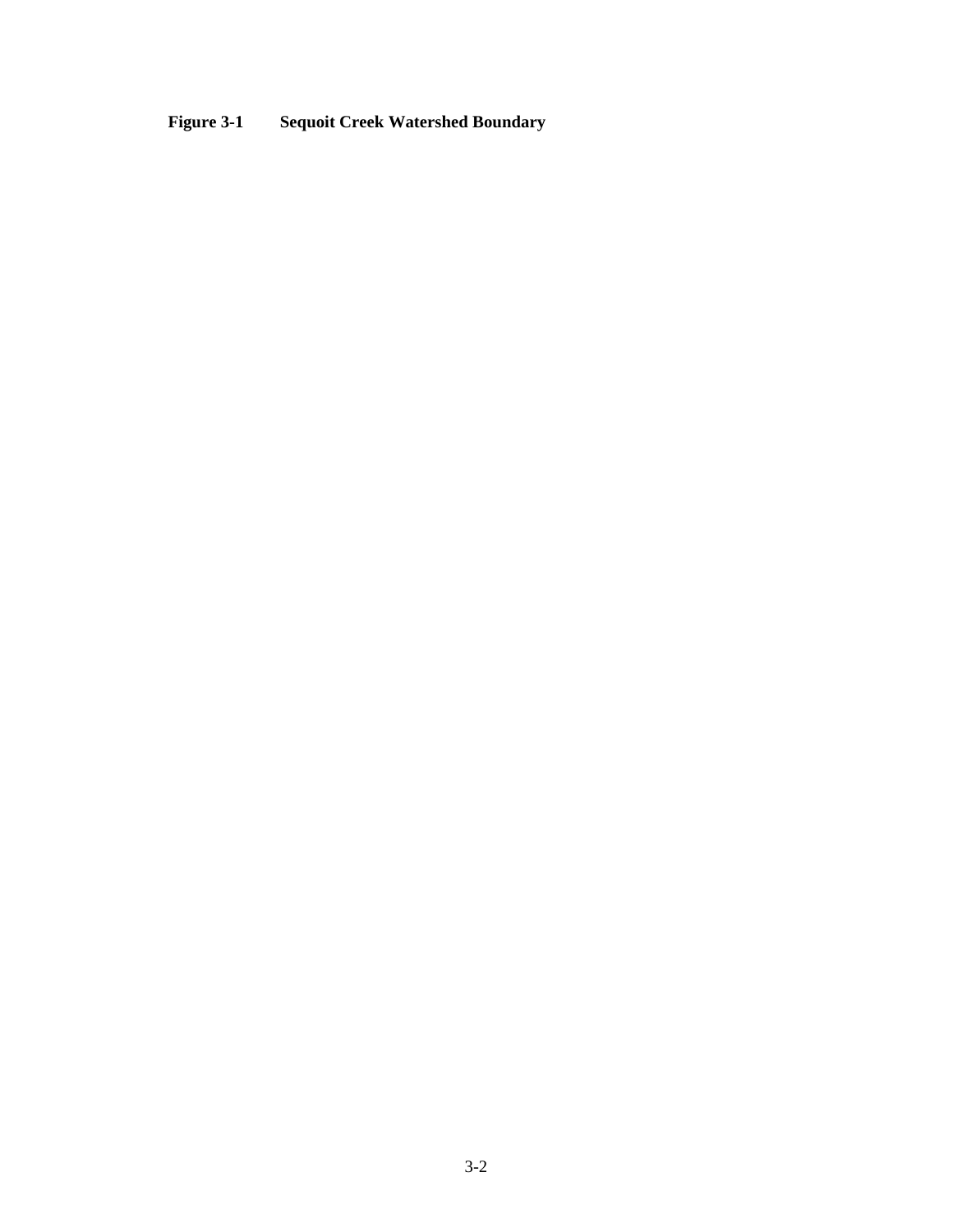**Figure 3-1 Sequoit Creek Watershed Boundary**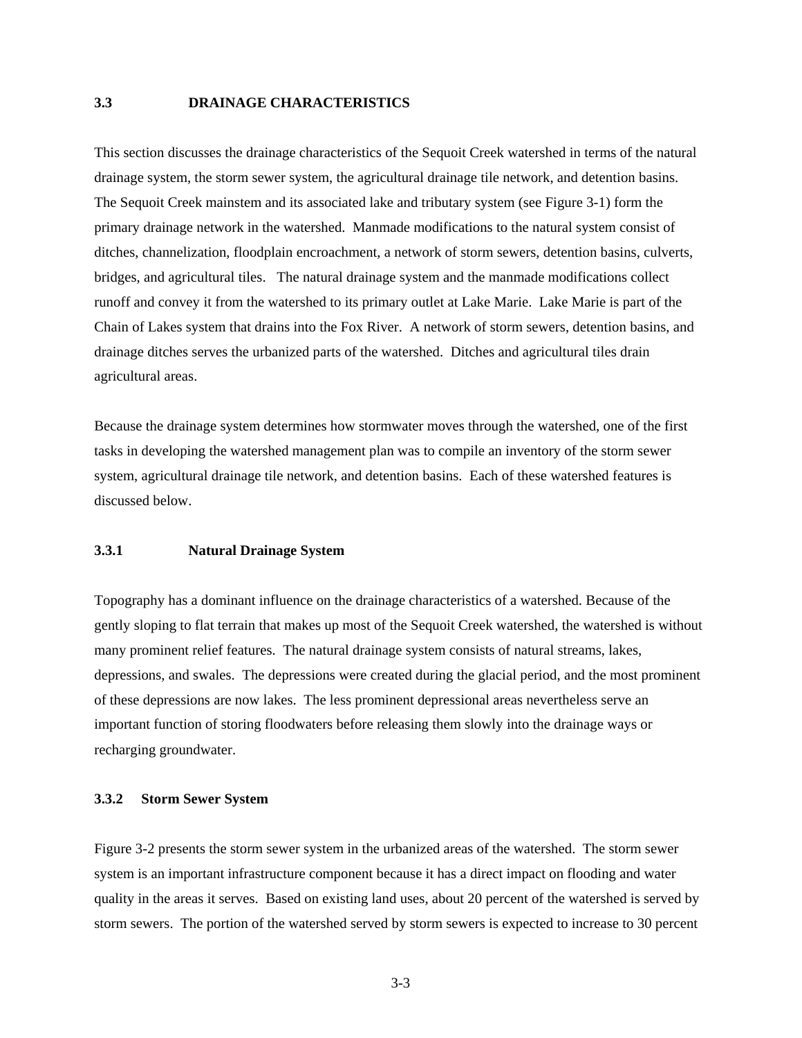## 3.3 DRAINAGE CHARACTERISTICS

This section discusses the drainage characteristics of the Sequoit Creek watershed in terms of the natural drainage system, the storm sewer system, the agricultural drainage tile network, and detention basins. The Sequoit Creek mainstem and its associated lake and tributary system (see Figure 3-1) form the primary drainage network in the watershed. Manmade modifications to the natural system consist of ditches, channelization, floodplain encroachment, a network of storm sewers, detention basins, culverts, bridges, and agricultural tiles. The natural drainage system and the manmade modifications collect runoff and convey it from the watershed to its primary outlet at Lake Marie. Lake Marie is part of the Chain of Lakes system that drains into the Fox River. A network of storm sewers, detention basins, and drainage ditches serves the urbanized parts of the watershed. Ditches and agricultural tiles drain agricultural areas.

Because the drainage system determines how stormwater moves through the watershed, one of the first tasks in developing the watershed management plan was to compile an inventory of the storm sewer system, agricultural drainage tile network, and detention basins. Each of these watershed features is discussed below.

### 3.3.1 Natural Drainage System

Topography has a dominant influence on the drainage characteristics of a watershed. Because of the gently sloping to flat terrain that makes up most of the Sequoit Creek watershed, the watershed is without many prominent relief features. The natural drainage system consists of natural streams, lakes, depressions, and swales. The depressions were created during the glacial period, and the most prominent of these depressions are now lakes. The less prominent depressional areas nevertheless serve an important function of storing floodwaters before releasing them slowly into the drainage ways or recharging groundwater.

### 3.3.2 Storm Sewer System

Figure 3-2 presents the storm sewer system in the urbanized areas of the watershed. The storm sewer system is an important infrastructure component because it has a direct impact on flooding and water quality in the areas it serves. Based on existing land uses, about 20 percent of the watershed is served by storm sewers. The portion of the watershed served by storm sewers is expected to increase to 30 percent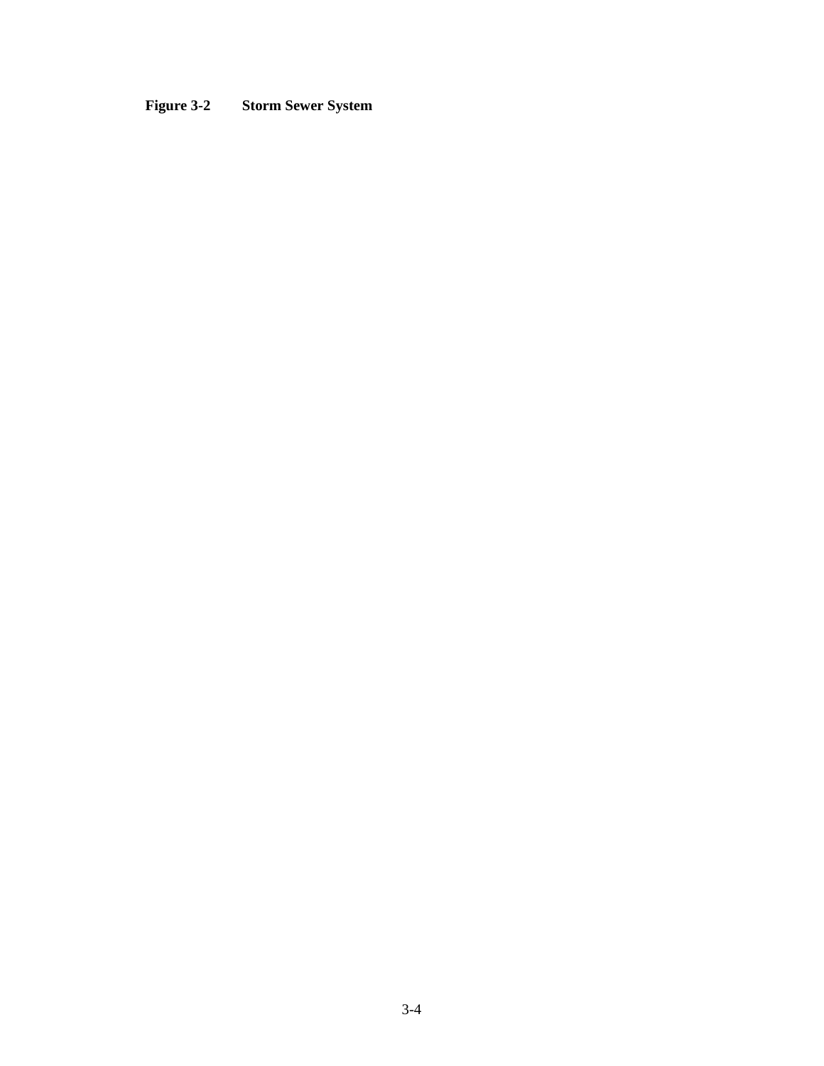**Figure 3-2 Storm Sewer System**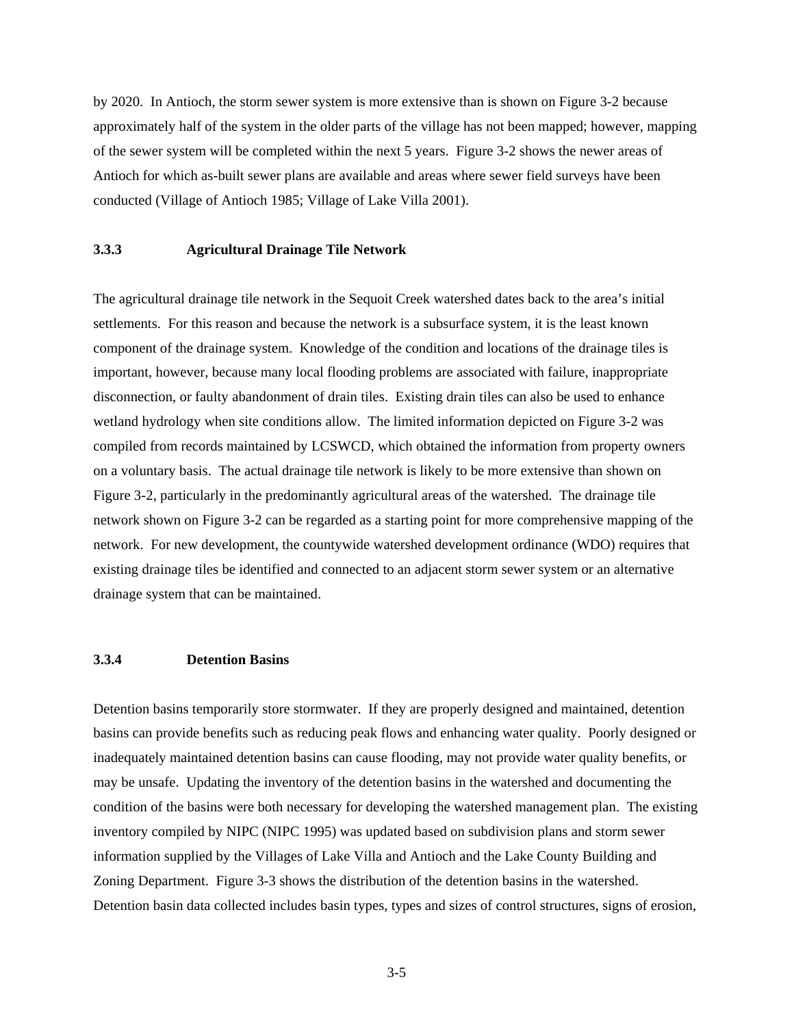by 2020. In Antioch, the storm sewer system is more extensive than is shown on Figure 3-2 because approximately half of the system in the older parts of the village has not been mapped; however, mapping of the sewer system will be completed within the next 5 years. Figure 3-2 shows the newer areas of Antioch for which as-built sewer plans are available and areas where sewer field surveys have been conducted (Village of Antioch 1985; Village of Lake Villa 2001).

### 3.3.3 Agricultural Drainage Tile Network

The agricultural drainage tile network in the Sequoit Creek watershed dates back to the area's initial settlements. For this reason and because the network is a subsurface system, it is the least known component of the drainage system. Knowledge of the condition and locations of the drainage tiles is important, however, because many local flooding problems are associated with failure, inappropriate disconnection, or faulty abandonment of drain tiles. Existing drain tiles can also be used to enhance wetland hydrology when site conditions allow. The limited information depicted on Figure 3-2 was compiled from records maintained by LCSWCD, which obtained the information from property owners on a voluntary basis. The actual drainage tile network is likely to be more extensive than shown on Figure 3-2, particularly in the predominantly agricultural areas of the watershed. The drainage tile network shown on Figure 3-2 can be regarded as a starting point for more comprehensive mapping of the network. For new development, the countywide watershed development ordinance (WDO) requires that existing drainage tiles be identified and connected to an adjacent storm sewer system or an alternative drainage system that can be maintained.

### 3.3.4 Detention Basins

Detention basins temporarily store stormwater. If they are properly designed and maintained, detention basins can provide benefits such as reducing peak flows and enhancing water quality. Poorly designed or inadequately maintained detention basins can cause flooding, may not provide water quality benefits, or may be unsafe. Updating the inventory of the detention basins in the watershed and documenting the condition of the basins were both necessary for developing the watershed management plan. The existing inventory compiled by NIPC (NIPC 1995) was updated based on subdivision plans and storm sewer information supplied by the Villages of Lake Villa and Antioch and the Lake County Building and Zoning Department. Figure 3-3 shows the distribution of the detention basins in the watershed. Detention basin data collected includes basin types, types and sizes of control structures, signs of erosion,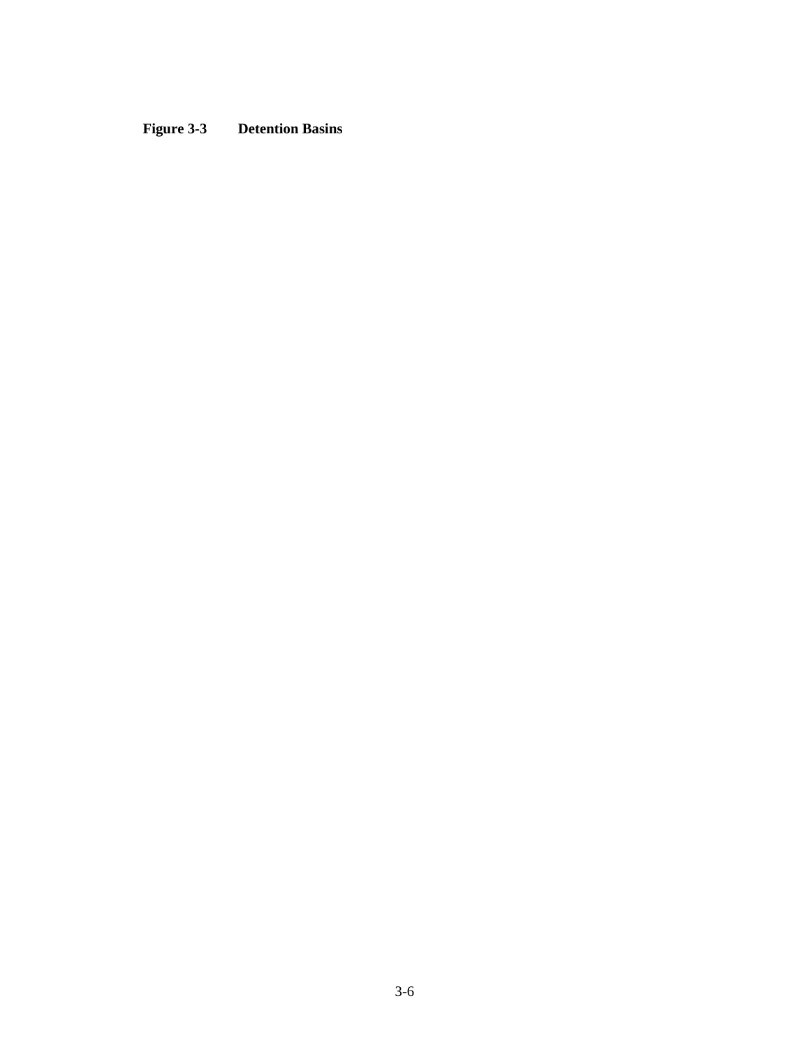**Figure 3-3 Detention Basins**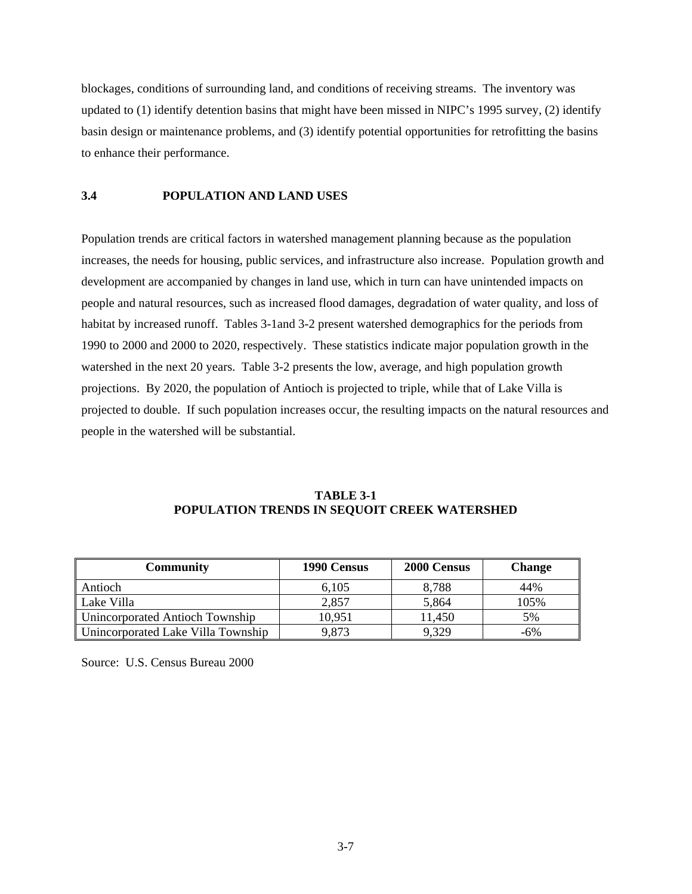blockages, conditions of surrounding land, and conditions of receiving streams. The inventory was updated to (1) identify detention basins that might have been missed in NIPC's 1995 survey, (2) identify basin design or maintenance problems, and (3) identify potential opportunities for retrofitting the basins to enhance their performance.

## 3.4 POPULATION AND LAND USES

Population trends are critical factors in watershed management planning because as the population increases, the needs for housing, public services, and infrastructure also increase. Population growth and development are accompanied by changes in land use, which in turn can have unintended impacts on people and natural resources, such as increased flood damages, degradation of water quality, and loss of habitat by increased runoff. Tables 3-1and 3-2 present watershed demographics for the periods from 1990 to 2000 and 2000 to 2020, respectively. These statistics indicate major population growth in the watershed in the next 20 years. Table 3-2 presents the low, average, and high population growth projections. By 2020, the population of Antioch is projected to triple, while that of Lake Villa is projected to double. If such population increases occur, the resulting impacts on the natural resources and people in the watershed will be substantial.

**TABLE 3-1**
**POPULATION TRENDS IN SEQUOIT CREEK WATERSHED**

| Community | 1990 Census | 2000 Census | Change |
|---|---|---|---|
| Antioch | 6,105 | 8,788 | 44% |
| Lake Villa | 2,857 | 5,864 | 105% |
| Unincorporated Antioch Township | 10,951 | 11,450 | 5% |
| Unincorporated Lake Villa Township | 9,873 | 9,329 | -6% |

Source: U.S. Census Bureau 2000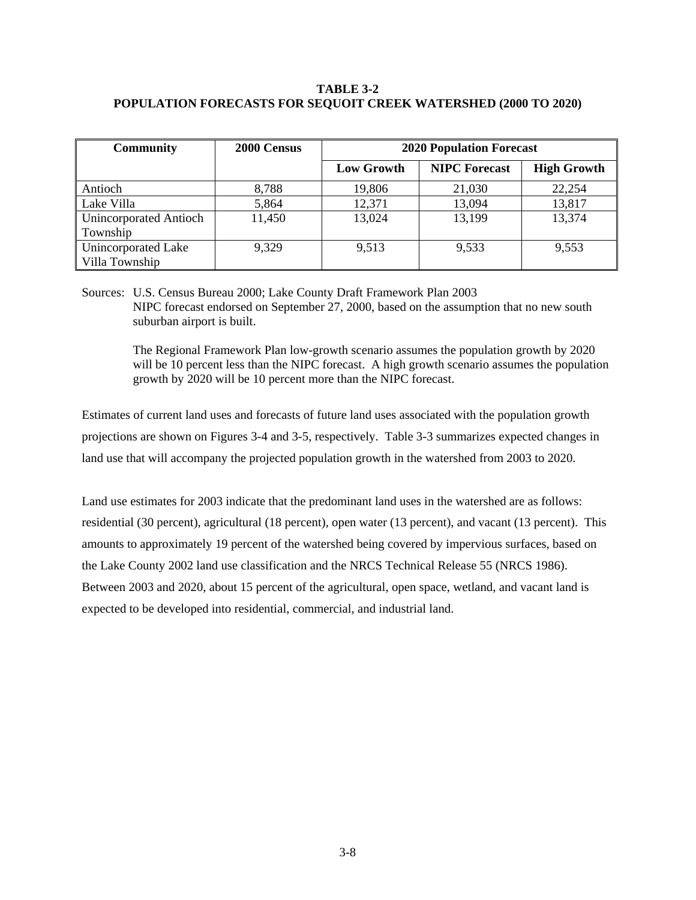**TABLE 3-2**
**POPULATION FORECASTS FOR SEQUOIT CREEK WATERSHED (2000 TO 2020)**

| Community | 2000 Census | 2020 Population Forecast | | |
|---|---|---|---|---|
| | | Low Growth | NIPC Forecast | High Growth |
| Antioch | 8,788 | 19,806 | 21,030 | 22,254 |
| Lake Villa | 5,864 | 12,371 | 13,094 | 13,817 |
| Unincorporated Antioch Township | 11,450 | 13,024 | 13,199 | 13,374 |
| Unincorporated Lake Villa Township | 9,329 | 9,513 | 9,533 | 9,553 |

Sources: U.S. Census Bureau 2000; Lake County Draft Framework Plan 2003
NIPC forecast endorsed on September 27, 2000, based on the assumption that no new south suburban airport is built.

The Regional Framework Plan low-growth scenario assumes the population growth by 2020 will be 10 percent less than the NIPC forecast. A high growth scenario assumes the population growth by 2020 will be 10 percent more than the NIPC forecast.

Estimates of current land uses and forecasts of future land uses associated with the population growth projections are shown on Figures 3-4 and 3-5, respectively. Table 3-3 summarizes expected changes in land use that will accompany the projected population growth in the watershed from 2003 to 2020.

Land use estimates for 2003 indicate that the predominant land uses in the watershed are as follows: residential (30 percent), agricultural (18 percent), open water (13 percent), and vacant (13 percent). This amounts to approximately 19 percent of the watershed being covered by impervious surfaces, based on the Lake County 2002 land use classification and the NRCS Technical Release 55 (NRCS 1986). Between 2003 and 2020, about 15 percent of the agricultural, open space, wetland, and vacant land is expected to be developed into residential, commercial, and industrial land.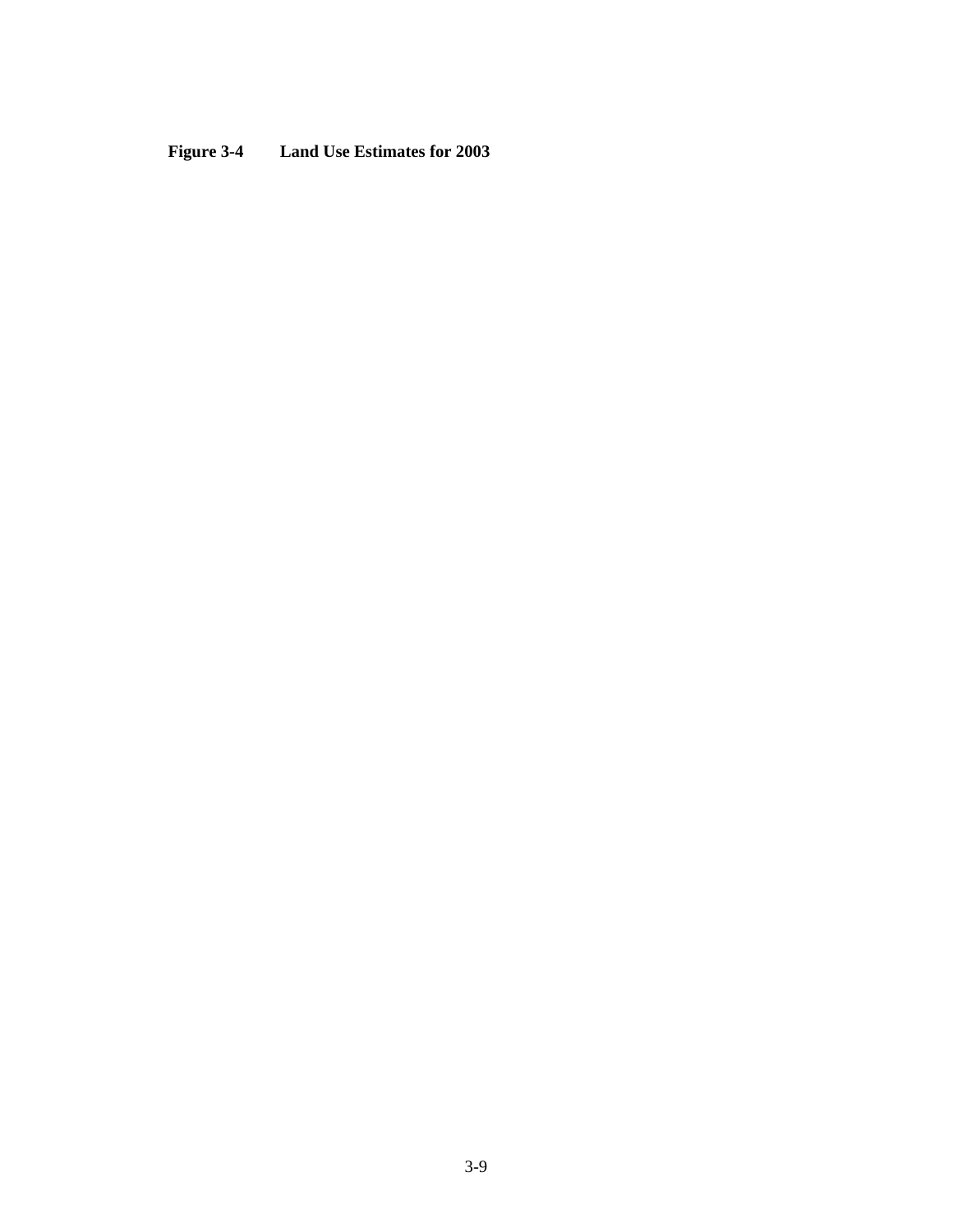**Figure 3-4 Land Use Estimates for 2003**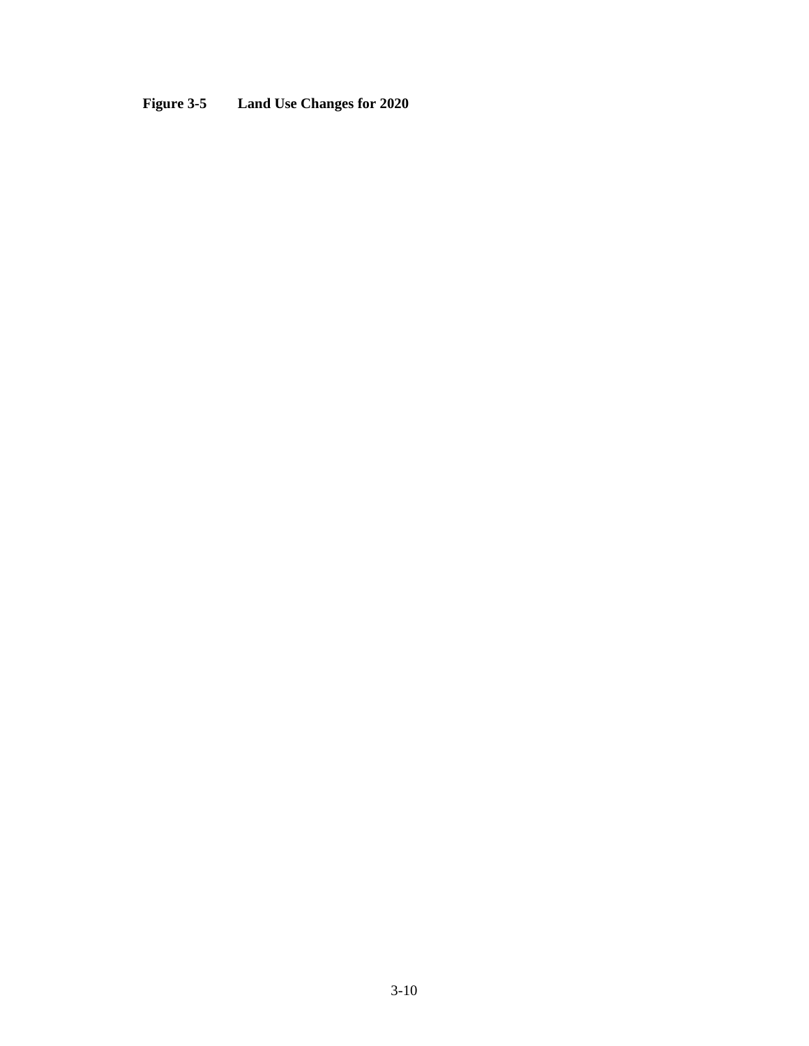**Figure 3-5 Land Use Changes for 2020**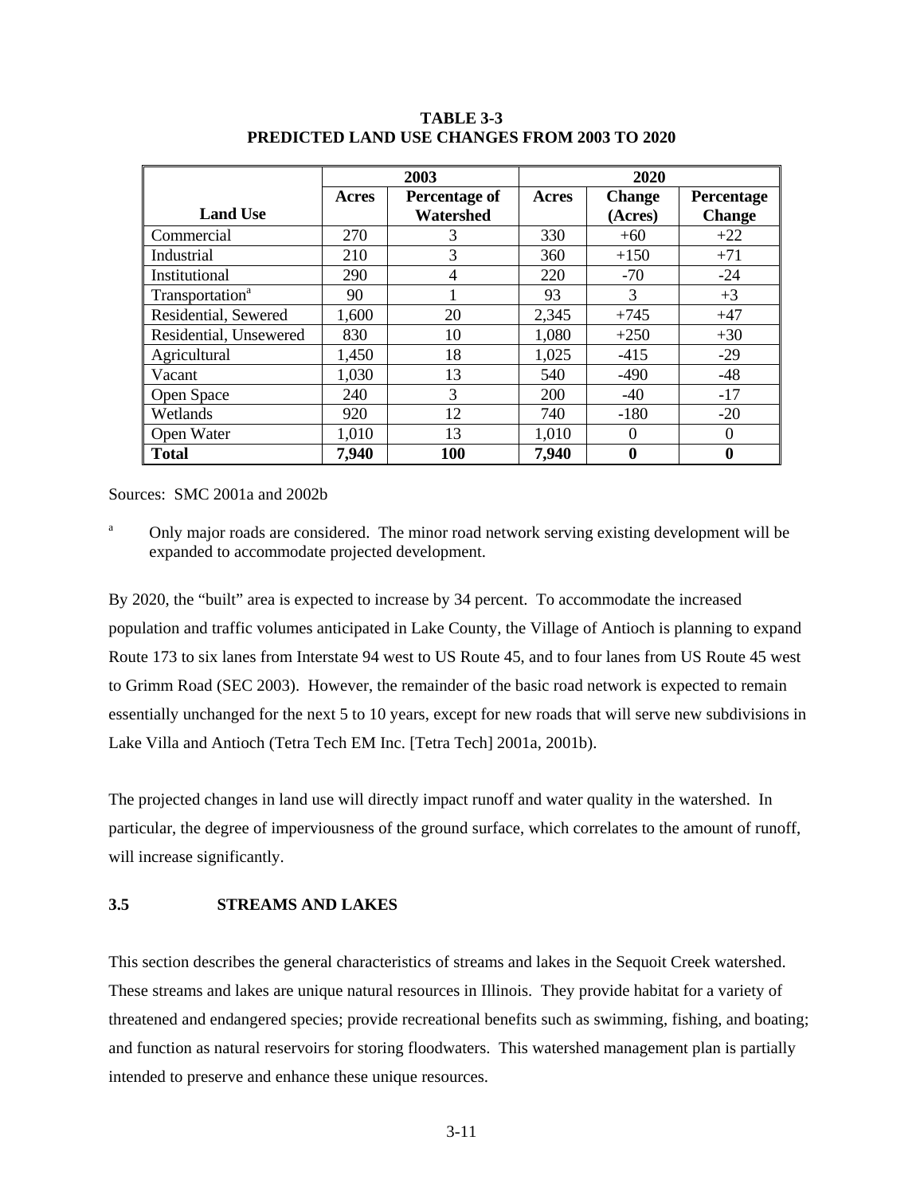**TABLE 3-3**
**PREDICTED LAND USE CHANGES FROM 2003 TO 2020**

| | 2003 | | 2020 | | |
|---|---|---|---|---|---|
| **Land Use** | **Acres** | **Percentage of Watershed** | **Acres** | **Change (Acres)** | **Percentage Change** |
| Commercial | 270 | 3 | 330 | +60 | +22 |
| Industrial | 210 | 3 | 360 | +150 | +71 |
| Institutional | 290 | 4 | 220 | -70 | -24 |
| Transportation[a] | 90 | 1 | 93 | 3 | +3 |
| Residential, Sewered | 1,600 | 20 | 2,345 | +745 | +47 |
| Residential, Unsewered | 830 | 10 | 1,080 | +250 | +30 |
| Agricultural | 1,450 | 18 | 1,025 | -415 | -29 |
| Vacant | 1,030 | 13 | 540 | -490 | -48 |
| Open Space | 240 | 3 | 200 | -40 | -17 |
| Wetlands | 920 | 12 | 740 | -180 | -20 |
| Open Water | 1,010 | 13 | 1,010 | 0 | 0 |
| **Total** | **7,940** | **100** | **7,940** | **0** | **0** |

Sources: SMC 2001a and 2002b

[a] Only major roads are considered. The minor road network serving existing development will be expanded to accommodate projected development.

By 2020, the "built" area is expected to increase by 34 percent. To accommodate the increased population and traffic volumes anticipated in Lake County, the Village of Antioch is planning to expand Route 173 to six lanes from Interstate 94 west to US Route 45, and to four lanes from US Route 45 west to Grimm Road (SEC 2003). However, the remainder of the basic road network is expected to remain essentially unchanged for the next 5 to 10 years, except for new roads that will serve new subdivisions in Lake Villa and Antioch (Tetra Tech EM Inc. [Tetra Tech] 2001a, 2001b).

The projected changes in land use will directly impact runoff and water quality in the watershed. In particular, the degree of imperviousness of the ground surface, which correlates to the amount of runoff, will increase significantly.

## 3.5 STREAMS AND LAKES

This section describes the general characteristics of streams and lakes in the Sequoit Creek watershed. These streams and lakes are unique natural resources in Illinois. They provide habitat for a variety of threatened and endangered species; provide recreational benefits such as swimming, fishing, and boating; and function as natural reservoirs for storing floodwaters. This watershed management plan is partially intended to preserve and enhance these unique resources.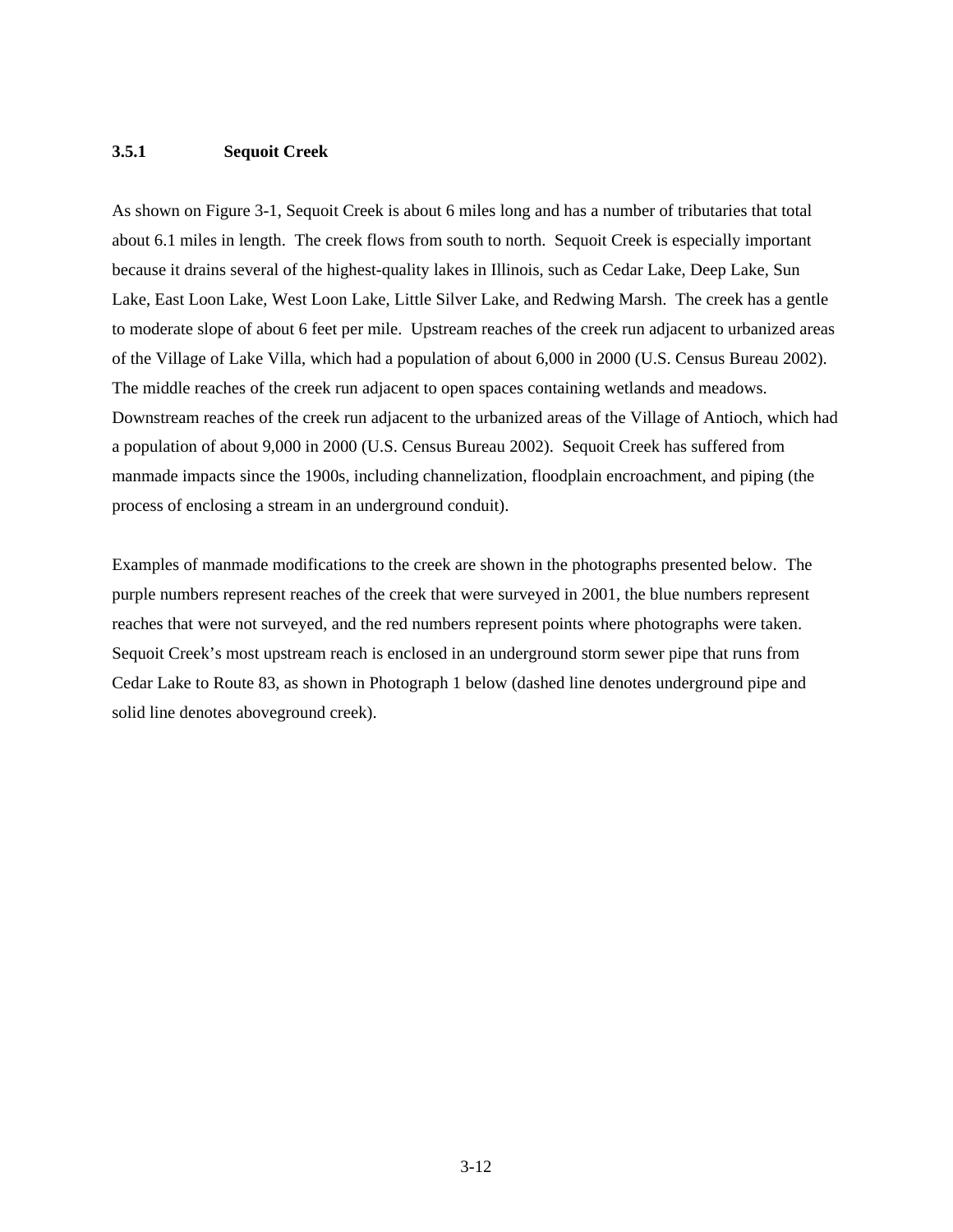### 3.5.1 Sequoit Creek

As shown on Figure 3-1, Sequoit Creek is about 6 miles long and has a number of tributaries that total about 6.1 miles in length. The creek flows from south to north. Sequoit Creek is especially important because it drains several of the highest-quality lakes in Illinois, such as Cedar Lake, Deep Lake, Sun Lake, East Loon Lake, West Loon Lake, Little Silver Lake, and Redwing Marsh. The creek has a gentle to moderate slope of about 6 feet per mile. Upstream reaches of the creek run adjacent to urbanized areas of the Village of Lake Villa, which had a population of about 6,000 in 2000 (U.S. Census Bureau 2002). The middle reaches of the creek run adjacent to open spaces containing wetlands and meadows. Downstream reaches of the creek run adjacent to the urbanized areas of the Village of Antioch, which had a population of about 9,000 in 2000 (U.S. Census Bureau 2002). Sequoit Creek has suffered from manmade impacts since the 1900s, including channelization, floodplain encroachment, and piping (the process of enclosing a stream in an underground conduit).

Examples of manmade modifications to the creek are shown in the photographs presented below. The purple numbers represent reaches of the creek that were surveyed in 2001, the blue numbers represent reaches that were not surveyed, and the red numbers represent points where photographs were taken. Sequoit Creek's most upstream reach is enclosed in an underground storm sewer pipe that runs from Cedar Lake to Route 83, as shown in Photograph 1 below (dashed line denotes underground pipe and solid line denotes aboveground creek).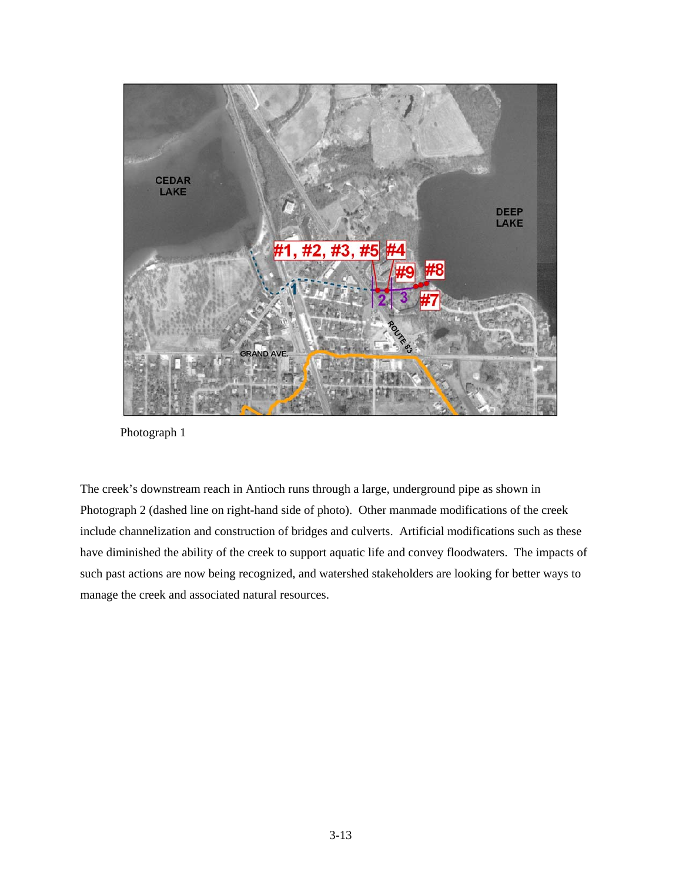CEDAR LAKE

DEEP LAKE

#1, #2, #3, #5

#4

#9

#8

#7

1

2

3

ROUTE 83

GRAND AVE.

Photograph 1

The creek's downstream reach in Antioch runs through a large, underground pipe as shown in Photograph 2 (dashed line on right-hand side of photo). Other manmade modifications of the creek include channelization and construction of bridges and culverts. Artificial modifications such as these have diminished the ability of the creek to support aquatic life and convey floodwaters. The impacts of such past actions are now being recognized, and watershed stakeholders are looking for better ways to manage the creek and associated natural resources.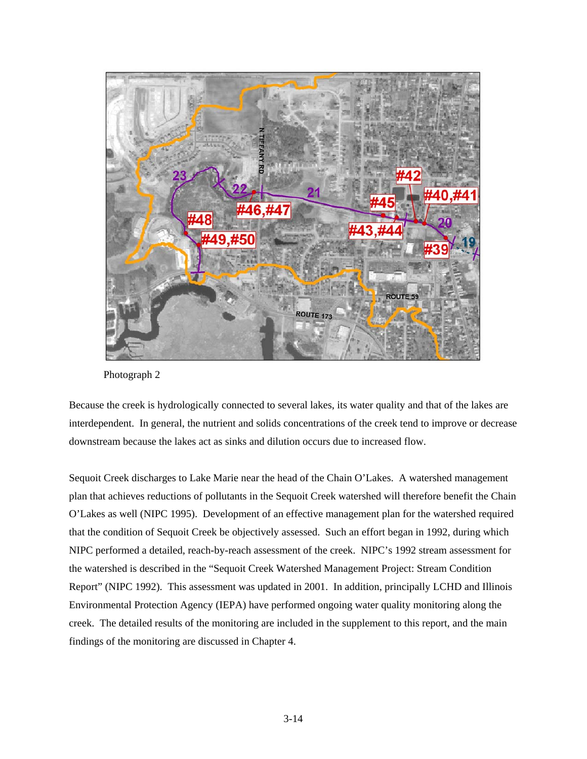Photograph 2

Because the creek is hydrologically connected to several lakes, its water quality and that of the lakes are interdependent. In general, the nutrient and solids concentrations of the creek tend to improve or decrease downstream because the lakes act as sinks and dilution occurs due to increased flow.

Sequoit Creek discharges to Lake Marie near the head of the Chain O'Lakes. A watershed management plan that achieves reductions of pollutants in the Sequoit Creek watershed will therefore benefit the Chain O'Lakes as well (NIPC 1995). Development of an effective management plan for the watershed required that the condition of Sequoit Creek be objectively assessed. Such an effort began in 1992, during which NIPC performed a detailed, reach-by-reach assessment of the creek. NIPC's 1992 stream assessment for the watershed is described in the "Sequoit Creek Watershed Management Project: Stream Condition Report" (NIPC 1992). This assessment was updated in 2001. In addition, principally LCHD and Illinois Environmental Protection Agency (IEPA) have performed ongoing water quality monitoring along the creek. The detailed results of the monitoring are included in the supplement to this report, and the main findings of the monitoring are discussed in Chapter 4.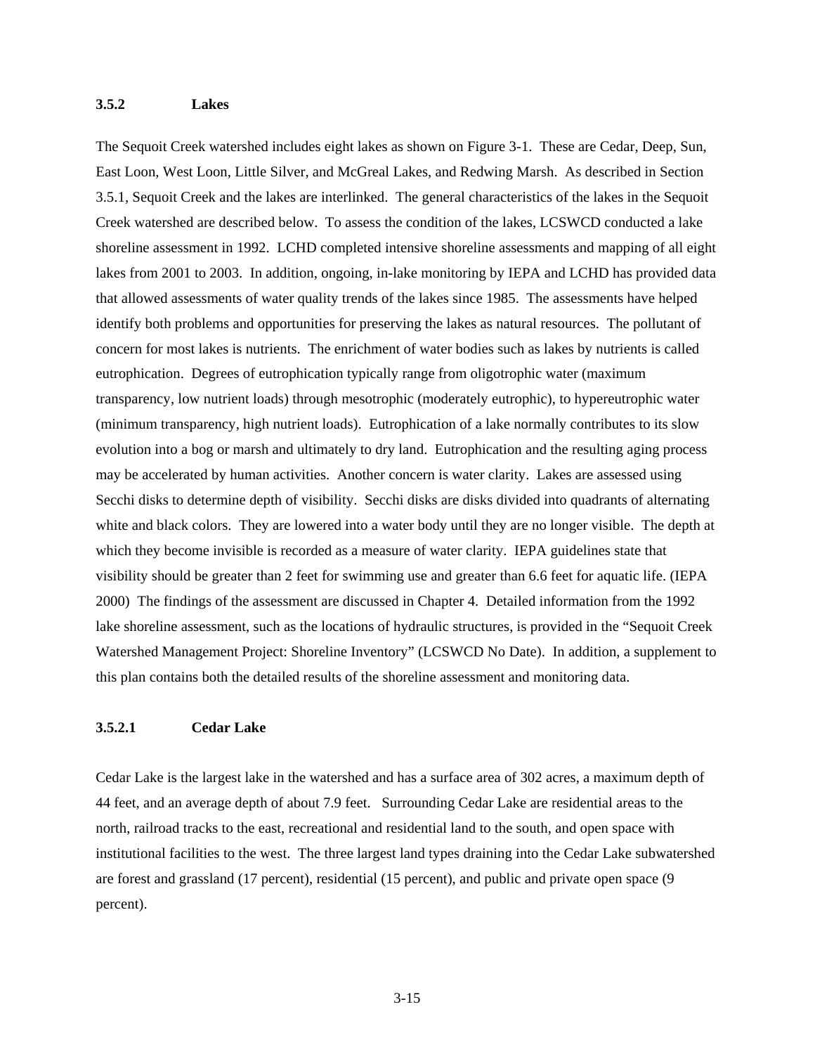### 3.5.2 Lakes

The Sequoit Creek watershed includes eight lakes as shown on Figure 3-1. These are Cedar, Deep, Sun, East Loon, West Loon, Little Silver, and McGreal Lakes, and Redwing Marsh. As described in Section 3.5.1, Sequoit Creek and the lakes are interlinked. The general characteristics of the lakes in the Sequoit Creek watershed are described below. To assess the condition of the lakes, LCSWCD conducted a lake shoreline assessment in 1992. LCHD completed intensive shoreline assessments and mapping of all eight lakes from 2001 to 2003. In addition, ongoing, in-lake monitoring by IEPA and LCHD has provided data that allowed assessments of water quality trends of the lakes since 1985. The assessments have helped identify both problems and opportunities for preserving the lakes as natural resources. The pollutant of concern for most lakes is nutrients. The enrichment of water bodies such as lakes by nutrients is called eutrophication. Degrees of eutrophication typically range from oligotrophic water (maximum transparency, low nutrient loads) through mesotrophic (moderately eutrophic), to hypereutrophic water (minimum transparency, high nutrient loads). Eutrophication of a lake normally contributes to its slow evolution into a bog or marsh and ultimately to dry land. Eutrophication and the resulting aging process may be accelerated by human activities. Another concern is water clarity. Lakes are assessed using Secchi disks to determine depth of visibility. Secchi disks are disks divided into quadrants of alternating white and black colors. They are lowered into a water body until they are no longer visible. The depth at which they become invisible is recorded as a measure of water clarity. IEPA guidelines state that visibility should be greater than 2 feet for swimming use and greater than 6.6 feet for aquatic life. (IEPA 2000) The findings of the assessment are discussed in Chapter 4. Detailed information from the 1992 lake shoreline assessment, such as the locations of hydraulic structures, is provided in the "Sequoit Creek Watershed Management Project: Shoreline Inventory" (LCSWCD No Date). In addition, a supplement to this plan contains both the detailed results of the shoreline assessment and monitoring data.

#### 3.5.2.1 Cedar Lake

Cedar Lake is the largest lake in the watershed and has a surface area of 302 acres, a maximum depth of 44 feet, and an average depth of about 7.9 feet. Surrounding Cedar Lake are residential areas to the north, railroad tracks to the east, recreational and residential land to the south, and open space with institutional facilities to the west. The three largest land types draining into the Cedar Lake subwatershed are forest and grassland (17 percent), residential (15 percent), and public and private open space (9 percent).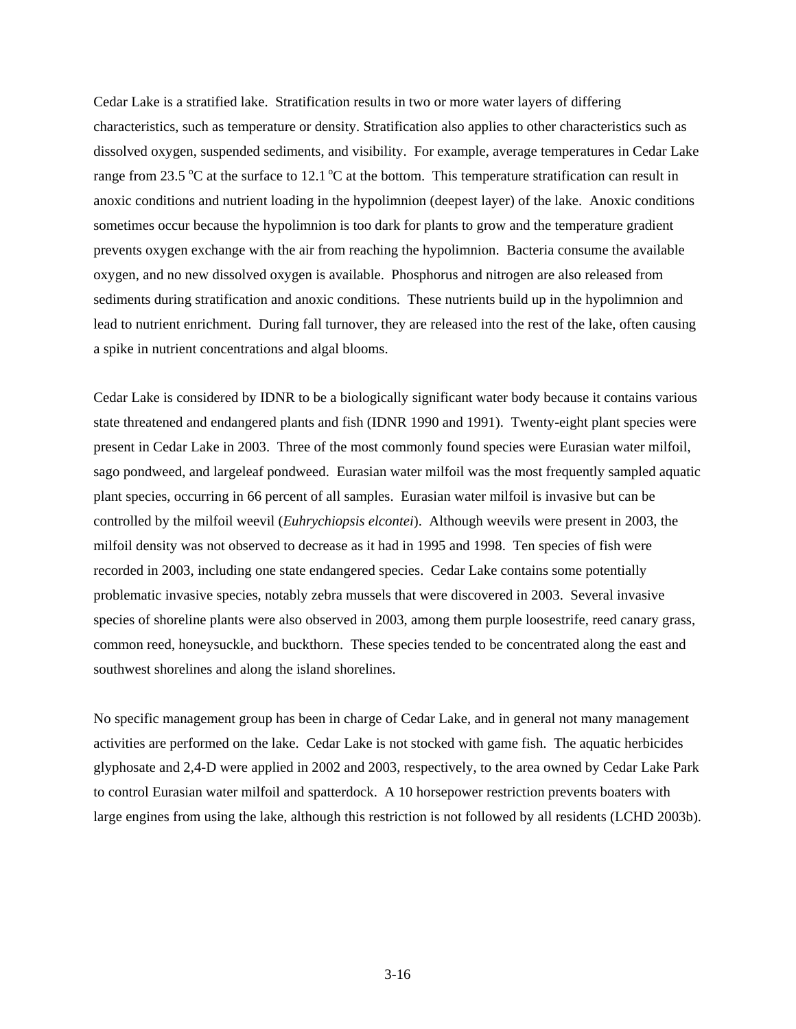Cedar Lake is a stratified lake. Stratification results in two or more water layers of differing characteristics, such as temperature or density. Stratification also applies to other characteristics such as dissolved oxygen, suspended sediments, and visibility. For example, average temperatures in Cedar Lake range from 23.5 $^{o}$C at the surface to 12.1 $^{o}$C at the bottom. This temperature stratification can result in anoxic conditions and nutrient loading in the hypolimnion (deepest layer) of the lake. Anoxic conditions sometimes occur because the hypolimnion is too dark for plants to grow and the temperature gradient prevents oxygen exchange with the air from reaching the hypolimnion. Bacteria consume the available oxygen, and no new dissolved oxygen is available. Phosphorus and nitrogen are also released from sediments during stratification and anoxic conditions. These nutrients build up in the hypolimnion and lead to nutrient enrichment. During fall turnover, they are released into the rest of the lake, often causing a spike in nutrient concentrations and algal blooms.

Cedar Lake is considered by IDNR to be a biologically significant water body because it contains various state threatened and endangered plants and fish (IDNR 1990 and 1991). Twenty-eight plant species were present in Cedar Lake in 2003. Three of the most commonly found species were Eurasian water milfoil, sago pondweed, and largeleaf pondweed. Eurasian water milfoil was the most frequently sampled aquatic plant species, occurring in 66 percent of all samples. Eurasian water milfoil is invasive but can be controlled by the milfoil weevil (*Euhrychiopsis elcontei*). Although weevils were present in 2003, the milfoil density was not observed to decrease as it had in 1995 and 1998. Ten species of fish were recorded in 2003, including one state endangered species. Cedar Lake contains some potentially problematic invasive species, notably zebra mussels that were discovered in 2003. Several invasive species of shoreline plants were also observed in 2003, among them purple loosestrife, reed canary grass, common reed, honeysuckle, and buckthorn. These species tended to be concentrated along the east and southwest shorelines and along the island shorelines.

No specific management group has been in charge of Cedar Lake, and in general not many management activities are performed on the lake. Cedar Lake is not stocked with game fish. The aquatic herbicides glyphosate and 2,4-D were applied in 2002 and 2003, respectively, to the area owned by Cedar Lake Park to control Eurasian water milfoil and spatterdock. A 10 horsepower restriction prevents boaters with large engines from using the lake, although this restriction is not followed by all residents (LCHD 2003b).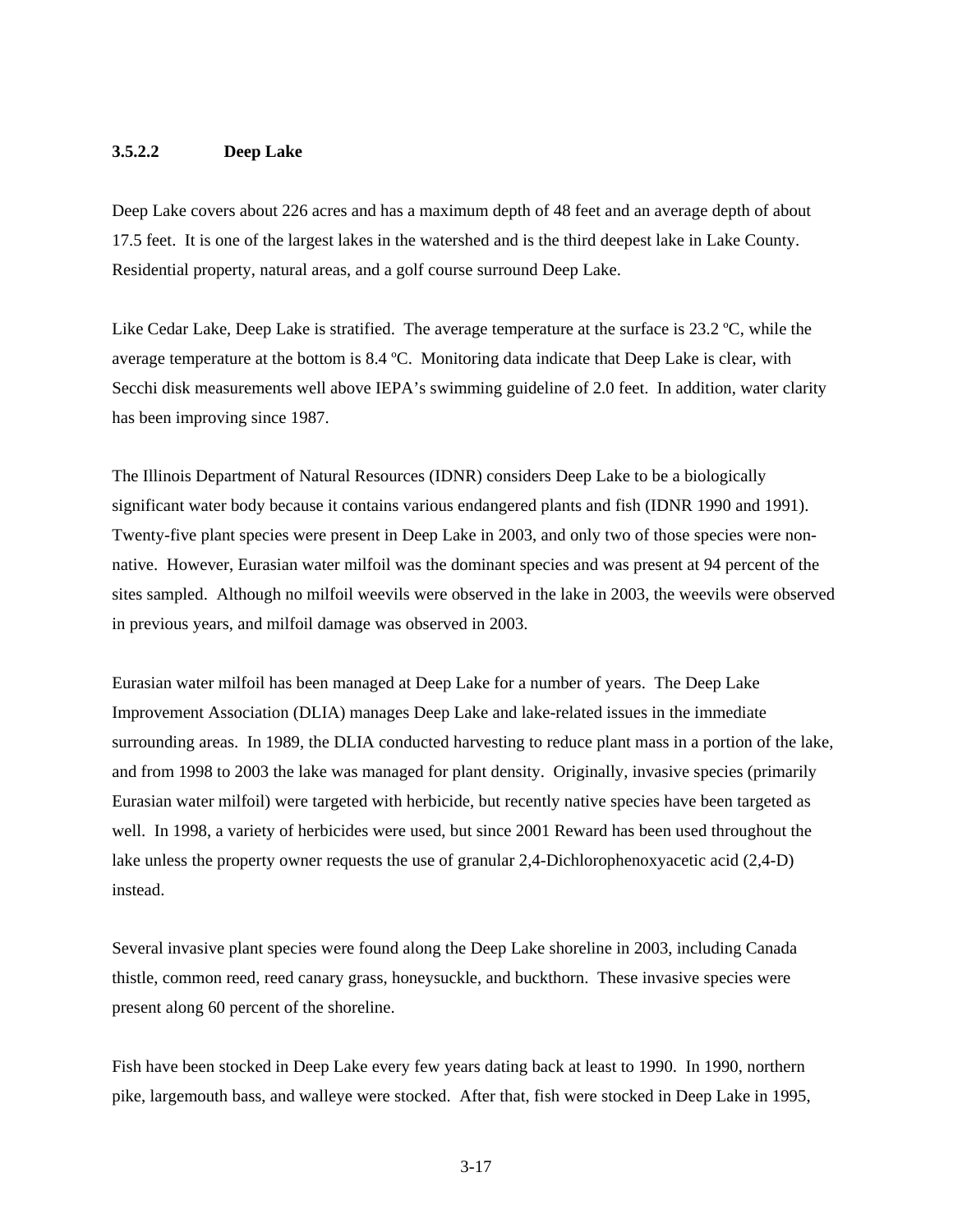### 3.5.2.2 Deep Lake

Deep Lake covers about 226 acres and has a maximum depth of 48 feet and an average depth of about 17.5 feet. It is one of the largest lakes in the watershed and is the third deepest lake in Lake County. Residential property, natural areas, and a golf course surround Deep Lake.

Like Cedar Lake, Deep Lake is stratified. The average temperature at the surface is 23.2 ºC, while the average temperature at the bottom is 8.4 ºC. Monitoring data indicate that Deep Lake is clear, with Secchi disk measurements well above IEPA's swimming guideline of 2.0 feet. In addition, water clarity has been improving since 1987.

The Illinois Department of Natural Resources (IDNR) considers Deep Lake to be a biologically significant water body because it contains various endangered plants and fish (IDNR 1990 and 1991). Twenty-five plant species were present in Deep Lake in 2003, and only two of those species were non-native. However, Eurasian water milfoil was the dominant species and was present at 94 percent of the sites sampled. Although no milfoil weevils were observed in the lake in 2003, the weevils were observed in previous years, and milfoil damage was observed in 2003.

Eurasian water milfoil has been managed at Deep Lake for a number of years. The Deep Lake Improvement Association (DLIA) manages Deep Lake and lake-related issues in the immediate surrounding areas. In 1989, the DLIA conducted harvesting to reduce plant mass in a portion of the lake, and from 1998 to 2003 the lake was managed for plant density. Originally, invasive species (primarily Eurasian water milfoil) were targeted with herbicide, but recently native species have been targeted as well. In 1998, a variety of herbicides were used, but since 2001 Reward has been used throughout the lake unless the property owner requests the use of granular 2,4-Dichlorophenoxyacetic acid (2,4-D) instead.

Several invasive plant species were found along the Deep Lake shoreline in 2003, including Canada thistle, common reed, reed canary grass, honeysuckle, and buckthorn. These invasive species were present along 60 percent of the shoreline.

Fish have been stocked in Deep Lake every few years dating back at least to 1990. In 1990, northern pike, largemouth bass, and walleye were stocked. After that, fish were stocked in Deep Lake in 1995,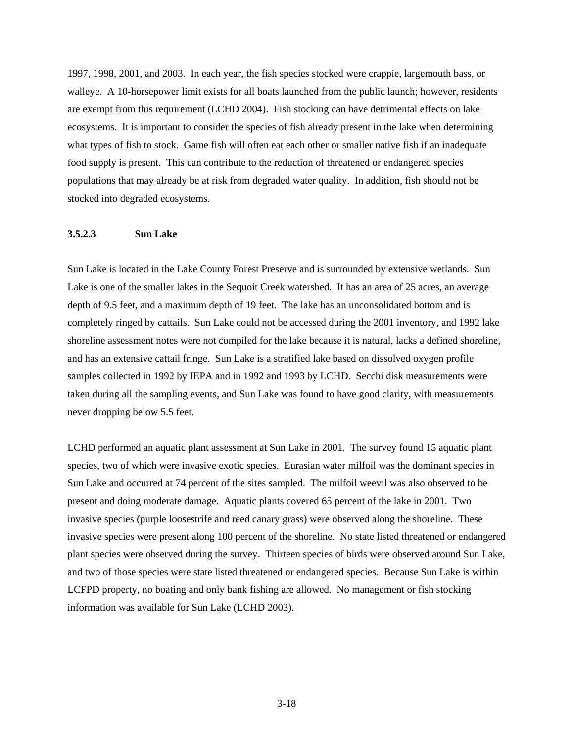1997, 1998, 2001, and 2003. In each year, the fish species stocked were crappie, largemouth bass, or walleye. A 10-horsepower limit exists for all boats launched from the public launch; however, residents are exempt from this requirement (LCHD 2004). Fish stocking can have detrimental effects on lake ecosystems. It is important to consider the species of fish already present in the lake when determining what types of fish to stock. Game fish will often eat each other or smaller native fish if an inadequate food supply is present. This can contribute to the reduction of threatened or endangered species populations that may already be at risk from degraded water quality. In addition, fish should not be stocked into degraded ecosystems.

#### 3.5.2.3 Sun Lake

Sun Lake is located in the Lake County Forest Preserve and is surrounded by extensive wetlands. Sun Lake is one of the smaller lakes in the Sequoit Creek watershed. It has an area of 25 acres, an average depth of 9.5 feet, and a maximum depth of 19 feet. The lake has an unconsolidated bottom and is completely ringed by cattails. Sun Lake could not be accessed during the 2001 inventory, and 1992 lake shoreline assessment notes were not compiled for the lake because it is natural, lacks a defined shoreline, and has an extensive cattail fringe. Sun Lake is a stratified lake based on dissolved oxygen profile samples collected in 1992 by IEPA and in 1992 and 1993 by LCHD. Secchi disk measurements were taken during all the sampling events, and Sun Lake was found to have good clarity, with measurements never dropping below 5.5 feet.

LCHD performed an aquatic plant assessment at Sun Lake in 2001. The survey found 15 aquatic plant species, two of which were invasive exotic species. Eurasian water milfoil was the dominant species in Sun Lake and occurred at 74 percent of the sites sampled. The milfoil weevil was also observed to be present and doing moderate damage. Aquatic plants covered 65 percent of the lake in 2001. Two invasive species (purple loosestrife and reed canary grass) were observed along the shoreline. These invasive species were present along 100 percent of the shoreline. No state listed threatened or endangered plant species were observed during the survey. Thirteen species of birds were observed around Sun Lake, and two of those species were state listed threatened or endangered species. Because Sun Lake is within LCFPD property, no boating and only bank fishing are allowed. No management or fish stocking information was available for Sun Lake (LCHD 2003).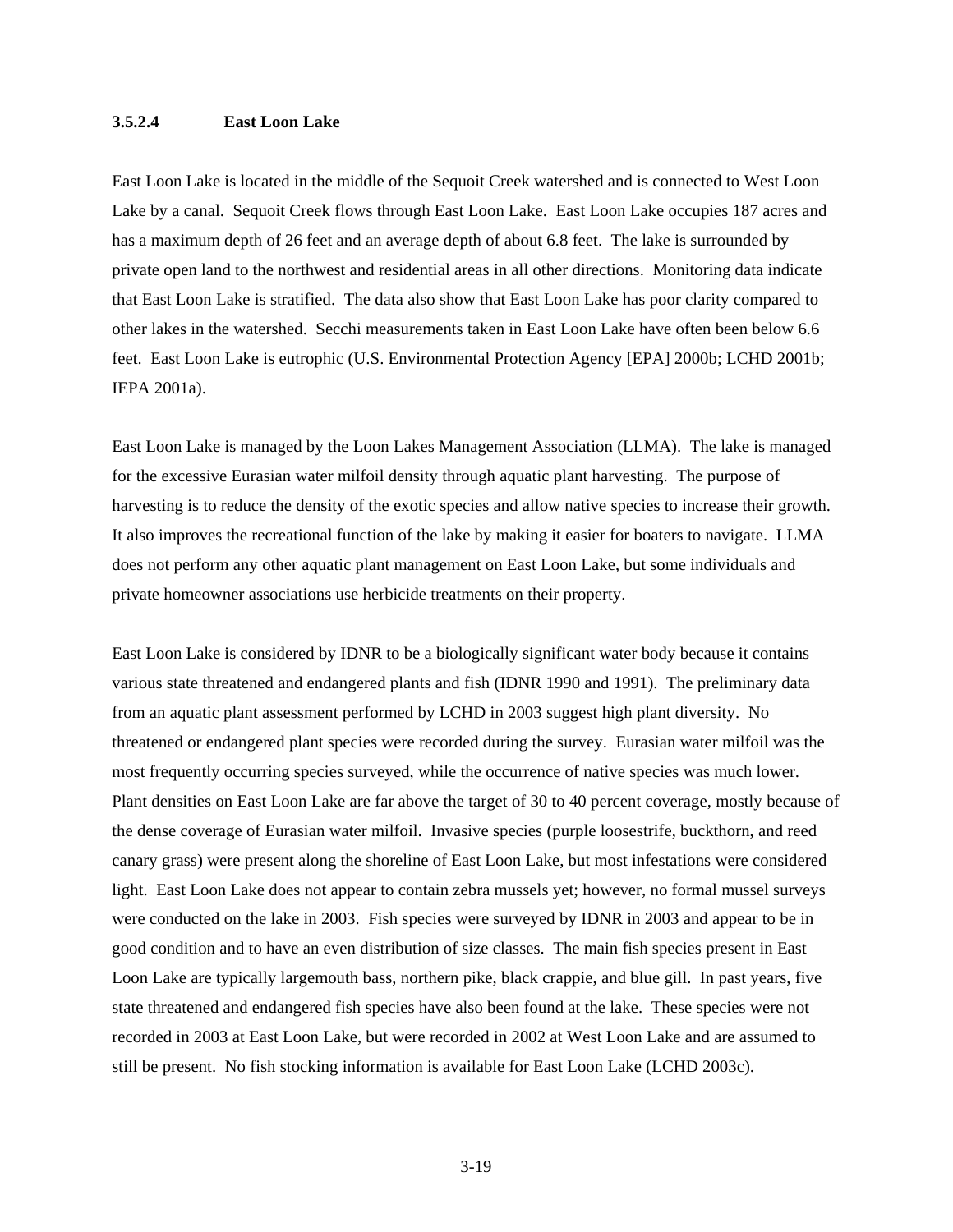#### 3.5.2.4 East Loon Lake

East Loon Lake is located in the middle of the Sequoit Creek watershed and is connected to West Loon Lake by a canal. Sequoit Creek flows through East Loon Lake. East Loon Lake occupies 187 acres and has a maximum depth of 26 feet and an average depth of about 6.8 feet. The lake is surrounded by private open land to the northwest and residential areas in all other directions. Monitoring data indicate that East Loon Lake is stratified. The data also show that East Loon Lake has poor clarity compared to other lakes in the watershed. Secchi measurements taken in East Loon Lake have often been below 6.6 feet. East Loon Lake is eutrophic (U.S. Environmental Protection Agency [EPA] 2000b; LCHD 2001b; IEPA 2001a).

East Loon Lake is managed by the Loon Lakes Management Association (LLMA). The lake is managed for the excessive Eurasian water milfoil density through aquatic plant harvesting. The purpose of harvesting is to reduce the density of the exotic species and allow native species to increase their growth. It also improves the recreational function of the lake by making it easier for boaters to navigate. LLMA does not perform any other aquatic plant management on East Loon Lake, but some individuals and private homeowner associations use herbicide treatments on their property.

East Loon Lake is considered by IDNR to be a biologically significant water body because it contains various state threatened and endangered plants and fish (IDNR 1990 and 1991). The preliminary data from an aquatic plant assessment performed by LCHD in 2003 suggest high plant diversity. No threatened or endangered plant species were recorded during the survey. Eurasian water milfoil was the most frequently occurring species surveyed, while the occurrence of native species was much lower. Plant densities on East Loon Lake are far above the target of 30 to 40 percent coverage, mostly because of the dense coverage of Eurasian water milfoil. Invasive species (purple loosestrife, buckthorn, and reed canary grass) were present along the shoreline of East Loon Lake, but most infestations were considered light. East Loon Lake does not appear to contain zebra mussels yet; however, no formal mussel surveys were conducted on the lake in 2003. Fish species were surveyed by IDNR in 2003 and appear to be in good condition and to have an even distribution of size classes. The main fish species present in East Loon Lake are typically largemouth bass, northern pike, black crappie, and blue gill. In past years, five state threatened and endangered fish species have also been found at the lake. These species were not recorded in 2003 at East Loon Lake, but were recorded in 2002 at West Loon Lake and are assumed to still be present. No fish stocking information is available for East Loon Lake (LCHD 2003c).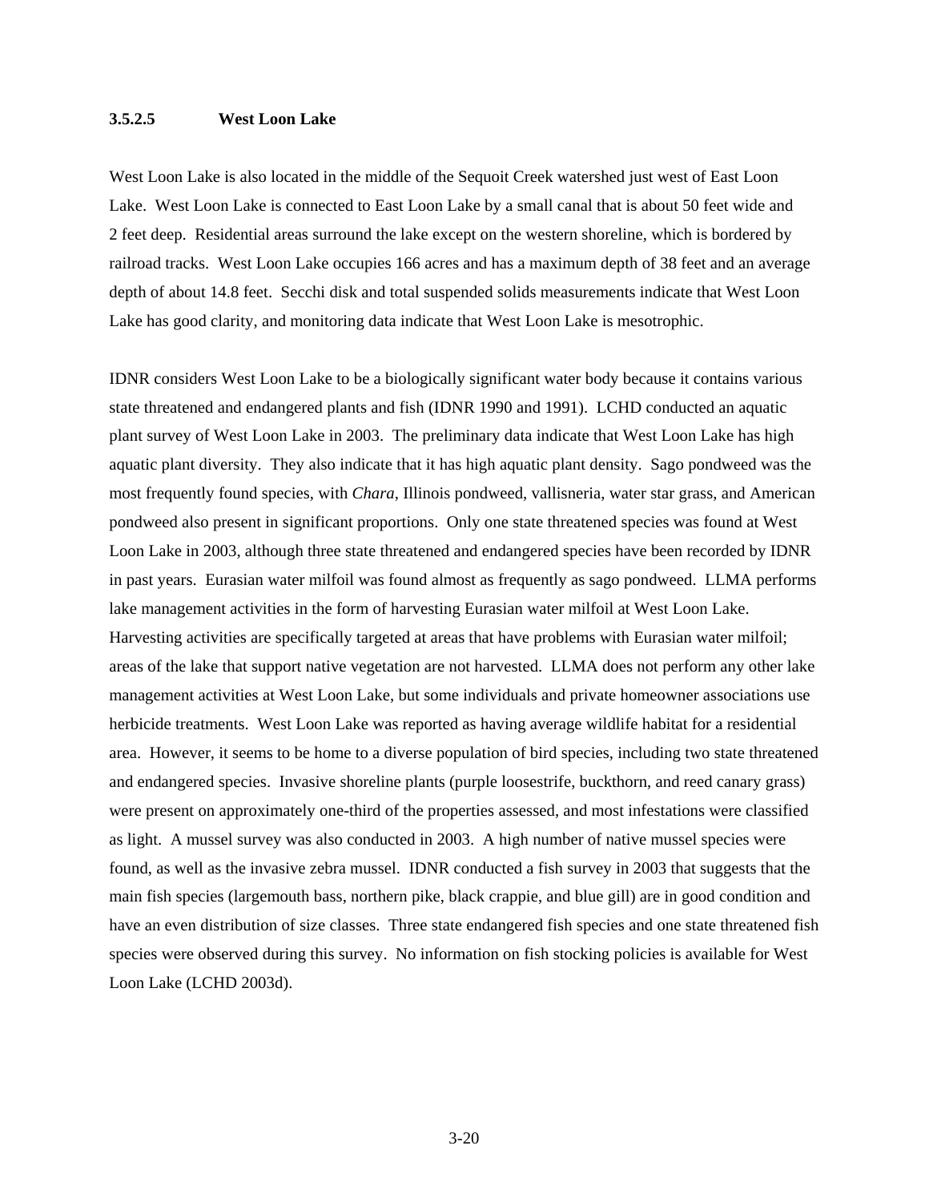#### 3.5.2.5 West Loon Lake

West Loon Lake is also located in the middle of the Sequoit Creek watershed just west of East Loon Lake. West Loon Lake is connected to East Loon Lake by a small canal that is about 50 feet wide and 2 feet deep. Residential areas surround the lake except on the western shoreline, which is bordered by railroad tracks. West Loon Lake occupies 166 acres and has a maximum depth of 38 feet and an average depth of about 14.8 feet. Secchi disk and total suspended solids measurements indicate that West Loon Lake has good clarity, and monitoring data indicate that West Loon Lake is mesotrophic.

IDNR considers West Loon Lake to be a biologically significant water body because it contains various state threatened and endangered plants and fish (IDNR 1990 and 1991). LCHD conducted an aquatic plant survey of West Loon Lake in 2003. The preliminary data indicate that West Loon Lake has high aquatic plant diversity. They also indicate that it has high aquatic plant density. Sago pondweed was the most frequently found species, with *Chara*, Illinois pondweed, vallisneria, water star grass, and American pondweed also present in significant proportions. Only one state threatened species was found at West Loon Lake in 2003, although three state threatened and endangered species have been recorded by IDNR in past years. Eurasian water milfoil was found almost as frequently as sago pondweed. LLMA performs lake management activities in the form of harvesting Eurasian water milfoil at West Loon Lake. Harvesting activities are specifically targeted at areas that have problems with Eurasian water milfoil; areas of the lake that support native vegetation are not harvested. LLMA does not perform any other lake management activities at West Loon Lake, but some individuals and private homeowner associations use herbicide treatments. West Loon Lake was reported as having average wildlife habitat for a residential area. However, it seems to be home to a diverse population of bird species, including two state threatened and endangered species. Invasive shoreline plants (purple loosestrife, buckthorn, and reed canary grass) were present on approximately one-third of the properties assessed, and most infestations were classified as light. A mussel survey was also conducted in 2003. A high number of native mussel species were found, as well as the invasive zebra mussel. IDNR conducted a fish survey in 2003 that suggests that the main fish species (largemouth bass, northern pike, black crappie, and blue gill) are in good condition and have an even distribution of size classes. Three state endangered fish species and one state threatened fish species were observed during this survey. No information on fish stocking policies is available for West Loon Lake (LCHD 2003d).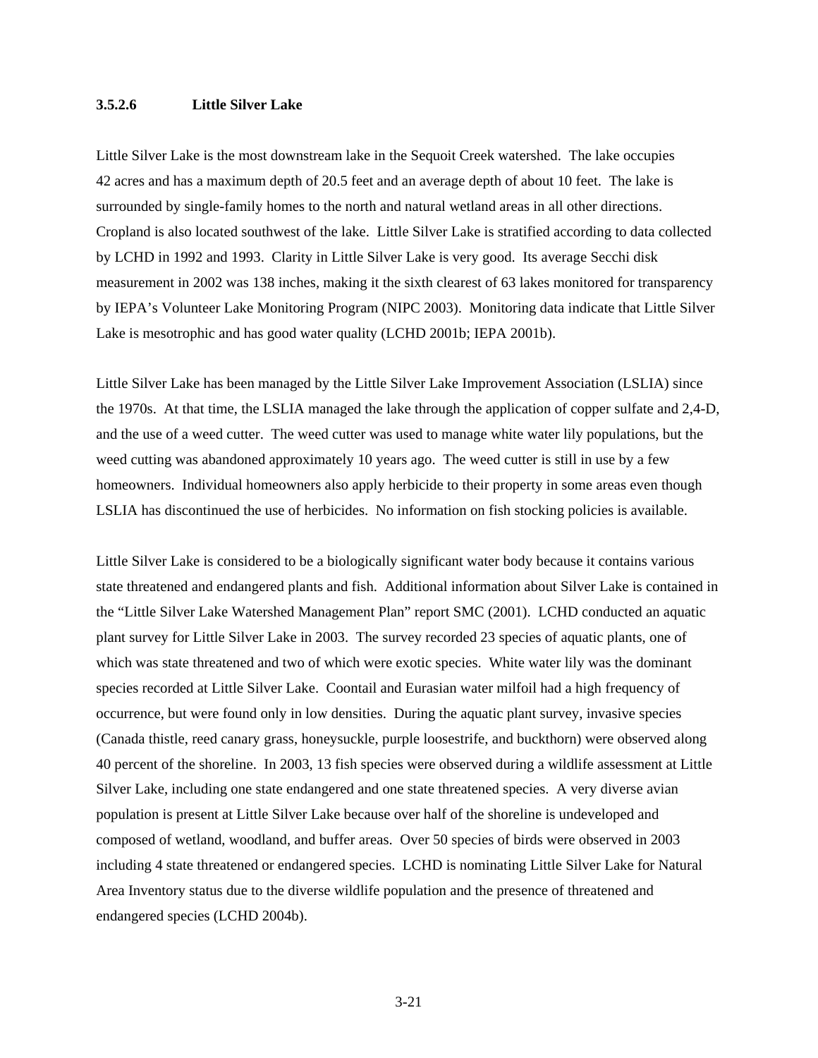### 3.5.2.6 Little Silver Lake

Little Silver Lake is the most downstream lake in the Sequoit Creek watershed. The lake occupies 42 acres and has a maximum depth of 20.5 feet and an average depth of about 10 feet. The lake is surrounded by single-family homes to the north and natural wetland areas in all other directions. Cropland is also located southwest of the lake. Little Silver Lake is stratified according to data collected by LCHD in 1992 and 1993. Clarity in Little Silver Lake is very good. Its average Secchi disk measurement in 2002 was 138 inches, making it the sixth clearest of 63 lakes monitored for transparency by IEPA's Volunteer Lake Monitoring Program (NIPC 2003). Monitoring data indicate that Little Silver Lake is mesotrophic and has good water quality (LCHD 2001b; IEPA 2001b).

Little Silver Lake has been managed by the Little Silver Lake Improvement Association (LSLIA) since the 1970s. At that time, the LSLIA managed the lake through the application of copper sulfate and 2,4-D, and the use of a weed cutter. The weed cutter was used to manage white water lily populations, but the weed cutting was abandoned approximately 10 years ago. The weed cutter is still in use by a few homeowners. Individual homeowners also apply herbicide to their property in some areas even though LSLIA has discontinued the use of herbicides. No information on fish stocking policies is available.

Little Silver Lake is considered to be a biologically significant water body because it contains various state threatened and endangered plants and fish. Additional information about Silver Lake is contained in the "Little Silver Lake Watershed Management Plan" report SMC (2001). LCHD conducted an aquatic plant survey for Little Silver Lake in 2003. The survey recorded 23 species of aquatic plants, one of which was state threatened and two of which were exotic species. White water lily was the dominant species recorded at Little Silver Lake. Coontail and Eurasian water milfoil had a high frequency of occurrence, but were found only in low densities. During the aquatic plant survey, invasive species (Canada thistle, reed canary grass, honeysuckle, purple loosestrife, and buckthorn) were observed along 40 percent of the shoreline. In 2003, 13 fish species were observed during a wildlife assessment at Little Silver Lake, including one state endangered and one state threatened species. A very diverse avian population is present at Little Silver Lake because over half of the shoreline is undeveloped and composed of wetland, woodland, and buffer areas. Over 50 species of birds were observed in 2003 including 4 state threatened or endangered species. LCHD is nominating Little Silver Lake for Natural Area Inventory status due to the diverse wildlife population and the presence of threatened and endangered species (LCHD 2004b).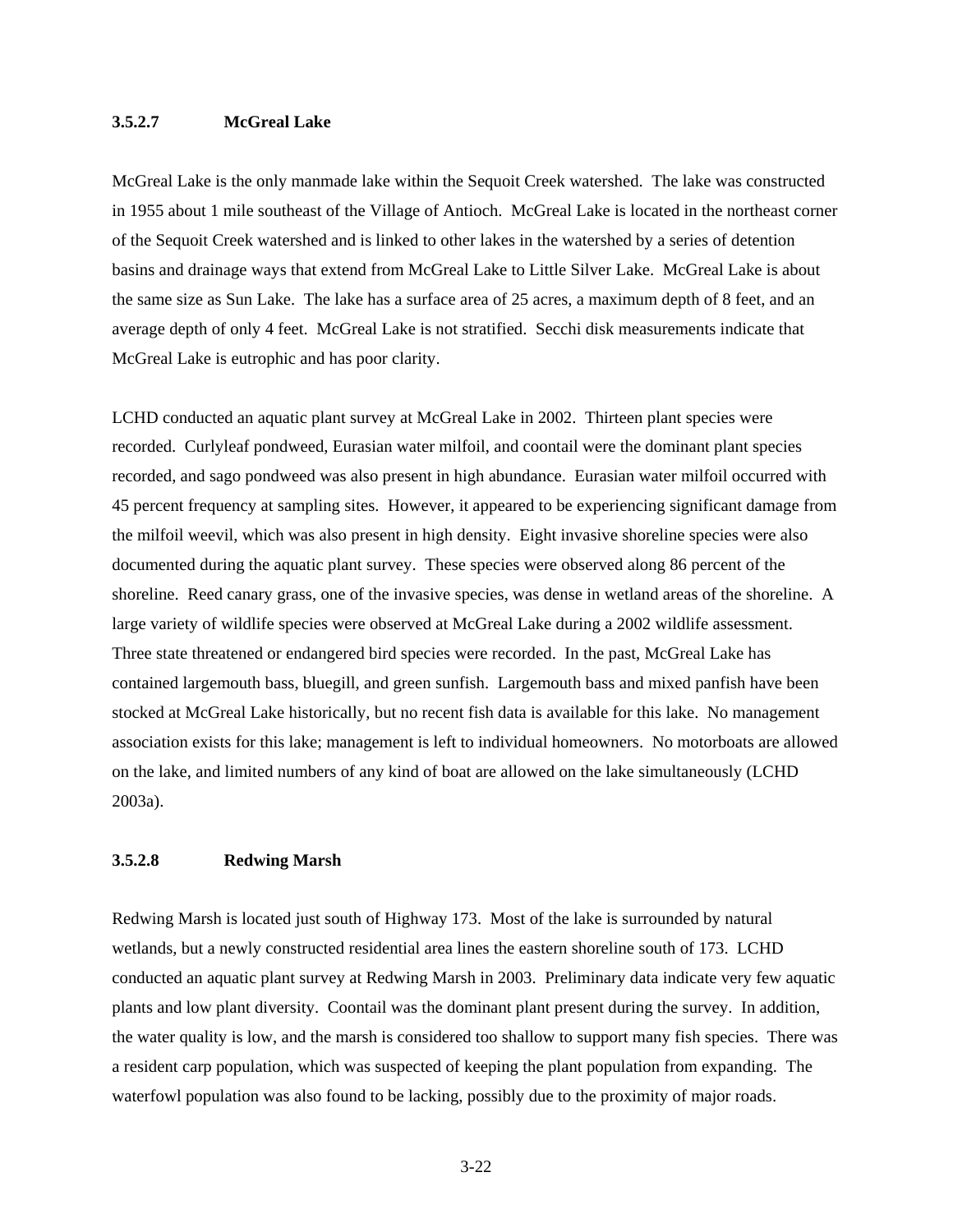#### 3.5.2.7 McGreal Lake

McGreal Lake is the only manmade lake within the Sequoit Creek watershed. The lake was constructed in 1955 about 1 mile southeast of the Village of Antioch. McGreal Lake is located in the northeast corner of the Sequoit Creek watershed and is linked to other lakes in the watershed by a series of detention basins and drainage ways that extend from McGreal Lake to Little Silver Lake. McGreal Lake is about the same size as Sun Lake. The lake has a surface area of 25 acres, a maximum depth of 8 feet, and an average depth of only 4 feet. McGreal Lake is not stratified. Secchi disk measurements indicate that McGreal Lake is eutrophic and has poor clarity.

LCHD conducted an aquatic plant survey at McGreal Lake in 2002. Thirteen plant species were recorded. Curlyleaf pondweed, Eurasian water milfoil, and coontail were the dominant plant species recorded, and sago pondweed was also present in high abundance. Eurasian water milfoil occurred with 45 percent frequency at sampling sites. However, it appeared to be experiencing significant damage from the milfoil weevil, which was also present in high density. Eight invasive shoreline species were also documented during the aquatic plant survey. These species were observed along 86 percent of the shoreline. Reed canary grass, one of the invasive species, was dense in wetland areas of the shoreline. A large variety of wildlife species were observed at McGreal Lake during a 2002 wildlife assessment. Three state threatened or endangered bird species were recorded. In the past, McGreal Lake has contained largemouth bass, bluegill, and green sunfish. Largemouth bass and mixed panfish have been stocked at McGreal Lake historically, but no recent fish data is available for this lake. No management association exists for this lake; management is left to individual homeowners. No motorboats are allowed on the lake, and limited numbers of any kind of boat are allowed on the lake simultaneously (LCHD 2003a).

#### 3.5.2.8 Redwing Marsh

Redwing Marsh is located just south of Highway 173. Most of the lake is surrounded by natural wetlands, but a newly constructed residential area lines the eastern shoreline south of 173. LCHD conducted an aquatic plant survey at Redwing Marsh in 2003. Preliminary data indicate very few aquatic plants and low plant diversity. Coontail was the dominant plant present during the survey. In addition, the water quality is low, and the marsh is considered too shallow to support many fish species. There was a resident carp population, which was suspected of keeping the plant population from expanding. The waterfowl population was also found to be lacking, possibly due to the proximity of major roads.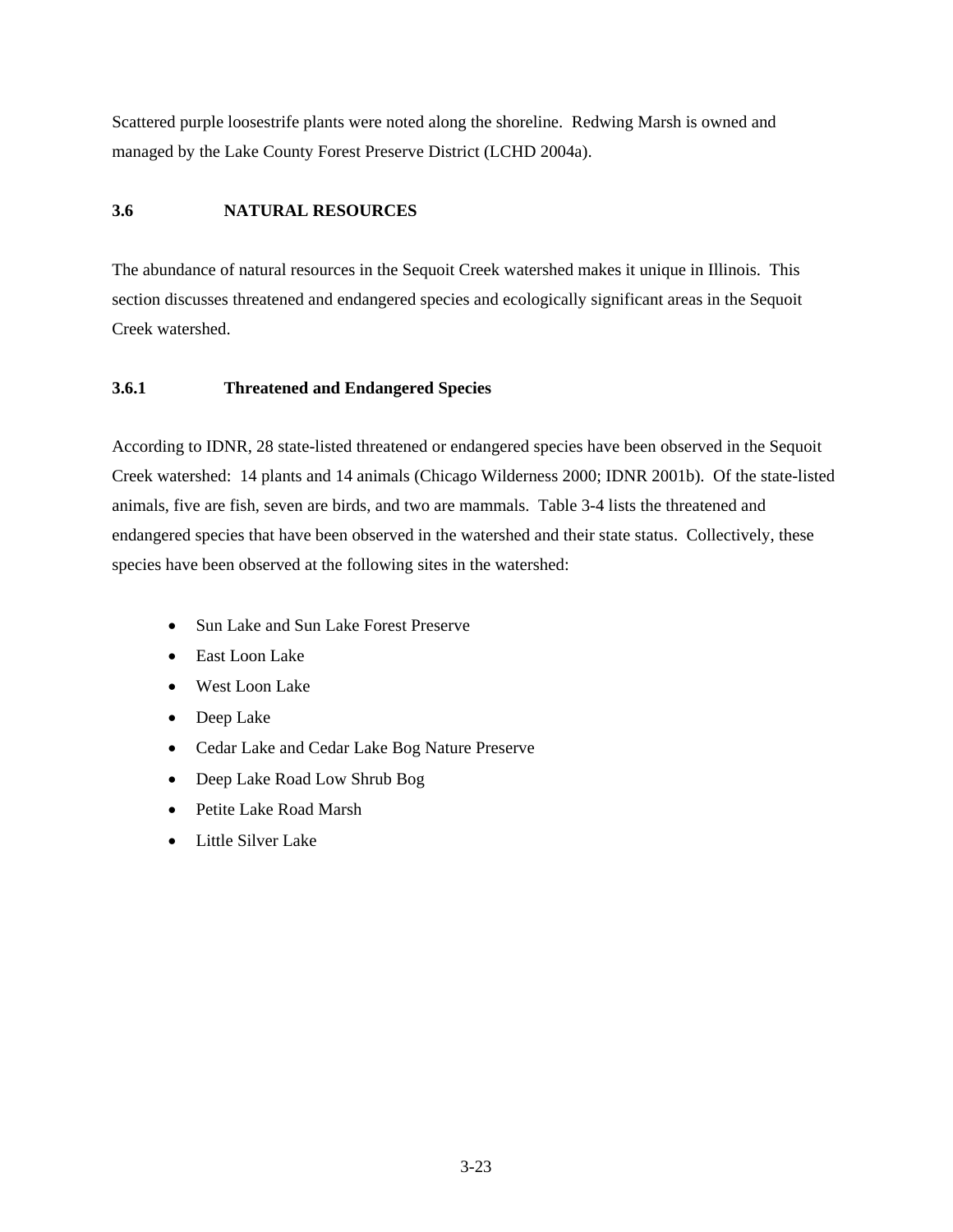Scattered purple loosestrife plants were noted along the shoreline. Redwing Marsh is owned and managed by the Lake County Forest Preserve District (LCHD 2004a).

## 3.6 NATURAL RESOURCES

The abundance of natural resources in the Sequoit Creek watershed makes it unique in Illinois. This section discusses threatened and endangered species and ecologically significant areas in the Sequoit Creek watershed.

### 3.6.1 Threatened and Endangered Species

According to IDNR, 28 state-listed threatened or endangered species have been observed in the Sequoit Creek watershed: 14 plants and 14 animals (Chicago Wilderness 2000; IDNR 2001b). Of the state-listed animals, five are fish, seven are birds, and two are mammals. Table 3-4 lists the threatened and endangered species that have been observed in the watershed and their state status. Collectively, these species have been observed at the following sites in the watershed:

- Sun Lake and Sun Lake Forest Preserve
- East Loon Lake
- West Loon Lake
- Deep Lake
- Cedar Lake and Cedar Lake Bog Nature Preserve
- Deep Lake Road Low Shrub Bog
- Petite Lake Road Marsh
- Little Silver Lake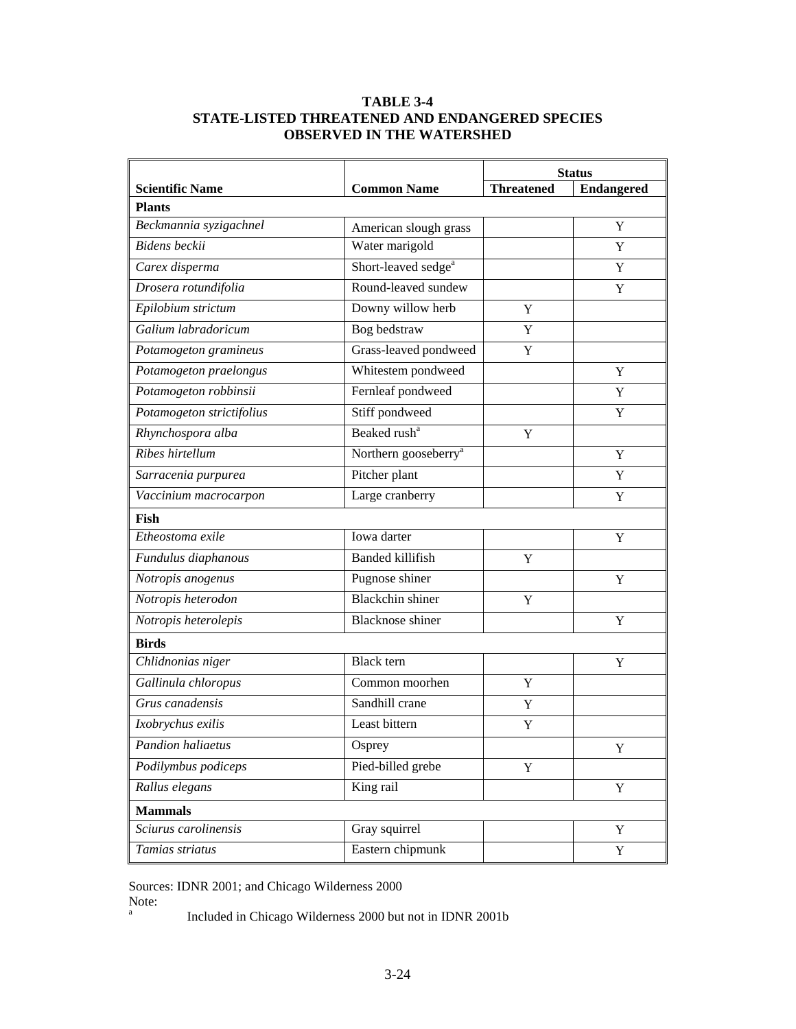**TABLE 3-4**
**STATE-LISTED THREATENED AND ENDANGERED SPECIES OBSERVED IN THE WATERSHED**

| Scientific Name | Common Name | Status | |
|---|---|---|---|
| | | Threatened | Endangered |
| **Plants** | | | |
| *Beckmannia syzigachnel* | American slough grass | | Y |
| *Bidens beckii* | Water marigold | | Y |
| *Carex disperma* | Short-leaved sedge[a] | | Y |
| *Drosera rotundifolia* | Round-leaved sundew | | Y |
| *Epilobium strictum* | Downy willow herb | Y | |
| *Galium labradoricum* | Bog bedstraw | Y | |
| *Potamogeton gramineus* | Grass-leaved pondweed | Y | |
| *Potamogeton praelongus* | Whitestem pondweed | | Y |
| *Potamogeton robbinsii* | Fernleaf pondweed | | Y |
| *Potamogeton strictifolius* | Stiff pondweed | | Y |
| *Rhynchospora alba* | Beaked rush[a] | Y | |
| *Ribes hirtellum* | Northern gooseberry[a] | | Y |
| *Sarracenia purpurea* | Pitcher plant | | Y |
| *Vaccinium macrocarpon* | Large cranberry | | Y |
| **Fish** | | | |
| *Etheostoma exile* | Iowa darter | | Y |
| *Fundulus diaphanous* | Banded killifish | Y | |
| *Notropis anogenus* | Pugnose shiner | | Y |
| *Notropis heterodon* | Blackchin shiner | Y | |
| *Notropis heterolepis* | Blacknose shiner | | Y |
| **Birds** | | | |
| *Chlidnonias niger* | Black tern | | Y |
| *Gallinula chloropus* | Common moorhen | Y | |
| *Grus canadensis* | Sandhill crane | Y | |
| *Ixobrychus exilis* | Least bittern | Y | |
| *Pandion haliaetus* | Osprey | | Y |
| *Podilymbus podiceps* | Pied-billed grebe | Y | |
| *Rallus elegans* | King rail | | Y |
| **Mammals** | | | |
| *Sciurus carolinensis* | Gray squirrel | | Y |
| *Tamias striatus* | Eastern chipmunk | | Y |

Sources: IDNR 2001; and Chicago Wilderness 2000

Note:

[a] Included in Chicago Wilderness 2000 but not in IDNR 2001b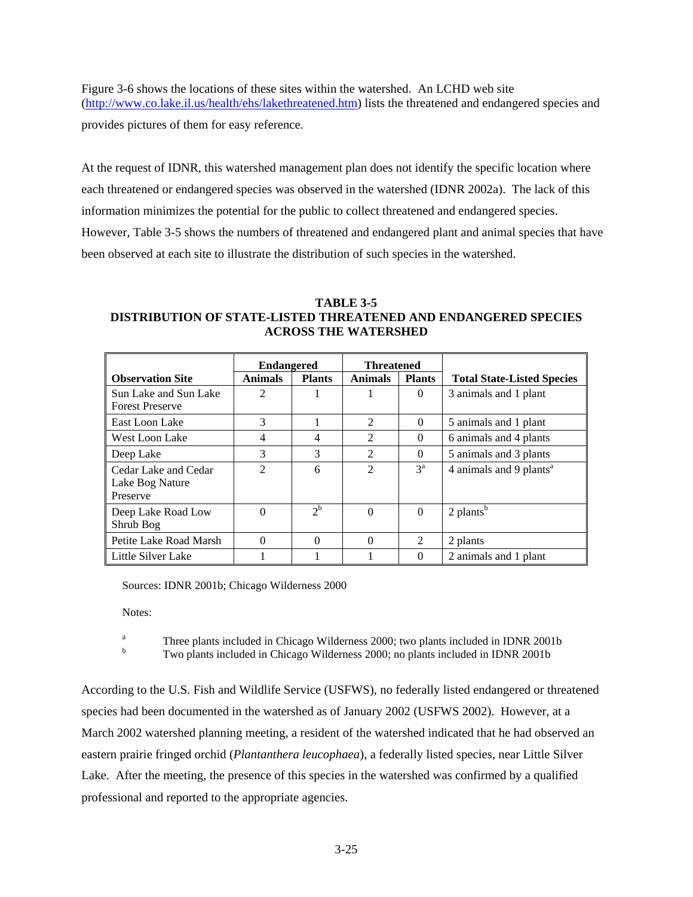Figure 3-6 shows the locations of these sites within the watershed. An LCHD web site (http://www.co.lake.il.us/health/ehs/lakethreatened.htm) lists the threatened and endangered species and provides pictures of them for easy reference.

At the request of IDNR, this watershed management plan does not identify the specific location where each threatened or endangered species was observed in the watershed (IDNR 2002a). The lack of this information minimizes the potential for the public to collect threatened and endangered species. However, Table 3-5 shows the numbers of threatened and endangered plant and animal species that have been observed at each site to illustrate the distribution of such species in the watershed.

**TABLE 3-5**
**DISTRIBUTION OF STATE-LISTED THREATENED AND ENDANGERED SPECIES ACROSS THE WATERSHED**

| | Endangered | | Threatened | | |
|---|---|---|---|---|---|
| **Observation Site** | **Animals** | **Plants** | **Animals** | **Plants** | **Total State-Listed Species** |
| Sun Lake and Sun Lake Forest Preserve | 2 | 1 | 1 | 0 | 3 animals and 1 plant |
| East Loon Lake | 3 | 1 | 2 | 0 | 5 animals and 1 plant |
| West Loon Lake | 4 | 4 | 2 | 0 | 6 animals and 4 plants |
| Deep Lake | 3 | 3 | 2 | 0 | 5 animals and 3 plants |
| Cedar Lake and Cedar Lake Bog Nature Preserve | 2 | 6 | 2 | 3[a] | 4 animals and 9 plants[a] |
| Deep Lake Road Low Shrub Bog | 0 | 2[b] | 0 | 0 | 2 plants[b] |
| Petite Lake Road Marsh | 0 | 0 | 0 | 2 | 2 plants |
| Little Silver Lake | 1 | 1 | 1 | 0 | 2 animals and 1 plant |

Sources: IDNR 2001b; Chicago Wilderness 2000

Notes:

[a] Three plants included in Chicago Wilderness 2000; two plants included in IDNR 2001b
[b] Two plants included in Chicago Wilderness 2000; no plants included in IDNR 2001b

According to the U.S. Fish and Wildlife Service (USFWS), no federally listed endangered or threatened species had been documented in the watershed as of January 2002 (USFWS 2002). However, at a March 2002 watershed planning meeting, a resident of the watershed indicated that he had observed an eastern prairie fringed orchid (*Plantanthera leucophaea*), a federally listed species, near Little Silver Lake. After the meeting, the presence of this species in the watershed was confirmed by a qualified professional and reported to the appropriate agencies.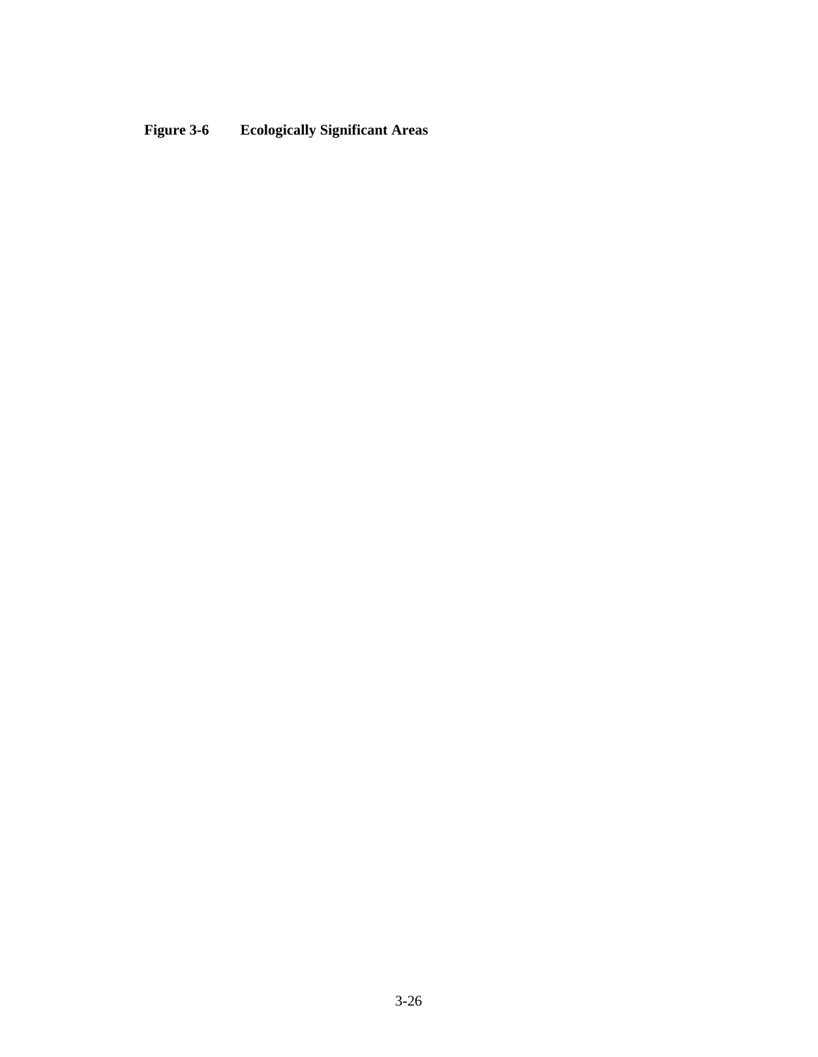**Figure 3-6 Ecologically Significant Areas**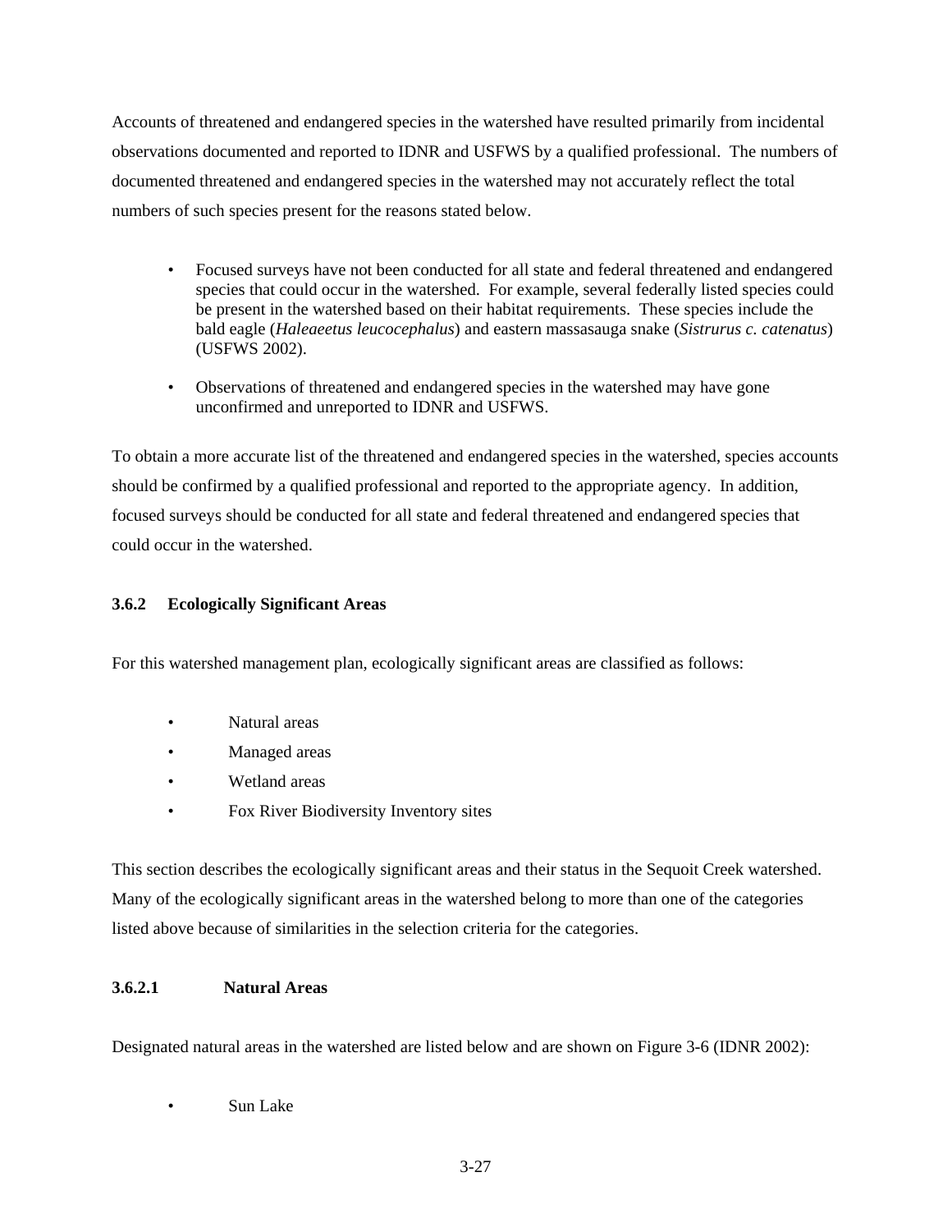Accounts of threatened and endangered species in the watershed have resulted primarily from incidental observations documented and reported to IDNR and USFWS by a qualified professional. The numbers of documented threatened and endangered species in the watershed may not accurately reflect the total numbers of such species present for the reasons stated below.

- Focused surveys have not been conducted for all state and federal threatened and endangered species that could occur in the watershed. For example, several federally listed species could be present in the watershed based on their habitat requirements. These species include the bald eagle (*Haleaeetus leucocephalus*) and eastern massasauga snake (*Sistrurus c. catenatus*) (USFWS 2002).
- Observations of threatened and endangered species in the watershed may have gone unconfirmed and unreported to IDNR and USFWS.

To obtain a more accurate list of the threatened and endangered species in the watershed, species accounts should be confirmed by a qualified professional and reported to the appropriate agency. In addition, focused surveys should be conducted for all state and federal threatened and endangered species that could occur in the watershed.

### 3.6.2 Ecologically Significant Areas

For this watershed management plan, ecologically significant areas are classified as follows:

- Natural areas
- Managed areas
- Wetland areas
- Fox River Biodiversity Inventory sites

This section describes the ecologically significant areas and their status in the Sequoit Creek watershed. Many of the ecologically significant areas in the watershed belong to more than one of the categories listed above because of similarities in the selection criteria for the categories.

#### 3.6.2.1 Natural Areas

Designated natural areas in the watershed are listed below and are shown on Figure 3-6 (IDNR 2002):

- Sun Lake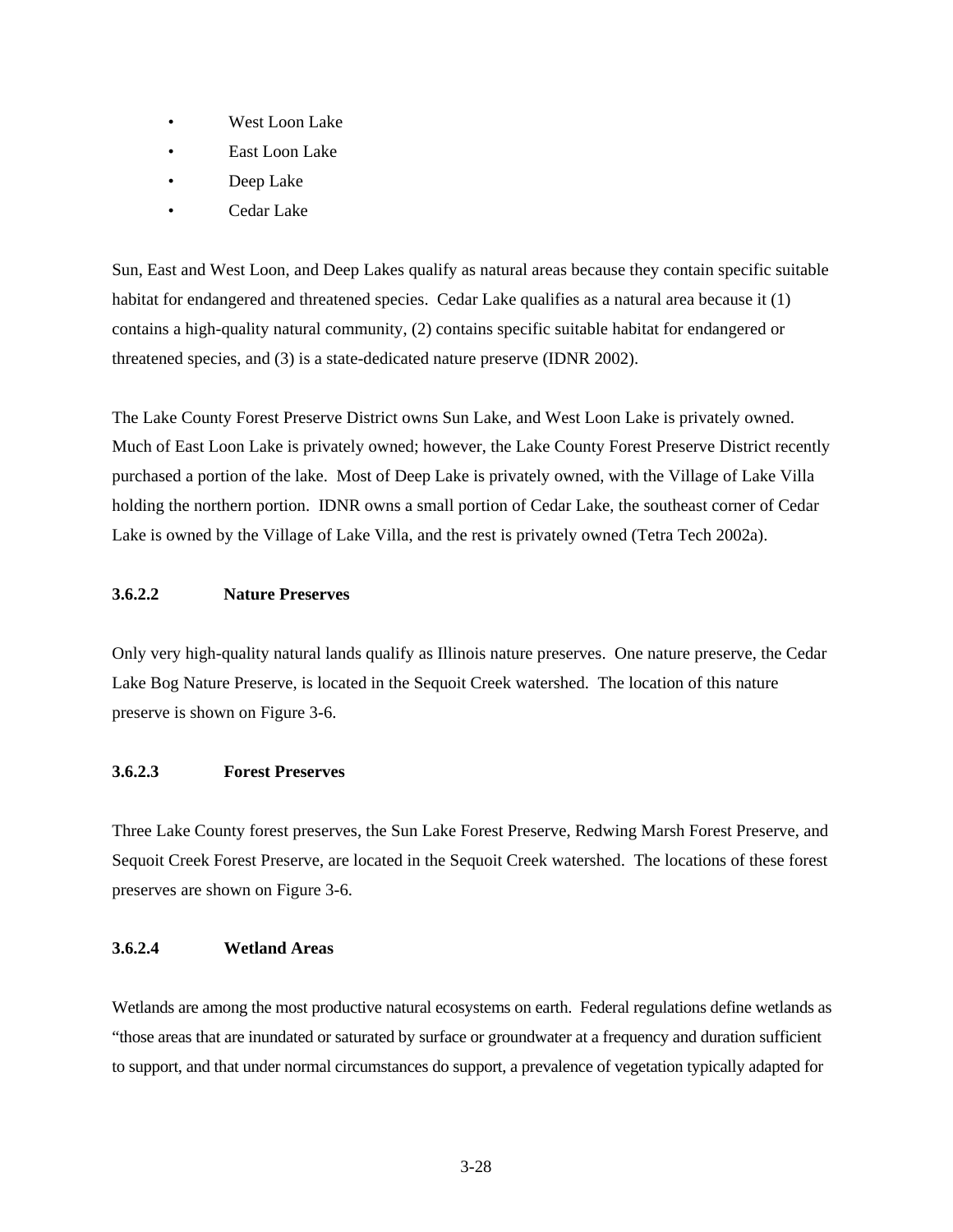- West Loon Lake
- East Loon Lake
- Deep Lake
- Cedar Lake

Sun, East and West Loon, and Deep Lakes qualify as natural areas because they contain specific suitable habitat for endangered and threatened species. Cedar Lake qualifies as a natural area because it (1) contains a high-quality natural community, (2) contains specific suitable habitat for endangered or threatened species, and (3) is a state-dedicated nature preserve (IDNR 2002).

The Lake County Forest Preserve District owns Sun Lake, and West Loon Lake is privately owned. Much of East Loon Lake is privately owned; however, the Lake County Forest Preserve District recently purchased a portion of the lake. Most of Deep Lake is privately owned, with the Village of Lake Villa holding the northern portion. IDNR owns a small portion of Cedar Lake, the southeast corner of Cedar Lake is owned by the Village of Lake Villa, and the rest is privately owned (Tetra Tech 2002a).

#### 3.6.2.2 Nature Preserves

Only very high-quality natural lands qualify as Illinois nature preserves. One nature preserve, the Cedar Lake Bog Nature Preserve, is located in the Sequoit Creek watershed. The location of this nature preserve is shown on Figure 3-6.

#### 3.6.2.3 Forest Preserves

Three Lake County forest preserves, the Sun Lake Forest Preserve, Redwing Marsh Forest Preserve, and Sequoit Creek Forest Preserve, are located in the Sequoit Creek watershed. The locations of these forest preserves are shown on Figure 3-6.

#### 3.6.2.4 Wetland Areas

Wetlands are among the most productive natural ecosystems on earth. Federal regulations define wetlands as "those areas that are inundated or saturated by surface or groundwater at a frequency and duration sufficient to support, and that under normal circumstances do support, a prevalence of vegetation typically adapted for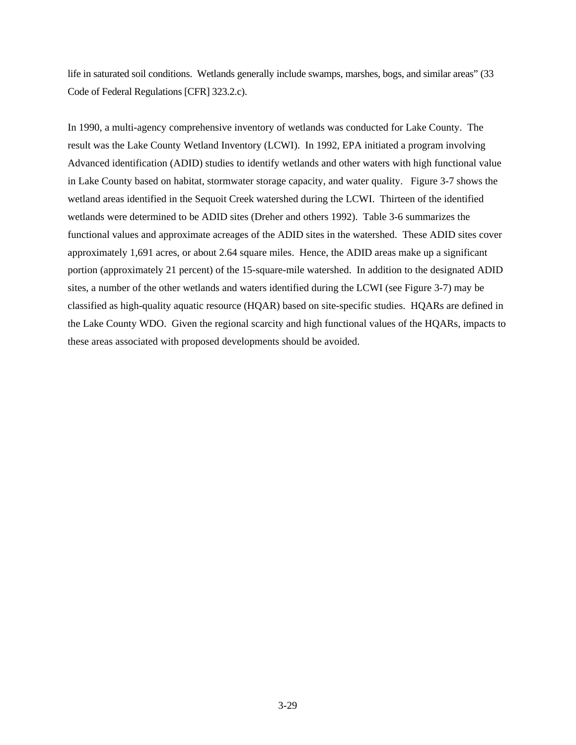life in saturated soil conditions. Wetlands generally include swamps, marshes, bogs, and similar areas" (33 Code of Federal Regulations [CFR] 323.2.c).

In 1990, a multi-agency comprehensive inventory of wetlands was conducted for Lake County. The result was the Lake County Wetland Inventory (LCWI). In 1992, EPA initiated a program involving Advanced identification (ADID) studies to identify wetlands and other waters with high functional value in Lake County based on habitat, stormwater storage capacity, and water quality. Figure 3-7 shows the wetland areas identified in the Sequoit Creek watershed during the LCWI. Thirteen of the identified wetlands were determined to be ADID sites (Dreher and others 1992). Table 3-6 summarizes the functional values and approximate acreages of the ADID sites in the watershed. These ADID sites cover approximately 1,691 acres, or about 2.64 square miles. Hence, the ADID areas make up a significant portion (approximately 21 percent) of the 15-square-mile watershed. In addition to the designated ADID sites, a number of the other wetlands and waters identified during the LCWI (see Figure 3-7) may be classified as high-quality aquatic resource (HQAR) based on site-specific studies. HQARs are defined in the Lake County WDO. Given the regional scarcity and high functional values of the HQARs, impacts to these areas associated with proposed developments should be avoided.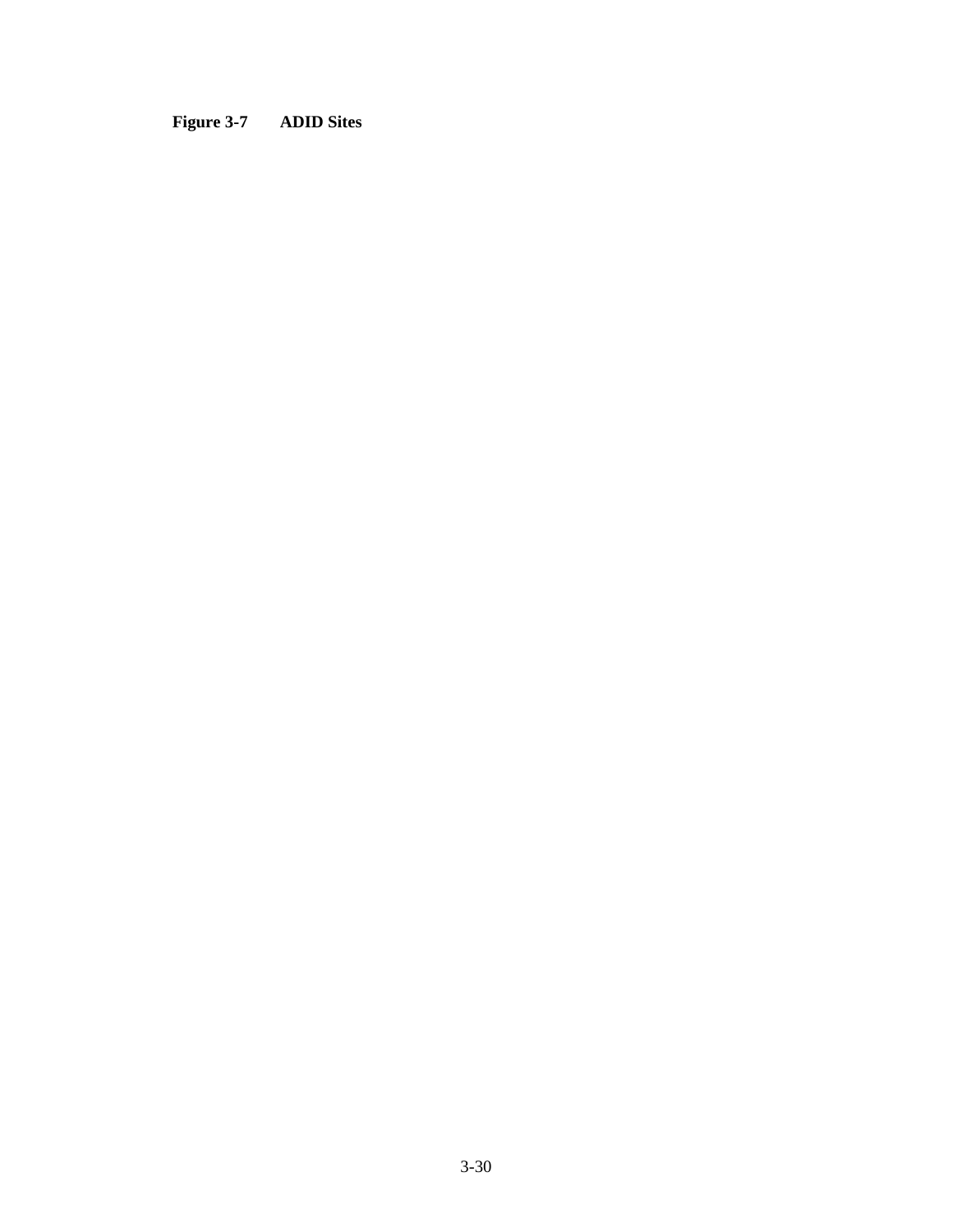**Figure 3-7 ADID Sites**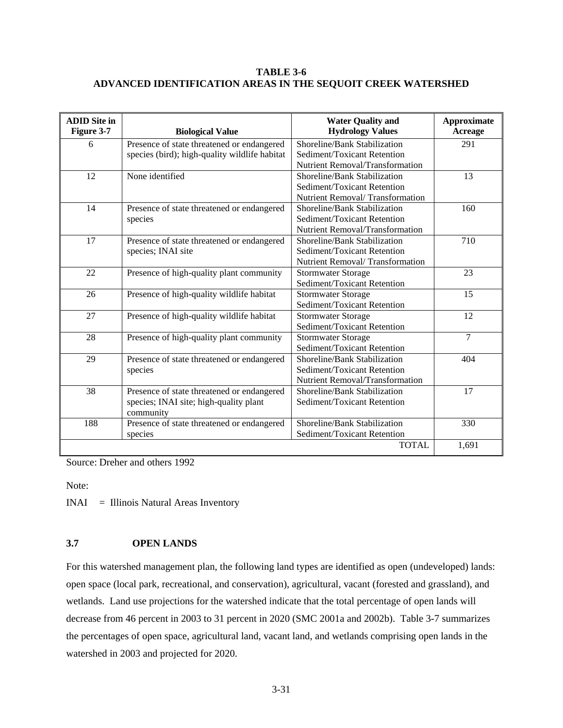**TABLE 3-6**
**ADVANCED IDENTIFICATION AREAS IN THE SEQUOIT CREEK WATERSHED**

| ADID Site in Figure 3-7 | Biological Value | Water Quality and Hydrology Values | Approximate Acreage |
|---|---|---|---|
| 6 | Presence of state threatened or endangered species (bird); high-quality wildlife habitat | Shoreline/Bank Stabilization<br>Sediment/Toxicant Retention<br>Nutrient Removal/Transformation | 291 |
| 12 | None identified | Shoreline/Bank Stabilization<br>Sediment/Toxicant Retention<br>Nutrient Removal/ Transformation | 13 |
| 14 | Presence of state threatened or endangered species | Shoreline/Bank Stabilization<br>Sediment/Toxicant Retention<br>Nutrient Removal/Transformation | 160 |
| 17 | Presence of state threatened or endangered species; INAI site | Shoreline/Bank Stabilization<br>Sediment/Toxicant Retention<br>Nutrient Removal/ Transformation | 710 |
| 22 | Presence of high-quality plant community | Stormwater Storage<br>Sediment/Toxicant Retention | 23 |
| 26 | Presence of high-quality wildlife habitat | Stormwater Storage<br>Sediment/Toxicant Retention | 15 |
| 27 | Presence of high-quality wildlife habitat | Stormwater Storage<br>Sediment/Toxicant Retention | 12 |
| 28 | Presence of high-quality plant community | Stormwater Storage<br>Sediment/Toxicant Retention | 7 |
| 29 | Presence of state threatened or endangered species | Shoreline/Bank Stabilization<br>Sediment/Toxicant Retention<br>Nutrient Removal/Transformation | 404 |
| 38 | Presence of state threatened or endangered species; INAI site; high-quality plant community | Shoreline/Bank Stabilization<br>Sediment/Toxicant Retention | 17 |
| 188 | Presence of state threatened or endangered species | Shoreline/Bank Stabilization<br>Sediment/Toxicant Retention | 330 |
| | | TOTAL | 1,691 |

Source: Dreher and others 1992

Note:

INAI = Illinois Natural Areas Inventory

## 3.7 OPEN LANDS

For this watershed management plan, the following land types are identified as open (undeveloped) lands: open space (local park, recreational, and conservation), agricultural, vacant (forested and grassland), and wetlands. Land use projections for the watershed indicate that the total percentage of open lands will decrease from 46 percent in 2003 to 31 percent in 2020 (SMC 2001a and 2002b). Table 3-7 summarizes the percentages of open space, agricultural land, vacant land, and wetlands comprising open lands in the watershed in 2003 and projected for 2020.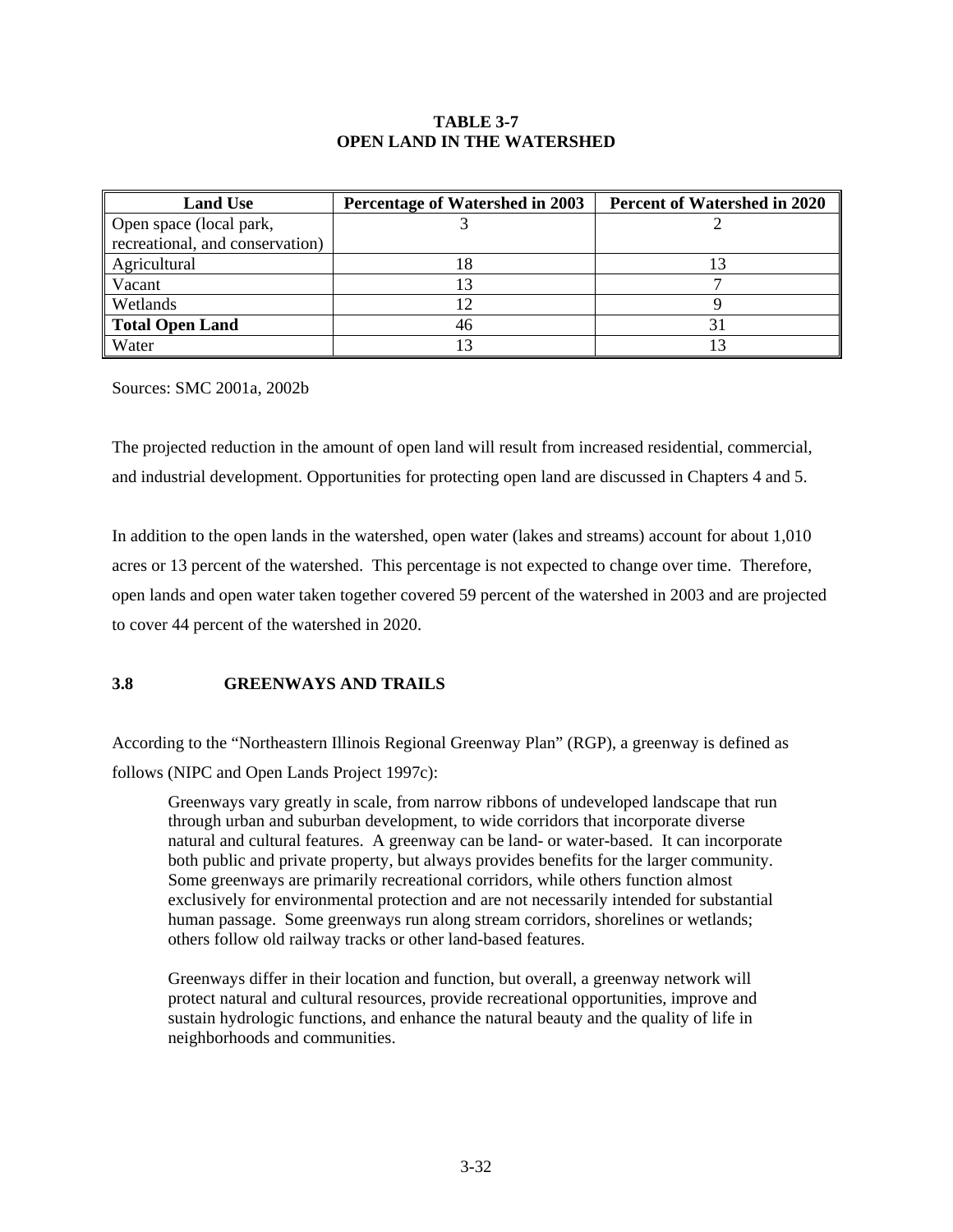**TABLE 3-7**
**OPEN LAND IN THE WATERSHED**

| Land Use | Percentage of Watershed in 2003 | Percent of Watershed in 2020 |
|---|---|---|
| Open space (local park, recreational, and conservation) | 3 | 2 |
| Agricultural | 18 | 13 |
| Vacant | 13 | 7 |
| Wetlands | 12 | 9 |
| **Total Open Land** | 46 | 31 |
| Water | 13 | 13 |

Sources: SMC 2001a, 2002b

The projected reduction in the amount of open land will result from increased residential, commercial, and industrial development. Opportunities for protecting open land are discussed in Chapters 4 and 5.

In addition to the open lands in the watershed, open water (lakes and streams) account for about 1,010 acres or 13 percent of the watershed. This percentage is not expected to change over time. Therefore, open lands and open water taken together covered 59 percent of the watershed in 2003 and are projected to cover 44 percent of the watershed in 2020.

## 3.8 GREENWAYS AND TRAILS

According to the "Northeastern Illinois Regional Greenway Plan" (RGP), a greenway is defined as follows (NIPC and Open Lands Project 1997c):

> Greenways vary greatly in scale, from narrow ribbons of undeveloped landscape that run through urban and suburban development, to wide corridors that incorporate diverse natural and cultural features. A greenway can be land- or water-based. It can incorporate both public and private property, but always provides benefits for the larger community. Some greenways are primarily recreational corridors, while others function almost exclusively for environmental protection and are not necessarily intended for substantial human passage. Some greenways run along stream corridors, shorelines or wetlands; others follow old railway tracks or other land-based features.
>
> Greenways differ in their location and function, but overall, a greenway network will protect natural and cultural resources, provide recreational opportunities, improve and sustain hydrologic functions, and enhance the natural beauty and the quality of life in neighborhoods and communities.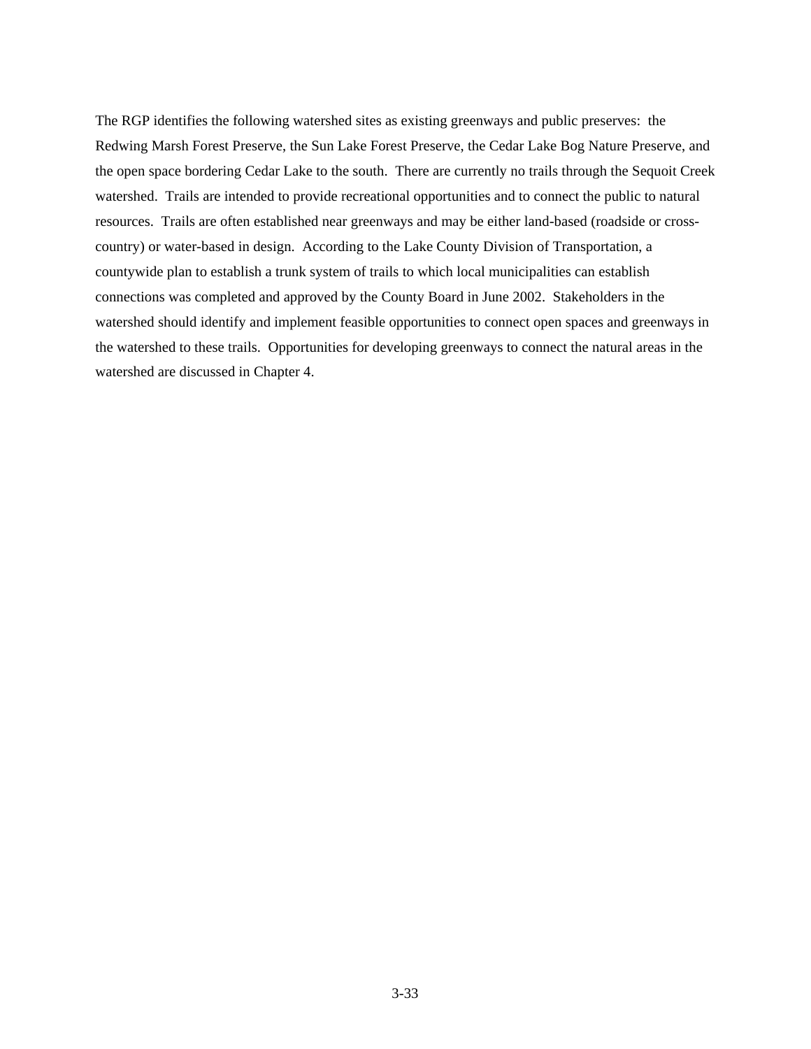The RGP identifies the following watershed sites as existing greenways and public preserves: the Redwing Marsh Forest Preserve, the Sun Lake Forest Preserve, the Cedar Lake Bog Nature Preserve, and the open space bordering Cedar Lake to the south. There are currently no trails through the Sequoit Creek watershed. Trails are intended to provide recreational opportunities and to connect the public to natural resources. Trails are often established near greenways and may be either land-based (roadside or cross-country) or water-based in design. According to the Lake County Division of Transportation, a countywide plan to establish a trunk system of trails to which local municipalities can establish connections was completed and approved by the County Board in June 2002. Stakeholders in the watershed should identify and implement feasible opportunities to connect open spaces and greenways in the watershed to these trails. Opportunities for developing greenways to connect the natural areas in the watershed are discussed in Chapter 4.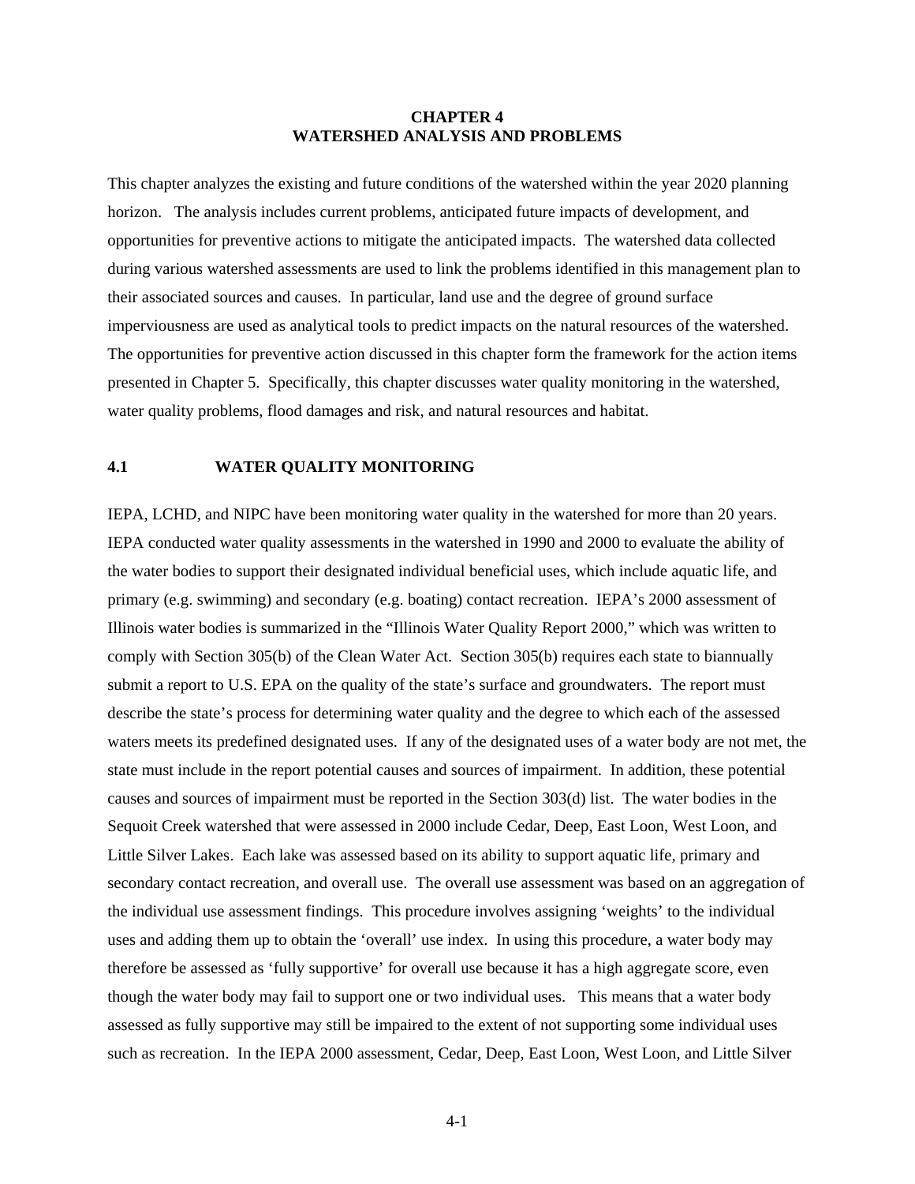# CHAPTER 4
# WATERSHED ANALYSIS AND PROBLEMS

This chapter analyzes the existing and future conditions of the watershed within the year 2020 planning horizon. The analysis includes current problems, anticipated future impacts of development, and opportunities for preventive actions to mitigate the anticipated impacts. The watershed data collected during various watershed assessments are used to link the problems identified in this management plan to their associated sources and causes. In particular, land use and the degree of ground surface imperviousness are used as analytical tools to predict impacts on the natural resources of the watershed. The opportunities for preventive action discussed in this chapter form the framework for the action items presented in Chapter 5. Specifically, this chapter discusses water quality monitoring in the watershed, water quality problems, flood damages and risk, and natural resources and habitat.

## 4.1 WATER QUALITY MONITORING

IEPA, LCHD, and NIPC have been monitoring water quality in the watershed for more than 20 years. IEPA conducted water quality assessments in the watershed in 1990 and 2000 to evaluate the ability of the water bodies to support their designated individual beneficial uses, which include aquatic life, and primary (e.g. swimming) and secondary (e.g. boating) contact recreation. IEPA's 2000 assessment of Illinois water bodies is summarized in the "Illinois Water Quality Report 2000," which was written to comply with Section 305(b) of the Clean Water Act. Section 305(b) requires each state to biannually submit a report to U.S. EPA on the quality of the state's surface and groundwaters. The report must describe the state's process for determining water quality and the degree to which each of the assessed waters meets its predefined designated uses. If any of the designated uses of a water body are not met, the state must include in the report potential causes and sources of impairment. In addition, these potential causes and sources of impairment must be reported in the Section 303(d) list. The water bodies in the Sequoit Creek watershed that were assessed in 2000 include Cedar, Deep, East Loon, West Loon, and Little Silver Lakes. Each lake was assessed based on its ability to support aquatic life, primary and secondary contact recreation, and overall use. The overall use assessment was based on an aggregation of the individual use assessment findings. This procedure involves assigning 'weights' to the individual uses and adding them up to obtain the 'overall' use index. In using this procedure, a water body may therefore be assessed as 'fully supportive' for overall use because it has a high aggregate score, even though the water body may fail to support one or two individual uses. This means that a water body assessed as fully supportive may still be impaired to the extent of not supporting some individual uses such as recreation. In the IEPA 2000 assessment, Cedar, Deep, East Loon, West Loon, and Little Silver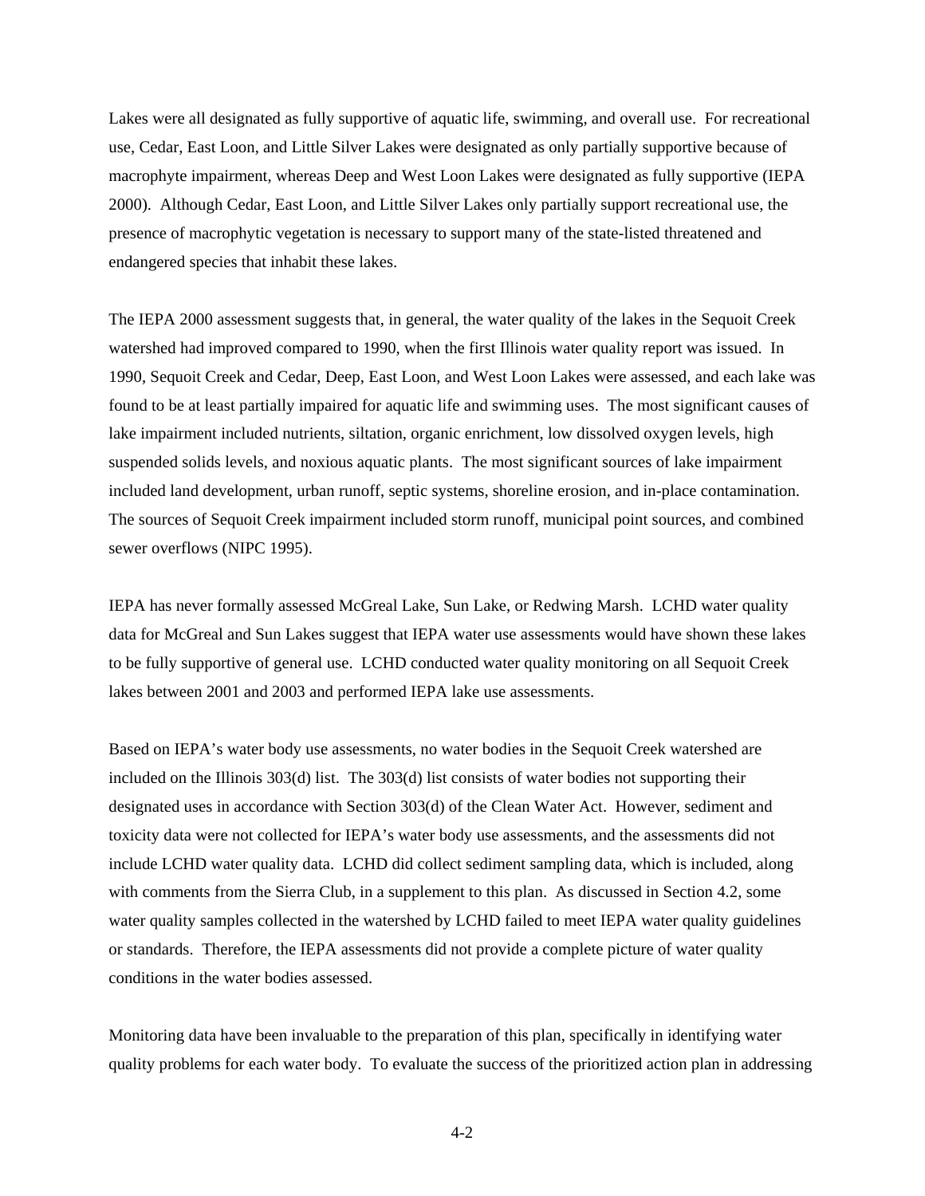Lakes were all designated as fully supportive of aquatic life, swimming, and overall use. For recreational use, Cedar, East Loon, and Little Silver Lakes were designated as only partially supportive because of macrophyte impairment, whereas Deep and West Loon Lakes were designated as fully supportive (IEPA 2000). Although Cedar, East Loon, and Little Silver Lakes only partially support recreational use, the presence of macrophytic vegetation is necessary to support many of the state-listed threatened and endangered species that inhabit these lakes.

The IEPA 2000 assessment suggests that, in general, the water quality of the lakes in the Sequoit Creek watershed had improved compared to 1990, when the first Illinois water quality report was issued. In 1990, Sequoit Creek and Cedar, Deep, East Loon, and West Loon Lakes were assessed, and each lake was found to be at least partially impaired for aquatic life and swimming uses. The most significant causes of lake impairment included nutrients, siltation, organic enrichment, low dissolved oxygen levels, high suspended solids levels, and noxious aquatic plants. The most significant sources of lake impairment included land development, urban runoff, septic systems, shoreline erosion, and in-place contamination. The sources of Sequoit Creek impairment included storm runoff, municipal point sources, and combined sewer overflows (NIPC 1995).

IEPA has never formally assessed McGreal Lake, Sun Lake, or Redwing Marsh. LCHD water quality data for McGreal and Sun Lakes suggest that IEPA water use assessments would have shown these lakes to be fully supportive of general use. LCHD conducted water quality monitoring on all Sequoit Creek lakes between 2001 and 2003 and performed IEPA lake use assessments.

Based on IEPA's water body use assessments, no water bodies in the Sequoit Creek watershed are included on the Illinois 303(d) list. The 303(d) list consists of water bodies not supporting their designated uses in accordance with Section 303(d) of the Clean Water Act. However, sediment and toxicity data were not collected for IEPA's water body use assessments, and the assessments did not include LCHD water quality data. LCHD did collect sediment sampling data, which is included, along with comments from the Sierra Club, in a supplement to this plan. As discussed in Section 4.2, some water quality samples collected in the watershed by LCHD failed to meet IEPA water quality guidelines or standards. Therefore, the IEPA assessments did not provide a complete picture of water quality conditions in the water bodies assessed.

Monitoring data have been invaluable to the preparation of this plan, specifically in identifying water quality problems for each water body. To evaluate the success of the prioritized action plan in addressing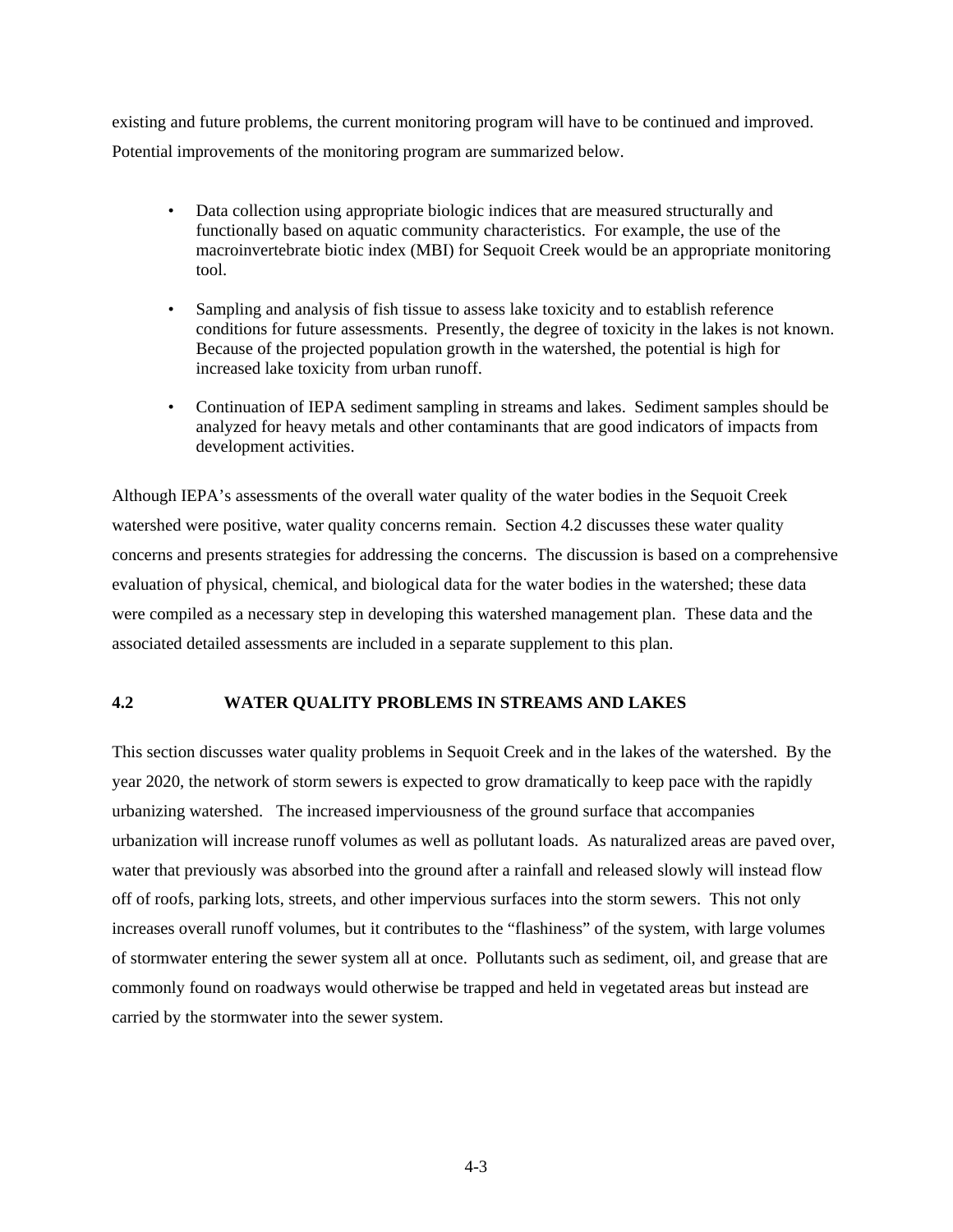existing and future problems, the current monitoring program will have to be continued and improved. Potential improvements of the monitoring program are summarized below.

- Data collection using appropriate biologic indices that are measured structurally and functionally based on aquatic community characteristics. For example, the use of the macroinvertebrate biotic index (MBI) for Sequoit Creek would be an appropriate monitoring tool.
- Sampling and analysis of fish tissue to assess lake toxicity and to establish reference conditions for future assessments. Presently, the degree of toxicity in the lakes is not known. Because of the projected population growth in the watershed, the potential is high for increased lake toxicity from urban runoff.
- Continuation of IEPA sediment sampling in streams and lakes. Sediment samples should be analyzed for heavy metals and other contaminants that are good indicators of impacts from development activities.

Although IEPA's assessments of the overall water quality of the water bodies in the Sequoit Creek watershed were positive, water quality concerns remain. Section 4.2 discusses these water quality concerns and presents strategies for addressing the concerns. The discussion is based on a comprehensive evaluation of physical, chemical, and biological data for the water bodies in the watershed; these data were compiled as a necessary step in developing this watershed management plan. These data and the associated detailed assessments are included in a separate supplement to this plan.

## 4.2 WATER QUALITY PROBLEMS IN STREAMS AND LAKES

This section discusses water quality problems in Sequoit Creek and in the lakes of the watershed. By the year 2020, the network of storm sewers is expected to grow dramatically to keep pace with the rapidly urbanizing watershed. The increased imperviousness of the ground surface that accompanies urbanization will increase runoff volumes as well as pollutant loads. As naturalized areas are paved over, water that previously was absorbed into the ground after a rainfall and released slowly will instead flow off of roofs, parking lots, streets, and other impervious surfaces into the storm sewers. This not only increases overall runoff volumes, but it contributes to the "flashiness" of the system, with large volumes of stormwater entering the sewer system all at once. Pollutants such as sediment, oil, and grease that are commonly found on roadways would otherwise be trapped and held in vegetated areas but instead are carried by the stormwater into the sewer system.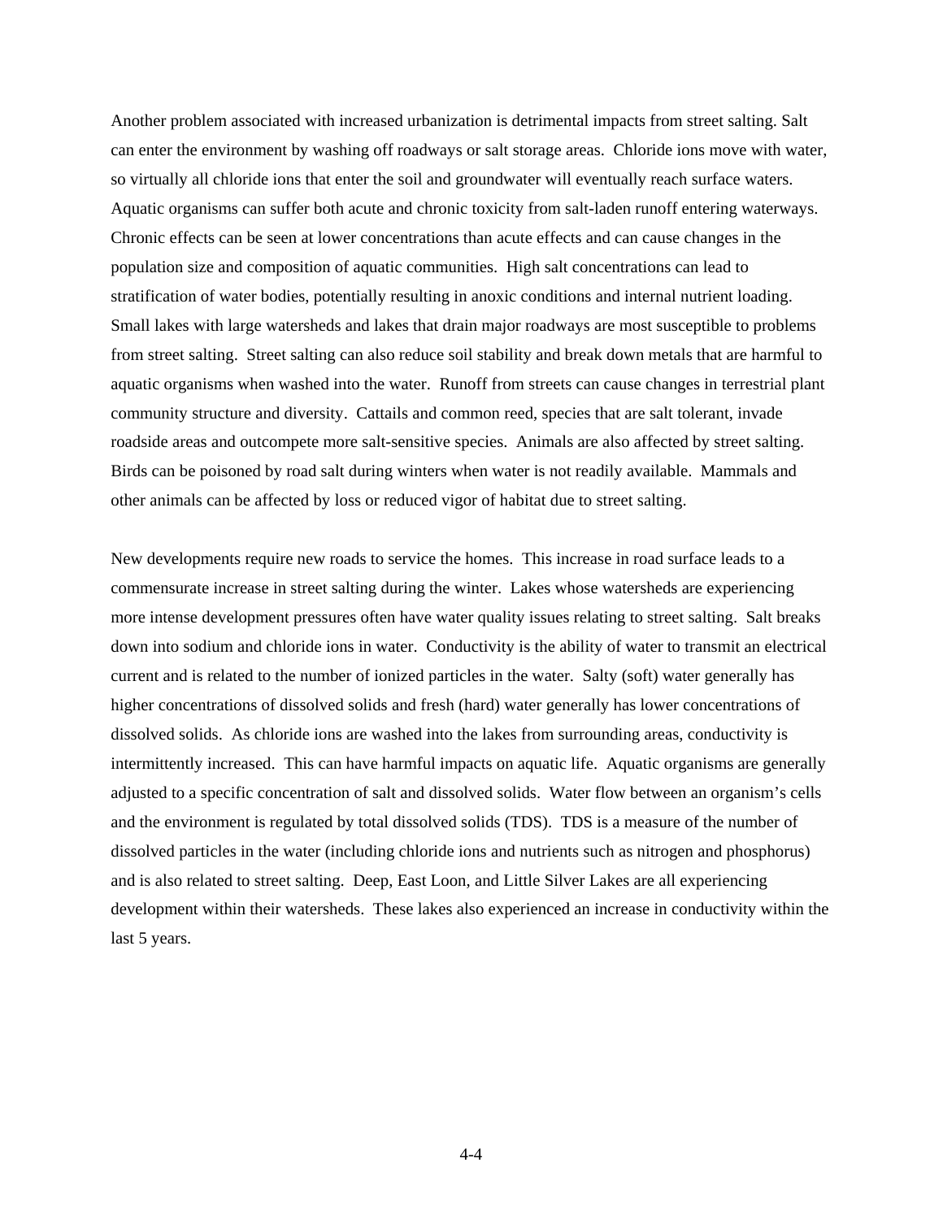Another problem associated with increased urbanization is detrimental impacts from street salting. Salt can enter the environment by washing off roadways or salt storage areas. Chloride ions move with water, so virtually all chloride ions that enter the soil and groundwater will eventually reach surface waters. Aquatic organisms can suffer both acute and chronic toxicity from salt-laden runoff entering waterways. Chronic effects can be seen at lower concentrations than acute effects and can cause changes in the population size and composition of aquatic communities. High salt concentrations can lead to stratification of water bodies, potentially resulting in anoxic conditions and internal nutrient loading. Small lakes with large watersheds and lakes that drain major roadways are most susceptible to problems from street salting. Street salting can also reduce soil stability and break down metals that are harmful to aquatic organisms when washed into the water. Runoff from streets can cause changes in terrestrial plant community structure and diversity. Cattails and common reed, species that are salt tolerant, invade roadside areas and outcompete more salt-sensitive species. Animals are also affected by street salting. Birds can be poisoned by road salt during winters when water is not readily available. Mammals and other animals can be affected by loss or reduced vigor of habitat due to street salting.

New developments require new roads to service the homes. This increase in road surface leads to a commensurate increase in street salting during the winter. Lakes whose watersheds are experiencing more intense development pressures often have water quality issues relating to street salting. Salt breaks down into sodium and chloride ions in water. Conductivity is the ability of water to transmit an electrical current and is related to the number of ionized particles in the water. Salty (soft) water generally has higher concentrations of dissolved solids and fresh (hard) water generally has lower concentrations of dissolved solids. As chloride ions are washed into the lakes from surrounding areas, conductivity is intermittently increased. This can have harmful impacts on aquatic life. Aquatic organisms are generally adjusted to a specific concentration of salt and dissolved solids. Water flow between an organism's cells and the environment is regulated by total dissolved solids (TDS). TDS is a measure of the number of dissolved particles in the water (including chloride ions and nutrients such as nitrogen and phosphorus) and is also related to street salting. Deep, East Loon, and Little Silver Lakes are all experiencing development within their watersheds. These lakes also experienced an increase in conductivity within the last 5 years.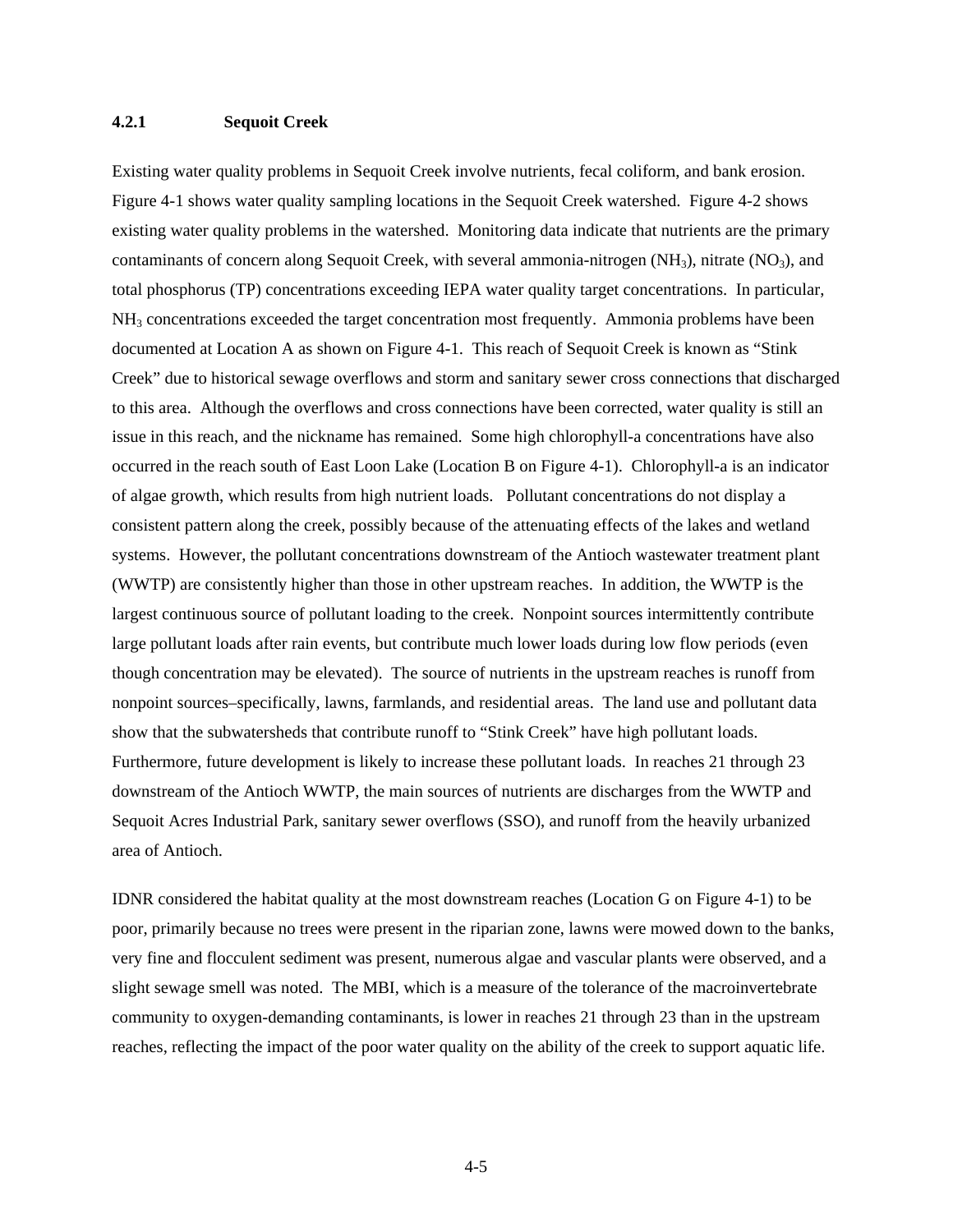### 4.2.1 Sequoit Creek

Existing water quality problems in Sequoit Creek involve nutrients, fecal coliform, and bank erosion. Figure 4-1 shows water quality sampling locations in the Sequoit Creek watershed. Figure 4-2 shows existing water quality problems in the watershed. Monitoring data indicate that nutrients are the primary contaminants of concern along Sequoit Creek, with several ammonia-nitrogen ($NH_3$), nitrate ($NO_3$), and total phosphorus (TP) concentrations exceeding IEPA water quality target concentrations. In particular, $NH_3$ concentrations exceeded the target concentration most frequently. Ammonia problems have been documented at Location A as shown on Figure 4-1. This reach of Sequoit Creek is known as "Stink Creek" due to historical sewage overflows and storm and sanitary sewer cross connections that discharged to this area. Although the overflows and cross connections have been corrected, water quality is still an issue in this reach, and the nickname has remained. Some high chlorophyll-a concentrations have also occurred in the reach south of East Loon Lake (Location B on Figure 4-1). Chlorophyll-a is an indicator of algae growth, which results from high nutrient loads. Pollutant concentrations do not display a consistent pattern along the creek, possibly because of the attenuating effects of the lakes and wetland systems. However, the pollutant concentrations downstream of the Antioch wastewater treatment plant (WWTP) are consistently higher than those in other upstream reaches. In addition, the WWTP is the largest continuous source of pollutant loading to the creek. Nonpoint sources intermittently contribute large pollutant loads after rain events, but contribute much lower loads during low flow periods (even though concentration may be elevated). The source of nutrients in the upstream reaches is runoff from nonpoint sources–specifically, lawns, farmlands, and residential areas. The land use and pollutant data show that the subwatersheds that contribute runoff to "Stink Creek" have high pollutant loads. Furthermore, future development is likely to increase these pollutant loads. In reaches 21 through 23 downstream of the Antioch WWTP, the main sources of nutrients are discharges from the WWTP and Sequoit Acres Industrial Park, sanitary sewer overflows (SSO), and runoff from the heavily urbanized area of Antioch.

IDNR considered the habitat quality at the most downstream reaches (Location G on Figure 4-1) to be poor, primarily because no trees were present in the riparian zone, lawns were mowed down to the banks, very fine and flocculent sediment was present, numerous algae and vascular plants were observed, and a slight sewage smell was noted. The MBI, which is a measure of the tolerance of the macroinvertebrate community to oxygen-demanding contaminants, is lower in reaches 21 through 23 than in the upstream reaches, reflecting the impact of the poor water quality on the ability of the creek to support aquatic life.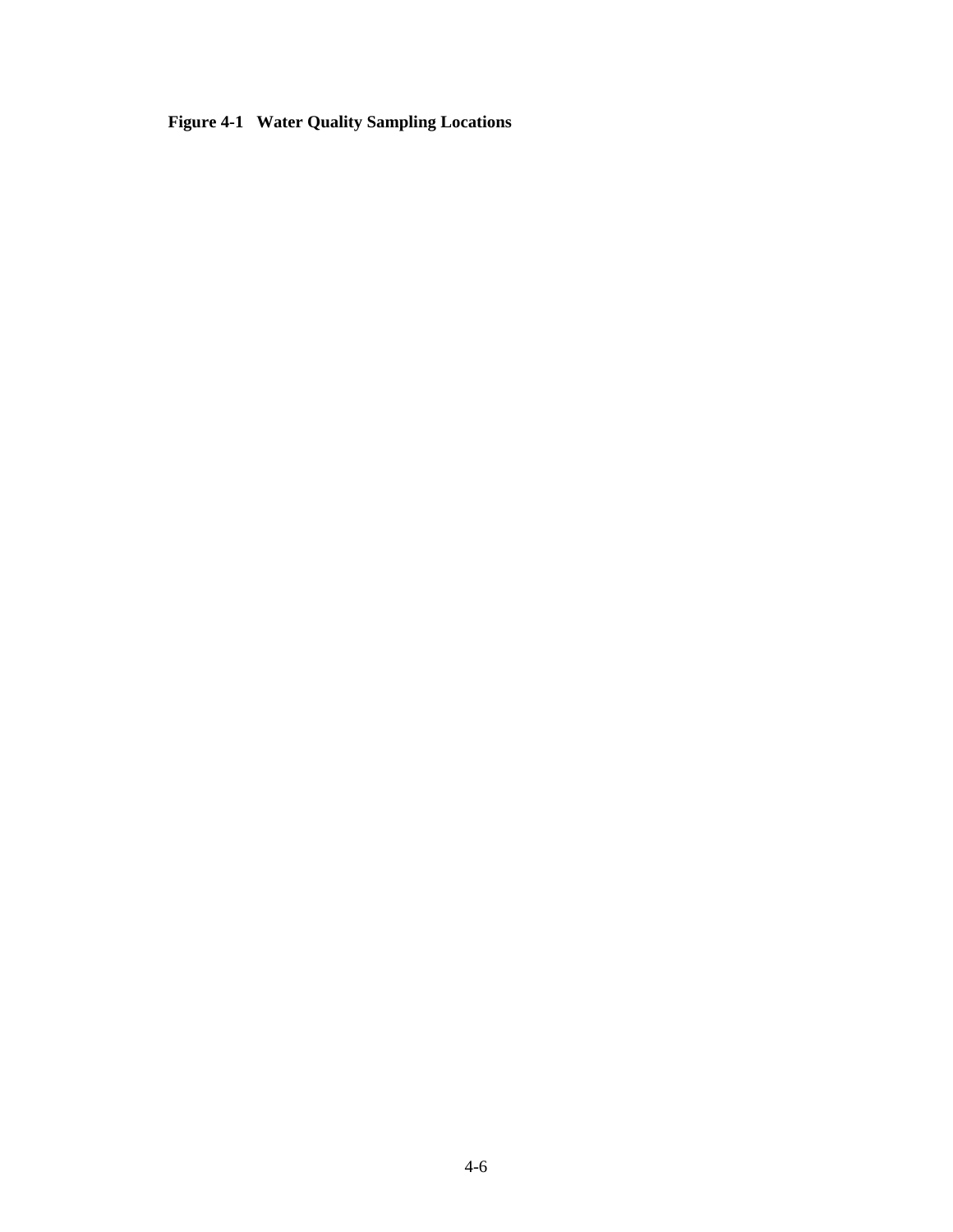**Figure 4-1 Water Quality Sampling Locations**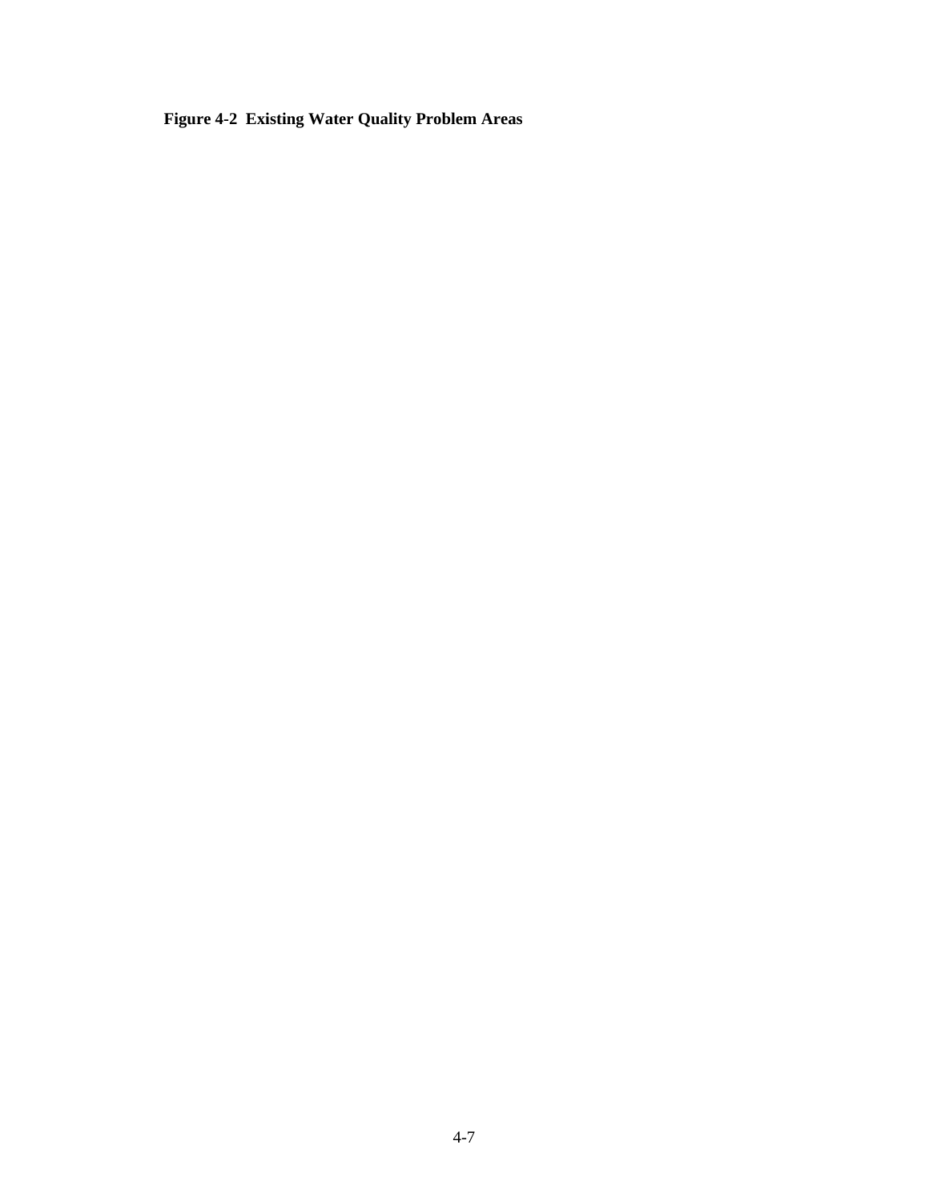**Figure 4-2 Existing Water Quality Problem Areas**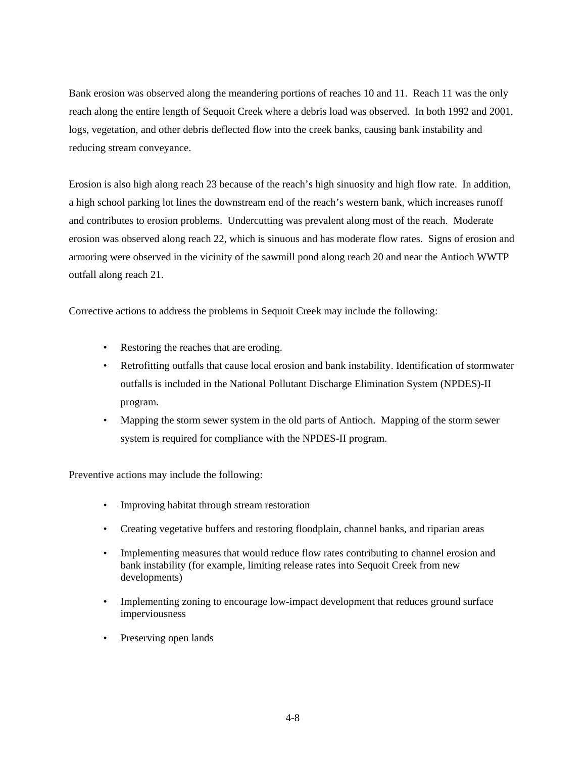Bank erosion was observed along the meandering portions of reaches 10 and 11. Reach 11 was the only reach along the entire length of Sequoit Creek where a debris load was observed. In both 1992 and 2001, logs, vegetation, and other debris deflected flow into the creek banks, causing bank instability and reducing stream conveyance.

Erosion is also high along reach 23 because of the reach's high sinuosity and high flow rate. In addition, a high school parking lot lines the downstream end of the reach's western bank, which increases runoff and contributes to erosion problems. Undercutting was prevalent along most of the reach. Moderate erosion was observed along reach 22, which is sinuous and has moderate flow rates. Signs of erosion and armoring were observed in the vicinity of the sawmill pond along reach 20 and near the Antioch WWTP outfall along reach 21.

Corrective actions to address the problems in Sequoit Creek may include the following:

- Restoring the reaches that are eroding.
- Retrofitting outfalls that cause local erosion and bank instability. Identification of stormwater outfalls is included in the National Pollutant Discharge Elimination System (NPDES)-II program.
- Mapping the storm sewer system in the old parts of Antioch. Mapping of the storm sewer system is required for compliance with the NPDES-II program.

Preventive actions may include the following:

- Improving habitat through stream restoration
- Creating vegetative buffers and restoring floodplain, channel banks, and riparian areas
- Implementing measures that would reduce flow rates contributing to channel erosion and bank instability (for example, limiting release rates into Sequoit Creek from new developments)
- Implementing zoning to encourage low-impact development that reduces ground surface imperviousness
- Preserving open lands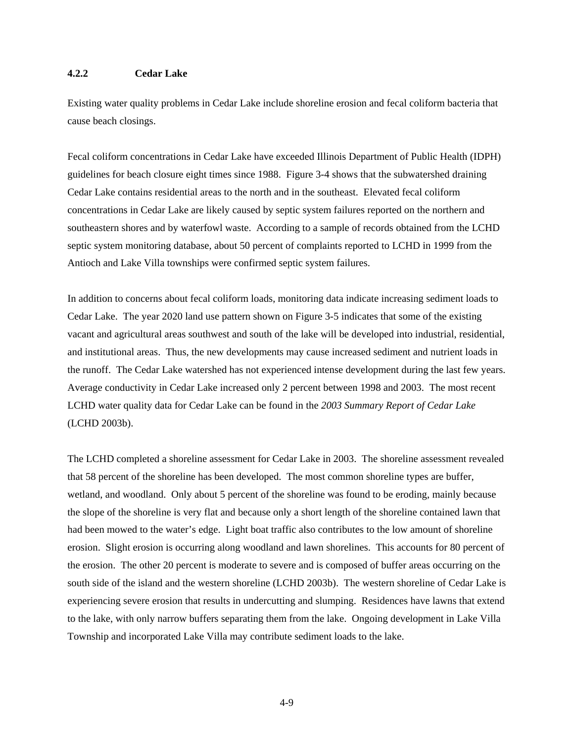### 4.2.2 Cedar Lake

Existing water quality problems in Cedar Lake include shoreline erosion and fecal coliform bacteria that cause beach closings.

Fecal coliform concentrations in Cedar Lake have exceeded Illinois Department of Public Health (IDPH) guidelines for beach closure eight times since 1988. Figure 3-4 shows that the subwatershed draining Cedar Lake contains residential areas to the north and in the southeast. Elevated fecal coliform concentrations in Cedar Lake are likely caused by septic system failures reported on the northern and southeastern shores and by waterfowl waste. According to a sample of records obtained from the LCHD septic system monitoring database, about 50 percent of complaints reported to LCHD in 1999 from the Antioch and Lake Villa townships were confirmed septic system failures.

In addition to concerns about fecal coliform loads, monitoring data indicate increasing sediment loads to Cedar Lake. The year 2020 land use pattern shown on Figure 3-5 indicates that some of the existing vacant and agricultural areas southwest and south of the lake will be developed into industrial, residential, and institutional areas. Thus, the new developments may cause increased sediment and nutrient loads in the runoff. The Cedar Lake watershed has not experienced intense development during the last few years. Average conductivity in Cedar Lake increased only 2 percent between 1998 and 2003. The most recent LCHD water quality data for Cedar Lake can be found in the *2003 Summary Report of Cedar Lake* (LCHD 2003b).

The LCHD completed a shoreline assessment for Cedar Lake in 2003. The shoreline assessment revealed that 58 percent of the shoreline has been developed. The most common shoreline types are buffer, wetland, and woodland. Only about 5 percent of the shoreline was found to be eroding, mainly because the slope of the shoreline is very flat and because only a short length of the shoreline contained lawn that had been mowed to the water's edge. Light boat traffic also contributes to the low amount of shoreline erosion. Slight erosion is occurring along woodland and lawn shorelines. This accounts for 80 percent of the erosion. The other 20 percent is moderate to severe and is composed of buffer areas occurring on the south side of the island and the western shoreline (LCHD 2003b). The western shoreline of Cedar Lake is experiencing severe erosion that results in undercutting and slumping. Residences have lawns that extend to the lake, with only narrow buffers separating them from the lake. Ongoing development in Lake Villa Township and incorporated Lake Villa may contribute sediment loads to the lake.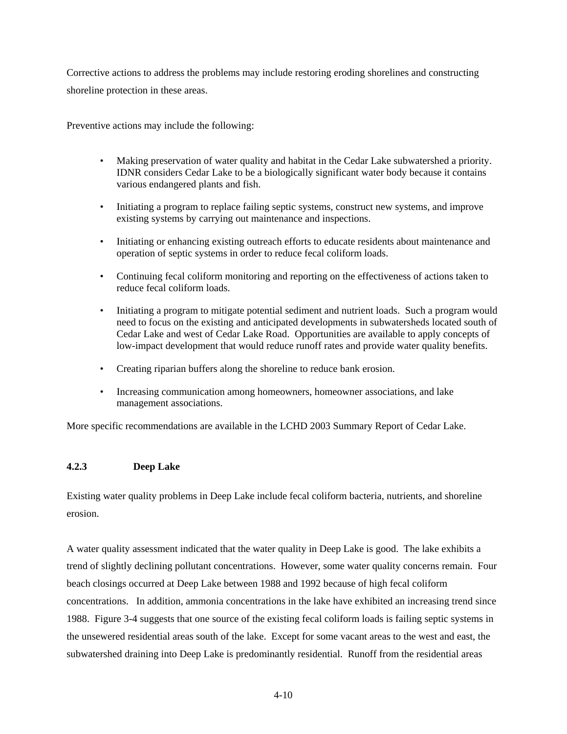Corrective actions to address the problems may include restoring eroding shorelines and constructing shoreline protection in these areas.

Preventive actions may include the following:

- Making preservation of water quality and habitat in the Cedar Lake subwatershed a priority. IDNR considers Cedar Lake to be a biologically significant water body because it contains various endangered plants and fish.
- Initiating a program to replace failing septic systems, construct new systems, and improve existing systems by carrying out maintenance and inspections.
- Initiating or enhancing existing outreach efforts to educate residents about maintenance and operation of septic systems in order to reduce fecal coliform loads.
- Continuing fecal coliform monitoring and reporting on the effectiveness of actions taken to reduce fecal coliform loads.
- Initiating a program to mitigate potential sediment and nutrient loads. Such a program would need to focus on the existing and anticipated developments in subwatersheds located south of Cedar Lake and west of Cedar Lake Road. Opportunities are available to apply concepts of low-impact development that would reduce runoff rates and provide water quality benefits.
- Creating riparian buffers along the shoreline to reduce bank erosion.
- Increasing communication among homeowners, homeowner associations, and lake management associations.

More specific recommendations are available in the LCHD 2003 Summary Report of Cedar Lake.

### 4.2.3 Deep Lake

Existing water quality problems in Deep Lake include fecal coliform bacteria, nutrients, and shoreline erosion.

A water quality assessment indicated that the water quality in Deep Lake is good. The lake exhibits a trend of slightly declining pollutant concentrations. However, some water quality concerns remain. Four beach closings occurred at Deep Lake between 1988 and 1992 because of high fecal coliform concentrations. In addition, ammonia concentrations in the lake have exhibited an increasing trend since 1988. Figure 3-4 suggests that one source of the existing fecal coliform loads is failing septic systems in the unsewered residential areas south of the lake. Except for some vacant areas to the west and east, the subwatershed draining into Deep Lake is predominantly residential. Runoff from the residential areas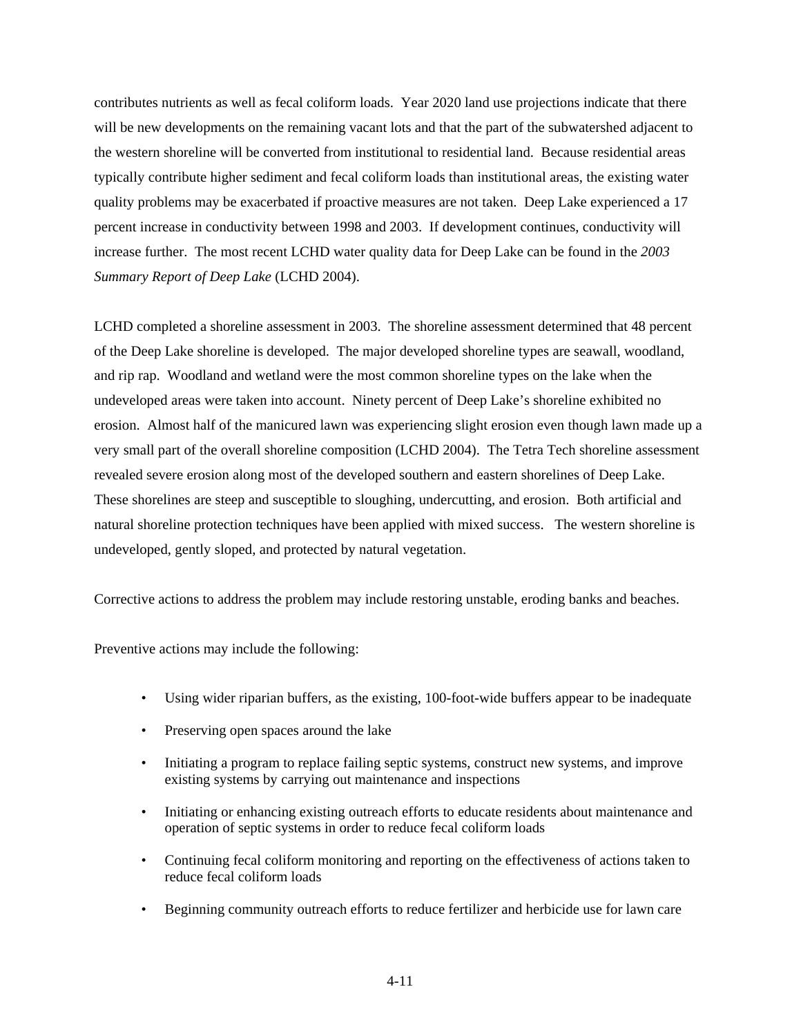contributes nutrients as well as fecal coliform loads. Year 2020 land use projections indicate that there will be new developments on the remaining vacant lots and that the part of the subwatershed adjacent to the western shoreline will be converted from institutional to residential land. Because residential areas typically contribute higher sediment and fecal coliform loads than institutional areas, the existing water quality problems may be exacerbated if proactive measures are not taken. Deep Lake experienced a 17 percent increase in conductivity between 1998 and 2003. If development continues, conductivity will increase further. The most recent LCHD water quality data for Deep Lake can be found in the *2003 Summary Report of Deep Lake* (LCHD 2004).

LCHD completed a shoreline assessment in 2003. The shoreline assessment determined that 48 percent of the Deep Lake shoreline is developed. The major developed shoreline types are seawall, woodland, and rip rap. Woodland and wetland were the most common shoreline types on the lake when the undeveloped areas were taken into account. Ninety percent of Deep Lake's shoreline exhibited no erosion. Almost half of the manicured lawn was experiencing slight erosion even though lawn made up a very small part of the overall shoreline composition (LCHD 2004). The Tetra Tech shoreline assessment revealed severe erosion along most of the developed southern and eastern shorelines of Deep Lake. These shorelines are steep and susceptible to sloughing, undercutting, and erosion. Both artificial and natural shoreline protection techniques have been applied with mixed success. The western shoreline is undeveloped, gently sloped, and protected by natural vegetation.

Corrective actions to address the problem may include restoring unstable, eroding banks and beaches.

Preventive actions may include the following:

- Using wider riparian buffers, as the existing, 100-foot-wide buffers appear to be inadequate
- Preserving open spaces around the lake
- Initiating a program to replace failing septic systems, construct new systems, and improve existing systems by carrying out maintenance and inspections
- Initiating or enhancing existing outreach efforts to educate residents about maintenance and operation of septic systems in order to reduce fecal coliform loads
- Continuing fecal coliform monitoring and reporting on the effectiveness of actions taken to reduce fecal coliform loads
- Beginning community outreach efforts to reduce fertilizer and herbicide use for lawn care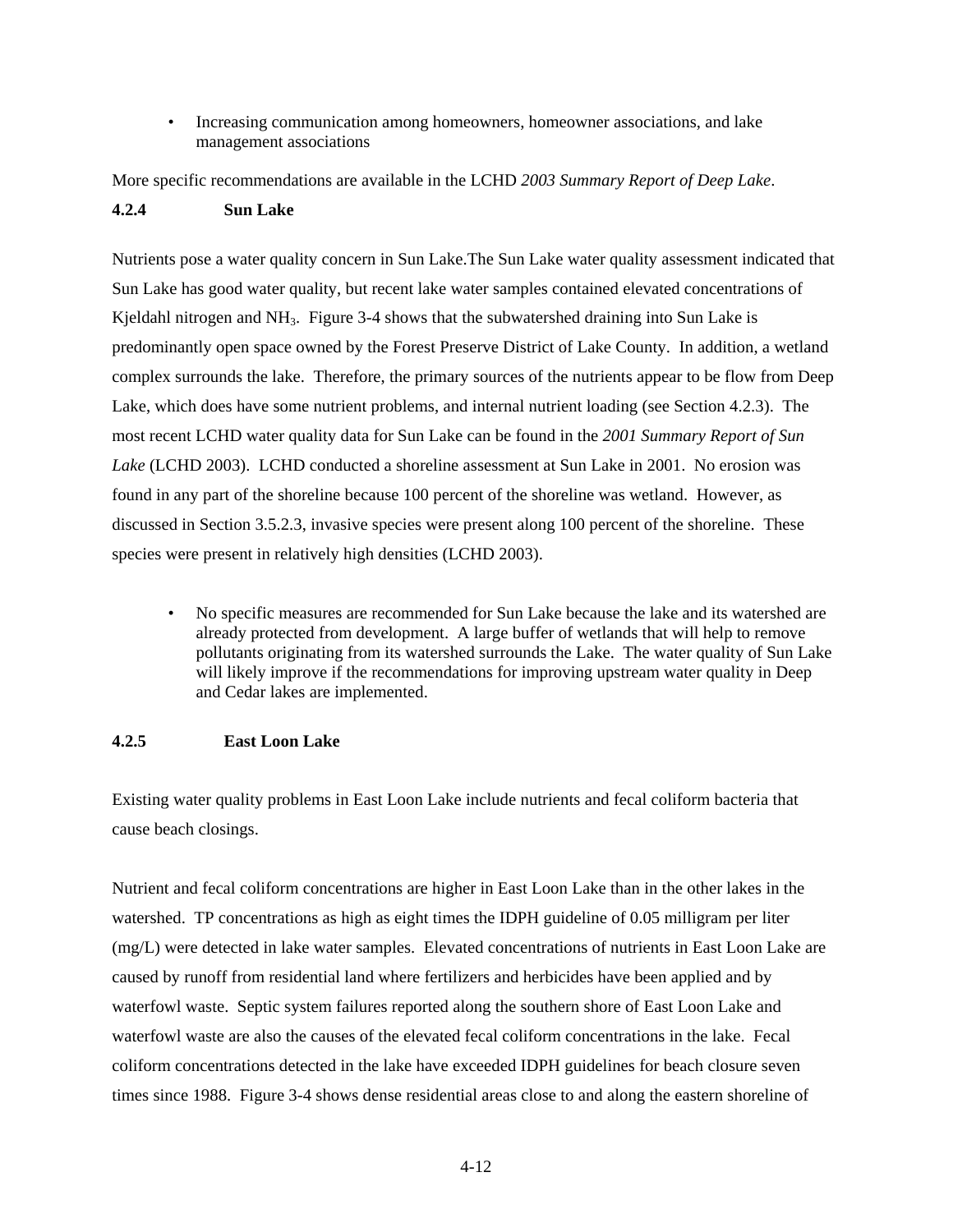- Increasing communication among homeowners, homeowner associations, and lake management associations

More specific recommendations are available in the LCHD *2003 Summary Report of Deep Lake*.

### 4.2.4 Sun Lake

Nutrients pose a water quality concern in Sun Lake.The Sun Lake water quality assessment indicated that Sun Lake has good water quality, but recent lake water samples contained elevated concentrations of Kjeldahl nitrogen and $NH_3$. Figure 3-4 shows that the subwatershed draining into Sun Lake is predominantly open space owned by the Forest Preserve District of Lake County. In addition, a wetland complex surrounds the lake. Therefore, the primary sources of the nutrients appear to be flow from Deep Lake, which does have some nutrient problems, and internal nutrient loading (see Section 4.2.3). The most recent LCHD water quality data for Sun Lake can be found in the *2001 Summary Report of Sun Lake* (LCHD 2003). LCHD conducted a shoreline assessment at Sun Lake in 2001. No erosion was found in any part of the shoreline because 100 percent of the shoreline was wetland. However, as discussed in Section 3.5.2.3, invasive species were present along 100 percent of the shoreline. These species were present in relatively high densities (LCHD 2003).

- No specific measures are recommended for Sun Lake because the lake and its watershed are already protected from development. A large buffer of wetlands that will help to remove pollutants originating from its watershed surrounds the Lake. The water quality of Sun Lake will likely improve if the recommendations for improving upstream water quality in Deep and Cedar lakes are implemented.

### 4.2.5 East Loon Lake

Existing water quality problems in East Loon Lake include nutrients and fecal coliform bacteria that cause beach closings.

Nutrient and fecal coliform concentrations are higher in East Loon Lake than in the other lakes in the watershed. TP concentrations as high as eight times the IDPH guideline of 0.05 milligram per liter (mg/L) were detected in lake water samples. Elevated concentrations of nutrients in East Loon Lake are caused by runoff from residential land where fertilizers and herbicides have been applied and by waterfowl waste. Septic system failures reported along the southern shore of East Loon Lake and waterfowl waste are also the causes of the elevated fecal coliform concentrations in the lake. Fecal coliform concentrations detected in the lake have exceeded IDPH guidelines for beach closure seven times since 1988. Figure 3-4 shows dense residential areas close to and along the eastern shoreline of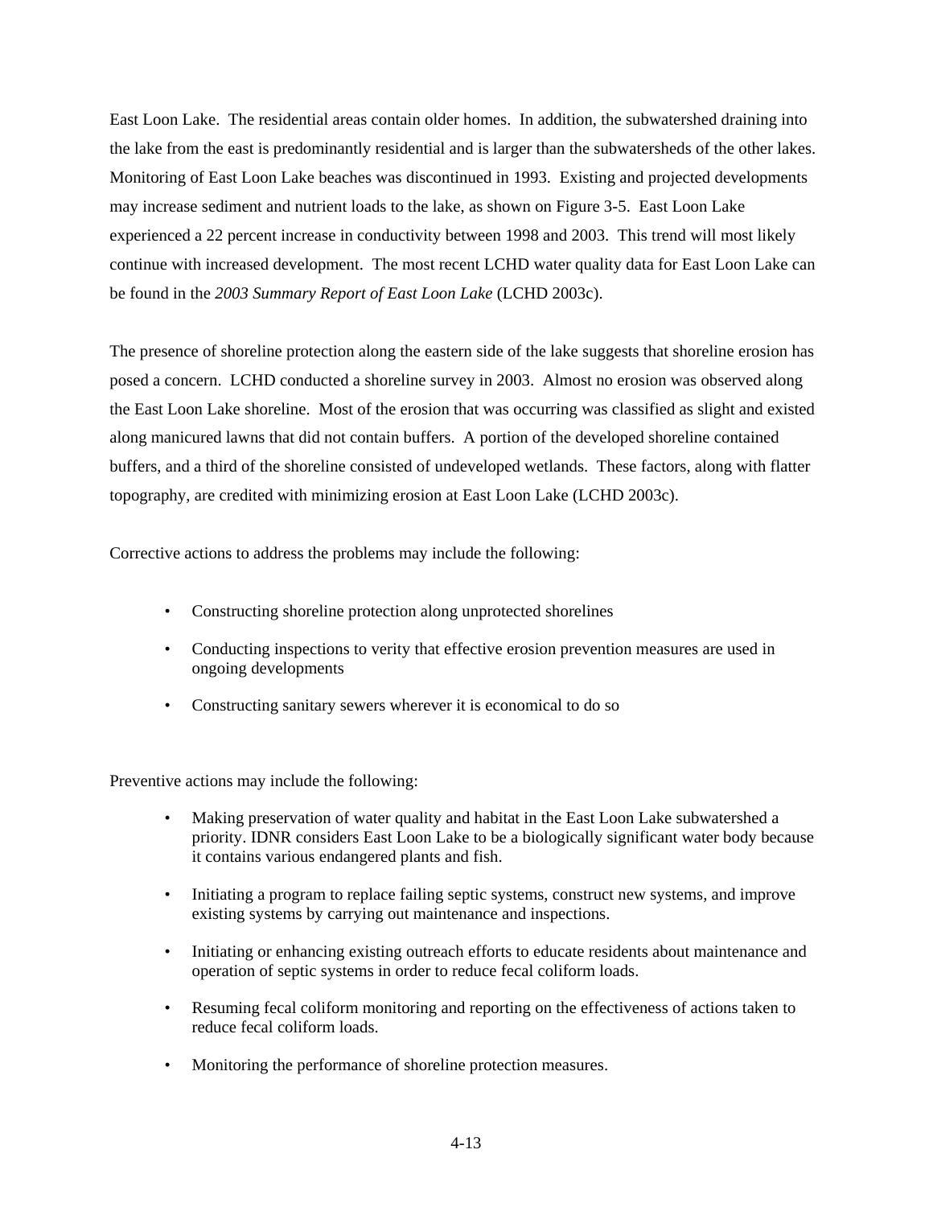East Loon Lake. The residential areas contain older homes. In addition, the subwatershed draining into the lake from the east is predominantly residential and is larger than the subwatersheds of the other lakes. Monitoring of East Loon Lake beaches was discontinued in 1993. Existing and projected developments may increase sediment and nutrient loads to the lake, as shown on Figure 3-5. East Loon Lake experienced a 22 percent increase in conductivity between 1998 and 2003. This trend will most likely continue with increased development. The most recent LCHD water quality data for East Loon Lake can be found in the *2003 Summary Report of East Loon Lake* (LCHD 2003c).

The presence of shoreline protection along the eastern side of the lake suggests that shoreline erosion has posed a concern. LCHD conducted a shoreline survey in 2003. Almost no erosion was observed along the East Loon Lake shoreline. Most of the erosion that was occurring was classified as slight and existed along manicured lawns that did not contain buffers. A portion of the developed shoreline contained buffers, and a third of the shoreline consisted of undeveloped wetlands. These factors, along with flatter topography, are credited with minimizing erosion at East Loon Lake (LCHD 2003c).

Corrective actions to address the problems may include the following:

- Constructing shoreline protection along unprotected shorelines
- Conducting inspections to verity that effective erosion prevention measures are used in ongoing developments
- Constructing sanitary sewers wherever it is economical to do so

Preventive actions may include the following:

- Making preservation of water quality and habitat in the East Loon Lake subwatershed a priority. IDNR considers East Loon Lake to be a biologically significant water body because it contains various endangered plants and fish.
- Initiating a program to replace failing septic systems, construct new systems, and improve existing systems by carrying out maintenance and inspections.
- Initiating or enhancing existing outreach efforts to educate residents about maintenance and operation of septic systems in order to reduce fecal coliform loads.
- Resuming fecal coliform monitoring and reporting on the effectiveness of actions taken to reduce fecal coliform loads.
- Monitoring the performance of shoreline protection measures.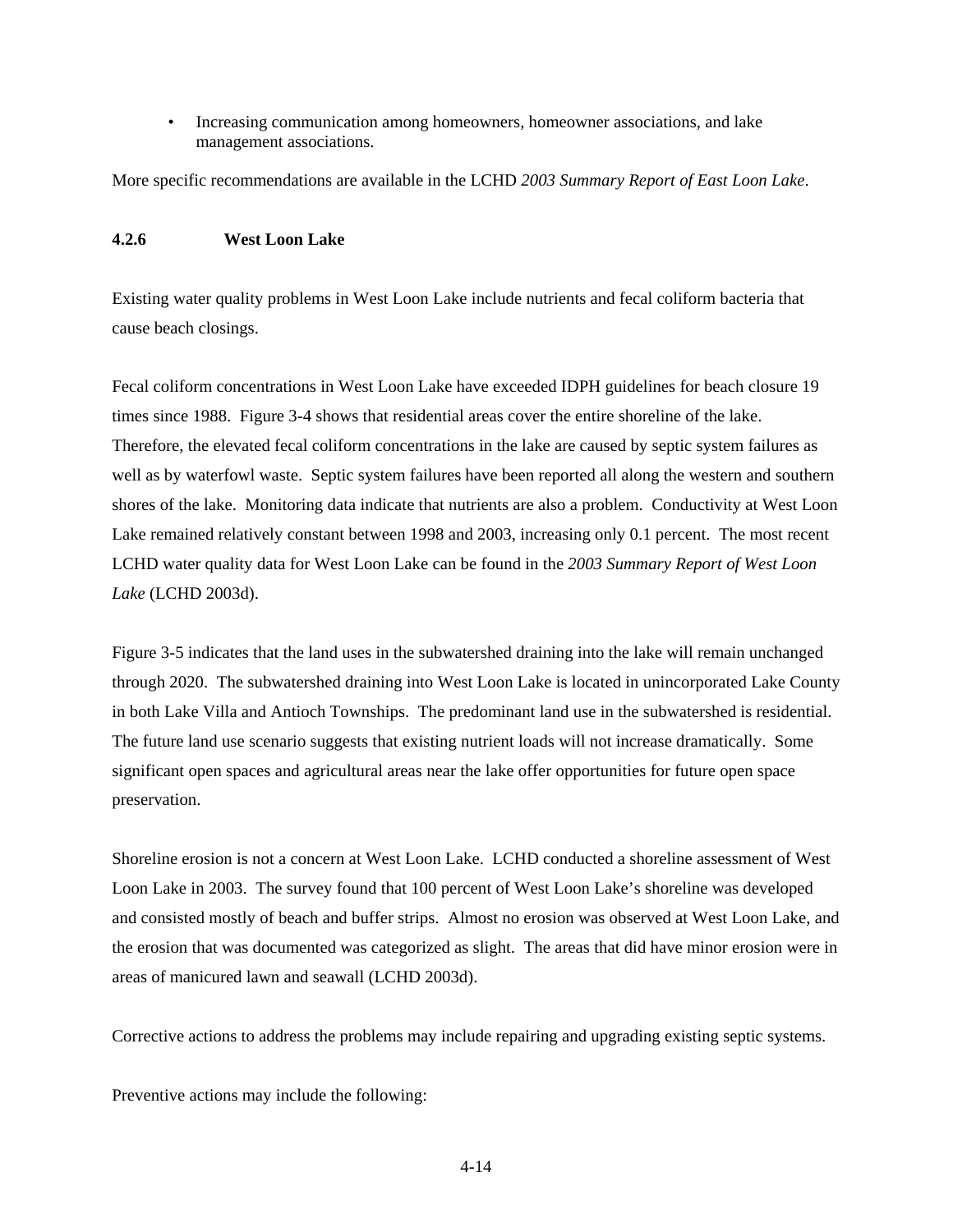- Increasing communication among homeowners, homeowner associations, and lake management associations.

More specific recommendations are available in the LCHD *2003 Summary Report of East Loon Lake*.

#### 4.2.6 West Loon Lake

Existing water quality problems in West Loon Lake include nutrients and fecal coliform bacteria that cause beach closings.

Fecal coliform concentrations in West Loon Lake have exceeded IDPH guidelines for beach closure 19 times since 1988. Figure 3-4 shows that residential areas cover the entire shoreline of the lake. Therefore, the elevated fecal coliform concentrations in the lake are caused by septic system failures as well as by waterfowl waste. Septic system failures have been reported all along the western and southern shores of the lake. Monitoring data indicate that nutrients are also a problem. Conductivity at West Loon Lake remained relatively constant between 1998 and 2003, increasing only 0.1 percent. The most recent LCHD water quality data for West Loon Lake can be found in the *2003 Summary Report of West Loon Lake* (LCHD 2003d).

Figure 3-5 indicates that the land uses in the subwatershed draining into the lake will remain unchanged through 2020. The subwatershed draining into West Loon Lake is located in unincorporated Lake County in both Lake Villa and Antioch Townships. The predominant land use in the subwatershed is residential. The future land use scenario suggests that existing nutrient loads will not increase dramatically. Some significant open spaces and agricultural areas near the lake offer opportunities for future open space preservation.

Shoreline erosion is not a concern at West Loon Lake. LCHD conducted a shoreline assessment of West Loon Lake in 2003. The survey found that 100 percent of West Loon Lake's shoreline was developed and consisted mostly of beach and buffer strips. Almost no erosion was observed at West Loon Lake, and the erosion that was documented was categorized as slight. The areas that did have minor erosion were in areas of manicured lawn and seawall (LCHD 2003d).

Corrective actions to address the problems may include repairing and upgrading existing septic systems.

Preventive actions may include the following: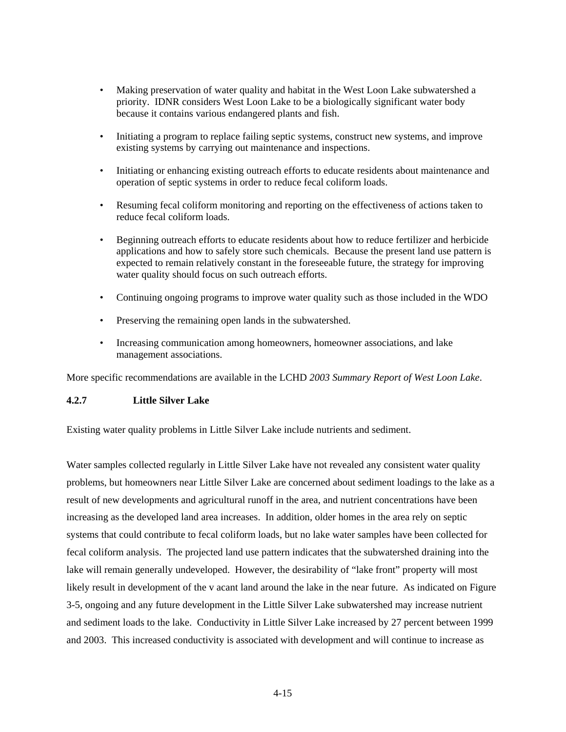- Making preservation of water quality and habitat in the West Loon Lake subwatershed a priority. IDNR considers West Loon Lake to be a biologically significant water body because it contains various endangered plants and fish.
- Initiating a program to replace failing septic systems, construct new systems, and improve existing systems by carrying out maintenance and inspections.
- Initiating or enhancing existing outreach efforts to educate residents about maintenance and operation of septic systems in order to reduce fecal coliform loads.
- Resuming fecal coliform monitoring and reporting on the effectiveness of actions taken to reduce fecal coliform loads.
- Beginning outreach efforts to educate residents about how to reduce fertilizer and herbicide applications and how to safely store such chemicals. Because the present land use pattern is expected to remain relatively constant in the foreseeable future, the strategy for improving water quality should focus on such outreach efforts.
- Continuing ongoing programs to improve water quality such as those included in the WDO
- Preserving the remaining open lands in the subwatershed.
- Increasing communication among homeowners, homeowner associations, and lake management associations.

More specific recommendations are available in the LCHD *2003 Summary Report of West Loon Lake*.

### 4.2.7 Little Silver Lake

Existing water quality problems in Little Silver Lake include nutrients and sediment.

Water samples collected regularly in Little Silver Lake have not revealed any consistent water quality problems, but homeowners near Little Silver Lake are concerned about sediment loadings to the lake as a result of new developments and agricultural runoff in the area, and nutrient concentrations have been increasing as the developed land area increases. In addition, older homes in the area rely on septic systems that could contribute to fecal coliform loads, but no lake water samples have been collected for fecal coliform analysis. The projected land use pattern indicates that the subwatershed draining into the lake will remain generally undeveloped. However, the desirability of "lake front" property will most likely result in development of the v acant land around the lake in the near future. As indicated on Figure 3-5, ongoing and any future development in the Little Silver Lake subwatershed may increase nutrient and sediment loads to the lake. Conductivity in Little Silver Lake increased by 27 percent between 1999 and 2003. This increased conductivity is associated with development and will continue to increase as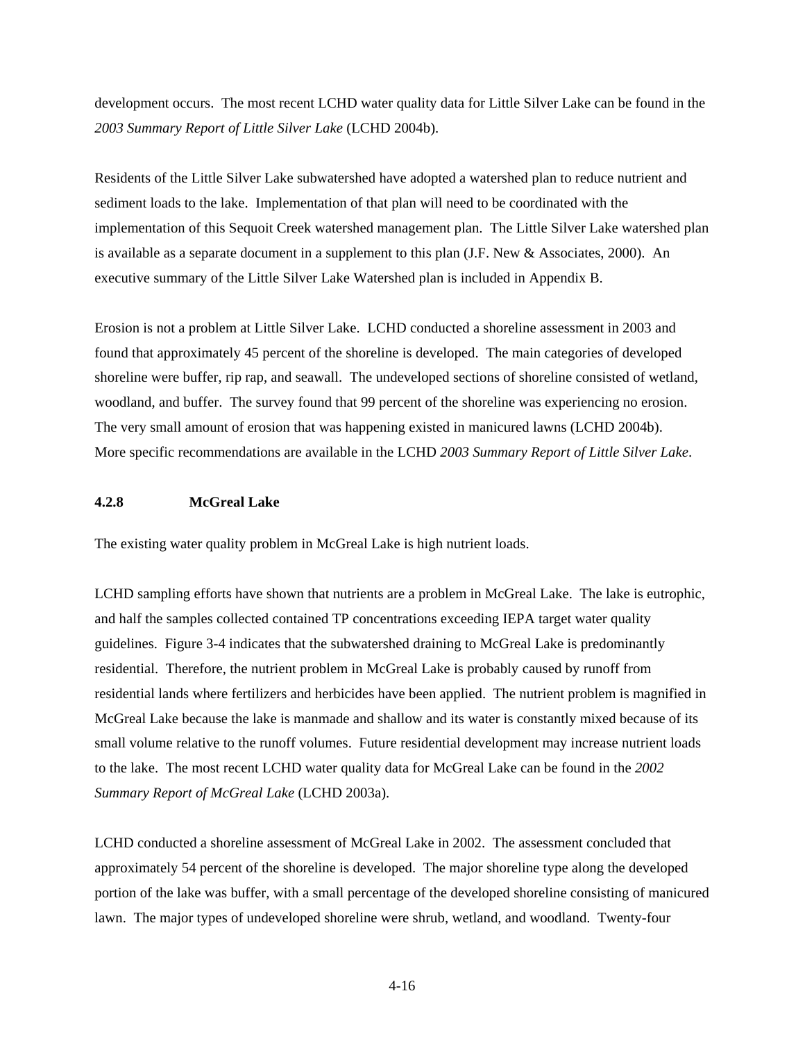development occurs. The most recent LCHD water quality data for Little Silver Lake can be found in the *2003 Summary Report of Little Silver Lake* (LCHD 2004b).

Residents of the Little Silver Lake subwatershed have adopted a watershed plan to reduce nutrient and sediment loads to the lake. Implementation of that plan will need to be coordinated with the implementation of this Sequoit Creek watershed management plan. The Little Silver Lake watershed plan is available as a separate document in a supplement to this plan (J.F. New & Associates, 2000). An executive summary of the Little Silver Lake Watershed plan is included in Appendix B.

Erosion is not a problem at Little Silver Lake. LCHD conducted a shoreline assessment in 2003 and found that approximately 45 percent of the shoreline is developed. The main categories of developed shoreline were buffer, rip rap, and seawall. The undeveloped sections of shoreline consisted of wetland, woodland, and buffer. The survey found that 99 percent of the shoreline was experiencing no erosion. The very small amount of erosion that was happening existed in manicured lawns (LCHD 2004b). More specific recommendations are available in the LCHD *2003 Summary Report of Little Silver Lake*.

### 4.2.8 McGreal Lake

The existing water quality problem in McGreal Lake is high nutrient loads.

LCHD sampling efforts have shown that nutrients are a problem in McGreal Lake. The lake is eutrophic, and half the samples collected contained TP concentrations exceeding IEPA target water quality guidelines. Figure 3-4 indicates that the subwatershed draining to McGreal Lake is predominantly residential. Therefore, the nutrient problem in McGreal Lake is probably caused by runoff from residential lands where fertilizers and herbicides have been applied. The nutrient problem is magnified in McGreal Lake because the lake is manmade and shallow and its water is constantly mixed because of its small volume relative to the runoff volumes. Future residential development may increase nutrient loads to the lake. The most recent LCHD water quality data for McGreal Lake can be found in the *2002 Summary Report of McGreal Lake* (LCHD 2003a).

LCHD conducted a shoreline assessment of McGreal Lake in 2002. The assessment concluded that approximately 54 percent of the shoreline is developed. The major shoreline type along the developed portion of the lake was buffer, with a small percentage of the developed shoreline consisting of manicured lawn. The major types of undeveloped shoreline were shrub, wetland, and woodland. Twenty-four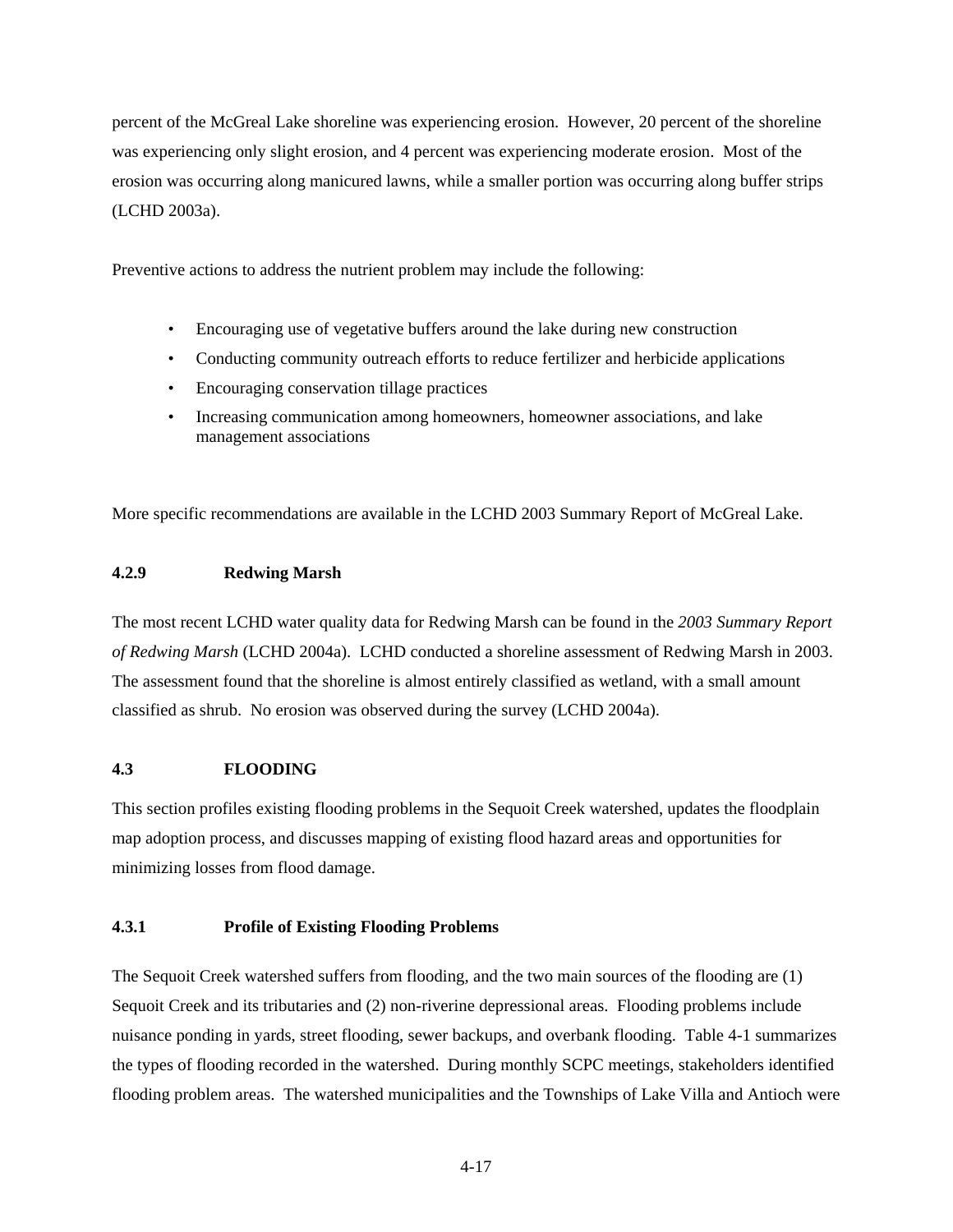percent of the McGreal Lake shoreline was experiencing erosion. However, 20 percent of the shoreline was experiencing only slight erosion, and 4 percent was experiencing moderate erosion. Most of the erosion was occurring along manicured lawns, while a smaller portion was occurring along buffer strips (LCHD 2003a).

Preventive actions to address the nutrient problem may include the following:

- Encouraging use of vegetative buffers around the lake during new construction
- Conducting community outreach efforts to reduce fertilizer and herbicide applications
- Encouraging conservation tillage practices
- Increasing communication among homeowners, homeowner associations, and lake management associations

More specific recommendations are available in the LCHD 2003 Summary Report of McGreal Lake.

### 4.2.9 Redwing Marsh

The most recent LCHD water quality data for Redwing Marsh can be found in the *2003 Summary Report of Redwing Marsh* (LCHD 2004a). LCHD conducted a shoreline assessment of Redwing Marsh in 2003. The assessment found that the shoreline is almost entirely classified as wetland, with a small amount classified as shrub. No erosion was observed during the survey (LCHD 2004a).

## 4.3 FLOODING

This section profiles existing flooding problems in the Sequoit Creek watershed, updates the floodplain map adoption process, and discusses mapping of existing flood hazard areas and opportunities for minimizing losses from flood damage.

### 4.3.1 Profile of Existing Flooding Problems

The Sequoit Creek watershed suffers from flooding, and the two main sources of the flooding are (1) Sequoit Creek and its tributaries and (2) non-riverine depressional areas. Flooding problems include nuisance ponding in yards, street flooding, sewer backups, and overbank flooding. Table 4-1 summarizes the types of flooding recorded in the watershed. During monthly SCPC meetings, stakeholders identified flooding problem areas. The watershed municipalities and the Townships of Lake Villa and Antioch were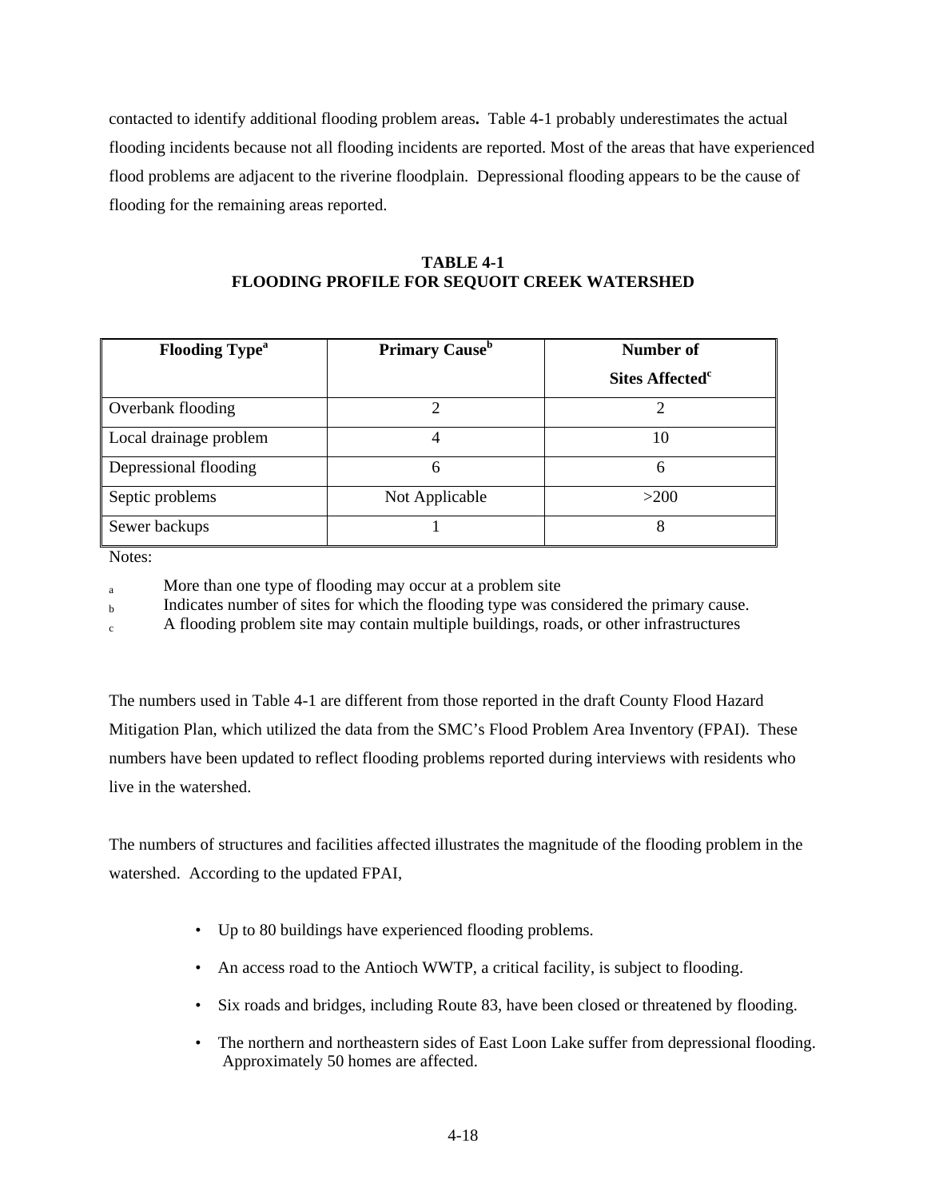contacted to identify additional flooding problem areas**.** Table 4-1 probably underestimates the actual flooding incidents because not all flooding incidents are reported. Most of the areas that have experienced flood problems are adjacent to the riverine floodplain. Depressional flooding appears to be the cause of flooding for the remaining areas reported.

**TABLE 4-1**
**FLOODING PROFILE FOR SEQUOIT CREEK WATERSHED**

| Flooding Type[a] | Primary Cause[b] | Number of Sites Affected[c] |
|---|---|---|
| Overbank flooding | 2 | 2 |
| Local drainage problem | 4 | 10 |
| Depressional flooding | 6 | 6 |
| Septic problems | Not Applicable | >200 |
| Sewer backups | 1 | 8 |

Notes:

[a] More than one type of flooding may occur at a problem site

[b] Indicates number of sites for which the flooding type was considered the primary cause.

[c] A flooding problem site may contain multiple buildings, roads, or other infrastructures

The numbers used in Table 4-1 are different from those reported in the draft County Flood Hazard Mitigation Plan, which utilized the data from the SMC's Flood Problem Area Inventory (FPAI). These numbers have been updated to reflect flooding problems reported during interviews with residents who live in the watershed.

The numbers of structures and facilities affected illustrates the magnitude of the flooding problem in the watershed. According to the updated FPAI,

- Up to 80 buildings have experienced flooding problems.
- An access road to the Antioch WWTP, a critical facility, is subject to flooding.
- Six roads and bridges, including Route 83, have been closed or threatened by flooding.
- The northern and northeastern sides of East Loon Lake suffer from depressional flooding. Approximately 50 homes are affected.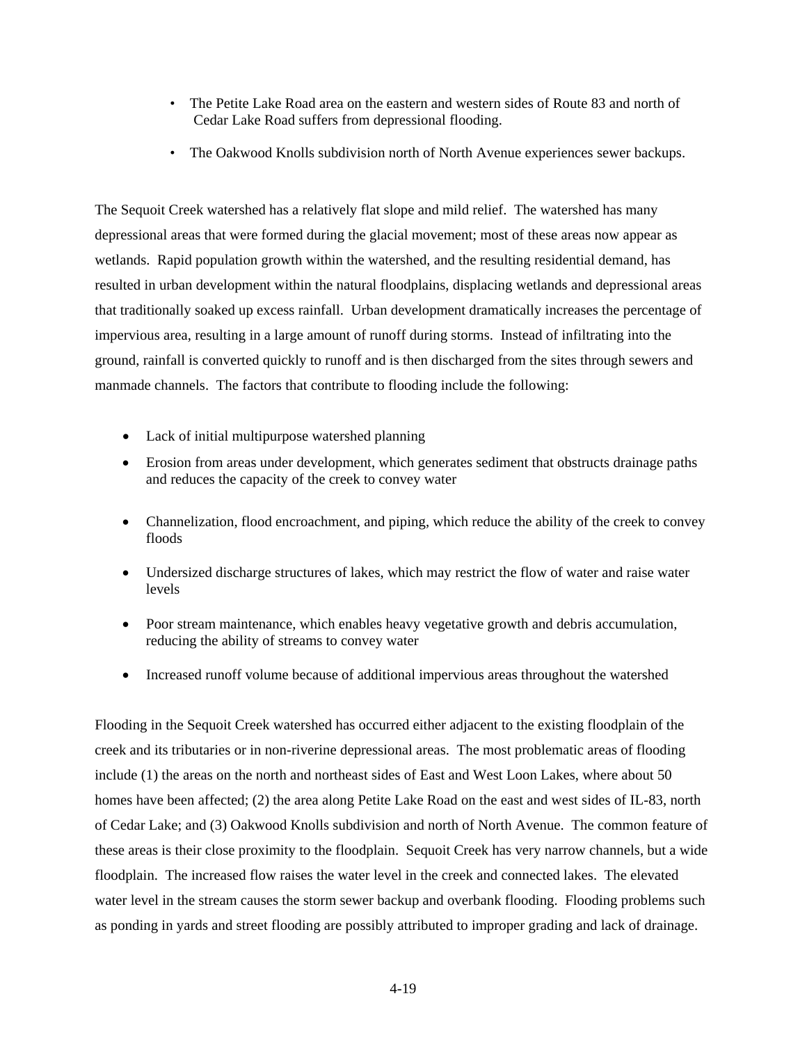- The Petite Lake Road area on the eastern and western sides of Route 83 and north of Cedar Lake Road suffers from depressional flooding.
- The Oakwood Knolls subdivision north of North Avenue experiences sewer backups.

The Sequoit Creek watershed has a relatively flat slope and mild relief. The watershed has many depressional areas that were formed during the glacial movement; most of these areas now appear as wetlands. Rapid population growth within the watershed, and the resulting residential demand, has resulted in urban development within the natural floodplains, displacing wetlands and depressional areas that traditionally soaked up excess rainfall. Urban development dramatically increases the percentage of impervious area, resulting in a large amount of runoff during storms. Instead of infiltrating into the ground, rainfall is converted quickly to runoff and is then discharged from the sites through sewers and manmade channels. The factors that contribute to flooding include the following:

- Lack of initial multipurpose watershed planning
- Erosion from areas under development, which generates sediment that obstructs drainage paths and reduces the capacity of the creek to convey water
- Channelization, flood encroachment, and piping, which reduce the ability of the creek to convey floods
- Undersized discharge structures of lakes, which may restrict the flow of water and raise water levels
- Poor stream maintenance, which enables heavy vegetative growth and debris accumulation, reducing the ability of streams to convey water
- Increased runoff volume because of additional impervious areas throughout the watershed

Flooding in the Sequoit Creek watershed has occurred either adjacent to the existing floodplain of the creek and its tributaries or in non-riverine depressional areas. The most problematic areas of flooding include (1) the areas on the north and northeast sides of East and West Loon Lakes, where about 50 homes have been affected; (2) the area along Petite Lake Road on the east and west sides of IL-83, north of Cedar Lake; and (3) Oakwood Knolls subdivision and north of North Avenue. The common feature of these areas is their close proximity to the floodplain. Sequoit Creek has very narrow channels, but a wide floodplain. The increased flow raises the water level in the creek and connected lakes. The elevated water level in the stream causes the storm sewer backup and overbank flooding. Flooding problems such as ponding in yards and street flooding are possibly attributed to improper grading and lack of drainage.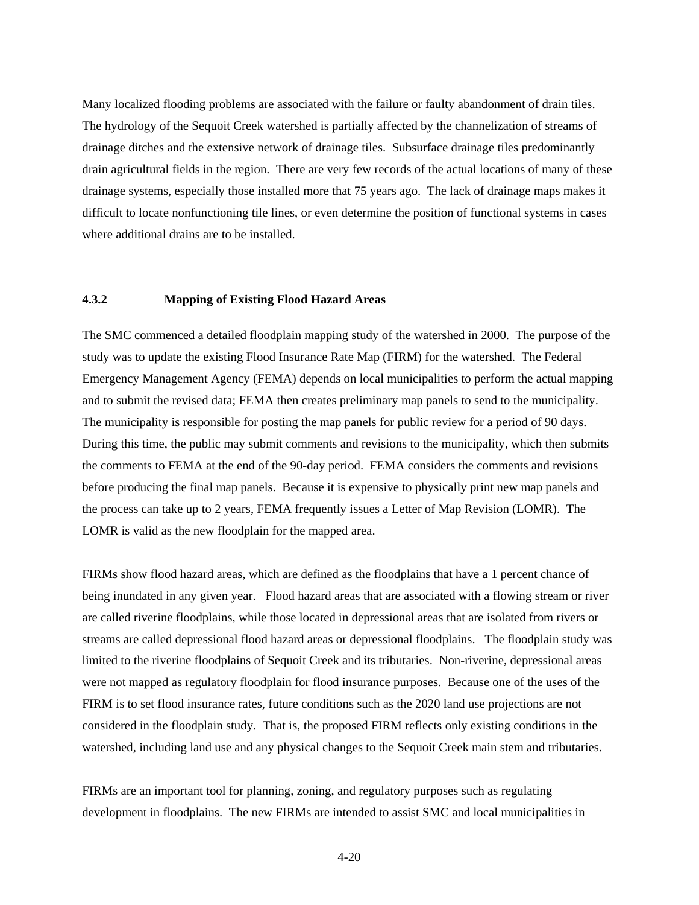Many localized flooding problems are associated with the failure or faulty abandonment of drain tiles. The hydrology of the Sequoit Creek watershed is partially affected by the channelization of streams of drainage ditches and the extensive network of drainage tiles. Subsurface drainage tiles predominantly drain agricultural fields in the region. There are very few records of the actual locations of many of these drainage systems, especially those installed more that 75 years ago. The lack of drainage maps makes it difficult to locate nonfunctioning tile lines, or even determine the position of functional systems in cases where additional drains are to be installed.

### 4.3.2 Mapping of Existing Flood Hazard Areas

The SMC commenced a detailed floodplain mapping study of the watershed in 2000. The purpose of the study was to update the existing Flood Insurance Rate Map (FIRM) for the watershed. The Federal Emergency Management Agency (FEMA) depends on local municipalities to perform the actual mapping and to submit the revised data; FEMA then creates preliminary map panels to send to the municipality. The municipality is responsible for posting the map panels for public review for a period of 90 days. During this time, the public may submit comments and revisions to the municipality, which then submits the comments to FEMA at the end of the 90-day period. FEMA considers the comments and revisions before producing the final map panels. Because it is expensive to physically print new map panels and the process can take up to 2 years, FEMA frequently issues a Letter of Map Revision (LOMR). The LOMR is valid as the new floodplain for the mapped area.

FIRMs show flood hazard areas, which are defined as the floodplains that have a 1 percent chance of being inundated in any given year. Flood hazard areas that are associated with a flowing stream or river are called riverine floodplains, while those located in depressional areas that are isolated from rivers or streams are called depressional flood hazard areas or depressional floodplains. The floodplain study was limited to the riverine floodplains of Sequoit Creek and its tributaries. Non-riverine, depressional areas were not mapped as regulatory floodplain for flood insurance purposes. Because one of the uses of the FIRM is to set flood insurance rates, future conditions such as the 2020 land use projections are not considered in the floodplain study. That is, the proposed FIRM reflects only existing conditions in the watershed, including land use and any physical changes to the Sequoit Creek main stem and tributaries.

FIRMs are an important tool for planning, zoning, and regulatory purposes such as regulating development in floodplains. The new FIRMs are intended to assist SMC and local municipalities in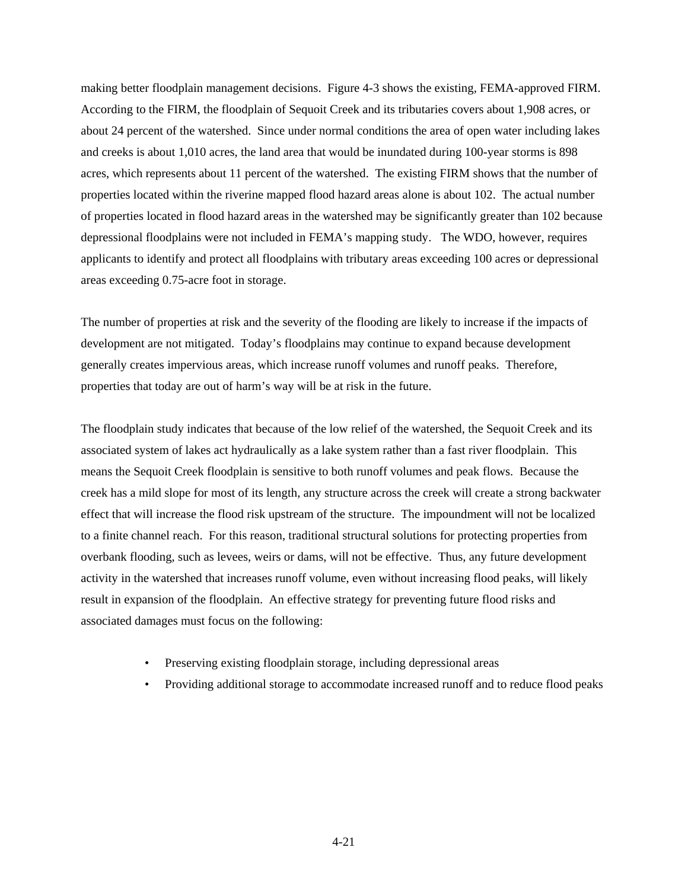making better floodplain management decisions. Figure 4-3 shows the existing, FEMA-approved FIRM. According to the FIRM, the floodplain of Sequoit Creek and its tributaries covers about 1,908 acres, or about 24 percent of the watershed. Since under normal conditions the area of open water including lakes and creeks is about 1,010 acres, the land area that would be inundated during 100-year storms is 898 acres, which represents about 11 percent of the watershed. The existing FIRM shows that the number of properties located within the riverine mapped flood hazard areas alone is about 102. The actual number of properties located in flood hazard areas in the watershed may be significantly greater than 102 because depressional floodplains were not included in FEMA's mapping study. The WDO, however, requires applicants to identify and protect all floodplains with tributary areas exceeding 100 acres or depressional areas exceeding 0.75-acre foot in storage.

The number of properties at risk and the severity of the flooding are likely to increase if the impacts of development are not mitigated. Today's floodplains may continue to expand because development generally creates impervious areas, which increase runoff volumes and runoff peaks. Therefore, properties that today are out of harm's way will be at risk in the future.

The floodplain study indicates that because of the low relief of the watershed, the Sequoit Creek and its associated system of lakes act hydraulically as a lake system rather than a fast river floodplain. This means the Sequoit Creek floodplain is sensitive to both runoff volumes and peak flows. Because the creek has a mild slope for most of its length, any structure across the creek will create a strong backwater effect that will increase the flood risk upstream of the structure. The impoundment will not be localized to a finite channel reach. For this reason, traditional structural solutions for protecting properties from overbank flooding, such as levees, weirs or dams, will not be effective. Thus, any future development activity in the watershed that increases runoff volume, even without increasing flood peaks, will likely result in expansion of the floodplain. An effective strategy for preventing future flood risks and associated damages must focus on the following:

- Preserving existing floodplain storage, including depressional areas
- Providing additional storage to accommodate increased runoff and to reduce flood peaks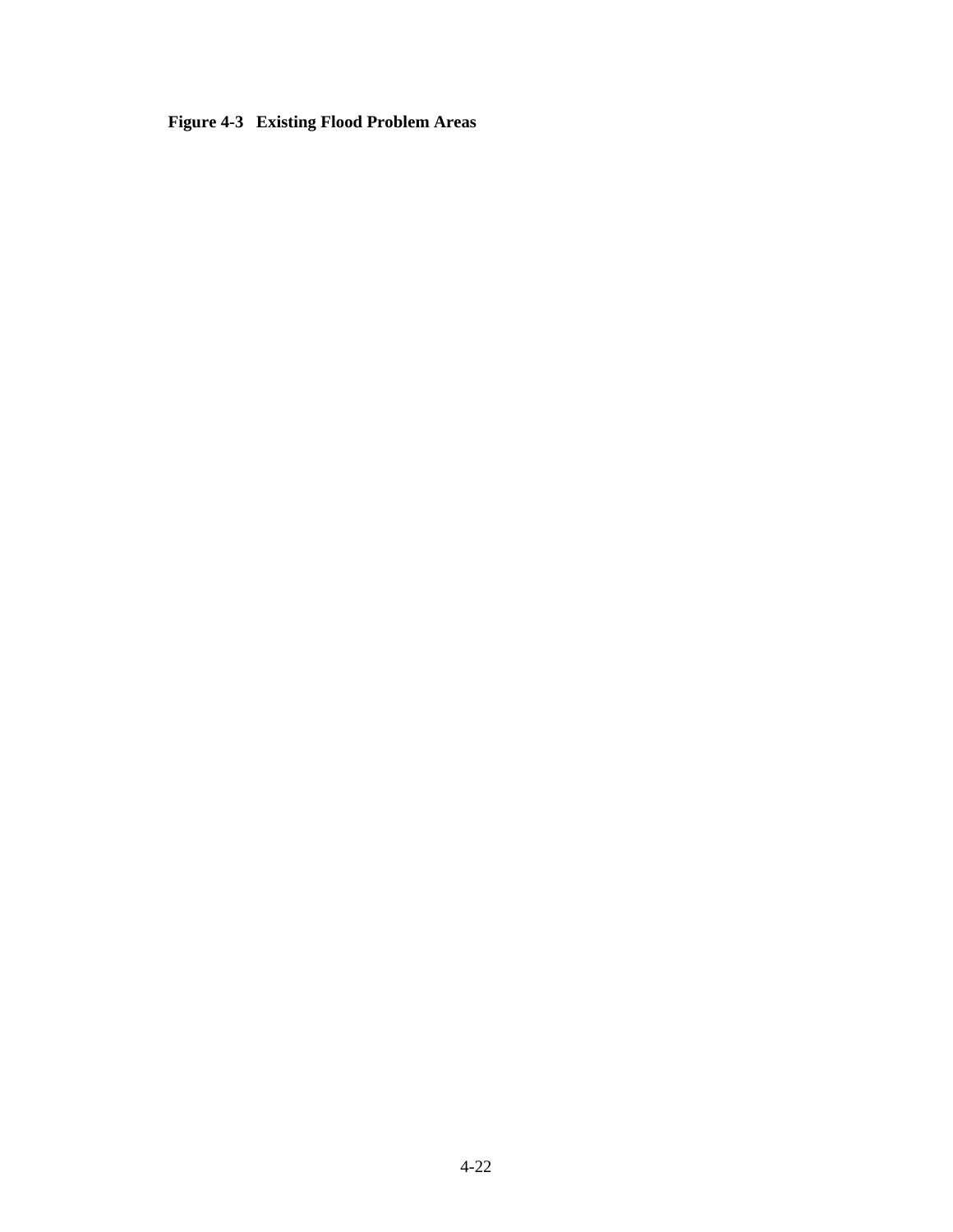**Figure 4-3 Existing Flood Problem Areas**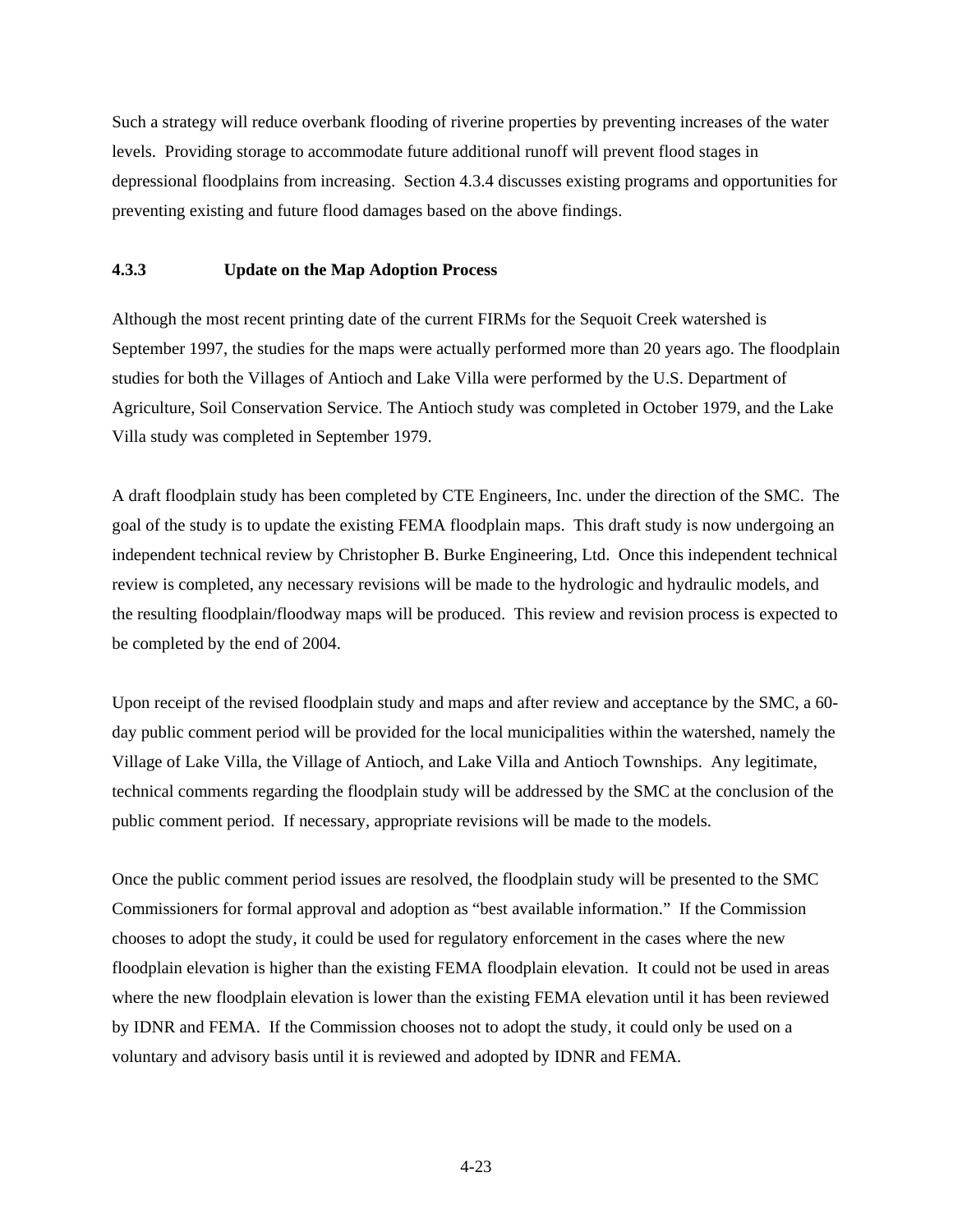Such a strategy will reduce overbank flooding of riverine properties by preventing increases of the water levels. Providing storage to accommodate future additional runoff will prevent flood stages in depressional floodplains from increasing. Section 4.3.4 discusses existing programs and opportunities for preventing existing and future flood damages based on the above findings.

### 4.3.3 Update on the Map Adoption Process

Although the most recent printing date of the current FIRMs for the Sequoit Creek watershed is September 1997, the studies for the maps were actually performed more than 20 years ago. The floodplain studies for both the Villages of Antioch and Lake Villa were performed by the U.S. Department of Agriculture, Soil Conservation Service. The Antioch study was completed in October 1979, and the Lake Villa study was completed in September 1979.

A draft floodplain study has been completed by CTE Engineers, Inc. under the direction of the SMC. The goal of the study is to update the existing FEMA floodplain maps. This draft study is now undergoing an independent technical review by Christopher B. Burke Engineering, Ltd. Once this independent technical review is completed, any necessary revisions will be made to the hydrologic and hydraulic models, and the resulting floodplain/floodway maps will be produced. This review and revision process is expected to be completed by the end of 2004.

Upon receipt of the revised floodplain study and maps and after review and acceptance by the SMC, a 60-day public comment period will be provided for the local municipalities within the watershed, namely the Village of Lake Villa, the Village of Antioch, and Lake Villa and Antioch Townships. Any legitimate, technical comments regarding the floodplain study will be addressed by the SMC at the conclusion of the public comment period. If necessary, appropriate revisions will be made to the models.

Once the public comment period issues are resolved, the floodplain study will be presented to the SMC Commissioners for formal approval and adoption as "best available information." If the Commission chooses to adopt the study, it could be used for regulatory enforcement in the cases where the new floodplain elevation is higher than the existing FEMA floodplain elevation. It could not be used in areas where the new floodplain elevation is lower than the existing FEMA elevation until it has been reviewed by IDNR and FEMA. If the Commission chooses not to adopt the study, it could only be used on a voluntary and advisory basis until it is reviewed and adopted by IDNR and FEMA.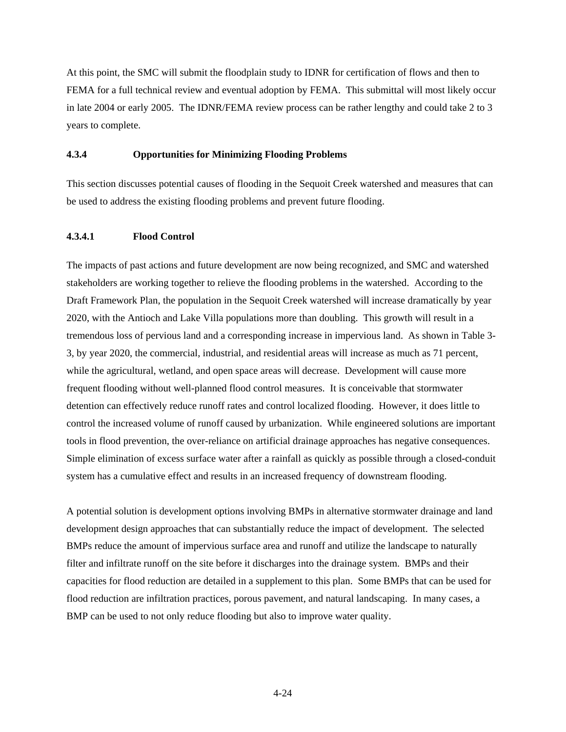At this point, the SMC will submit the floodplain study to IDNR for certification of flows and then to FEMA for a full technical review and eventual adoption by FEMA. This submittal will most likely occur in late 2004 or early 2005. The IDNR/FEMA review process can be rather lengthy and could take 2 to 3 years to complete.

### 4.3.4 Opportunities for Minimizing Flooding Problems

This section discusses potential causes of flooding in the Sequoit Creek watershed and measures that can be used to address the existing flooding problems and prevent future flooding.

#### 4.3.4.1 Flood Control

The impacts of past actions and future development are now being recognized, and SMC and watershed stakeholders are working together to relieve the flooding problems in the watershed. According to the Draft Framework Plan, the population in the Sequoit Creek watershed will increase dramatically by year 2020, with the Antioch and Lake Villa populations more than doubling. This growth will result in a tremendous loss of pervious land and a corresponding increase in impervious land. As shown in Table 3-3, by year 2020, the commercial, industrial, and residential areas will increase as much as 71 percent, while the agricultural, wetland, and open space areas will decrease. Development will cause more frequent flooding without well-planned flood control measures. It is conceivable that stormwater detention can effectively reduce runoff rates and control localized flooding. However, it does little to control the increased volume of runoff caused by urbanization. While engineered solutions are important tools in flood prevention, the over-reliance on artificial drainage approaches has negative consequences. Simple elimination of excess surface water after a rainfall as quickly as possible through a closed-conduit system has a cumulative effect and results in an increased frequency of downstream flooding.

A potential solution is development options involving BMPs in alternative stormwater drainage and land development design approaches that can substantially reduce the impact of development. The selected BMPs reduce the amount of impervious surface area and runoff and utilize the landscape to naturally filter and infiltrate runoff on the site before it discharges into the drainage system. BMPs and their capacities for flood reduction are detailed in a supplement to this plan. Some BMPs that can be used for flood reduction are infiltration practices, porous pavement, and natural landscaping. In many cases, a BMP can be used to not only reduce flooding but also to improve water quality.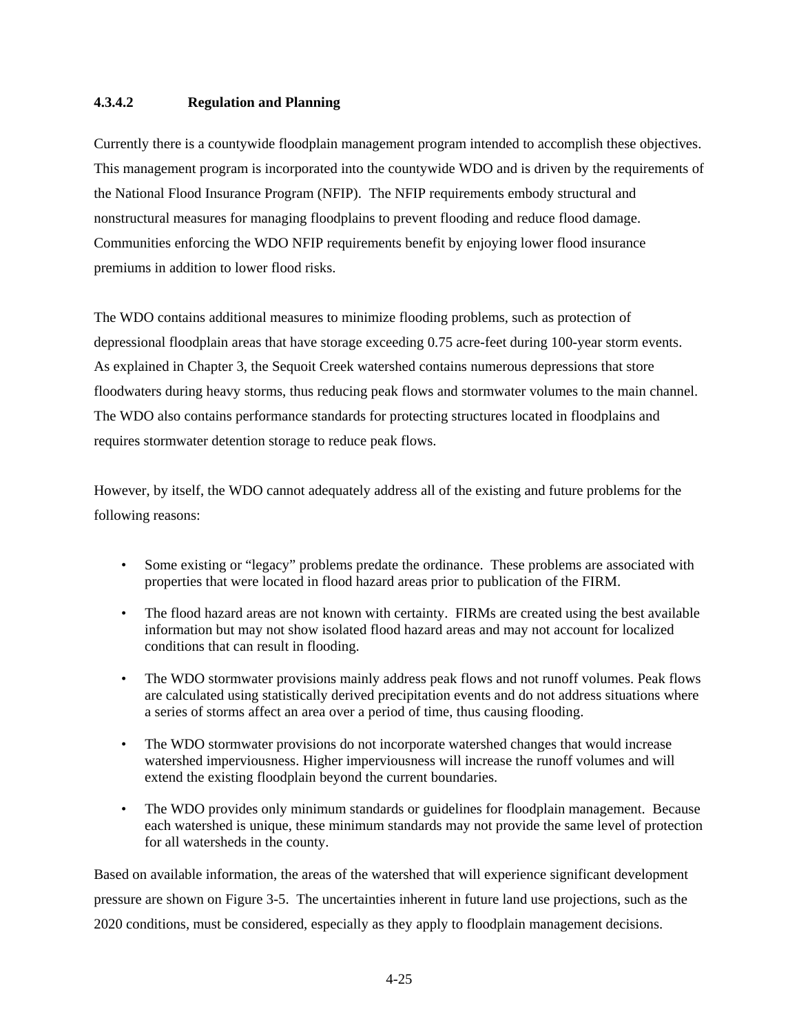#### 4.3.4.2 Regulation and Planning

Currently there is a countywide floodplain management program intended to accomplish these objectives. This management program is incorporated into the countywide WDO and is driven by the requirements of the National Flood Insurance Program (NFIP). The NFIP requirements embody structural and nonstructural measures for managing floodplains to prevent flooding and reduce flood damage. Communities enforcing the WDO NFIP requirements benefit by enjoying lower flood insurance premiums in addition to lower flood risks.

The WDO contains additional measures to minimize flooding problems, such as protection of depressional floodplain areas that have storage exceeding 0.75 acre-feet during 100-year storm events. As explained in Chapter 3, the Sequoit Creek watershed contains numerous depressions that store floodwaters during heavy storms, thus reducing peak flows and stormwater volumes to the main channel. The WDO also contains performance standards for protecting structures located in floodplains and requires stormwater detention storage to reduce peak flows.

However, by itself, the WDO cannot adequately address all of the existing and future problems for the following reasons:

- Some existing or "legacy" problems predate the ordinance. These problems are associated with properties that were located in flood hazard areas prior to publication of the FIRM.
- The flood hazard areas are not known with certainty. FIRMs are created using the best available information but may not show isolated flood hazard areas and may not account for localized conditions that can result in flooding.
- The WDO stormwater provisions mainly address peak flows and not runoff volumes. Peak flows are calculated using statistically derived precipitation events and do not address situations where a series of storms affect an area over a period of time, thus causing flooding.
- The WDO stormwater provisions do not incorporate watershed changes that would increase watershed imperviousness. Higher imperviousness will increase the runoff volumes and will extend the existing floodplain beyond the current boundaries.
- The WDO provides only minimum standards or guidelines for floodplain management. Because each watershed is unique, these minimum standards may not provide the same level of protection for all watersheds in the county.

Based on available information, the areas of the watershed that will experience significant development pressure are shown on Figure 3-5. The uncertainties inherent in future land use projections, such as the 2020 conditions, must be considered, especially as they apply to floodplain management decisions.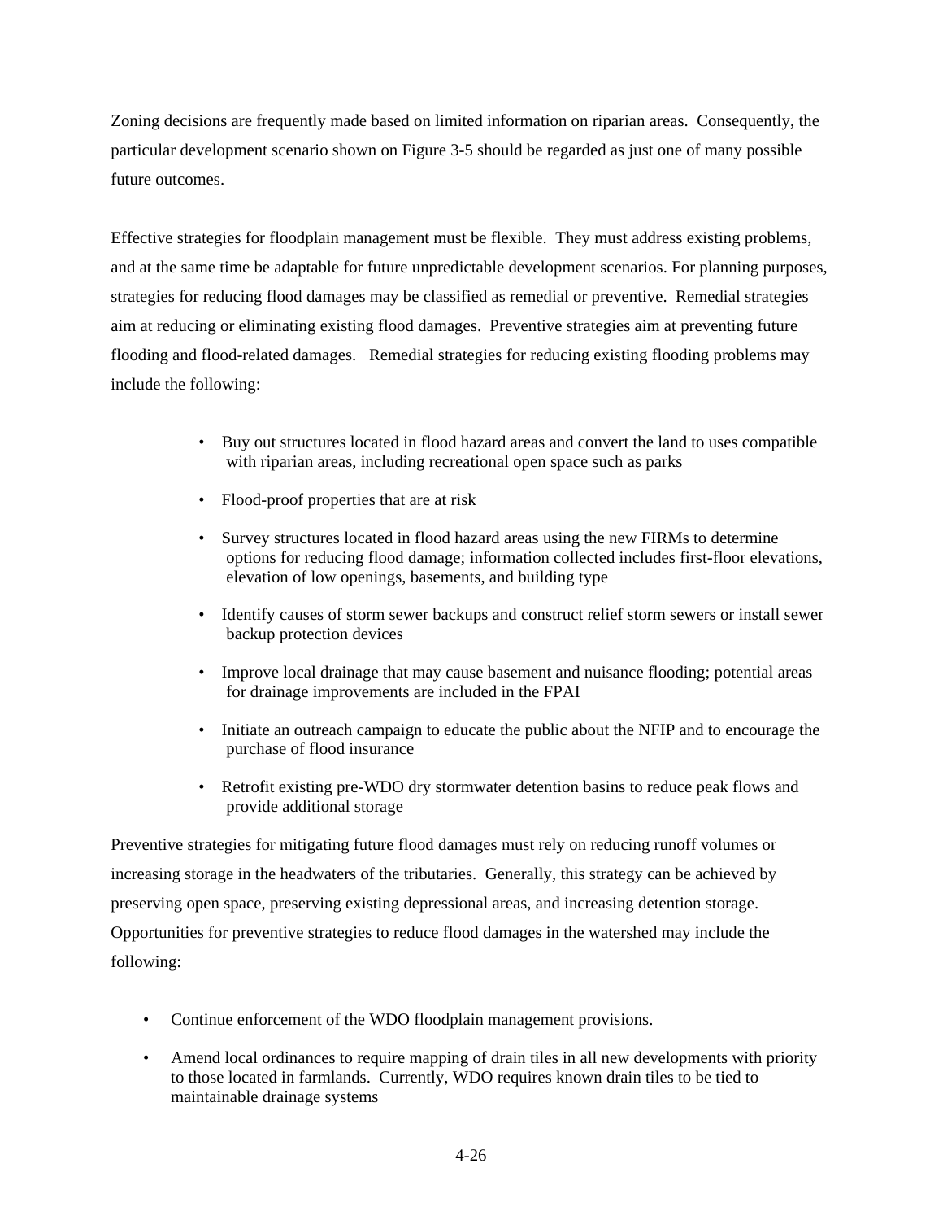Zoning decisions are frequently made based on limited information on riparian areas. Consequently, the particular development scenario shown on Figure 3-5 should be regarded as just one of many possible future outcomes.

Effective strategies for floodplain management must be flexible. They must address existing problems, and at the same time be adaptable for future unpredictable development scenarios. For planning purposes, strategies for reducing flood damages may be classified as remedial or preventive. Remedial strategies aim at reducing or eliminating existing flood damages. Preventive strategies aim at preventing future flooding and flood-related damages. Remedial strategies for reducing existing flooding problems may include the following:

- Buy out structures located in flood hazard areas and convert the land to uses compatible with riparian areas, including recreational open space such as parks
- Flood-proof properties that are at risk
- Survey structures located in flood hazard areas using the new FIRMs to determine options for reducing flood damage; information collected includes first-floor elevations, elevation of low openings, basements, and building type
- Identify causes of storm sewer backups and construct relief storm sewers or install sewer backup protection devices
- Improve local drainage that may cause basement and nuisance flooding; potential areas for drainage improvements are included in the FPAI
- Initiate an outreach campaign to educate the public about the NFIP and to encourage the purchase of flood insurance
- Retrofit existing pre-WDO dry stormwater detention basins to reduce peak flows and provide additional storage

Preventive strategies for mitigating future flood damages must rely on reducing runoff volumes or increasing storage in the headwaters of the tributaries. Generally, this strategy can be achieved by preserving open space, preserving existing depressional areas, and increasing detention storage. Opportunities for preventive strategies to reduce flood damages in the watershed may include the following:

- Continue enforcement of the WDO floodplain management provisions.
- Amend local ordinances to require mapping of drain tiles in all new developments with priority to those located in farmlands. Currently, WDO requires known drain tiles to be tied to maintainable drainage systems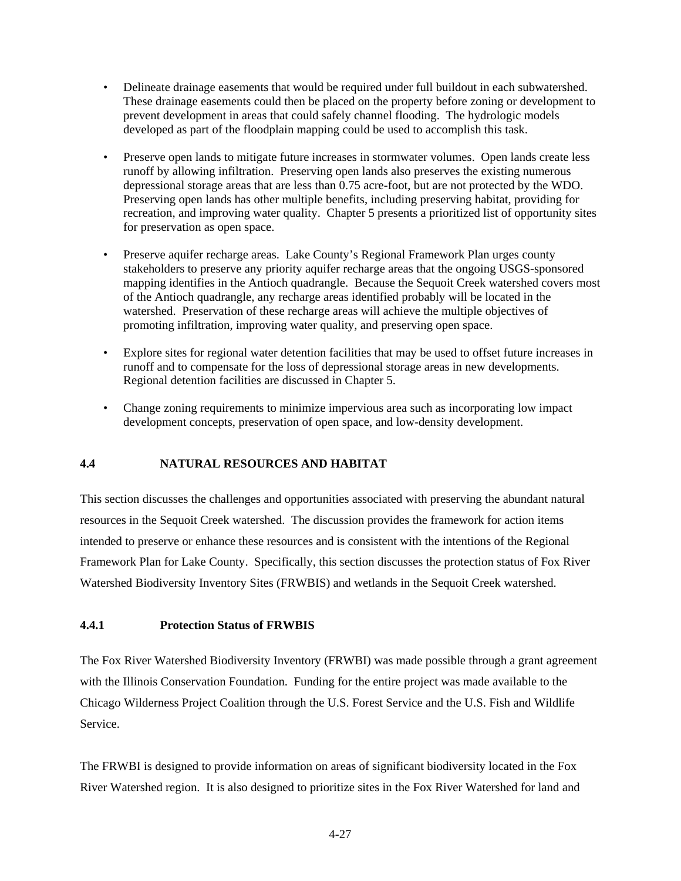- Delineate drainage easements that would be required under full buildout in each subwatershed. These drainage easements could then be placed on the property before zoning or development to prevent development in areas that could safely channel flooding. The hydrologic models developed as part of the floodplain mapping could be used to accomplish this task.

- Preserve open lands to mitigate future increases in stormwater volumes. Open lands create less runoff by allowing infiltration. Preserving open lands also preserves the existing numerous depressional storage areas that are less than 0.75 acre-foot, but are not protected by the WDO. Preserving open lands has other multiple benefits, including preserving habitat, providing for recreation, and improving water quality. Chapter 5 presents a prioritized list of opportunity sites for preservation as open space.

- Preserve aquifer recharge areas. Lake County's Regional Framework Plan urges county stakeholders to preserve any priority aquifer recharge areas that the ongoing USGS-sponsored mapping identifies in the Antioch quadrangle. Because the Sequoit Creek watershed covers most of the Antioch quadrangle, any recharge areas identified probably will be located in the watershed. Preservation of these recharge areas will achieve the multiple objectives of promoting infiltration, improving water quality, and preserving open space.

- Explore sites for regional water detention facilities that may be used to offset future increases in runoff and to compensate for the loss of depressional storage areas in new developments. Regional detention facilities are discussed in Chapter 5.

- Change zoning requirements to minimize impervious area such as incorporating low impact development concepts, preservation of open space, and low-density development.

## 4.4 NATURAL RESOURCES AND HABITAT

This section discusses the challenges and opportunities associated with preserving the abundant natural resources in the Sequoit Creek watershed. The discussion provides the framework for action items intended to preserve or enhance these resources and is consistent with the intentions of the Regional Framework Plan for Lake County. Specifically, this section discusses the protection status of Fox River Watershed Biodiversity Inventory Sites (FRWBIS) and wetlands in the Sequoit Creek watershed.

### 4.4.1 Protection Status of FRWBIS

The Fox River Watershed Biodiversity Inventory (FRWBI) was made possible through a grant agreement with the Illinois Conservation Foundation. Funding for the entire project was made available to the Chicago Wilderness Project Coalition through the U.S. Forest Service and the U.S. Fish and Wildlife Service.

The FRWBI is designed to provide information on areas of significant biodiversity located in the Fox River Watershed region. It is also designed to prioritize sites in the Fox River Watershed for land and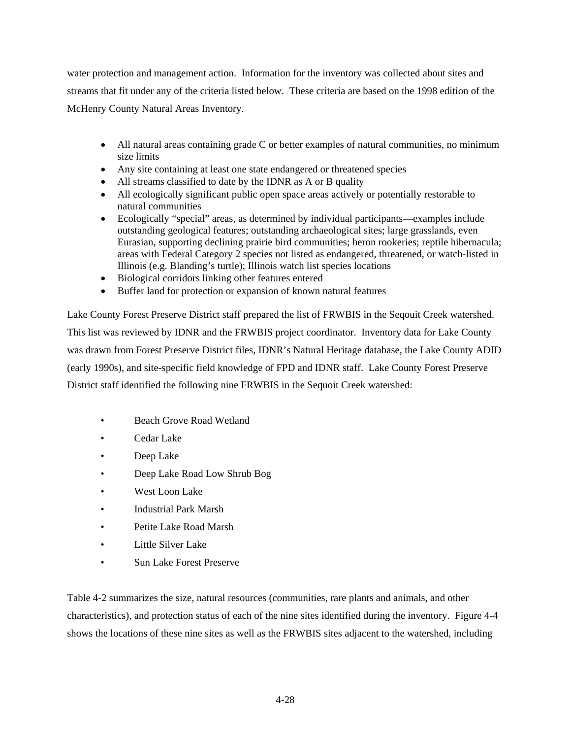water protection and management action. Information for the inventory was collected about sites and streams that fit under any of the criteria listed below. These criteria are based on the 1998 edition of the McHenry County Natural Areas Inventory.

- All natural areas containing grade C or better examples of natural communities, no minimum size limits
- Any site containing at least one state endangered or threatened species
- All streams classified to date by the IDNR as A or B quality
- All ecologically significant public open space areas actively or potentially restorable to natural communities
- Ecologically "special" areas, as determined by individual participants—examples include outstanding geological features; outstanding archaeological sites; large grasslands, even Eurasian, supporting declining prairie bird communities; heron rookeries; reptile hibernacula; areas with Federal Category 2 species not listed as endangered, threatened, or watch-listed in Illinois (e.g. Blanding's turtle); Illinois watch list species locations
- Biological corridors linking other features entered
- Buffer land for protection or expansion of known natural features

Lake County Forest Preserve District staff prepared the list of FRWBIS in the Seqouit Creek watershed. This list was reviewed by IDNR and the FRWBIS project coordinator. Inventory data for Lake County was drawn from Forest Preserve District files, IDNR's Natural Heritage database, the Lake County ADID (early 1990s), and site-specific field knowledge of FPD and IDNR staff. Lake County Forest Preserve District staff identified the following nine FRWBIS in the Sequoit Creek watershed:

- Beach Grove Road Wetland
- Cedar Lake
- Deep Lake
- Deep Lake Road Low Shrub Bog
- West Loon Lake
- Industrial Park Marsh
- Petite Lake Road Marsh
- Little Silver Lake
- Sun Lake Forest Preserve

Table 4-2 summarizes the size, natural resources (communities, rare plants and animals, and other characteristics), and protection status of each of the nine sites identified during the inventory. Figure 4-4 shows the locations of these nine sites as well as the FRWBIS sites adjacent to the watershed, including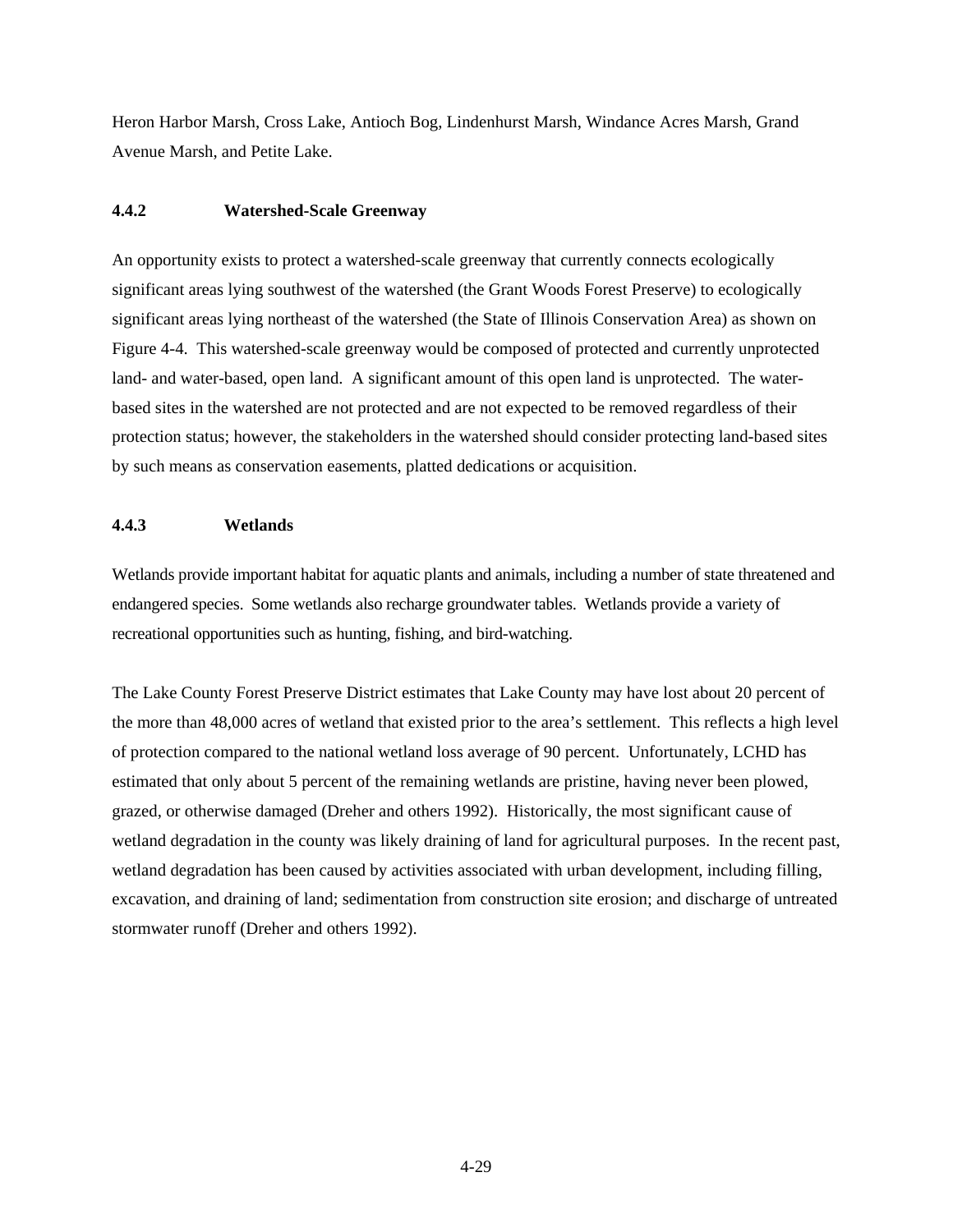Heron Harbor Marsh, Cross Lake, Antioch Bog, Lindenhurst Marsh, Windance Acres Marsh, Grand Avenue Marsh, and Petite Lake.

### 4.4.2 Watershed-Scale Greenway

An opportunity exists to protect a watershed-scale greenway that currently connects ecologically significant areas lying southwest of the watershed (the Grant Woods Forest Preserve) to ecologically significant areas lying northeast of the watershed (the State of Illinois Conservation Area) as shown on Figure 4-4. This watershed-scale greenway would be composed of protected and currently unprotected land- and water-based, open land. A significant amount of this open land is unprotected. The water-based sites in the watershed are not protected and are not expected to be removed regardless of their protection status; however, the stakeholders in the watershed should consider protecting land-based sites by such means as conservation easements, platted dedications or acquisition.

### 4.4.3 Wetlands

Wetlands provide important habitat for aquatic plants and animals, including a number of state threatened and endangered species. Some wetlands also recharge groundwater tables. Wetlands provide a variety of recreational opportunities such as hunting, fishing, and bird-watching.

The Lake County Forest Preserve District estimates that Lake County may have lost about 20 percent of the more than 48,000 acres of wetland that existed prior to the area's settlement. This reflects a high level of protection compared to the national wetland loss average of 90 percent. Unfortunately, LCHD has estimated that only about 5 percent of the remaining wetlands are pristine, having never been plowed, grazed, or otherwise damaged (Dreher and others 1992). Historically, the most significant cause of wetland degradation in the county was likely draining of land for agricultural purposes. In the recent past, wetland degradation has been caused by activities associated with urban development, including filling, excavation, and draining of land; sedimentation from construction site erosion; and discharge of untreated stormwater runoff (Dreher and others 1992).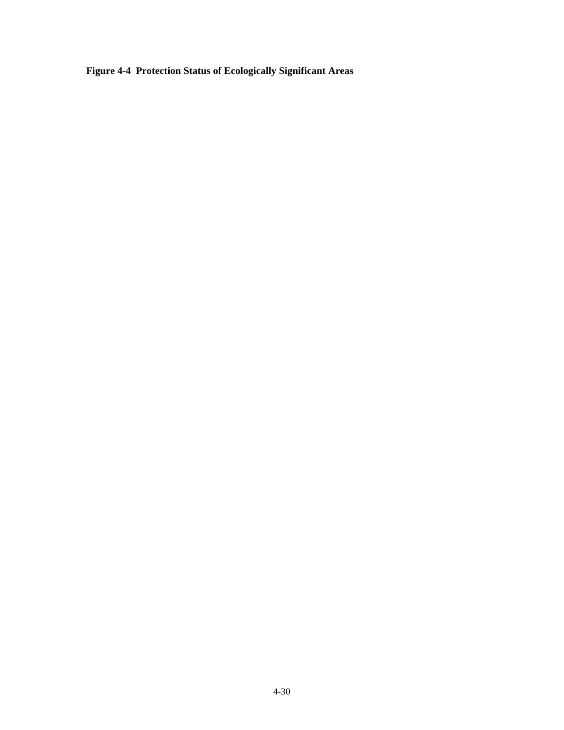**Figure 4-4 Protection Status of Ecologically Significant Areas**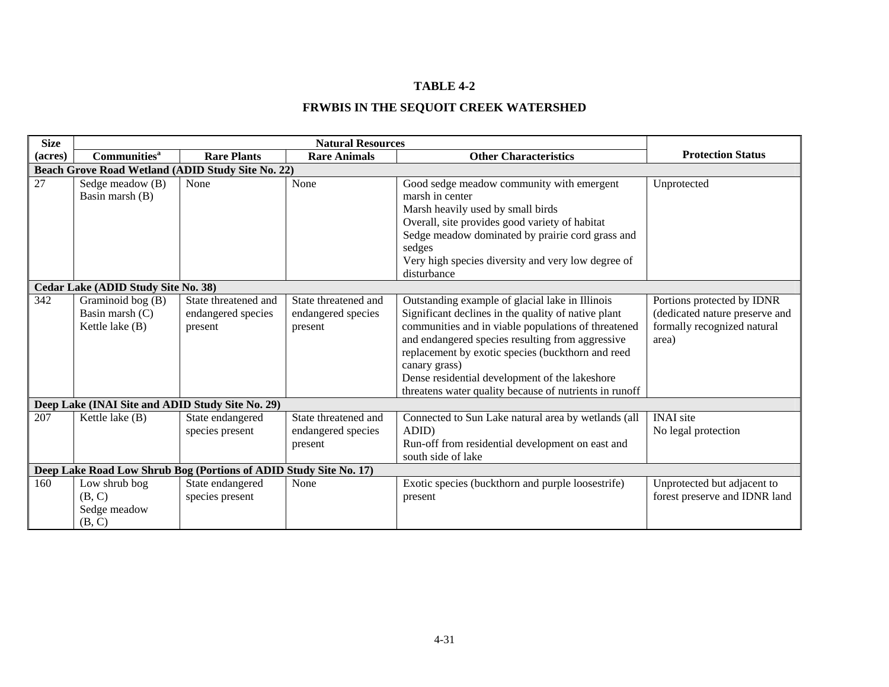**TABLE 4-2**

**FRWBIS IN THE SEQUOIT CREEK WATERSHED**

| Size (acres) | Natural Resources | | | | Protection Status |
|---|---|---|---|---|---|
| | Communities[a] | Rare Plants | Rare Animals | Other Characteristics | |
| **Beach Grove Road Wetland (ADID Study Site No. 22)** | | | | | |
| 27 | Sedge meadow (B)<br>Basin marsh (B) | None | None | Good sedge meadow community with emergent marsh in center<br>Marsh heavily used by small birds<br>Overall, site provides good variety of habitat<br>Sedge meadow dominated by prairie cord grass and sedges<br>Very high species diversity and very low degree of disturbance | Unprotected |
| **Cedar Lake (ADID Study Site No. 38)** | | | | | |
| 342 | Graminoid bog (B)<br>Basin marsh (C)<br>Kettle lake (B) | State threatened and endangered species present | State threatened and endangered species present | Outstanding example of glacial lake in Illinois<br>Significant declines in the quality of native plant communities and in viable populations of threatened and endangered species resulting from aggressive replacement by exotic species (buckthorn and reed canary grass)<br>Dense residential development of the lakeshore threatens water quality because of nutrients in runoff | Portions protected by IDNR (dedicated nature preserve and formally recognized natural area) |
| **Deep Lake (INAI Site and ADID Study Site No. 29)** | | | | | |
| 207 | Kettle lake (B) | State endangered species present | State threatened and endangered species present | Connected to Sun Lake natural area by wetlands (all ADID)<br>Run-off from residential development on east and south side of lake | INAI site<br>No legal protection |
| **Deep Lake Road Low Shrub Bog (Portions of ADID Study Site No. 17)** | | | | | |
| 160 | Low shrub bog (B, C)<br>Sedge meadow (B, C) | State endangered species present | None | Exotic species (buckthorn and purple loosestrife) present | Unprotected but adjacent to forest preserve and IDNR land |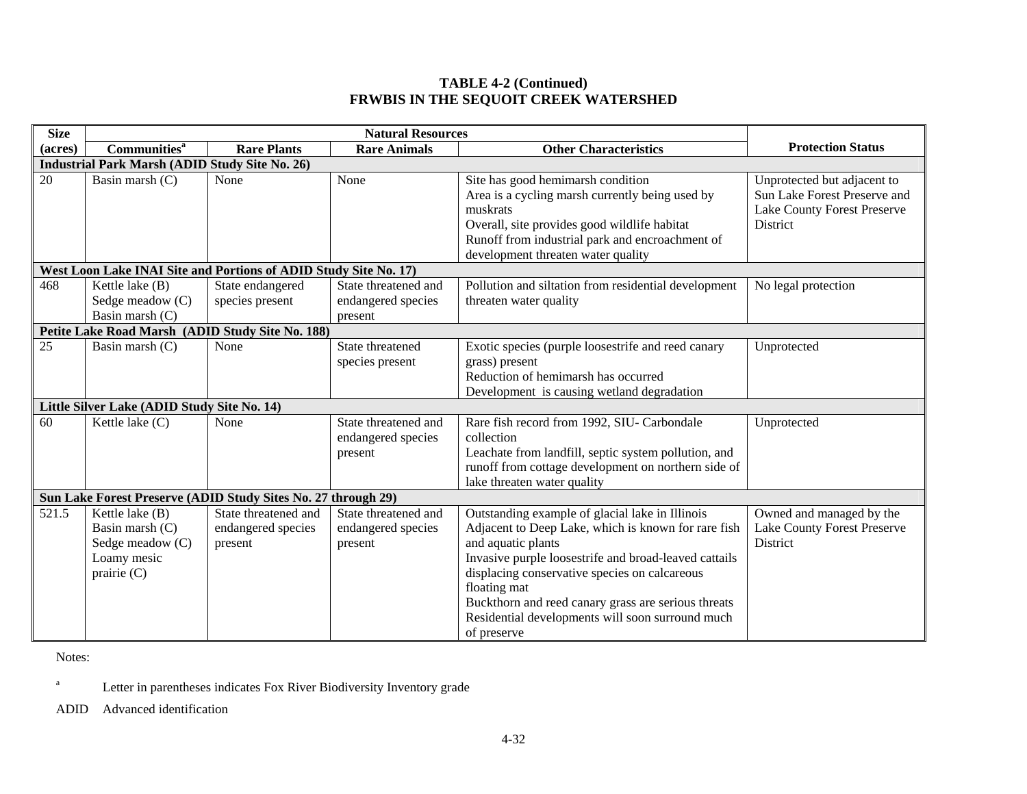**TABLE 4-2 (Continued)**
**FRWBIS IN THE SEQUOIT CREEK WATERSHED**

| Size | Natural Resources | | | | Protection Status |
|---|---|---|---|---|---|
| (acres) | Communities[a] | Rare Plants | Rare Animals | Other Characteristics | |
| **Industrial Park Marsh (ADID Study Site No. 26)** | | | | | |
| 20 | Basin marsh (C) | None | None | Site has good hemimarsh condition<br>Area is a cycling marsh currently being used by muskrats<br>Overall, site provides good wildlife habitat<br>Runoff from industrial park and encroachment of development threaten water quality | Unprotected but adjacent to Sun Lake Forest Preserve and Lake County Forest Preserve District |
| **West Loon Lake INAI Site and Portions of ADID Study Site No. 17)** | | | | | |
| 468 | Kettle lake (B)<br>Sedge meadow (C)<br>Basin marsh (C) | State endangered species present | State threatened and endangered species present | Pollution and siltation from residential development threaten water quality | No legal protection |
| **Petite Lake Road Marsh (ADID Study Site No. 188)** | | | | | |
| 25 | Basin marsh (C) | None | State threatened species present | Exotic species (purple loosestrife and reed canary grass) present<br>Reduction of hemimarsh has occurred<br>Development is causing wetland degradation | Unprotected |
| **Little Silver Lake (ADID Study Site No. 14)** | | | | | |
| 60 | Kettle lake (C) | None | State threatened and endangered species present | Rare fish record from 1992, SIU- Carbondale collection<br>Leachate from landfill, septic system pollution, and runoff from cottage development on northern side of lake threaten water quality | Unprotected |
| **Sun Lake Forest Preserve (ADID Study Sites No. 27 through 29)** | | | | | |
| 521.5 | Kettle lake (B)<br>Basin marsh (C)<br>Sedge meadow (C)<br>Loamy mesic prairie (C) | State threatened and endangered species present | State threatened and endangered species present | Outstanding example of glacial lake in Illinois<br>Adjacent to Deep Lake, which is known for rare fish and aquatic plants<br>Invasive purple loosestrife and broad-leaved cattails displacing conservative species on calcareous floating mat<br>Buckthorn and reed canary grass are serious threats<br>Residential developments will soon surround much of preserve | Owned and managed by the Lake County Forest Preserve District |

Notes:

[a] Letter in parentheses indicates Fox River Biodiversity Inventory grade

ADID Advanced identification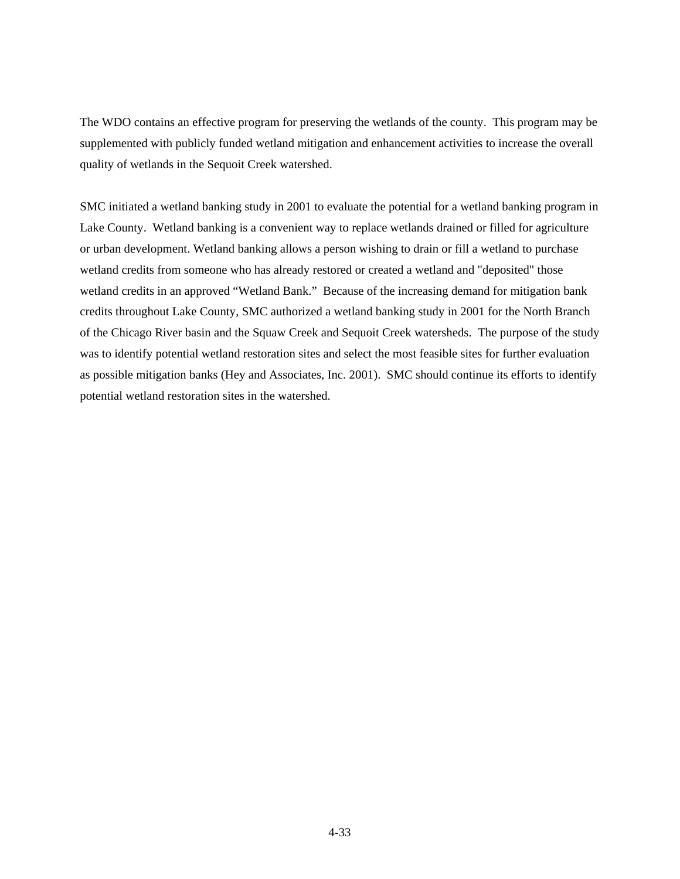The WDO contains an effective program for preserving the wetlands of the county. This program may be supplemented with publicly funded wetland mitigation and enhancement activities to increase the overall quality of wetlands in the Sequoit Creek watershed.

SMC initiated a wetland banking study in 2001 to evaluate the potential for a wetland banking program in Lake County. Wetland banking is a convenient way to replace wetlands drained or filled for agriculture or urban development. Wetland banking allows a person wishing to drain or fill a wetland to purchase wetland credits from someone who has already restored or created a wetland and "deposited" those wetland credits in an approved "Wetland Bank." Because of the increasing demand for mitigation bank credits throughout Lake County, SMC authorized a wetland banking study in 2001 for the North Branch of the Chicago River basin and the Squaw Creek and Sequoit Creek watersheds. The purpose of the study was to identify potential wetland restoration sites and select the most feasible sites for further evaluation as possible mitigation banks (Hey and Associates, Inc. 2001). SMC should continue its efforts to identify potential wetland restoration sites in the watershed.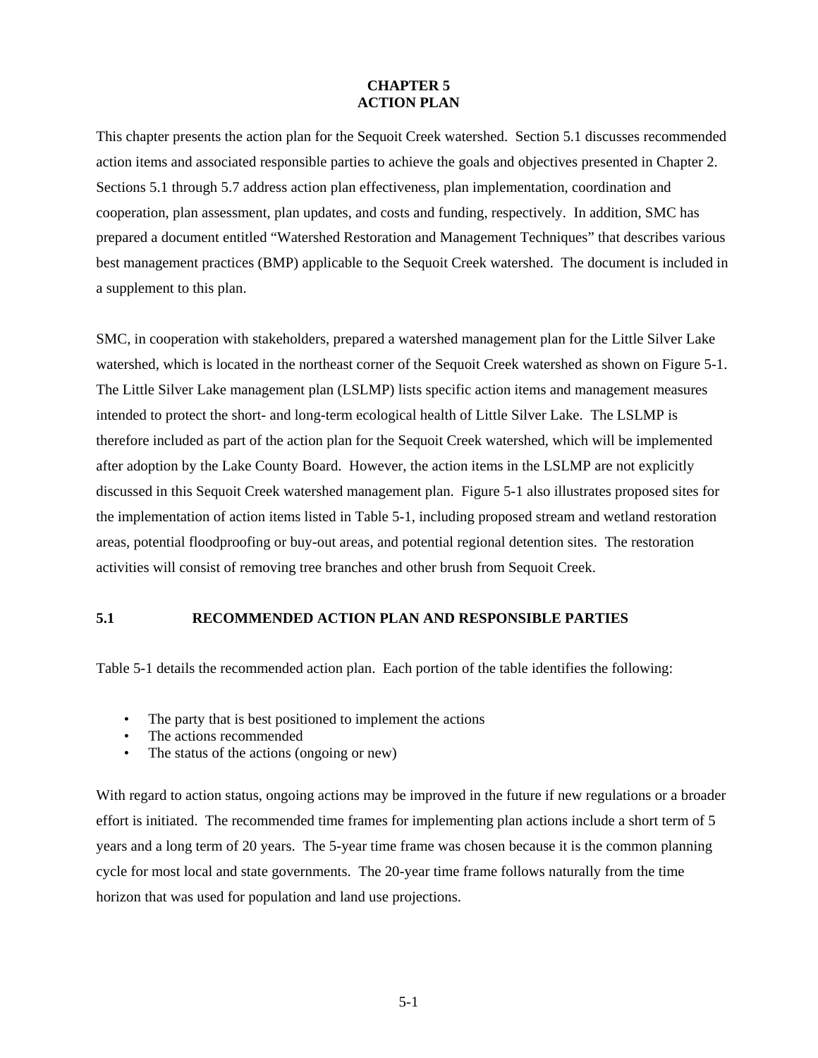# CHAPTER 5
# ACTION PLAN

This chapter presents the action plan for the Sequoit Creek watershed. Section 5.1 discusses recommended action items and associated responsible parties to achieve the goals and objectives presented in Chapter 2. Sections 5.1 through 5.7 address action plan effectiveness, plan implementation, coordination and cooperation, plan assessment, plan updates, and costs and funding, respectively. In addition, SMC has prepared a document entitled "Watershed Restoration and Management Techniques" that describes various best management practices (BMP) applicable to the Sequoit Creek watershed. The document is included in a supplement to this plan.

SMC, in cooperation with stakeholders, prepared a watershed management plan for the Little Silver Lake watershed, which is located in the northeast corner of the Sequoit Creek watershed as shown on Figure 5-1. The Little Silver Lake management plan (LSLMP) lists specific action items and management measures intended to protect the short- and long-term ecological health of Little Silver Lake. The LSLMP is therefore included as part of the action plan for the Sequoit Creek watershed, which will be implemented after adoption by the Lake County Board. However, the action items in the LSLMP are not explicitly discussed in this Sequoit Creek watershed management plan. Figure 5-1 also illustrates proposed sites for the implementation of action items listed in Table 5-1, including proposed stream and wetland restoration areas, potential floodproofing or buy-out areas, and potential regional detention sites. The restoration activities will consist of removing tree branches and other brush from Sequoit Creek.

## 5.1 RECOMMENDED ACTION PLAN AND RESPONSIBLE PARTIES

Table 5-1 details the recommended action plan. Each portion of the table identifies the following:

- The party that is best positioned to implement the actions
- The actions recommended
- The status of the actions (ongoing or new)

With regard to action status, ongoing actions may be improved in the future if new regulations or a broader effort is initiated. The recommended time frames for implementing plan actions include a short term of 5 years and a long term of 20 years. The 5-year time frame was chosen because it is the common planning cycle for most local and state governments. The 20-year time frame follows naturally from the time horizon that was used for population and land use projections.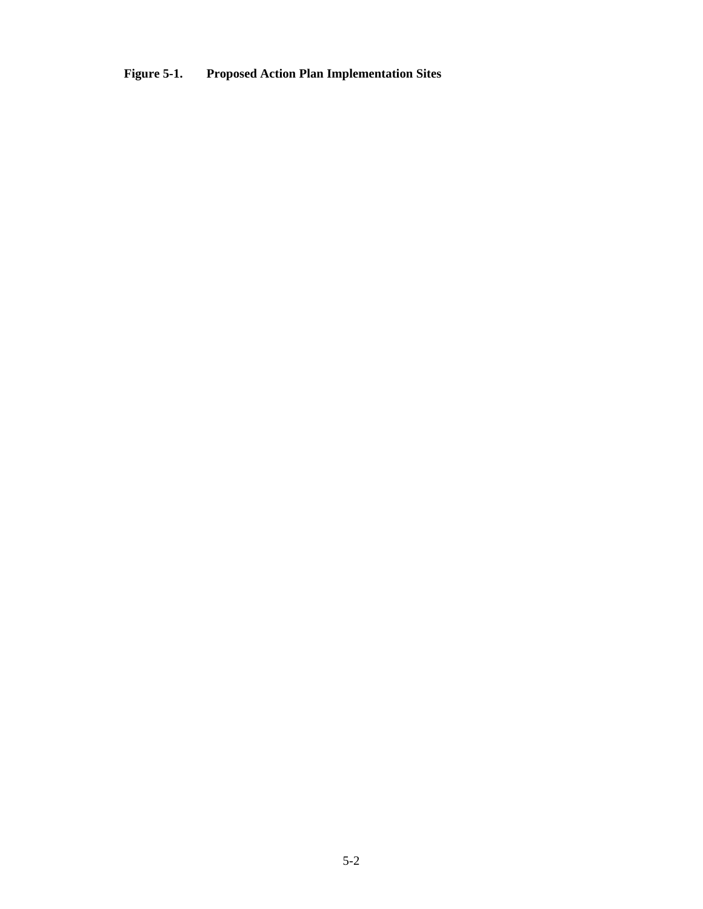**Figure 5-1. Proposed Action Plan Implementation Sites**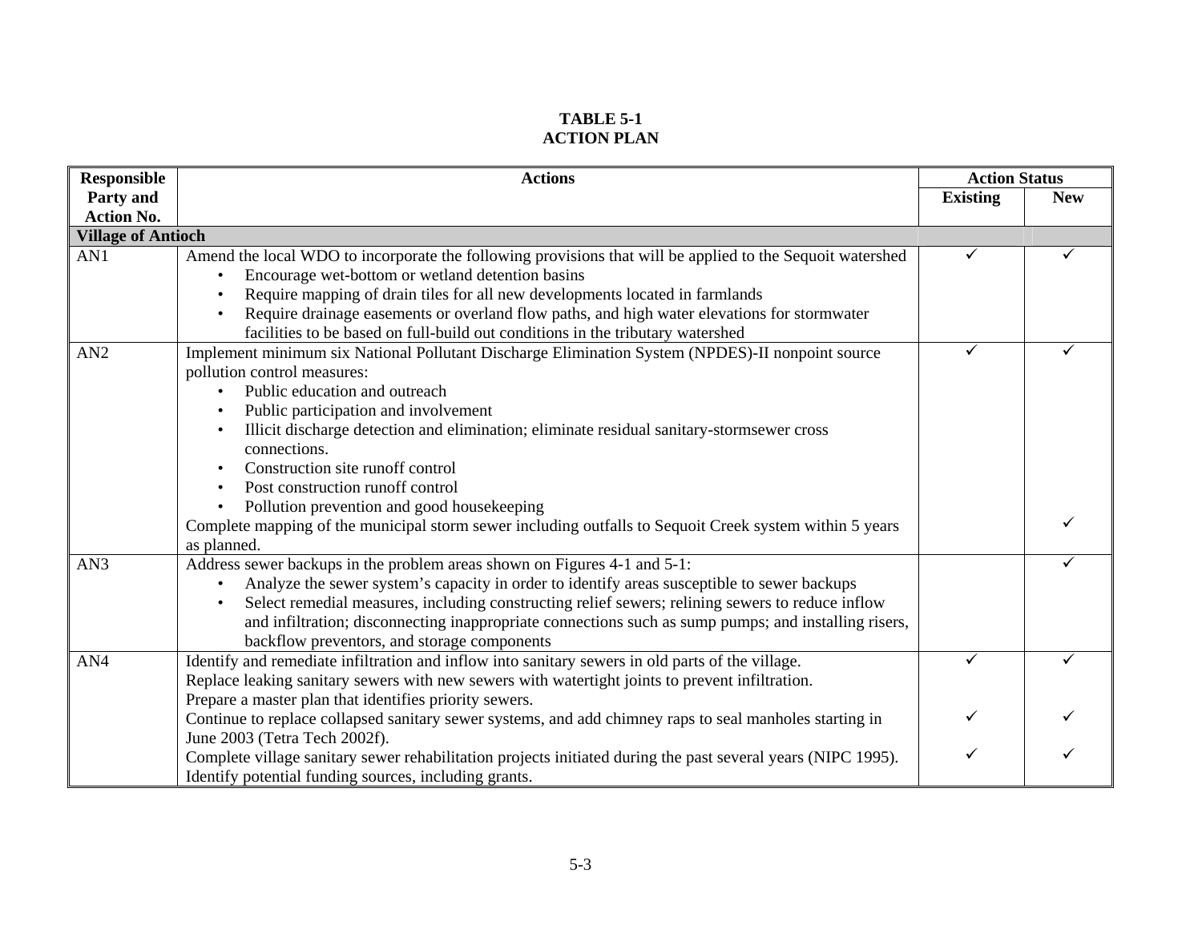**TABLE 5-1**
**ACTION PLAN**

| Responsible Party and Action No. | Actions | Action Status | |
|---|---|---|---|
| | | Existing | New |
| **Village of Antioch** | | | |
| AN1 | Amend the local WDO to incorporate the following provisions that will be applied to the Sequoit watershed<br>• Encourage wet-bottom or wetland detention basins<br>• Require mapping of drain tiles for all new developments located in farmlands<br>• Require drainage easements or overland flow paths, and high water elevations for stormwater facilities to be based on full-build out conditions in the tributary watershed | ✓ | ✓ |
| AN2 | Implement minimum six National Pollutant Discharge Elimination System (NPDES)-II nonpoint source pollution control measures:<br>• Public education and outreach<br>• Public participation and involvement<br>• Illicit discharge detection and elimination; eliminate residual sanitary-stormsewer cross connections.<br>• Construction site runoff control<br>• Post construction runoff control<br>• Pollution prevention and good housekeeping | ✓ | ✓ |
| | Complete mapping of the municipal storm sewer including outfalls to Sequoit Creek system within 5 years as planned. | | ✓ |
| AN3 | Address sewer backups in the problem areas shown on Figures 4-1 and 5-1:<br>• Analyze the sewer system's capacity in order to identify areas susceptible to sewer backups<br>• Select remedial measures, including constructing relief sewers; relining sewers to reduce inflow and infiltration; disconnecting inappropriate connections such as sump pumps; and installing risers, backflow preventors, and storage components | | ✓ |
| AN4 | Identify and remediate infiltration and inflow into sanitary sewers in old parts of the village.<br>Replace leaking sanitary sewers with new sewers with watertight joints to prevent infiltration.<br>Prepare a master plan that identifies priority sewers. | ✓ | ✓ |
| | Continue to replace collapsed sanitary sewer systems, and add chimney raps to seal manholes starting in June 2003 (Tetra Tech 2002f). | ✓ | ✓ |
| | Complete village sanitary sewer rehabilitation projects initiated during the past several years (NIPC 1995).<br>Identify potential funding sources, including grants. | ✓ | ✓ |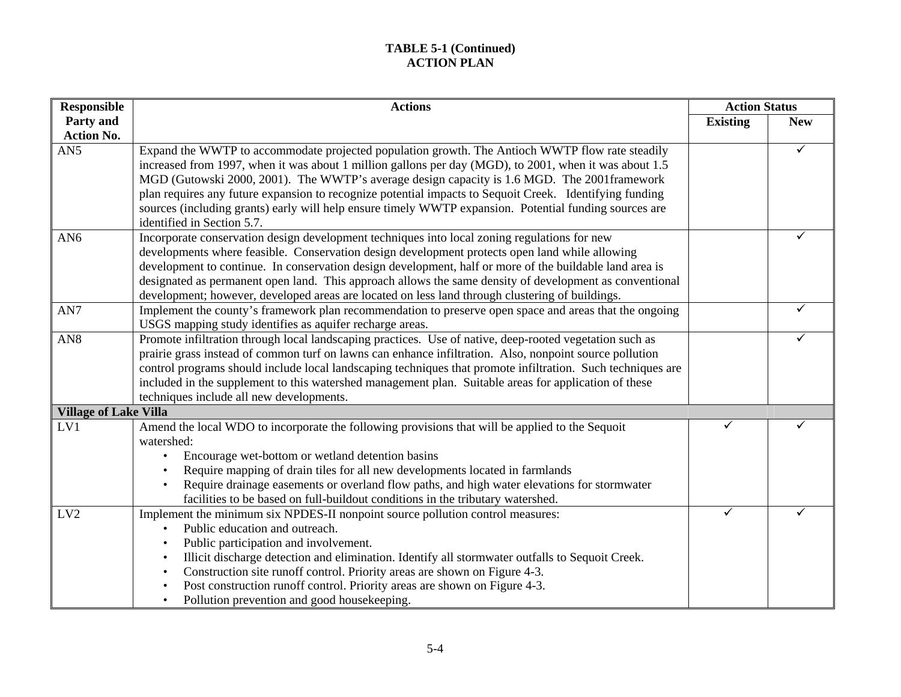**TABLE 5-1 (Continued)**
**ACTION PLAN**

| Responsible Party and Action No. | Actions | Action Status | |
|---|---|---|---|
| | | Existing | New |
| AN5 | Expand the WWTP to accommodate projected population growth. The Antioch WWTP flow rate steadily increased from 1997, when it was about 1 million gallons per day (MGD), to 2001, when it was about 1.5 MGD (Gutowski 2000, 2001). The WWTP's average design capacity is 1.6 MGD. The 2001framework plan requires any future expansion to recognize potential impacts to Sequoit Creek. Identifying funding sources (including grants) early will help ensure timely WWTP expansion. Potential funding sources are identified in Section 5.7. | | ✓ |
| AN6 | Incorporate conservation design development techniques into local zoning regulations for new developments where feasible. Conservation design development protects open land while allowing development to continue. In conservation design development, half or more of the buildable land area is designated as permanent open land. This approach allows the same density of development as conventional development; however, developed areas are located on less land through clustering of buildings. | | ✓ |
| AN7 | Implement the county's framework plan recommendation to preserve open space and areas that the ongoing USGS mapping study identifies as aquifer recharge areas. | | ✓ |
| AN8 | Promote infiltration through local landscaping practices. Use of native, deep-rooted vegetation such as prairie grass instead of common turf on lawns can enhance infiltration. Also, nonpoint source pollution control programs should include local landscaping techniques that promote infiltration. Such techniques are included in the supplement to this watershed management plan. Suitable areas for application of these techniques include all new developments. | | ✓ |
| **Village of Lake Villa** | | | |
| LV1 | Amend the local WDO to incorporate the following provisions that will be applied to the Sequoit watershed:<br>• Encourage wet-bottom or wetland detention basins<br>• Require mapping of drain tiles for all new developments located in farmlands<br>• Require drainage easements or overland flow paths, and high water elevations for stormwater facilities to be based on full-buildout conditions in the tributary watershed. | ✓ | ✓ |
| LV2 | Implement the minimum six NPDES-II nonpoint source pollution control measures:<br>• Public education and outreach.<br>• Public participation and involvement.<br>• Illicit discharge detection and elimination. Identify all stormwater outfalls to Sequoit Creek.<br>• Construction site runoff control. Priority areas are shown on Figure 4-3.<br>• Post construction runoff control. Priority areas are shown on Figure 4-3.<br>• Pollution prevention and good housekeeping. | ✓ | ✓ |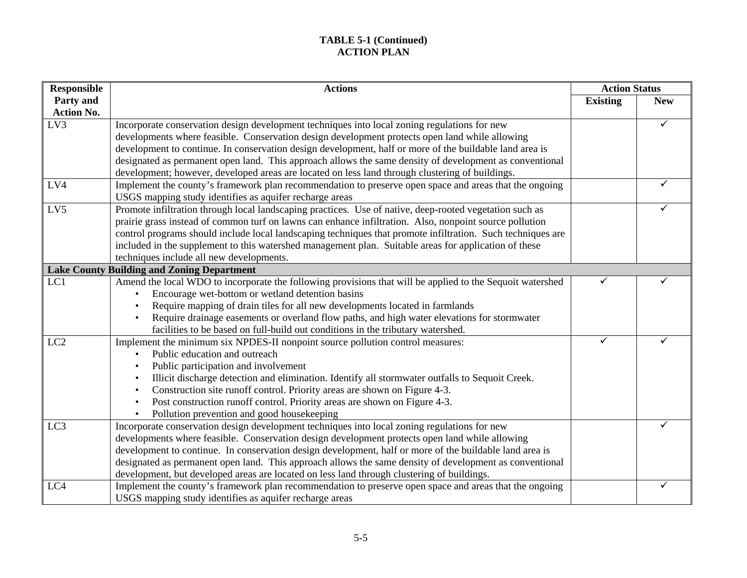**TABLE 5-1 (Continued)**
**ACTION PLAN**

| Responsible Party and Action No. | Actions | Action Status | |
|---|---|---|---|
| | | Existing | New |
| LV3 | Incorporate conservation design development techniques into local zoning regulations for new developments where feasible. Conservation design development protects open land while allowing development to continue. In conservation design development, half or more of the buildable land area is designated as permanent open land. This approach allows the same density of development as conventional development; however, developed areas are located on less land through clustering of buildings. | | ✓ |
| LV4 | Implement the county's framework plan recommendation to preserve open space and areas that the ongoing USGS mapping study identifies as aquifer recharge areas | | ✓ |
| LV5 | Promote infiltration through local landscaping practices. Use of native, deep-rooted vegetation such as prairie grass instead of common turf on lawns can enhance infiltration. Also, nonpoint source pollution control programs should include local landscaping techniques that promote infiltration. Such techniques are included in the supplement to this watershed management plan. Suitable areas for application of these techniques include all new developments. | | ✓ |
| **Lake County Building and Zoning Department** | | | |
| LC1 | Amend the local WDO to incorporate the following provisions that will be applied to the Sequoit watershed<br>• Encourage wet-bottom or wetland detention basins<br>• Require mapping of drain tiles for all new developments located in farmlands<br>• Require drainage easements or overland flow paths, and high water elevations for stormwater facilities to be based on full-build out conditions in the tributary watershed. | ✓ | ✓ |
| LC2 | Implement the minimum six NPDES-II nonpoint source pollution control measures:<br>• Public education and outreach<br>• Public participation and involvement<br>• Illicit discharge detection and elimination. Identify all stormwater outfalls to Sequoit Creek.<br>• Construction site runoff control. Priority areas are shown on Figure 4-3.<br>• Post construction runoff control. Priority areas are shown on Figure 4-3.<br>• Pollution prevention and good housekeeping | ✓ | ✓ |
| LC3 | Incorporate conservation design development techniques into local zoning regulations for new developments where feasible. Conservation design development protects open land while allowing development to continue. In conservation design development, half or more of the buildable land area is designated as permanent open land. This approach allows the same density of development as conventional development, but developed areas are located on less land through clustering of buildings. | | ✓ |
| LC4 | Implement the county's framework plan recommendation to preserve open space and areas that the ongoing USGS mapping study identifies as aquifer recharge areas | | ✓ |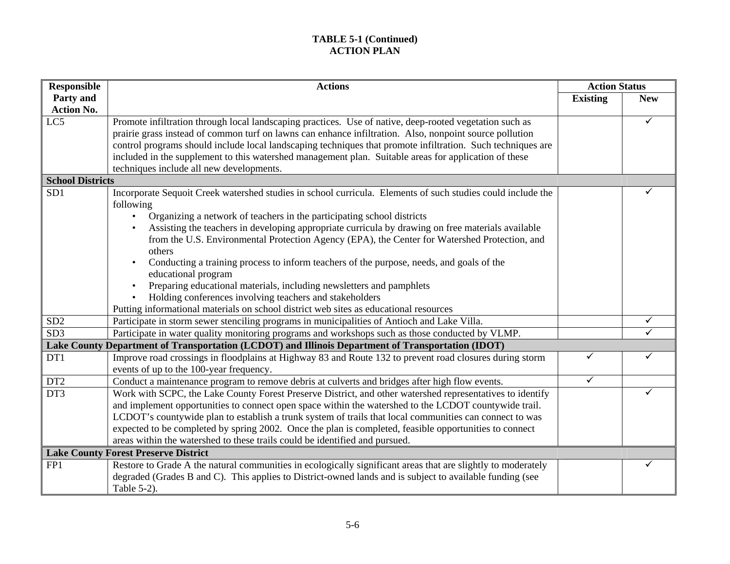**TABLE 5-1 (Continued)**
**ACTION PLAN**

| Responsible Party and Action No. | Actions | Action Status | |
|---|---|---|---|
| | | Existing | New |
| LC5 | Promote infiltration through local landscaping practices. Use of native, deep-rooted vegetation such as prairie grass instead of common turf on lawns can enhance infiltration. Also, nonpoint source pollution control programs should include local landscaping techniques that promote infiltration. Such techniques are included in the supplement to this watershed management plan. Suitable areas for application of these techniques include all new developments. | | ✓ |
| **School Districts** | | | |
| SD1 | Incorporate Sequoit Creek watershed studies in school curricula. Elements of such studies could include the following<br>• Organizing a network of teachers in the participating school districts<br>• Assisting the teachers in developing appropriate curricula by drawing on free materials available from the U.S. Environmental Protection Agency (EPA), the Center for Watershed Protection, and others<br>• Conducting a training process to inform teachers of the purpose, needs, and goals of the educational program<br>• Preparing educational materials, including newsletters and pamphlets<br>• Holding conferences involving teachers and stakeholders<br>Putting informational materials on school district web sites as educational resources | | ✓ |
| SD2 | Participate in storm sewer stenciling programs in municipalities of Antioch and Lake Villa. | | ✓ |
| SD3 | Participate in water quality monitoring programs and workshops such as those conducted by VLMP. | | ✓ |
| **Lake County Department of Transportation (LCDOT) and Illinois Department of Transportation (IDOT)** | | | |
| DT1 | Improve road crossings in floodplains at Highway 83 and Route 132 to prevent road closures during storm events of up to the 100-year frequency. | ✓ | ✓ |
| DT2 | Conduct a maintenance program to remove debris at culverts and bridges after high flow events. | ✓ | |
| DT3 | Work with SCPC, the Lake County Forest Preserve District, and other watershed representatives to identify and implement opportunities to connect open space within the watershed to the LCDOT countywide trail. LCDOT's countywide plan to establish a trunk system of trails that local communities can connect to was expected to be completed by spring 2002. Once the plan is completed, feasible opportunities to connect areas within the watershed to these trails could be identified and pursued. | | ✓ |
| **Lake County Forest Preserve District** | | | |
| FP1 | Restore to Grade A the natural communities in ecologically significant areas that are slightly to moderately degraded (Grades B and C). This applies to District-owned lands and is subject to available funding (see Table 5-2). | | ✓ |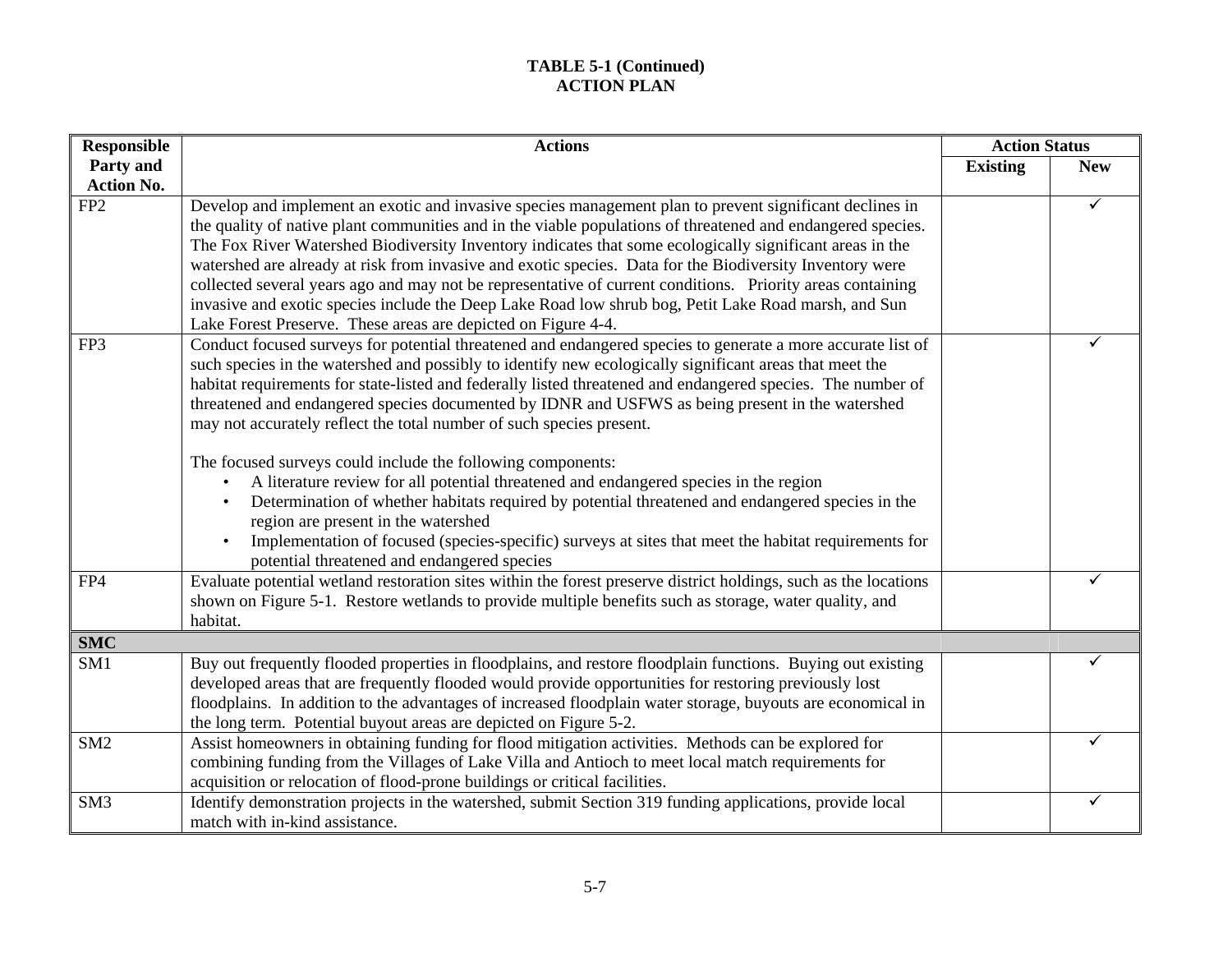**TABLE 5-1 (Continued)**
**ACTION PLAN**

| Responsible Party and Action No. | Actions | Action Status | |
|---|---|---|---|
| | | Existing | New |
| FP2 | Develop and implement an exotic and invasive species management plan to prevent significant declines in the quality of native plant communities and in the viable populations of threatened and endangered species. The Fox River Watershed Biodiversity Inventory indicates that some ecologically significant areas in the watershed are already at risk from invasive and exotic species. Data for the Biodiversity Inventory were collected several years ago and may not be representative of current conditions. Priority areas containing invasive and exotic species include the Deep Lake Road low shrub bog, Petit Lake Road marsh, and Sun Lake Forest Preserve. These areas are depicted on Figure 4-4. | | ✓ |
| FP3 | Conduct focused surveys for potential threatened and endangered species to generate a more accurate list of such species in the watershed and possibly to identify new ecologically significant areas that meet the habitat requirements for state-listed and federally listed threatened and endangered species. The number of threatened and endangered species documented by IDNR and USFWS as being present in the watershed may not accurately reflect the total number of such species present.<br><br>The focused surveys could include the following components:<br>• A literature review for all potential threatened and endangered species in the region<br>• Determination of whether habitats required by potential threatened and endangered species in the region are present in the watershed<br>• Implementation of focused (species-specific) surveys at sites that meet the habitat requirements for potential threatened and endangered species | | ✓ |
| FP4 | Evaluate potential wetland restoration sites within the forest preserve district holdings, such as the locations shown on Figure 5-1. Restore wetlands to provide multiple benefits such as storage, water quality, and habitat. | | ✓ |
| **SMC** | | | |
| SM1 | Buy out frequently flooded properties in floodplains, and restore floodplain functions. Buying out existing developed areas that are frequently flooded would provide opportunities for restoring previously lost floodplains. In addition to the advantages of increased floodplain water storage, buyouts are economical in the long term. Potential buyout areas are depicted on Figure 5-2. | | ✓ |
| SM2 | Assist homeowners in obtaining funding for flood mitigation activities. Methods can be explored for combining funding from the Villages of Lake Villa and Antioch to meet local match requirements for acquisition or relocation of flood-prone buildings or critical facilities. | | ✓ |
| SM3 | Identify demonstration projects in the watershed, submit Section 319 funding applications, provide local match with in-kind assistance. | | ✓ |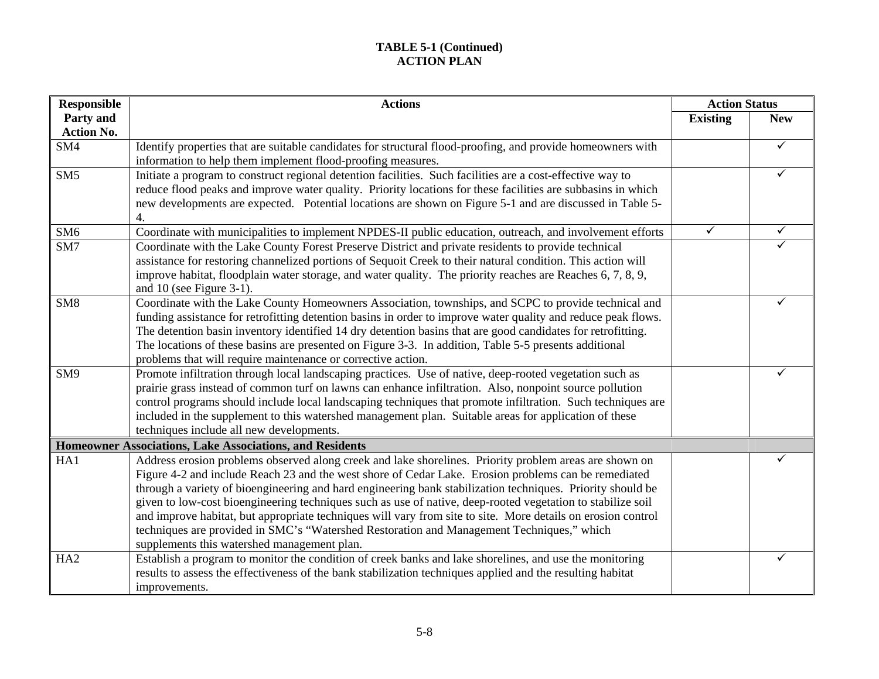**TABLE 5-1 (Continued)**
**ACTION PLAN**

| Responsible Party and Action No. | Actions | Action Status | |
|---|---|---|---|
| | | Existing | New |
| SM4 | Identify properties that are suitable candidates for structural flood-proofing, and provide homeowners with information to help them implement flood-proofing measures. | | ✓ |
| SM5 | Initiate a program to construct regional detention facilities. Such facilities are a cost-effective way to reduce flood peaks and improve water quality. Priority locations for these facilities are subbasins in which new developments are expected. Potential locations are shown on Figure 5-1 and are discussed in Table 5-4. | | ✓ |
| SM6 | Coordinate with municipalities to implement NPDES-II public education, outreach, and involvement efforts | ✓ | ✓ |
| SM7 | Coordinate with the Lake County Forest Preserve District and private residents to provide technical assistance for restoring channelized portions of Sequoit Creek to their natural condition. This action will improve habitat, floodplain water storage, and water quality. The priority reaches are Reaches 6, 7, 8, 9, and 10 (see Figure 3-1). | | ✓ |
| SM8 | Coordinate with the Lake County Homeowners Association, townships, and SCPC to provide technical and funding assistance for retrofitting detention basins in order to improve water quality and reduce peak flows. The detention basin inventory identified 14 dry detention basins that are good candidates for retrofitting. The locations of these basins are presented on Figure 3-3. In addition, Table 5-5 presents additional problems that will require maintenance or corrective action. | | ✓ |
| SM9 | Promote infiltration through local landscaping practices. Use of native, deep-rooted vegetation such as prairie grass instead of common turf on lawns can enhance infiltration. Also, nonpoint source pollution control programs should include local landscaping techniques that promote infiltration. Such techniques are included in the supplement to this watershed management plan. Suitable areas for application of these techniques include all new developments. | | ✓ |
| **Homeowner Associations, Lake Associations, and Residents** | | | |
| HA1 | Address erosion problems observed along creek and lake shorelines. Priority problem areas are shown on Figure 4-2 and include Reach 23 and the west shore of Cedar Lake. Erosion problems can be remediated through a variety of bioengineering and hard engineering bank stabilization techniques. Priority should be given to low-cost bioengineering techniques such as use of native, deep-rooted vegetation to stabilize soil and improve habitat, but appropriate techniques will vary from site to site. More details on erosion control techniques are provided in SMC's "Watershed Restoration and Management Techniques," which supplements this watershed management plan. | | ✓ |
| HA2 | Establish a program to monitor the condition of creek banks and lake shorelines, and use the monitoring results to assess the effectiveness of the bank stabilization techniques applied and the resulting habitat improvements. | | ✓ |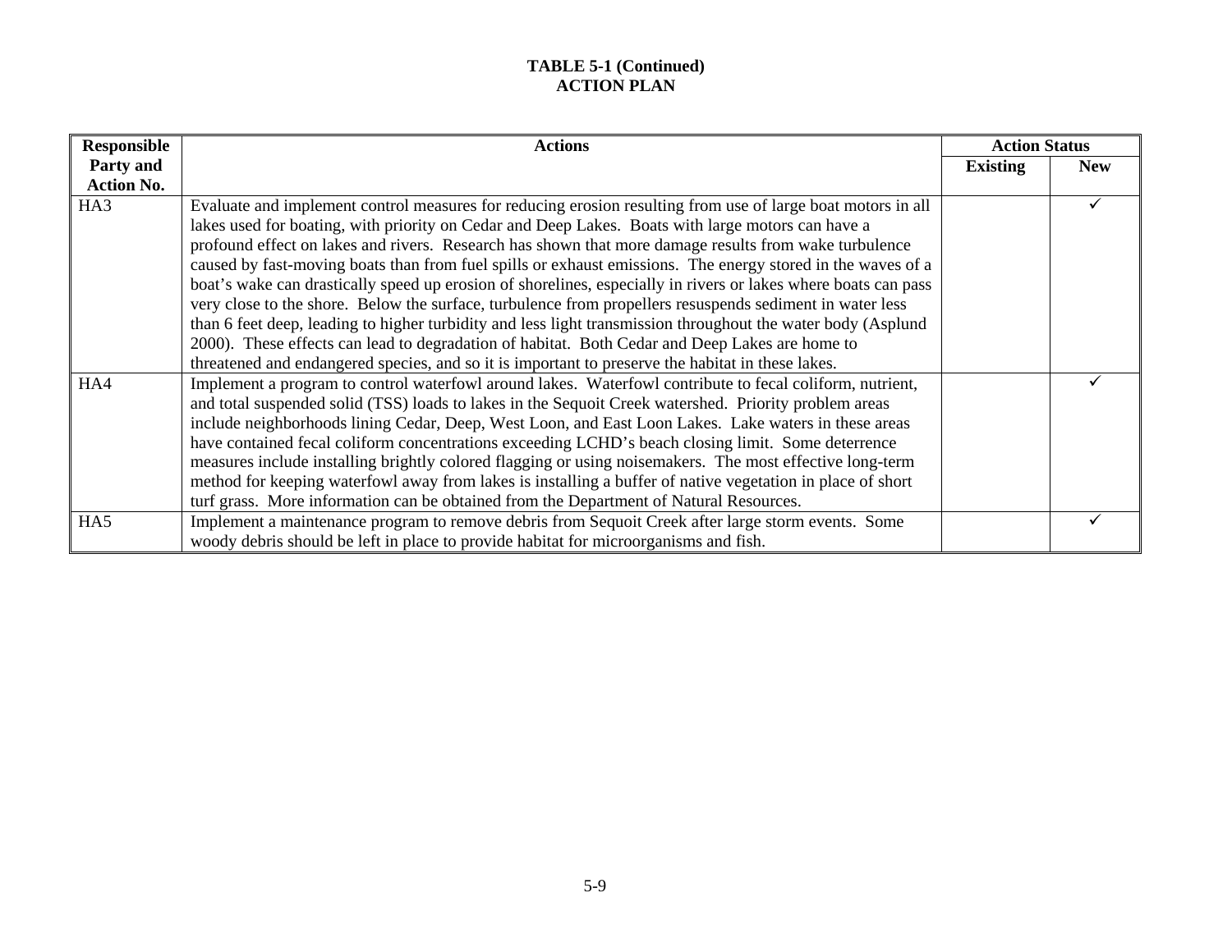**TABLE 5-1 (Continued)**
**ACTION PLAN**

| Responsible Party and Action No. | Actions | Action Status | |
|---|---|---|---|
| | | Existing | New |
| HA3 | Evaluate and implement control measures for reducing erosion resulting from use of large boat motors in all lakes used for boating, with priority on Cedar and Deep Lakes. Boats with large motors can have a profound effect on lakes and rivers. Research has shown that more damage results from wake turbulence caused by fast-moving boats than from fuel spills or exhaust emissions. The energy stored in the waves of a boat's wake can drastically speed up erosion of shorelines, especially in rivers or lakes where boats can pass very close to the shore. Below the surface, turbulence from propellers resuspends sediment in water less than 6 feet deep, leading to higher turbidity and less light transmission throughout the water body (Asplund 2000). These effects can lead to degradation of habitat. Both Cedar and Deep Lakes are home to threatened and endangered species, and so it is important to preserve the habitat in these lakes. | | ✓ |
| HA4 | Implement a program to control waterfowl around lakes. Waterfowl contribute to fecal coliform, nutrient, and total suspended solid (TSS) loads to lakes in the Sequoit Creek watershed. Priority problem areas include neighborhoods lining Cedar, Deep, West Loon, and East Loon Lakes. Lake waters in these areas have contained fecal coliform concentrations exceeding LCHD's beach closing limit. Some deterrence measures include installing brightly colored flagging or using noisemakers. The most effective long-term method for keeping waterfowl away from lakes is installing a buffer of native vegetation in place of short turf grass. More information can be obtained from the Department of Natural Resources. | | ✓ |
| HA5 | Implement a maintenance program to remove debris from Sequoit Creek after large storm events. Some woody debris should be left in place to provide habitat for microorganisms and fish. | | ✓ |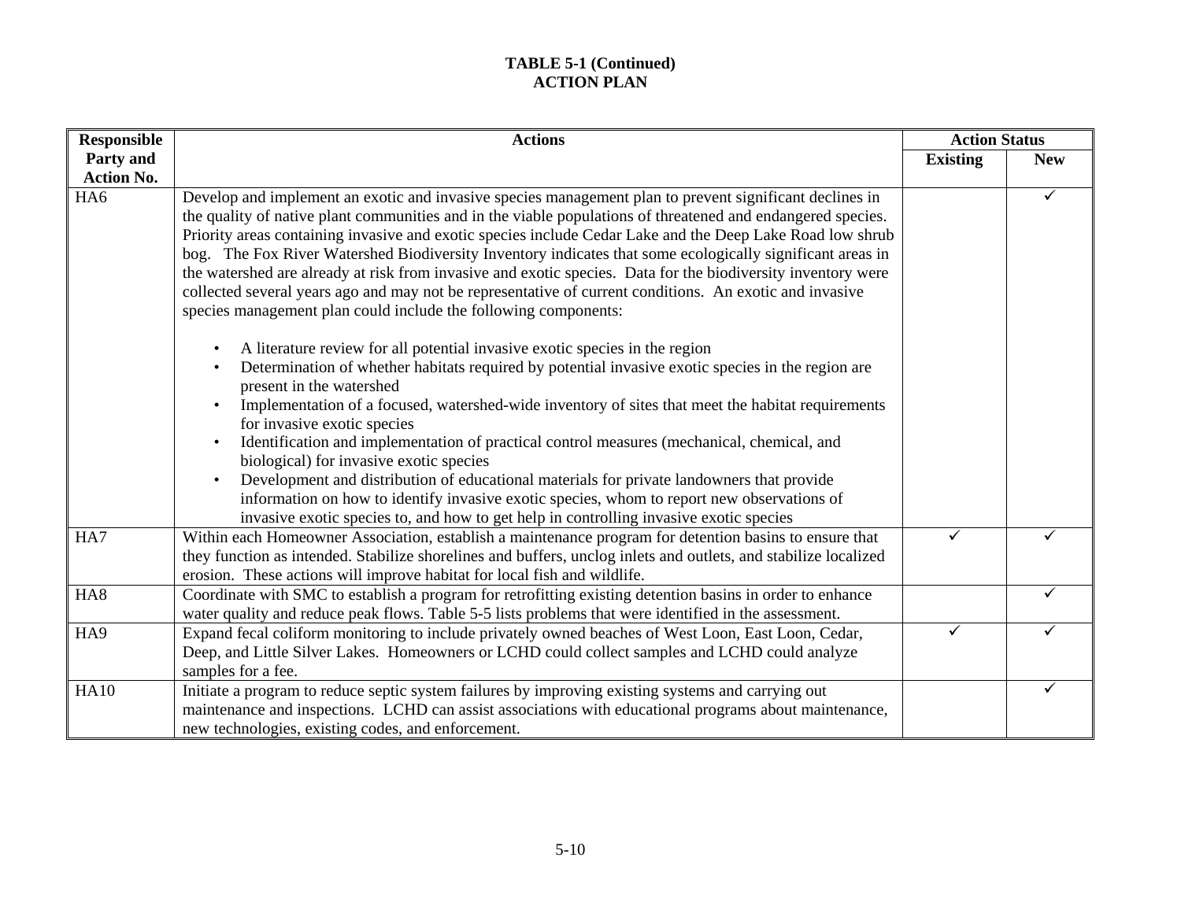**TABLE 5-1 (Continued)**
**ACTION PLAN**

| Responsible Party and Action No. | Actions | Action Status | |
|---|---|---|---|
| | | Existing | New |
| HA6 | Develop and implement an exotic and invasive species management plan to prevent significant declines in the quality of native plant communities and in the viable populations of threatened and endangered species. Priority areas containing invasive and exotic species include Cedar Lake and the Deep Lake Road low shrub bog. The Fox River Watershed Biodiversity Inventory indicates that some ecologically significant areas in the watershed are already at risk from invasive and exotic species. Data for the biodiversity inventory were collected several years ago and may not be representative of current conditions. An exotic and invasive species management plan could include the following components:<br><br>• A literature review for all potential invasive exotic species in the region<br>• Determination of whether habitats required by potential invasive exotic species in the region are present in the watershed<br>• Implementation of a focused, watershed-wide inventory of sites that meet the habitat requirements for invasive exotic species<br>• Identification and implementation of practical control measures (mechanical, chemical, and biological) for invasive exotic species<br>• Development and distribution of educational materials for private landowners that provide information on how to identify invasive exotic species, whom to report new observations of invasive exotic species to, and how to get help in controlling invasive exotic species | | ✓ |
| HA7 | Within each Homeowner Association, establish a maintenance program for detention basins to ensure that they function as intended. Stabilize shorelines and buffers, unclog inlets and outlets, and stabilize localized erosion. These actions will improve habitat for local fish and wildlife. | ✓ | ✓ |
| HA8 | Coordinate with SMC to establish a program for retrofitting existing detention basins in order to enhance water quality and reduce peak flows. Table 5-5 lists problems that were identified in the assessment. | | ✓ |
| HA9 | Expand fecal coliform monitoring to include privately owned beaches of West Loon, East Loon, Cedar, Deep, and Little Silver Lakes. Homeowners or LCHD could collect samples and LCHD could analyze samples for a fee. | ✓ | ✓ |
| HA10 | Initiate a program to reduce septic system failures by improving existing systems and carrying out maintenance and inspections. LCHD can assist associations with educational programs about maintenance, new technologies, existing codes, and enforcement. | | ✓ |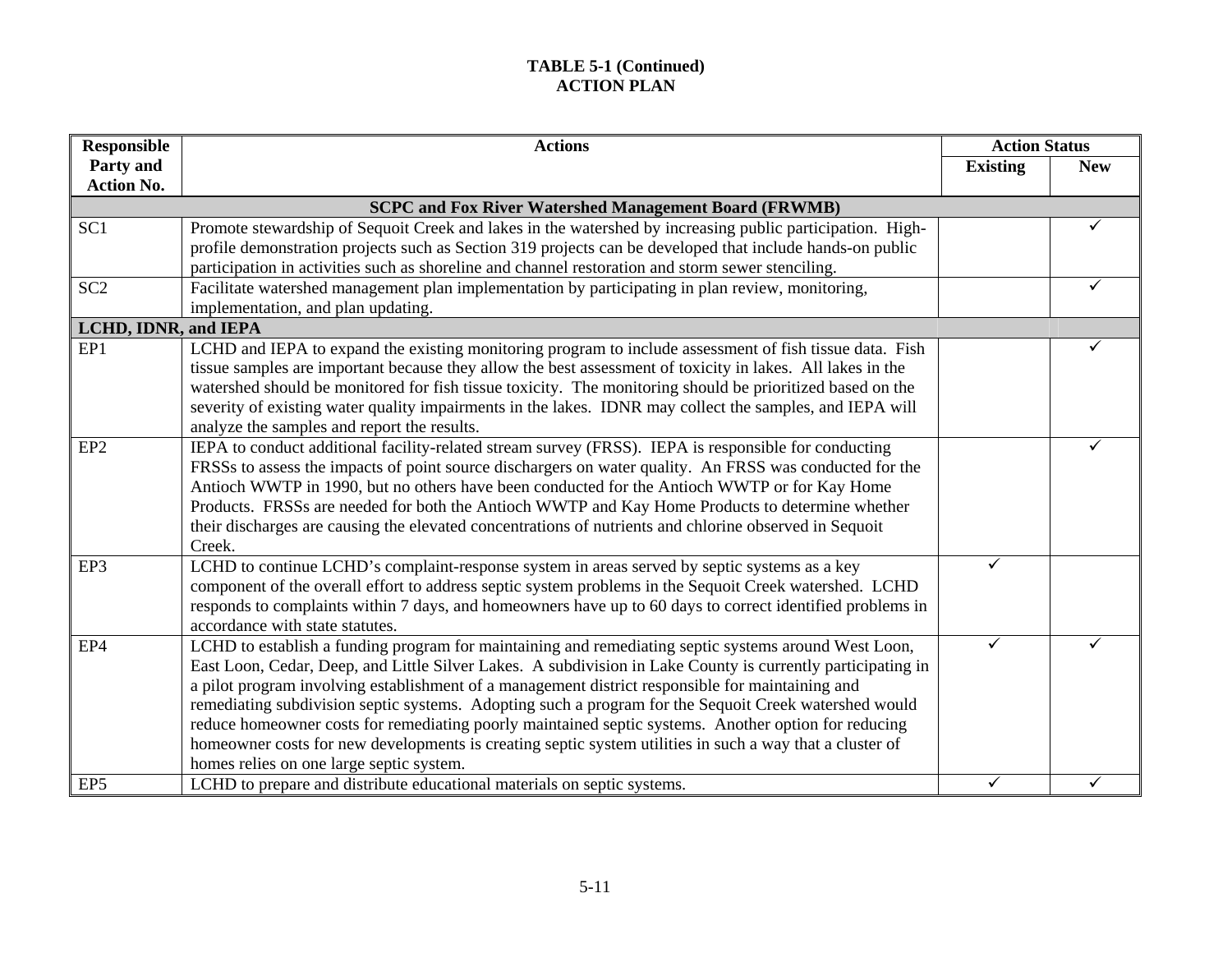**TABLE 5-1 (Continued)**
**ACTION PLAN**

| Responsible Party and Action No. | Actions | Action Status | |
|---|---|---|---|
| | | **Existing** | **New** |
| | **SCPC and Fox River Watershed Management Board (FRWMB)** | | |
| SC1 | Promote stewardship of Sequoit Creek and lakes in the watershed by increasing public participation. High-profile demonstration projects such as Section 319 projects can be developed that include hands-on public participation in activities such as shoreline and channel restoration and storm sewer stenciling. | | ✓ |
| SC2 | Facilitate watershed management plan implementation by participating in plan review, monitoring, implementation, and plan updating. | | ✓ |
| **LCHD, IDNR, and IEPA** | | | |
| EP1 | LCHD and IEPA to expand the existing monitoring program to include assessment of fish tissue data. Fish tissue samples are important because they allow the best assessment of toxicity in lakes. All lakes in the watershed should be monitored for fish tissue toxicity. The monitoring should be prioritized based on the severity of existing water quality impairments in the lakes. IDNR may collect the samples, and IEPA will analyze the samples and report the results. | | ✓ |
| EP2 | IEPA to conduct additional facility-related stream survey (FRSS). IEPA is responsible for conducting FRSSs to assess the impacts of point source dischargers on water quality. An FRSS was conducted for the Antioch WWTP in 1990, but no others have been conducted for the Antioch WWTP or for Kay Home Products. FRSSs are needed for both the Antioch WWTP and Kay Home Products to determine whether their discharges are causing the elevated concentrations of nutrients and chlorine observed in Sequoit Creek. | | ✓ |
| EP3 | LCHD to continue LCHD's complaint-response system in areas served by septic systems as a key component of the overall effort to address septic system problems in the Sequoit Creek watershed. LCHD responds to complaints within 7 days, and homeowners have up to 60 days to correct identified problems in accordance with state statutes. | ✓ | |
| EP4 | LCHD to establish a funding program for maintaining and remediating septic systems around West Loon, East Loon, Cedar, Deep, and Little Silver Lakes. A subdivision in Lake County is currently participating in a pilot program involving establishment of a management district responsible for maintaining and remediating subdivision septic systems. Adopting such a program for the Sequoit Creek watershed would reduce homeowner costs for remediating poorly maintained septic systems. Another option for reducing homeowner costs for new developments is creating septic system utilities in such a way that a cluster of homes relies on one large septic system. | ✓ | ✓ |
| EP5 | LCHD to prepare and distribute educational materials on septic systems. | ✓ | ✓ |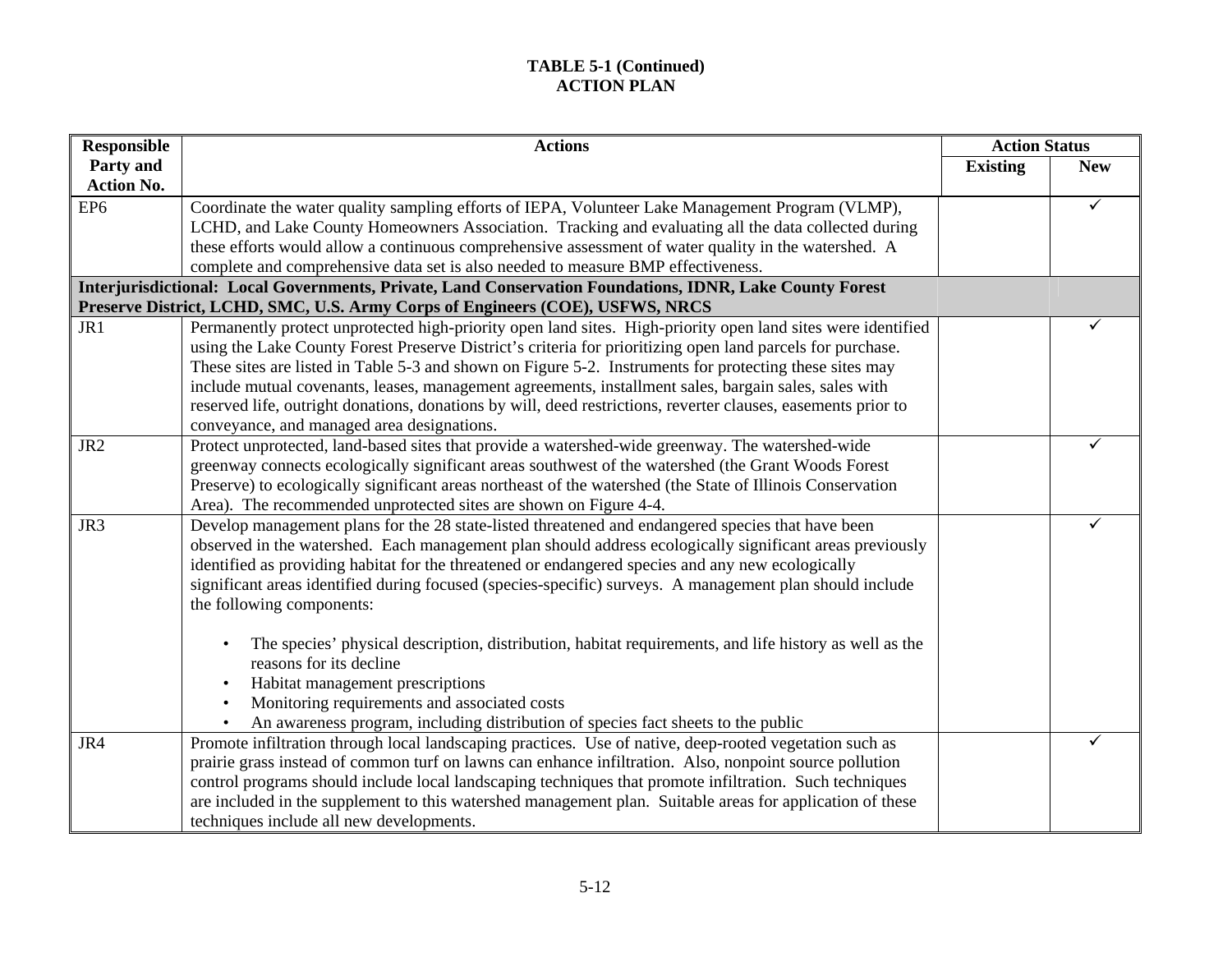**TABLE 5-1 (Continued)**
**ACTION PLAN**

| Responsible Party and Action No. | Actions | Action Status | |
|---|---|---|---|
| | | Existing | New |
| EP6 | Coordinate the water quality sampling efforts of IEPA, Volunteer Lake Management Program (VLMP), LCHD, and Lake County Homeowners Association. Tracking and evaluating all the data collected during these efforts would allow a continuous comprehensive assessment of water quality in the watershed. A complete and comprehensive data set is also needed to measure BMP effectiveness. | | ✓ |
| **Interjurisdictional: Local Governments, Private, Land Conservation Foundations, IDNR, Lake County Forest Preserve District, LCHD, SMC, U.S. Army Corps of Engineers (COE), USFWS, NRCS** | | | |
| JR1 | Permanently protect unprotected high-priority open land sites. High-priority open land sites were identified using the Lake County Forest Preserve District's criteria for prioritizing open land parcels for purchase. These sites are listed in Table 5-3 and shown on Figure 5-2. Instruments for protecting these sites may include mutual covenants, leases, management agreements, installment sales, bargain sales, sales with reserved life, outright donations, donations by will, deed restrictions, reverter clauses, easements prior to conveyance, and managed area designations. | | ✓ |
| JR2 | Protect unprotected, land-based sites that provide a watershed-wide greenway. The watershed-wide greenway connects ecologically significant areas southwest of the watershed (the Grant Woods Forest Preserve) to ecologically significant areas northeast of the watershed (the State of Illinois Conservation Area). The recommended unprotected sites are shown on Figure 4-4. | | ✓ |
| JR3 | Develop management plans for the 28 state-listed threatened and endangered species that have been observed in the watershed. Each management plan should address ecologically significant areas previously identified as providing habitat for the threatened or endangered species and any new ecologically significant areas identified during focused (species-specific) surveys. A management plan should include the following components:<br><br>• The species' physical description, distribution, habitat requirements, and life history as well as the reasons for its decline<br>• Habitat management prescriptions<br>• Monitoring requirements and associated costs<br>• An awareness program, including distribution of species fact sheets to the public | | ✓ |
| JR4 | Promote infiltration through local landscaping practices. Use of native, deep-rooted vegetation such as prairie grass instead of common turf on lawns can enhance infiltration. Also, nonpoint source pollution control programs should include local landscaping techniques that promote infiltration. Such techniques are included in the supplement to this watershed management plan. Suitable areas for application of these techniques include all new developments. | | ✓ |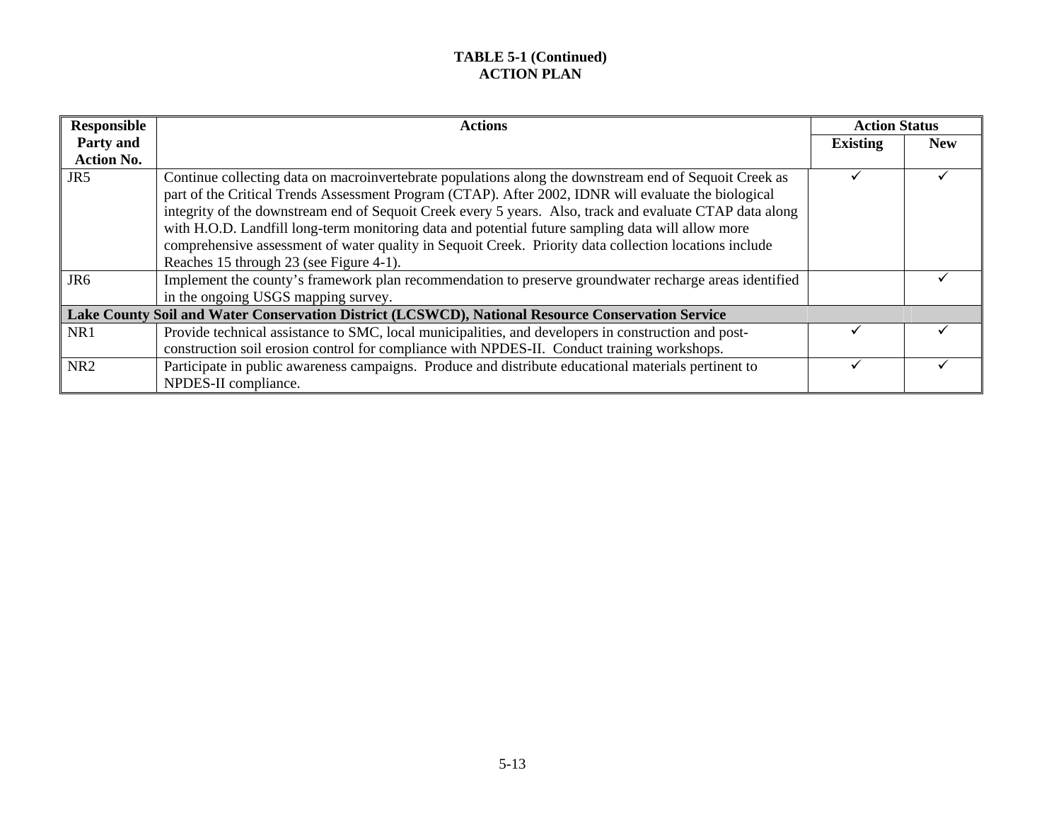**TABLE 5-1 (Continued)**
**ACTION PLAN**

| Responsible Party and Action No. | Actions | Action Status | |
|---|---|---|---|
| | | Existing | New |
| JR5 | Continue collecting data on macroinvertebrate populations along the downstream end of Sequoit Creek as part of the Critical Trends Assessment Program (CTAP). After 2002, IDNR will evaluate the biological integrity of the downstream end of Sequoit Creek every 5 years. Also, track and evaluate CTAP data along with H.O.D. Landfill long-term monitoring data and potential future sampling data will allow more comprehensive assessment of water quality in Sequoit Creek. Priority data collection locations include Reaches 15 through 23 (see Figure 4-1). | ✓ | ✓ |
| JR6 | Implement the county's framework plan recommendation to preserve groundwater recharge areas identified in the ongoing USGS mapping survey. | | ✓ |
| **Lake County Soil and Water Conservation District (LCSWCD), National Resource Conservation Service** | | | |
| NR1 | Provide technical assistance to SMC, local municipalities, and developers in construction and post-construction soil erosion control for compliance with NPDES-II. Conduct training workshops. | ✓ | ✓ |
| NR2 | Participate in public awareness campaigns. Produce and distribute educational materials pertinent to NPDES-II compliance. | ✓ | ✓ |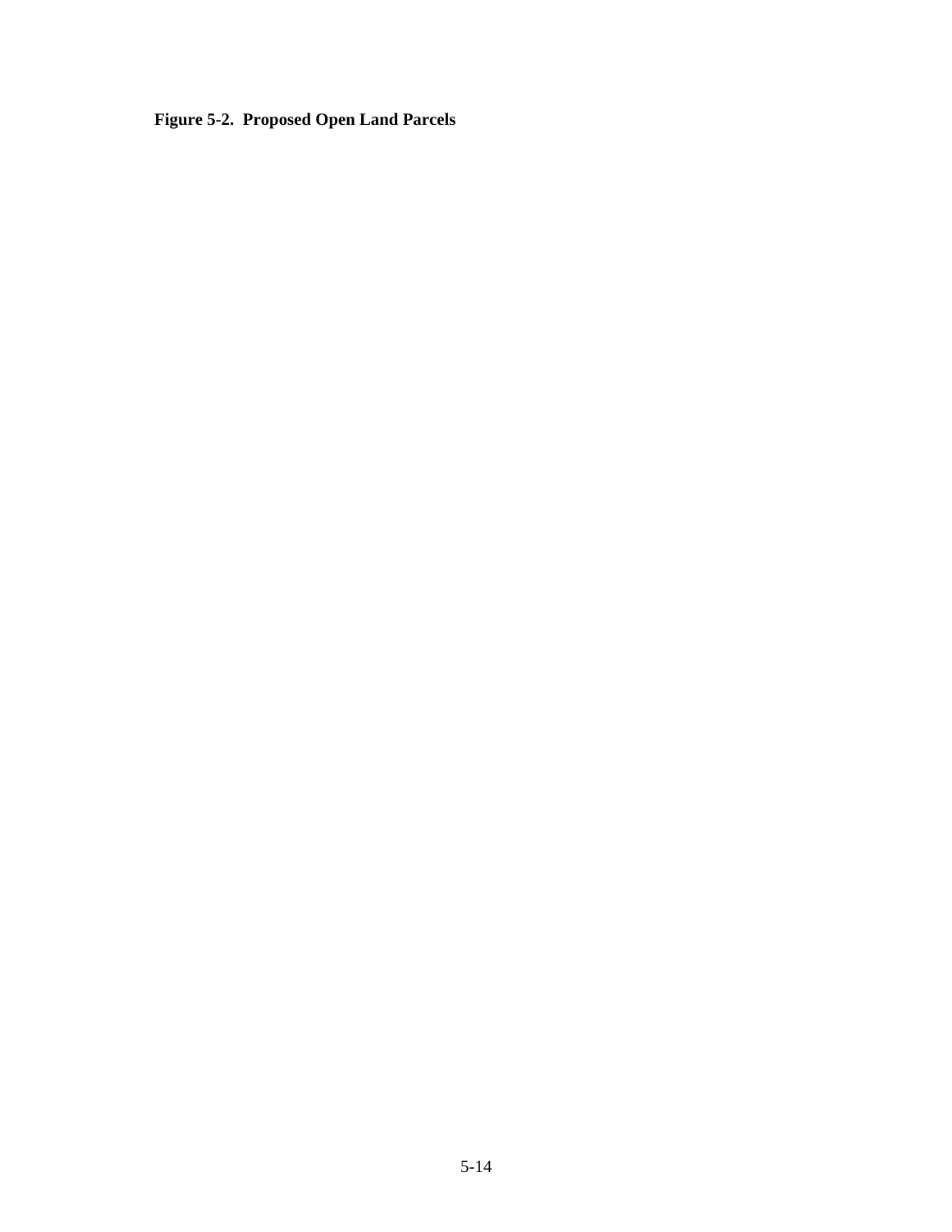**Figure 5-2. Proposed Open Land Parcels**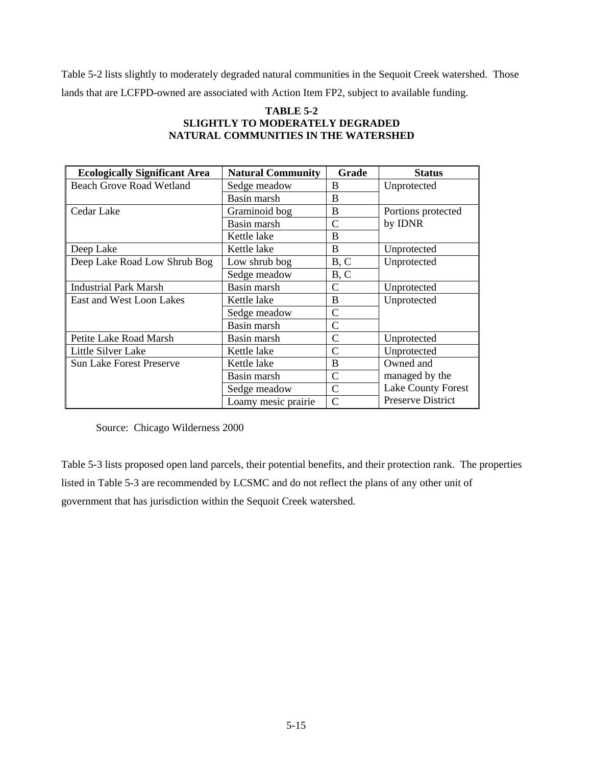Table 5-2 lists slightly to moderately degraded natural communities in the Sequoit Creek watershed. Those lands that are LCFPD-owned are associated with Action Item FP2, subject to available funding.

**TABLE 5-2**
**SLIGHTLY TO MODERATELY DEGRADED NATURAL COMMUNITIES IN THE WATERSHED**

| Ecologically Significant Area | Natural Community | Grade | Status |
|---|---|---|---|
| Beach Grove Road Wetland | Sedge meadow | B | Unprotected |
| | Basin marsh | B | |
| Cedar Lake | Graminoid bog | B | Portions protected by IDNR |
| | Basin marsh | C | |
| | Kettle lake | B | |
| Deep Lake | Kettle lake | B | Unprotected |
| Deep Lake Road Low Shrub Bog | Low shrub bog | B, C | Unprotected |
| | Sedge meadow | B, C | |
| Industrial Park Marsh | Basin marsh | C | Unprotected |
| East and West Loon Lakes | Kettle lake | B | Unprotected |
| | Sedge meadow | C | |
| | Basin marsh | C | |
| Petite Lake Road Marsh | Basin marsh | C | Unprotected |
| Little Silver Lake | Kettle lake | C | Unprotected |
| Sun Lake Forest Preserve | Kettle lake | B | Owned and managed by the Lake County Forest Preserve District |
| | Basin marsh | C | |
| | Sedge meadow | C | |
| | Loamy mesic prairie | C | |

Source: Chicago Wilderness 2000

Table 5-3 lists proposed open land parcels, their potential benefits, and their protection rank. The properties listed in Table 5-3 are recommended by LCSMC and do not reflect the plans of any other unit of government that has jurisdiction within the Sequoit Creek watershed.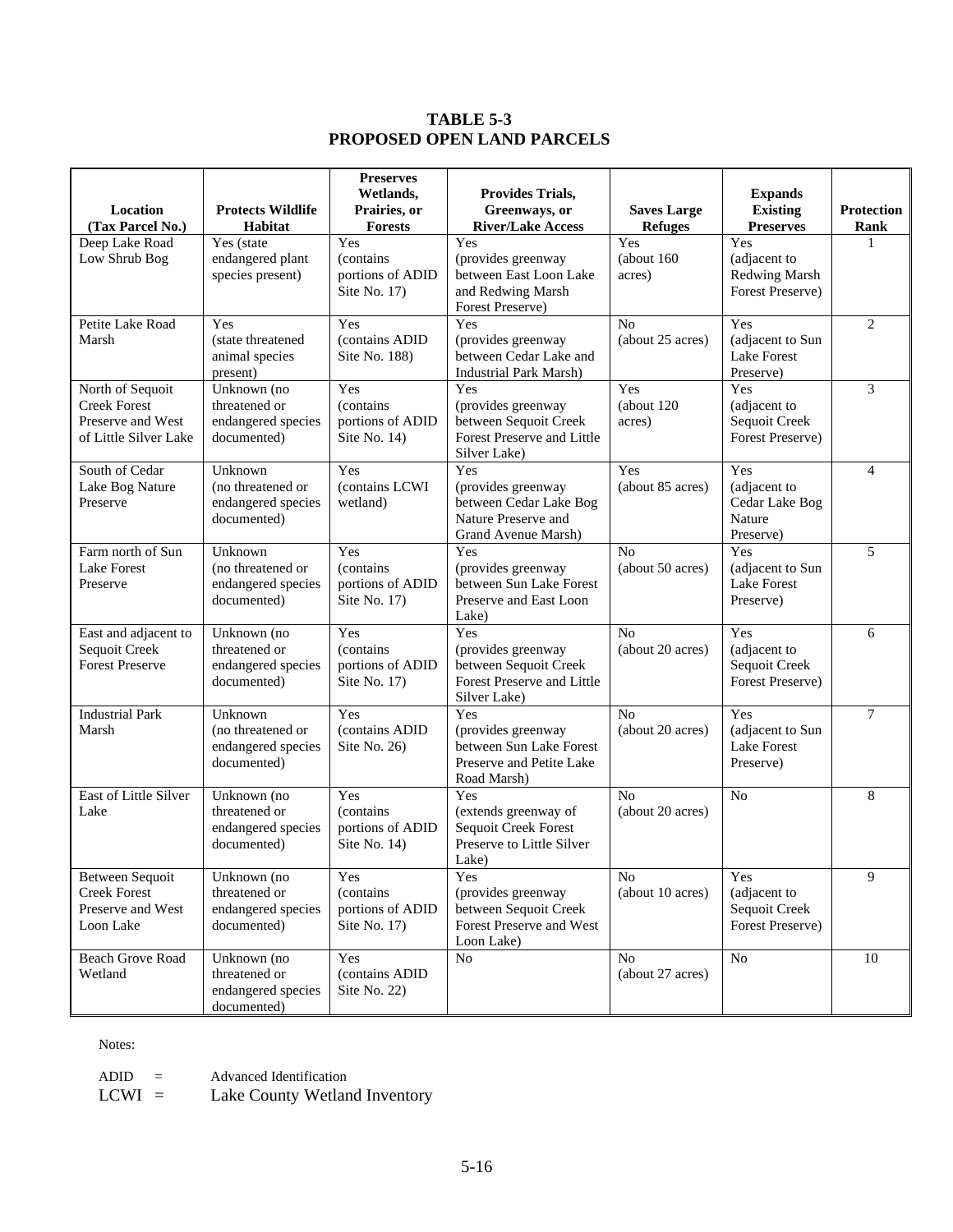**TABLE 5-3**
**PROPOSED OPEN LAND PARCELS**

| Location (Tax Parcel No.) | Protects Wildlife Habitat | Preserves Wetlands, Prairies, or Forests | Provides Trials, Greenways, or River/Lake Access | Saves Large Refuges | Expands Existing Preserves | Protection Rank |
|---|---|---|---|---|---|---|
| Deep Lake Road Low Shrub Bog | Yes (state endangered plant species present) | Yes (contains portions of ADID Site No. 17) | Yes (provides greenway between East Loon Lake and Redwing Marsh Forest Preserve) | Yes (about 160 acres) | Yes (adjacent to Redwing Marsh Forest Preserve) | 1 |
| Petite Lake Road Marsh | Yes (state threatened animal species present) | Yes (contains ADID Site No. 188) | Yes (provides greenway between Cedar Lake and Industrial Park Marsh) | No (about 25 acres) | Yes (adjacent to Sun Lake Forest Preserve) | 2 |
| North of Sequoit Creek Forest Preserve and West of Little Silver Lake | Unknown (no threatened or endangered species documented) | Yes (contains portions of ADID Site No. 14) | Yes (provides greenway between Sequoit Creek Forest Preserve and Little Silver Lake) | Yes (about 120 acres) | Yes (adjacent to Sequoit Creek Forest Preserve) | 3 |
| South of Cedar Lake Bog Nature Preserve | Unknown (no threatened or endangered species documented) | Yes (contains LCWI wetland) | Yes (provides greenway between Cedar Lake Bog Nature Preserve and Grand Avenue Marsh) | Yes (about 85 acres) | Yes (adjacent to Cedar Lake Bog Nature Preserve) | 4 |
| Farm north of Sun Lake Forest Preserve | Unknown (no threatened or endangered species documented) | Yes (contains portions of ADID Site No. 17) | Yes (provides greenway between Sun Lake Forest Preserve and East Loon Lake) | No (about 50 acres) | Yes (adjacent to Sun Lake Forest Preserve) | 5 |
| East and adjacent to Sequoit Creek Forest Preserve | Unknown (no threatened or endangered species documented) | Yes (contains portions of ADID Site No. 17) | Yes (provides greenway between Sequoit Creek Forest Preserve and Little Silver Lake) | No (about 20 acres) | Yes (adjacent to Sequoit Creek Forest Preserve) | 6 |
| Industrial Park Marsh | Unknown (no threatened or endangered species documented) | Yes (contains ADID Site No. 26) | Yes (provides greenway between Sun Lake Forest Preserve and Petite Lake Road Marsh) | No (about 20 acres) | Yes (adjacent to Sun Lake Forest Preserve) | 7 |
| East of Little Silver Lake | Unknown (no threatened or endangered species documented) | Yes (contains portions of ADID Site No. 14) | Yes (extends greenway of Sequoit Creek Forest Preserve to Little Silver Lake) | No (about 20 acres) | No | 8 |
| Between Sequoit Creek Forest Preserve and West Loon Lake | Unknown (no threatened or endangered species documented) | Yes (contains portions of ADID Site No. 17) | Yes (provides greenway between Sequoit Creek Forest Preserve and West Loon Lake) | No (about 10 acres) | Yes (adjacent to Sequoit Creek Forest Preserve) | 9 |
| Beach Grove Road Wetland | Unknown (no threatened or endangered species documented) | Yes (contains ADID Site No. 22) | No | No (about 27 acres) | No | 10 |

Notes:

ADID = Advanced Identification
LCWI = Lake County Wetland Inventory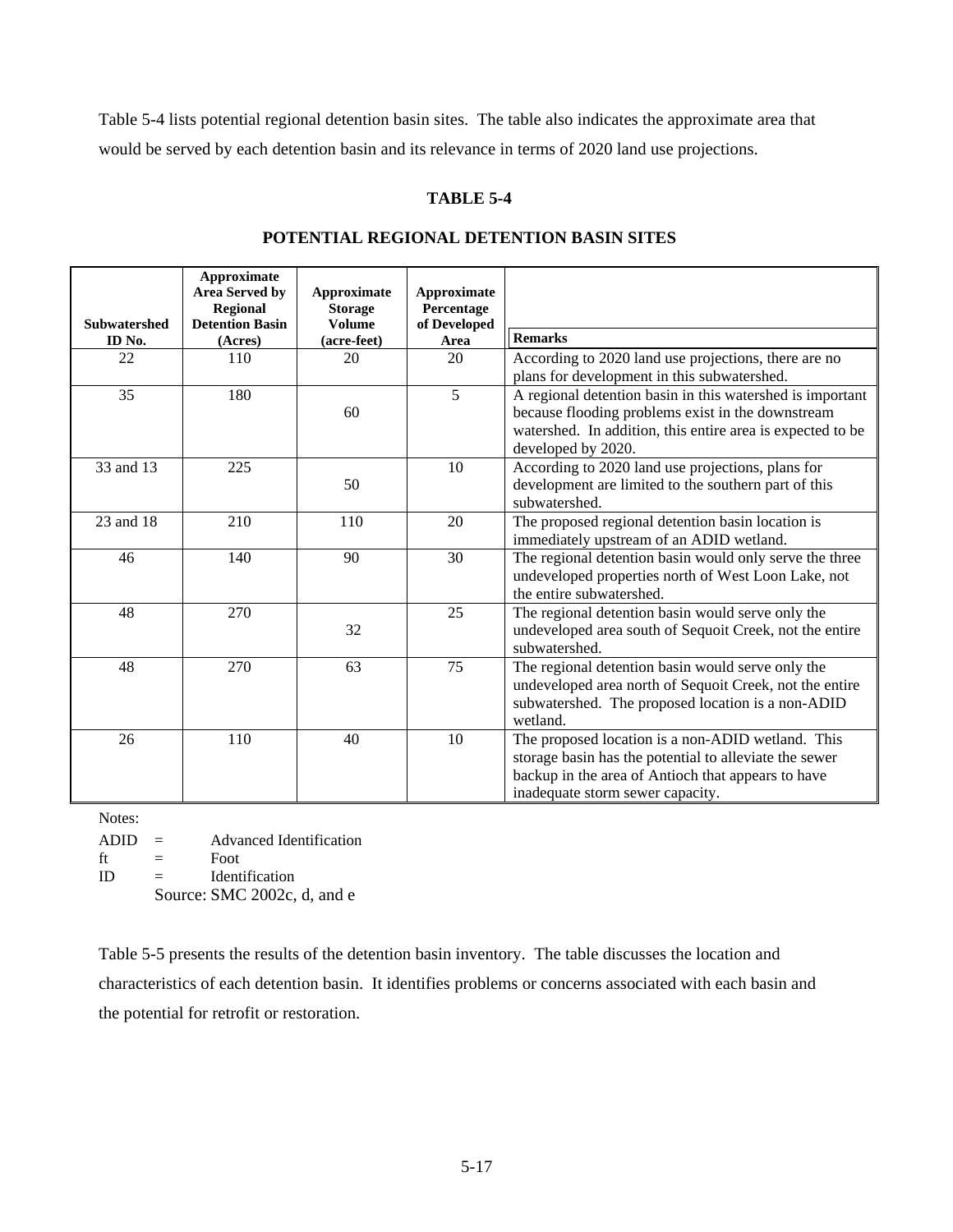Table 5-4 lists potential regional detention basin sites. The table also indicates the approximate area that would be served by each detention basin and its relevance in terms of 2020 land use projections.

**TABLE 5-4**

**POTENTIAL REGIONAL DETENTION BASIN SITES**

| Subwatershed ID No. | Approximate Area Served by Regional Detention Basin (Acres) | Approximate Storage Volume (acre-feet) | Approximate Percentage of Developed Area | Remarks |
|---|---|---|---|---|
| 22 | 110 | 20 | 20 | According to 2020 land use projections, there are no plans for development in this subwatershed. |
| 35 | 180 | 60 | 5 | A regional detention basin in this watershed is important because flooding problems exist in the downstream watershed. In addition, this entire area is expected to be developed by 2020. |
| 33 and 13 | 225 | 50 | 10 | According to 2020 land use projections, plans for development are limited to the southern part of this subwatershed. |
| 23 and 18 | 210 | 110 | 20 | The proposed regional detention basin location is immediately upstream of an ADID wetland. |
| 46 | 140 | 90 | 30 | The regional detention basin would only serve the three undeveloped properties north of West Loon Lake, not the entire subwatershed. |
| 48 | 270 | 32 | 25 | The regional detention basin would serve only the undeveloped area south of Sequoit Creek, not the entire subwatershed. |
| 48 | 270 | 63 | 75 | The regional detention basin would serve only the undeveloped area north of Sequoit Creek, not the entire subwatershed. The proposed location is a non-ADID wetland. |
| 26 | 110 | 40 | 10 | The proposed location is a non-ADID wetland. This storage basin has the potential to alleviate the sewer backup in the area of Antioch that appears to have inadequate storm sewer capacity. |

Notes:

ADID = Advanced Identification
ft = Foot
ID = Identification
Source: SMC 2002c, d, and e

Table 5-5 presents the results of the detention basin inventory. The table discusses the location and characteristics of each detention basin. It identifies problems or concerns associated with each basin and the potential for retrofit or restoration.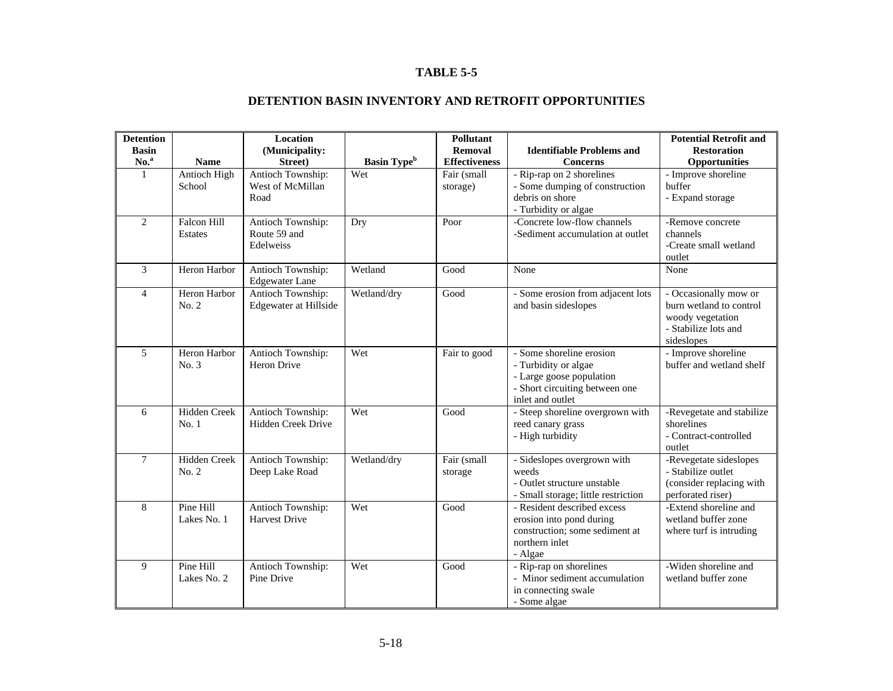# TABLE 5-5

## DETENTION BASIN INVENTORY AND RETROFIT OPPORTUNITIES

| Detention Basin No.[a] | Name | Location (Municipality: Street) | Basin Type[b] | Pollutant Removal Effectiveness | Identifiable Problems and Concerns | Potential Retrofit and Restoration Opportunities |
|---|---|---|---|---|---|---|
| 1 | Antioch High School | Antioch Township: West of McMillan Road | Wet | Fair (small storage) | - Rip-rap on 2 shorelines<br>- Some dumping of construction debris on shore<br>- Turbidity or algae | - Improve shoreline buffer<br>- Expand storage |
| 2 | Falcon Hill Estates | Antioch Township: Route 59 and Edelweiss | Dry | Poor | -Concrete low-flow channels<br>-Sediment accumulation at outlet | -Remove concrete channels<br>-Create small wetland outlet |
| 3 | Heron Harbor | Antioch Township: Edgewater Lane | Wetland | Good | None | None |
| 4 | Heron Harbor No. 2 | Antioch Township: Edgewater at Hillside | Wetland/dry | Good | - Some erosion from adjacent lots and basin sideslopes | - Occasionally mow or burn wetland to control woody vegetation<br>- Stabilize lots and sideslopes |
| 5 | Heron Harbor No. 3 | Antioch Township: Heron Drive | Wet | Fair to good | - Some shoreline erosion<br>- Turbidity or algae<br>- Large goose population<br>- Short circuiting between one inlet and outlet | - Improve shoreline buffer and wetland shelf |
| 6 | Hidden Creek No. 1 | Antioch Township: Hidden Creek Drive | Wet | Good | - Steep shoreline overgrown with reed canary grass<br>- High turbidity | -Revegetate and stabilize shorelines<br>- Contract-controlled outlet |
| 7 | Hidden Creek No. 2 | Antioch Township: Deep Lake Road | Wetland/dry | Fair (small storage | - Sideslopes overgrown with weeds<br>- Outlet structure unstable<br>- Small storage; little restriction | -Revegetate sideslopes<br>- Stabilize outlet (consider replacing with perforated riser) |
| 8 | Pine Hill Lakes No. 1 | Antioch Township: Harvest Drive | Wet | Good | - Resident described excess erosion into pond during construction; some sediment at northern inlet<br>- Algae | -Extend shoreline and wetland buffer zone where turf is intruding |
| 9 | Pine Hill Lakes No. 2 | Antioch Township: Pine Drive | Wet | Good | - Rip-rap on shorelines<br>- Minor sediment accumulation in connecting swale<br>- Some algae | -Widen shoreline and wetland buffer zone |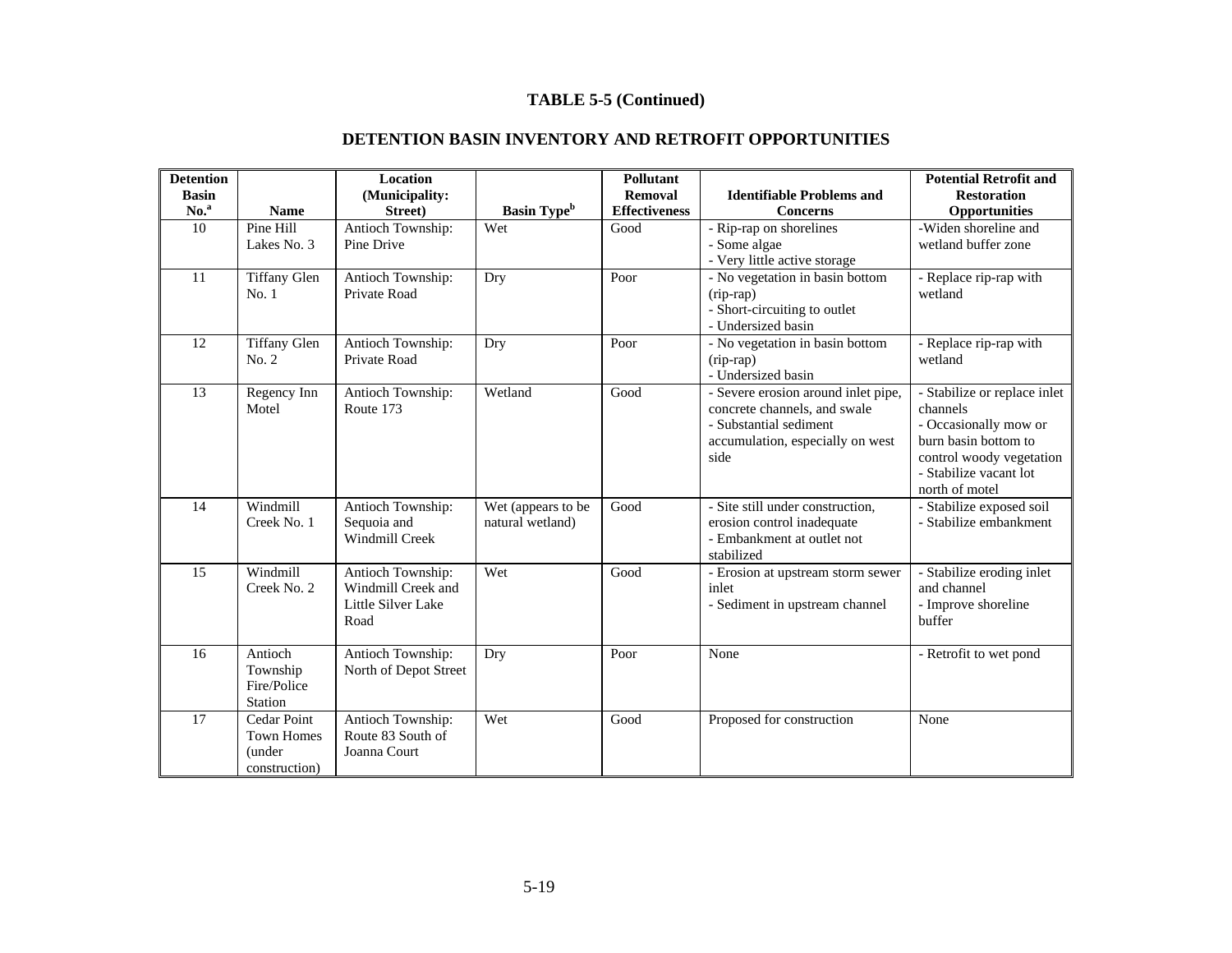## TABLE 5-5 (Continued)

## DETENTION BASIN INVENTORY AND RETROFIT OPPORTUNITIES

| Detention Basin No.[a] | Name | Location (Municipality: Street) | Basin Type[b] | Pollutant Removal Effectiveness | Identifiable Problems and Concerns | Potential Retrofit and Restoration Opportunities |
|---|---|---|---|---|---|---|
| 10 | Pine Hill Lakes No. 3 | Antioch Township: Pine Drive | Wet | Good | - Rip-rap on shorelines<br>- Some algae<br>- Very little active storage | -Widen shoreline and wetland buffer zone |
| 11 | Tiffany Glen No. 1 | Antioch Township: Private Road | Dry | Poor | - No vegetation in basin bottom (rip-rap)<br>- Short-circuiting to outlet<br>- Undersized basin | - Replace rip-rap with wetland |
| 12 | Tiffany Glen No. 2 | Antioch Township: Private Road | Dry | Poor | - No vegetation in basin bottom (rip-rap)<br>- Undersized basin | - Replace rip-rap with wetland |
| 13 | Regency Inn Motel | Antioch Township: Route 173 | Wetland | Good | - Severe erosion around inlet pipe, concrete channels, and swale<br>- Substantial sediment accumulation, especially on west side | - Stabilize or replace inlet channels<br>- Occasionally mow or burn basin bottom to control woody vegetation<br>- Stabilize vacant lot north of motel |
| 14 | Windmill Creek No. 1 | Antioch Township: Sequoia and Windmill Creek | Wet (appears to be natural wetland) | Good | - Site still under construction, erosion control inadequate<br>- Embankment at outlet not stabilized | - Stabilize exposed soil<br>- Stabilize embankment |
| 15 | Windmill Creek No. 2 | Antioch Township: Windmill Creek and Little Silver Lake Road | Wet | Good | - Erosion at upstream storm sewer inlet<br>- Sediment in upstream channel | - Stabilize eroding inlet and channel<br>- Improve shoreline buffer |
| 16 | Antioch Township Fire/Police Station | Antioch Township: North of Depot Street | Dry | Poor | None | - Retrofit to wet pond |
| 17 | Cedar Point Town Homes (under construction) | Antioch Township: Route 83 South of Joanna Court | Wet | Good | Proposed for construction | None |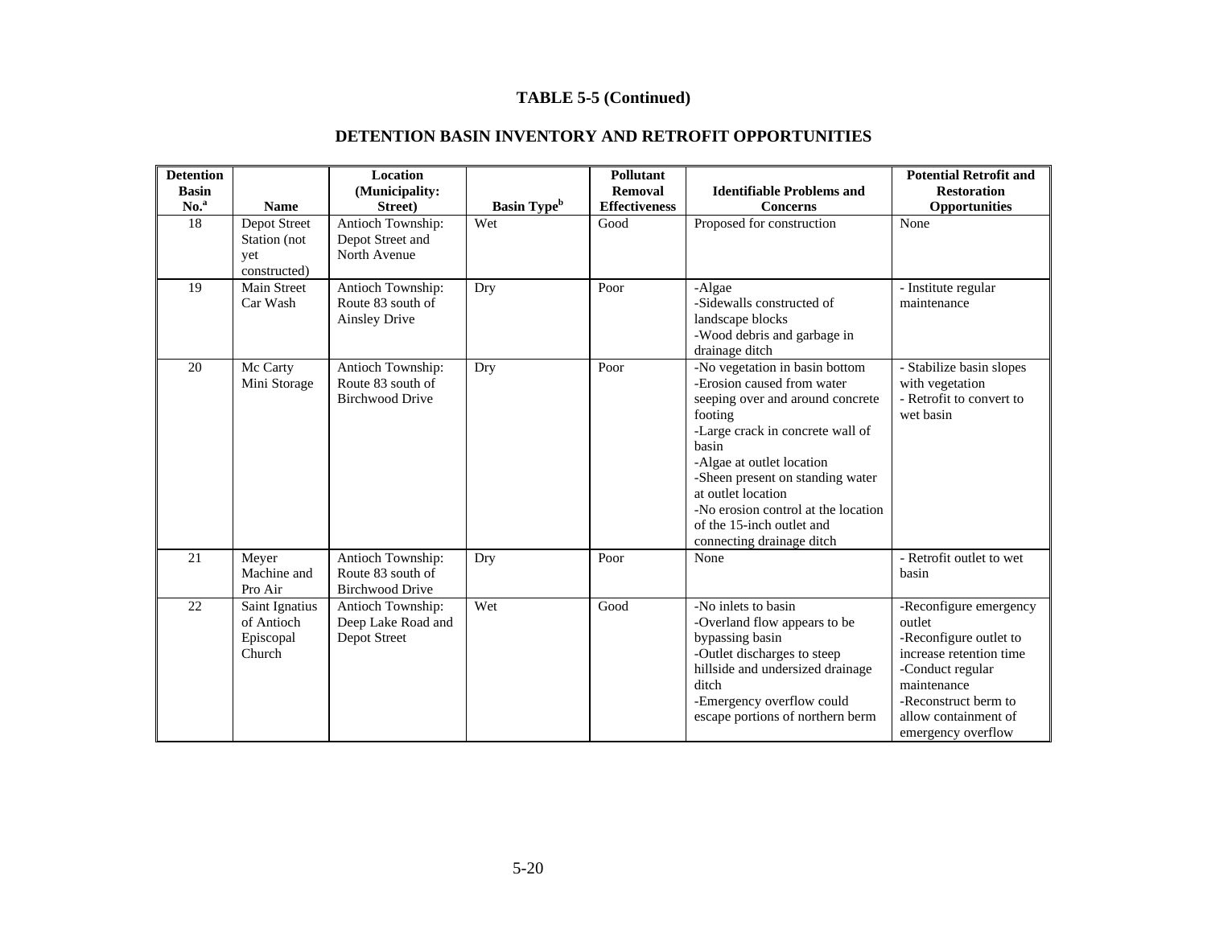**TABLE 5-5 (Continued)**

**DETENTION BASIN INVENTORY AND RETROFIT OPPORTUNITIES**

| Detention Basin No.[a] | Name | Location (Municipality: Street) | Basin Type[b] | Pollutant Removal Effectiveness | Identifiable Problems and Concerns | Potential Retrofit and Restoration Opportunities |
|---|---|---|---|---|---|---|
| 18 | Depot Street Station (not yet constructed) | Antioch Township: Depot Street and North Avenue | Wet | Good | Proposed for construction | None |
| 19 | Main Street Car Wash | Antioch Township: Route 83 south of Ainsley Drive | Dry | Poor | -Algae<br>-Sidewalls constructed of landscape blocks<br>-Wood debris and garbage in drainage ditch | - Institute regular maintenance |
| 20 | Mc Carty Mini Storage | Antioch Township: Route 83 south of Birchwood Drive | Dry | Poor | -No vegetation in basin bottom<br>-Erosion caused from water seeping over and around concrete footing<br>-Large crack in concrete wall of basin<br>-Algae at outlet location<br>-Sheen present on standing water at outlet location<br>-No erosion control at the location of the 15-inch outlet and connecting drainage ditch | - Stabilize basin slopes with vegetation<br>- Retrofit to convert to wet basin |
| 21 | Meyer Machine and Pro Air | Antioch Township: Route 83 south of Birchwood Drive | Dry | Poor | None | - Retrofit outlet to wet basin |
| 22 | Saint Ignatius of Antioch Episcopal Church | Antioch Township: Deep Lake Road and Depot Street | Wet | Good | -No inlets to basin<br>-Overland flow appears to be bypassing basin<br>-Outlet discharges to steep hillside and undersized drainage ditch<br>-Emergency overflow could escape portions of northern berm | -Reconfigure emergency outlet<br>-Reconfigure outlet to increase retention time<br>-Conduct regular maintenance<br>-Reconstruct berm to allow containment of emergency overflow |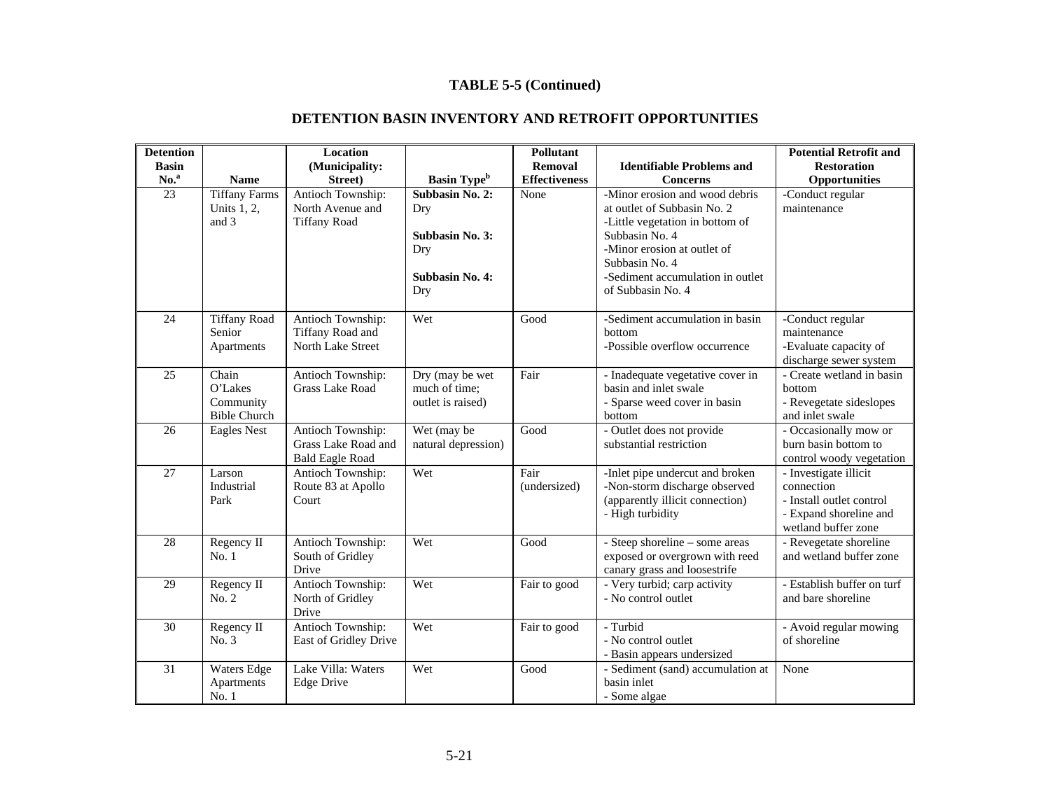## TABLE 5-5 (Continued)

## DETENTION BASIN INVENTORY AND RETROFIT OPPORTUNITIES

| Detention Basin No.[a] | Name | Location (Municipality: Street) | Basin Type[b] | Pollutant Removal Effectiveness | Identifiable Problems and Concerns | Potential Retrofit and Restoration Opportunities |
|---|---|---|---|---|---|---|
| 23 | Tiffany Farms Units 1, 2, and 3 | Antioch Township: North Avenue and Tiffany Road | **Subbasin No. 2:** Dry<br><br>**Subbasin No. 3:** Dry<br><br>**Subbasin No. 4:** Dry | None | -Minor erosion and wood debris at outlet of Subbasin No. 2<br>-Little vegetation in bottom of Subbasin No. 4<br>-Minor erosion at outlet of Subbasin No. 4<br>-Sediment accumulation in outlet of Subbasin No. 4 | -Conduct regular maintenance |
| 24 | Tiffany Road Senior Apartments | Antioch Township: Tiffany Road and North Lake Street | Wet | Good | -Sediment accumulation in basin bottom<br>-Possible overflow occurrence | -Conduct regular maintenance<br>-Evaluate capacity of discharge sewer system |
| 25 | Chain O'Lakes Community Bible Church | Antioch Township: Grass Lake Road | Dry (may be wet much of time; outlet is raised) | Fair | - Inadequate vegetative cover in basin and inlet swale<br>- Sparse weed cover in basin bottom | - Create wetland in basin bottom<br>- Revegetate sideslopes and inlet swale |
| 26 | Eagles Nest | Antioch Township: Grass Lake Road and Bald Eagle Road | Wet (may be natural depression) | Good | - Outlet does not provide substantial restriction | - Occasionally mow or burn basin bottom to control woody vegetation |
| 27 | Larson Industrial Park | Antioch Township: Route 83 at Apollo Court | Wet | Fair (undersized) | -Inlet pipe undercut and broken<br>-Non-storm discharge observed (apparently illicit connection)<br>- High turbidity | - Investigate illicit connection<br>- Install outlet control<br>- Expand shoreline and wetland buffer zone |
| 28 | Regency II No. 1 | Antioch Township: South of Gridley Drive | Wet | Good | - Steep shoreline – some areas exposed or overgrown with reed canary grass and loosestrife | - Revegetate shoreline and wetland buffer zone |
| 29 | Regency II No. 2 | Antioch Township: North of Gridley Drive | Wet | Fair to good | - Very turbid; carp activity<br>- No control outlet | - Establish buffer on turf and bare shoreline |
| 30 | Regency II No. 3 | Antioch Township: East of Gridley Drive | Wet | Fair to good | - Turbid<br>- No control outlet<br>- Basin appears undersized | - Avoid regular mowing of shoreline |
| 31 | Waters Edge Apartments No. 1 | Lake Villa: Waters Edge Drive | Wet | Good | - Sediment (sand) accumulation at basin inlet<br>- Some algae | None |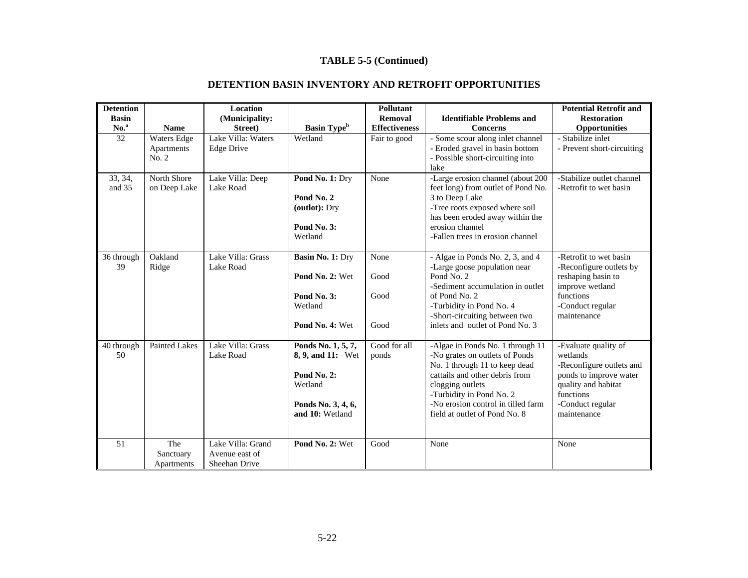## TABLE 5-5 (Continued)

## DETENTION BASIN INVENTORY AND RETROFIT OPPORTUNITIES

| Detention Basin No.[a] | Name | Location (Municipality: Street) | Basin Type[b] | Pollutant Removal Effectiveness | Identifiable Problems and Concerns | Potential Retrofit and Restoration Opportunities |
|---|---|---|---|---|---|---|
| 32 | Waters Edge Apartments No. 2 | Lake Villa: Waters Edge Drive | Wetland | Fair to good | - Some scour along inlet channel<br>- Eroded gravel in basin bottom<br>- Possible short-circuiting into lake | - Stabilize inlet<br>- Prevent short-circuiting |
| 33, 34, and 35 | North Shore on Deep Lake | Lake Villa: Deep Lake Road | **Pond No. 1:** Dry<br><br>**Pond No. 2 (outlot):** Dry<br><br>**Pond No. 3:** Wetland | None | -Large erosion channel (about 200 feet long) from outlet of Pond No. 3 to Deep Lake<br>-Tree roots exposed where soil has been eroded away within the erosion channel<br>-Fallen trees in erosion channel | -Stabilize outlet channel<br>-Retrofit to wet basin |
| 36 through 39 | Oakland Ridge | Lake Villa: Grass Lake Road | **Basin No. 1:** Dry<br><br>**Pond No. 2:** Wet<br><br>**Pond No. 3:** Wetland<br><br>**Pond No. 4:** Wet | None<br><br>Good<br><br>Good<br><br>Good | - Algae in Ponds No. 2, 3, and 4<br>-Large goose population near Pond No. 2<br>-Sediment accumulation in outlet of Pond No. 2<br>-Turbidity in Pond No. 4<br>-Short-circuiting between two inlets and outlet of Pond No. 3 | -Retrofit to wet basin<br>-Reconfigure outlets by reshaping basin to improve wetland functions<br>-Conduct regular maintenance |
| 40 through 50 | Painted Lakes | Lake Villa: Grass Lake Road | **Ponds No. 1, 5, 7, 8, 9, and 11:** Wet<br><br>**Pond No. 2:** Wetland<br><br>**Ponds No. 3, 4, 6, and 10:** Wetland | Good for all ponds | -Algae in Ponds No. 1 through 11<br>-No grates on outlets of Ponds No. 1 through 11 to keep dead cattails and other debris from clogging outlets<br>-Turbidity in Pond No. 2<br>-No erosion control in tilled farm field at outlet of Pond No. 8 | -Evaluate quality of wetlands<br>-Reconfigure outlets and ponds to improve water quality and habitat functions<br>-Conduct regular maintenance |
| 51 | The Sanctuary Apartments | Lake Villa: Grand Avenue east of Sheehan Drive | **Pond No. 2:** Wet | Good | None | None |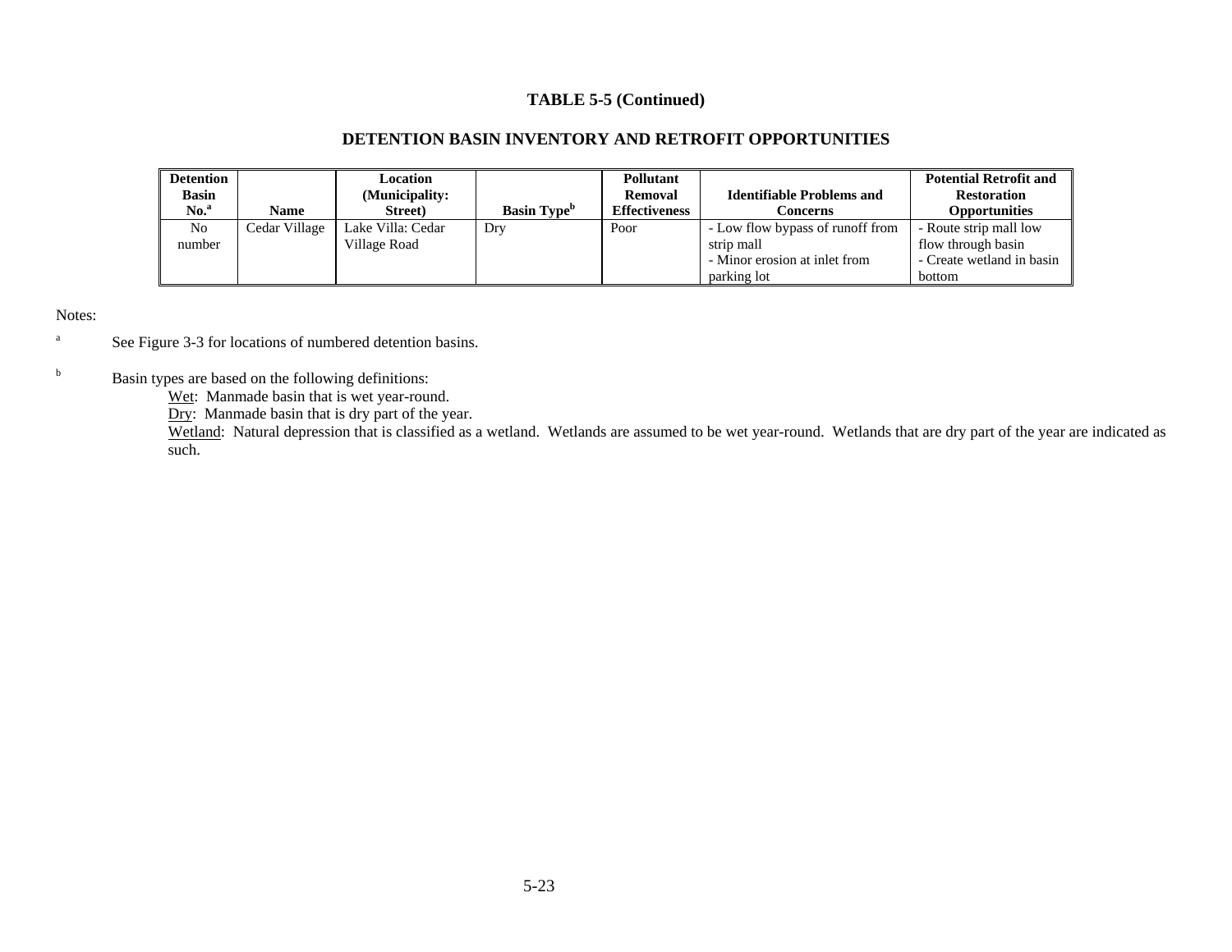**TABLE 5-5 (Continued)**

**DETENTION BASIN INVENTORY AND RETROFIT OPPORTUNITIES**

| Detention Basin No.[a] | Name | Location (Municipality: Street) | Basin Type[b] | Pollutant Removal Effectiveness | Identifiable Problems and Concerns | Potential Retrofit and Restoration Opportunities |
|---|---|---|---|---|---|---|
| No number | Cedar Village | Lake Villa: Cedar Village Road | Dry | Poor | - Low flow bypass of runoff from strip mall<br>- Minor erosion at inlet from parking lot | - Route strip mall low flow through basin<br>- Create wetland in basin bottom |

Notes:

[a] See Figure 3-3 for locations of numbered detention basins.

[b] Basin types are based on the following definitions:

Wet: Manmade basin that is wet year-round.

Dry: Manmade basin that is dry part of the year.

Wetland: Natural depression that is classified as a wetland. Wetlands are assumed to be wet year-round. Wetlands that are dry part of the year are indicated as such.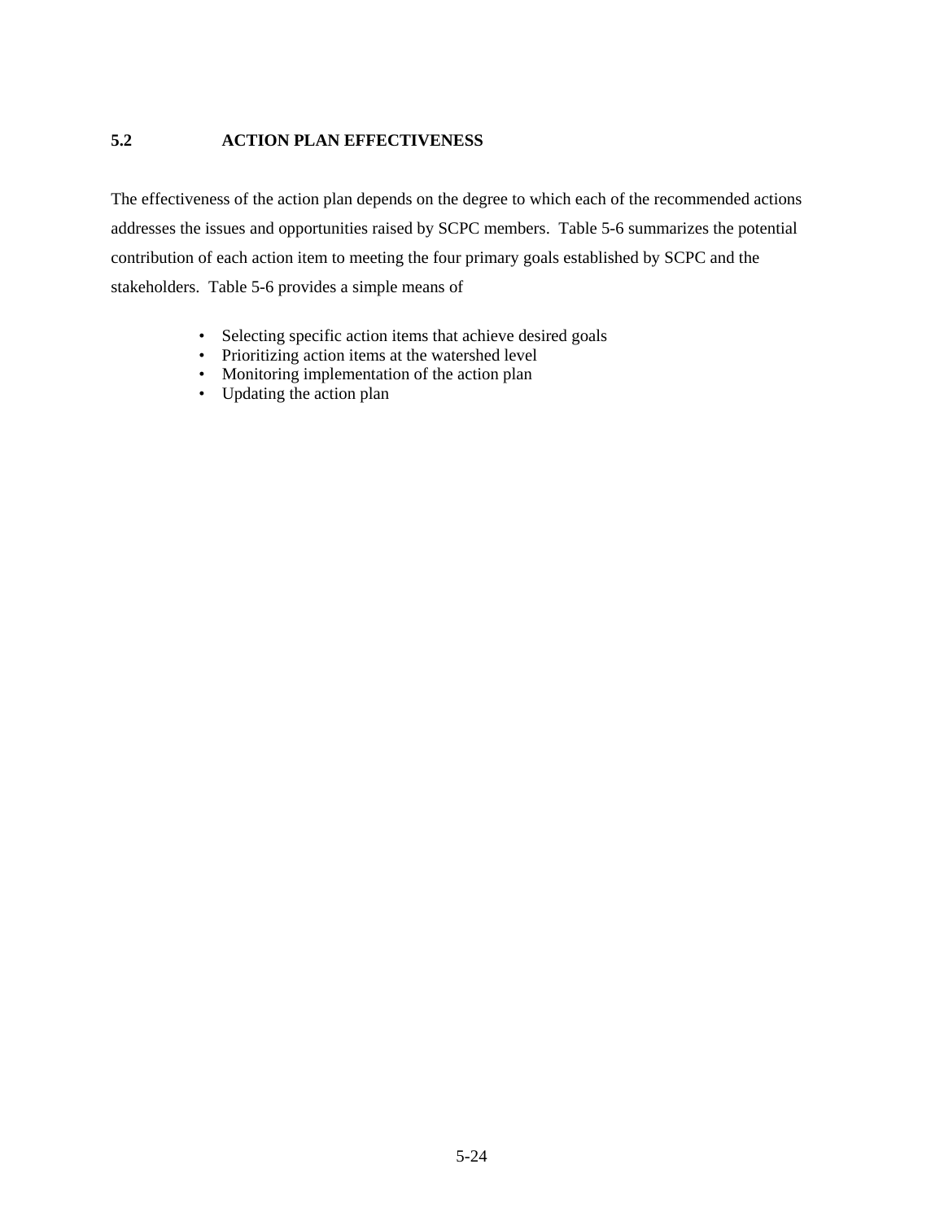## 5.2 ACTION PLAN EFFECTIVENESS

The effectiveness of the action plan depends on the degree to which each of the recommended actions addresses the issues and opportunities raised by SCPC members. Table 5-6 summarizes the potential contribution of each action item to meeting the four primary goals established by SCPC and the stakeholders. Table 5-6 provides a simple means of

- Selecting specific action items that achieve desired goals
- Prioritizing action items at the watershed level
- Monitoring implementation of the action plan
- Updating the action plan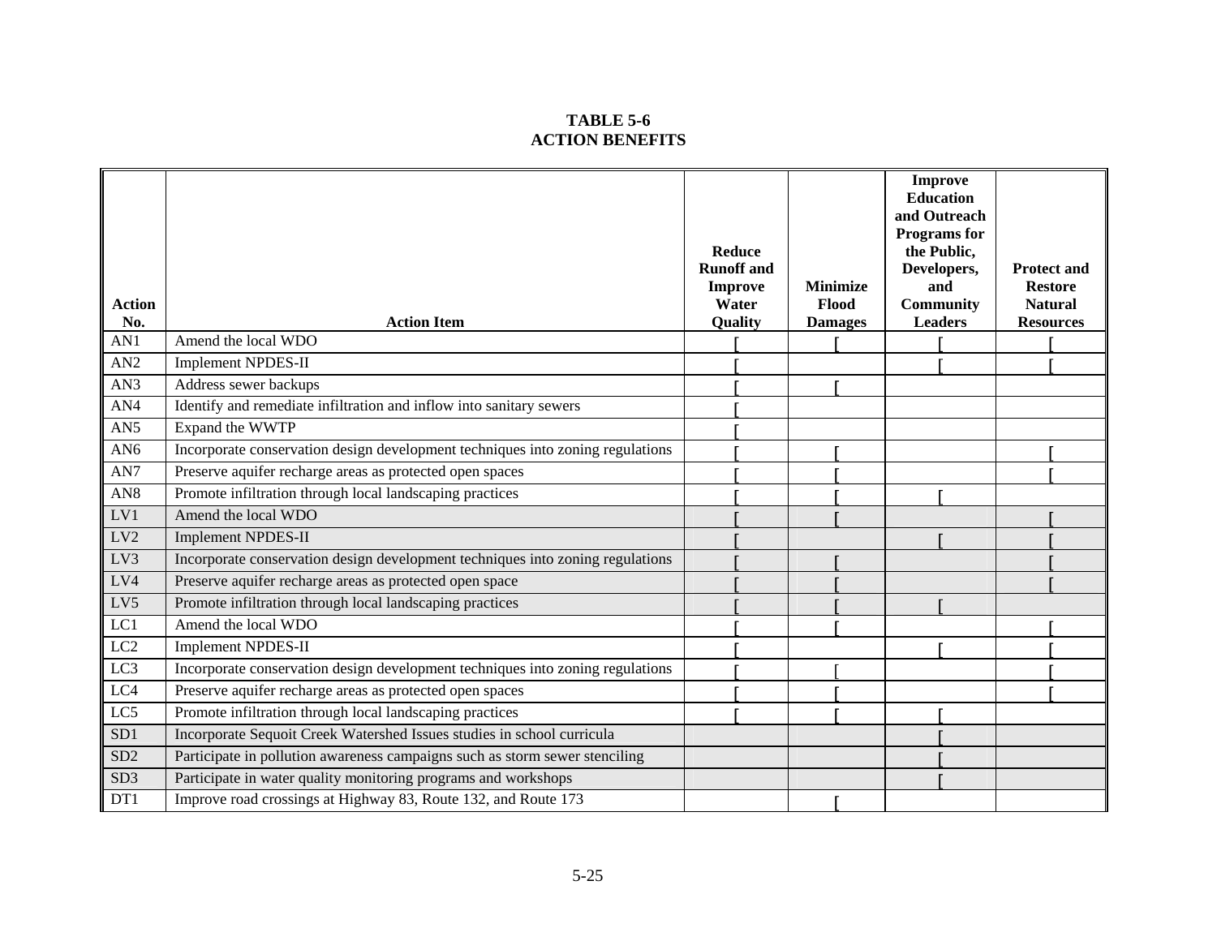**TABLE 5-6**
**ACTION BENEFITS**

| Action No. | Action Item | Reduce Runoff and Improve Water Quality | Minimize Flood Damages | Improve Education and Outreach Programs for the Public, Developers, and Community Leaders | Protect and Restore Natural Resources |
|---|---|---|---|---|---|
| AN1 | Amend the local WDO | [ | [ | [ | [ |
| AN2 | Implement NPDES-II | [ | | [ | [ |
| AN3 | Address sewer backups | [ | [ | | |
| AN4 | Identify and remediate infiltration and inflow into sanitary sewers | [ | | | |
| AN5 | Expand the WWTP | [ | | | |
| AN6 | Incorporate conservation design development techniques into zoning regulations | [ | [ | | [ |
| AN7 | Preserve aquifer recharge areas as protected open spaces | [ | [ | | [ |
| AN8 | Promote infiltration through local landscaping practices | [ | [ | [ | |
| LV1 | Amend the local WDO | [ | [ | | [ |
| LV2 | Implement NPDES-II | [ | | [ | [ |
| LV3 | Incorporate conservation design development techniques into zoning regulations | [ | [ | | [ |
| LV4 | Preserve aquifer recharge areas as protected open space | [ | [ | | [ |
| LV5 | Promote infiltration through local landscaping practices | [ | [ | [ | |
| LC1 | Amend the local WDO | [ | [ | | [ |
| LC2 | Implement NPDES-II | [ | | [ | [ |
| LC3 | Incorporate conservation design development techniques into zoning regulations | [ | [ | | [ |
| LC4 | Preserve aquifer recharge areas as protected open spaces | [ | [ | | [ |
| LC5 | Promote infiltration through local landscaping practices | [ | [ | [ | |
| SD1 | Incorporate Sequoit Creek Watershed Issues studies in school curricula | | | [ | |
| SD2 | Participate in pollution awareness campaigns such as storm sewer stenciling | | | [ | |
| SD3 | Participate in water quality monitoring programs and workshops | | | [ | |
| DT1 | Improve road crossings at Highway 83, Route 132, and Route 173 | | [ | | |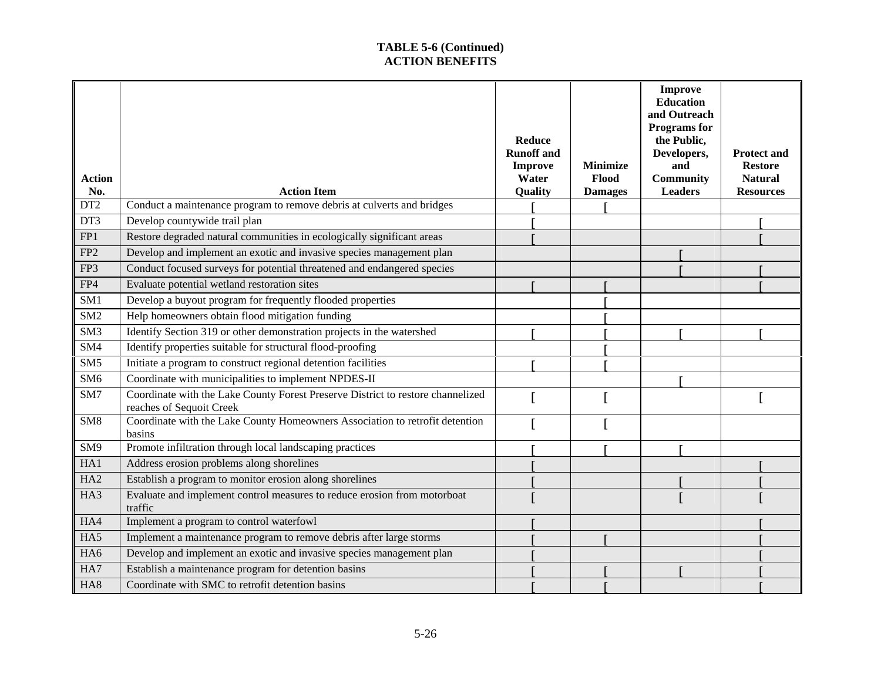**TABLE 5-6 (Continued)**
**ACTION BENEFITS**

| Action No. | Action Item | Reduce Runoff and Improve Water Quality | Minimize Flood Damages | Improve Education and Outreach Programs for the Public, Developers, and Community Leaders | Protect and Restore Natural Resources |
|---|---|---|---|---|---|
| DT2 | Conduct a maintenance program to remove debris at culverts and bridges | [ | [ | | |
| DT3 | Develop countywide trail plan | [ | | | [ |
| FP1 | Restore degraded natural communities in ecologically significant areas | [ | | | [ |
| FP2 | Develop and implement an exotic and invasive species management plan | | | [ | |
| FP3 | Conduct focused surveys for potential threatened and endangered species | | | [ | [ |
| FP4 | Evaluate potential wetland restoration sites | [ | [ | | [ |
| SM1 | Develop a buyout program for frequently flooded properties | | [ | | |
| SM2 | Help homeowners obtain flood mitigation funding | | [ | | |
| SM3 | Identify Section 319 or other demonstration projects in the watershed | [ | [ | [ | [ |
| SM4 | Identify properties suitable for structural flood-proofing | | [ | | |
| SM5 | Initiate a program to construct regional detention facilities | [ | [ | | |
| SM6 | Coordinate with municipalities to implement NPDES-II | | | [ | |
| SM7 | Coordinate with the Lake County Forest Preserve District to restore channelized reaches of Sequoit Creek | [ | [ | | [ |
| SM8 | Coordinate with the Lake County Homeowners Association to retrofit detention basins | [ | [ | | |
| SM9 | Promote infiltration through local landscaping practices | [ | [ | [ | |
| HA1 | Address erosion problems along shorelines | [ | | | [ |
| HA2 | Establish a program to monitor erosion along shorelines | [ | | [ | [ |
| HA3 | Evaluate and implement control measures to reduce erosion from motorboat traffic | [ | | [ | [ |
| HA4 | Implement a program to control waterfowl | [ | | | [ |
| HA5 | Implement a maintenance program to remove debris after large storms | [ | [ | | [ |
| HA6 | Develop and implement an exotic and invasive species management plan | [ | | | [ |
| HA7 | Establish a maintenance program for detention basins | [ | [ | [ | [ |
| HA8 | Coordinate with SMC to retrofit detention basins | [ | [ | | [ |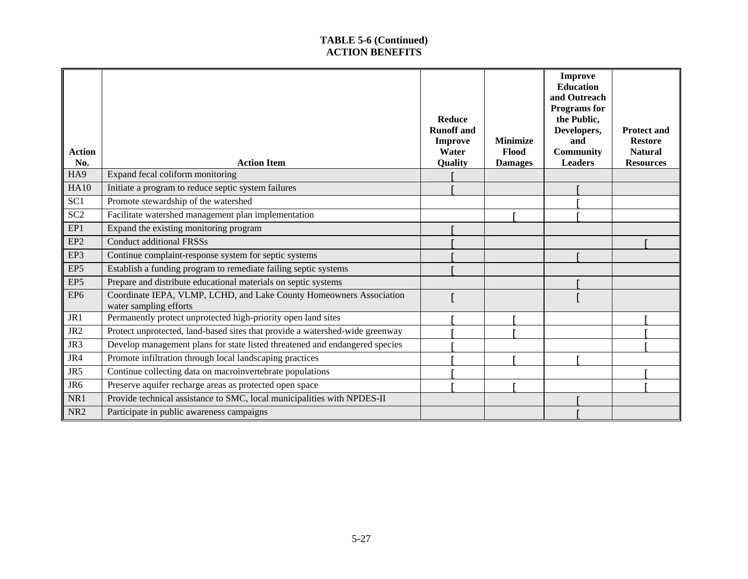# TABLE 5-6 (Continued)
# ACTION BENEFITS

| Action No. | Action Item | Reduce Runoff and Improve Water Quality | Minimize Flood Damages | Improve Education and Outreach Programs for the Public, Developers, and Community Leaders | Protect and Restore Natural Resources |
|---|---|---|---|---|---|
| HA9 | Expand fecal coliform monitoring | [ | | | |
| HA10 | Initiate a program to reduce septic system failures | [ | | [ | |
| SC1 | Promote stewardship of the watershed | | | [ | |
| SC2 | Facilitate watershed management plan implementation | | [ | [ | |
| EP1 | Expand the existing monitoring program | [ | | | |
| EP2 | Conduct additional FRSSs | [ | | | [ |
| EP3 | Continue complaint-response system for septic systems | [ | | [ | |
| EP5 | Establish a funding program to remediate failing septic systems | [ | | | |
| EP5 | Prepare and distribute educational materials on septic systems | | | [ | |
| EP6 | Coordinate IEPA, VLMP, LCHD, and Lake County Homeowners Association water sampling efforts | [ | | [ | |
| JR1 | Permanently protect unprotected high-priority open land sites | [ | [ | | [ |
| JR2 | Protect unprotected, land-based sites that provide a watershed-wide greenway | [ | [ | | [ |
| JR3 | Develop management plans for state listed threatened and endangered species | [ | | | [ |
| JR4 | Promote infiltration through local landscaping practices | [ | [ | [ | |
| JR5 | Continue collecting data on macroinvertebrate populations | [ | | | [ |
| JR6 | Preserve aquifer recharge areas as protected open space | [ | [ | | [ |
| NR1 | Provide technical assistance to SMC, local municipalities with NPDES-II | | | [ | |
| NR2 | Participate in public awareness campaigns | | | [ | |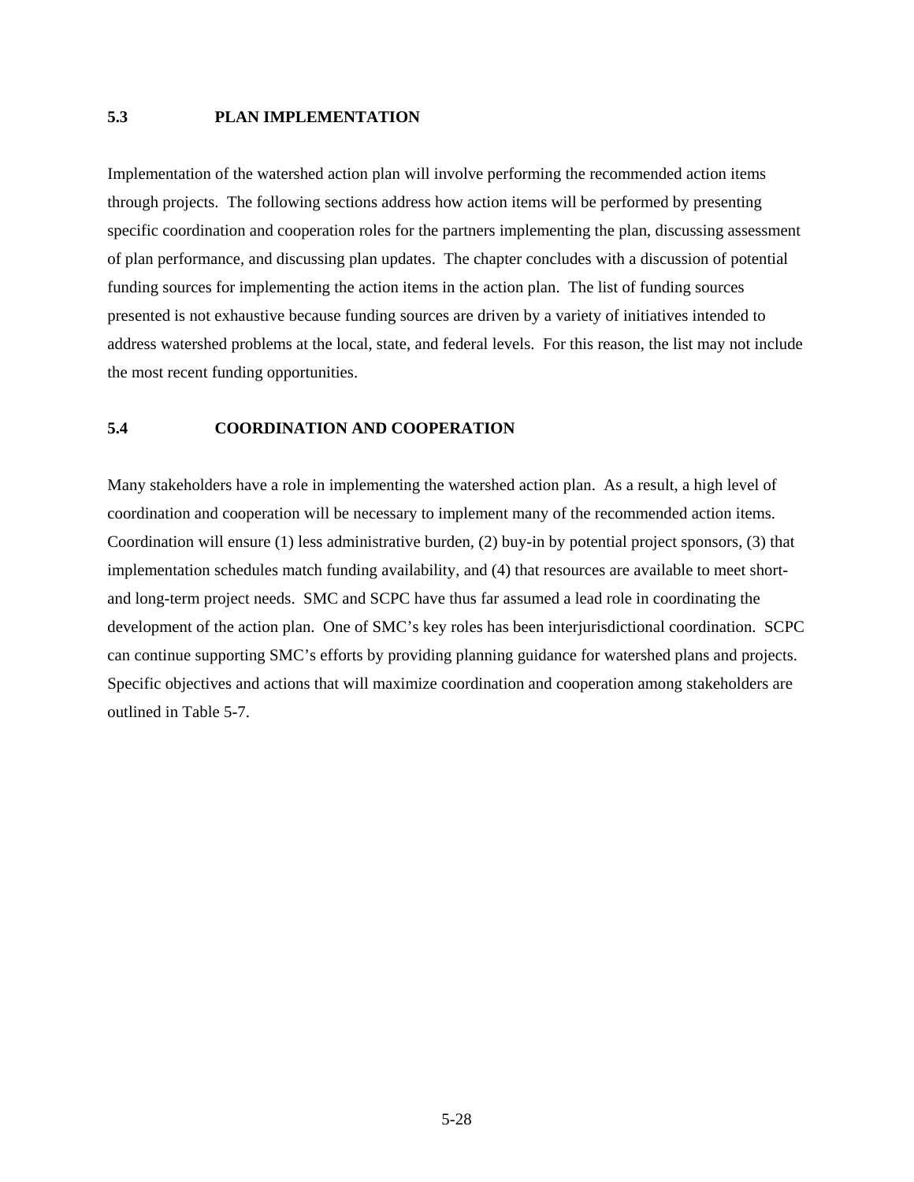## 5.3 PLAN IMPLEMENTATION

Implementation of the watershed action plan will involve performing the recommended action items through projects. The following sections address how action items will be performed by presenting specific coordination and cooperation roles for the partners implementing the plan, discussing assessment of plan performance, and discussing plan updates. The chapter concludes with a discussion of potential funding sources for implementing the action items in the action plan. The list of funding sources presented is not exhaustive because funding sources are driven by a variety of initiatives intended to address watershed problems at the local, state, and federal levels. For this reason, the list may not include the most recent funding opportunities.

## 5.4 COORDINATION AND COOPERATION

Many stakeholders have a role in implementing the watershed action plan. As a result, a high level of coordination and cooperation will be necessary to implement many of the recommended action items. Coordination will ensure (1) less administrative burden, (2) buy-in by potential project sponsors, (3) that implementation schedules match funding availability, and (4) that resources are available to meet short- and long-term project needs. SMC and SCPC have thus far assumed a lead role in coordinating the development of the action plan. One of SMC's key roles has been interjurisdictional coordination. SCPC can continue supporting SMC's efforts by providing planning guidance for watershed plans and projects. Specific objectives and actions that will maximize coordination and cooperation among stakeholders are outlined in Table 5-7.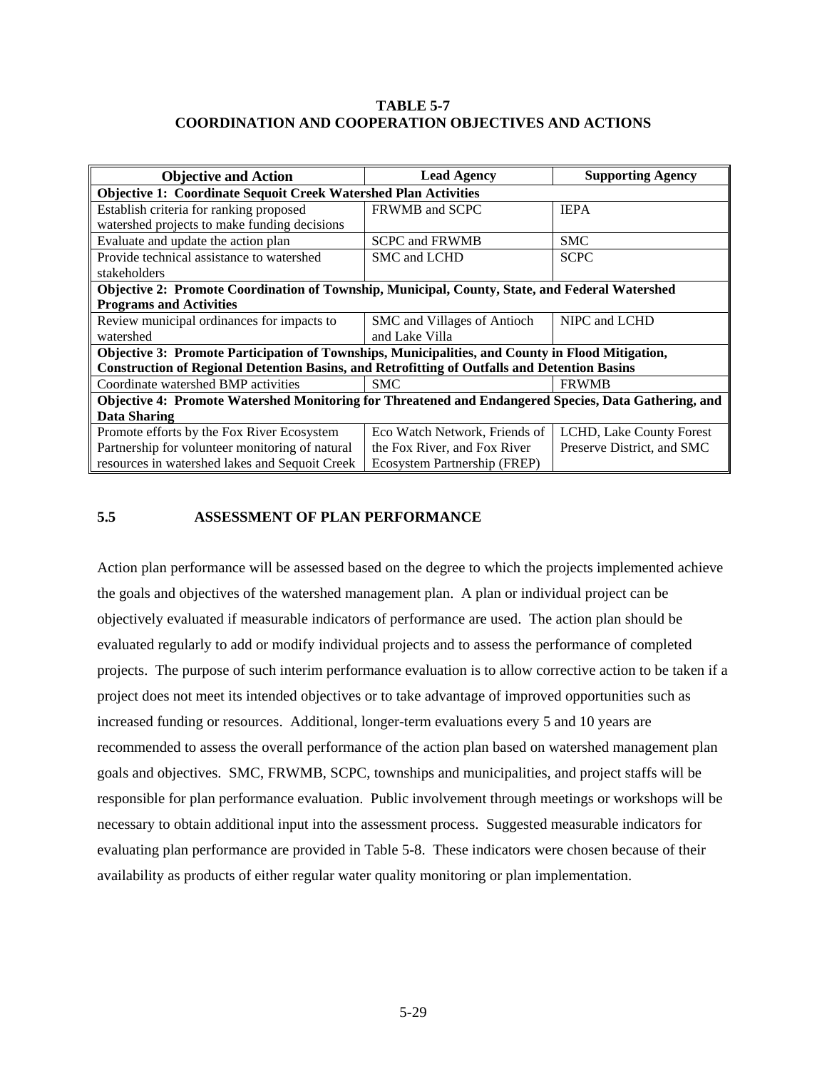**TABLE 5-7**
**COORDINATION AND COOPERATION OBJECTIVES AND ACTIONS**

| Objective and Action | Lead Agency | Supporting Agency |
|---|---|---|
| **Objective 1: Coordinate Sequoit Creek Watershed Plan Activities** | | |
| Establish criteria for ranking proposed watershed projects to make funding decisions | FRWMB and SCPC | IEPA |
| Evaluate and update the action plan | SCPC and FRWMB | SMC |
| Provide technical assistance to watershed stakeholders | SMC and LCHD | SCPC |
| **Objective 2: Promote Coordination of Township, Municipal, County, State, and Federal Watershed Programs and Activities** | | |
| Review municipal ordinances for impacts to watershed | SMC and Villages of Antioch and Lake Villa | NIPC and LCHD |
| **Objective 3: Promote Participation of Townships, Municipalities, and County in Flood Mitigation, Construction of Regional Detention Basins, and Retrofitting of Outfalls and Detention Basins** | | |
| Coordinate watershed BMP activities | SMC | FRWMB |
| **Objective 4: Promote Watershed Monitoring for Threatened and Endangered Species, Data Gathering, and Data Sharing** | | |
| Promote efforts by the Fox River Ecosystem Partnership for volunteer monitoring of natural resources in watershed lakes and Sequoit Creek | Eco Watch Network, Friends of the Fox River, and Fox River Ecosystem Partnership (FREP) | LCHD, Lake County Forest Preserve District, and SMC |

## 5.5 ASSESSMENT OF PLAN PERFORMANCE

Action plan performance will be assessed based on the degree to which the projects implemented achieve the goals and objectives of the watershed management plan. A plan or individual project can be objectively evaluated if measurable indicators of performance are used. The action plan should be evaluated regularly to add or modify individual projects and to assess the performance of completed projects. The purpose of such interim performance evaluation is to allow corrective action to be taken if a project does not meet its intended objectives or to take advantage of improved opportunities such as increased funding or resources. Additional, longer-term evaluations every 5 and 10 years are recommended to assess the overall performance of the action plan based on watershed management plan goals and objectives. SMC, FRWMB, SCPC, townships and municipalities, and project staffs will be responsible for plan performance evaluation. Public involvement through meetings or workshops will be necessary to obtain additional input into the assessment process. Suggested measurable indicators for evaluating plan performance are provided in Table 5-8. These indicators were chosen because of their availability as products of either regular water quality monitoring or plan implementation.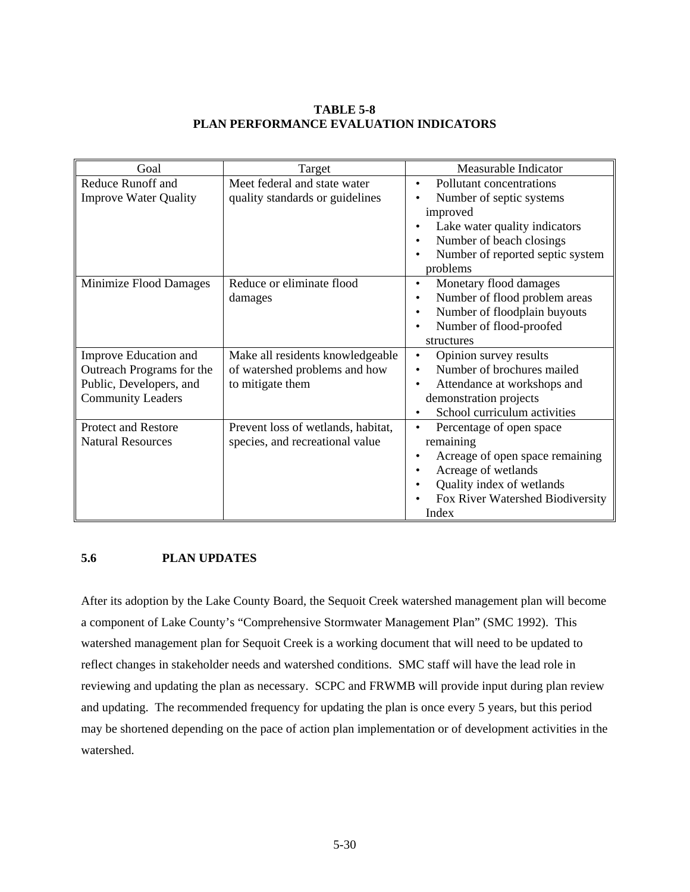**TABLE 5-8**
**PLAN PERFORMANCE EVALUATION INDICATORS**

| Goal | Target | Measurable Indicator |
|---|---|---|
| Reduce Runoff and Improve Water Quality | Meet federal and state water quality standards or guidelines | • Pollutant concentrations<br>• Number of septic systems improved<br>• Lake water quality indicators<br>• Number of beach closings<br>• Number of reported septic system problems |
| Minimize Flood Damages | Reduce or eliminate flood damages | • Monetary flood damages<br>• Number of flood problem areas<br>• Number of floodplain buyouts<br>• Number of flood-proofed structures |
| Improve Education and Outreach Programs for the Public, Developers, and Community Leaders | Make all residents knowledgeable of watershed problems and how to mitigate them | • Opinion survey results<br>• Number of brochures mailed<br>• Attendance at workshops and demonstration projects<br>• School curriculum activities |
| Protect and Restore Natural Resources | Prevent loss of wetlands, habitat, species, and recreational value | • Percentage of open space remaining<br>• Acreage of open space remaining<br>• Acreage of wetlands<br>• Quality index of wetlands<br>• Fox River Watershed Biodiversity Index |

## 5.6 PLAN UPDATES

After its adoption by the Lake County Board, the Sequoit Creek watershed management plan will become a component of Lake County's "Comprehensive Stormwater Management Plan" (SMC 1992). This watershed management plan for Sequoit Creek is a working document that will need to be updated to reflect changes in stakeholder needs and watershed conditions. SMC staff will have the lead role in reviewing and updating the plan as necessary. SCPC and FRWMB will provide input during plan review and updating. The recommended frequency for updating the plan is once every 5 years, but this period may be shortened depending on the pace of action plan implementation or of development activities in the watershed.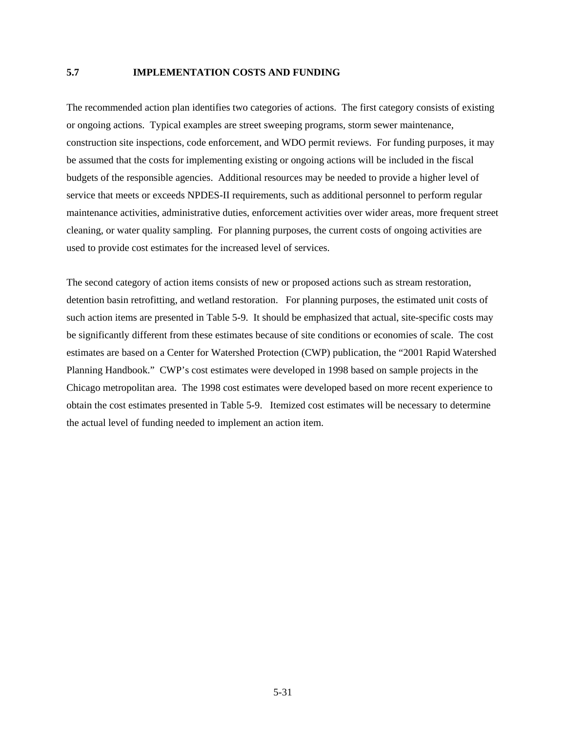## 5.7 IMPLEMENTATION COSTS AND FUNDING

The recommended action plan identifies two categories of actions. The first category consists of existing or ongoing actions. Typical examples are street sweeping programs, storm sewer maintenance, construction site inspections, code enforcement, and WDO permit reviews. For funding purposes, it may be assumed that the costs for implementing existing or ongoing actions will be included in the fiscal budgets of the responsible agencies. Additional resources may be needed to provide a higher level of service that meets or exceeds NPDES-II requirements, such as additional personnel to perform regular maintenance activities, administrative duties, enforcement activities over wider areas, more frequent street cleaning, or water quality sampling. For planning purposes, the current costs of ongoing activities are used to provide cost estimates for the increased level of services.

The second category of action items consists of new or proposed actions such as stream restoration, detention basin retrofitting, and wetland restoration. For planning purposes, the estimated unit costs of such action items are presented in Table 5-9. It should be emphasized that actual, site-specific costs may be significantly different from these estimates because of site conditions or economies of scale. The cost estimates are based on a Center for Watershed Protection (CWP) publication, the "2001 Rapid Watershed Planning Handbook." CWP's cost estimates were developed in 1998 based on sample projects in the Chicago metropolitan area. The 1998 cost estimates were developed based on more recent experience to obtain the cost estimates presented in Table 5-9. Itemized cost estimates will be necessary to determine the actual level of funding needed to implement an action item.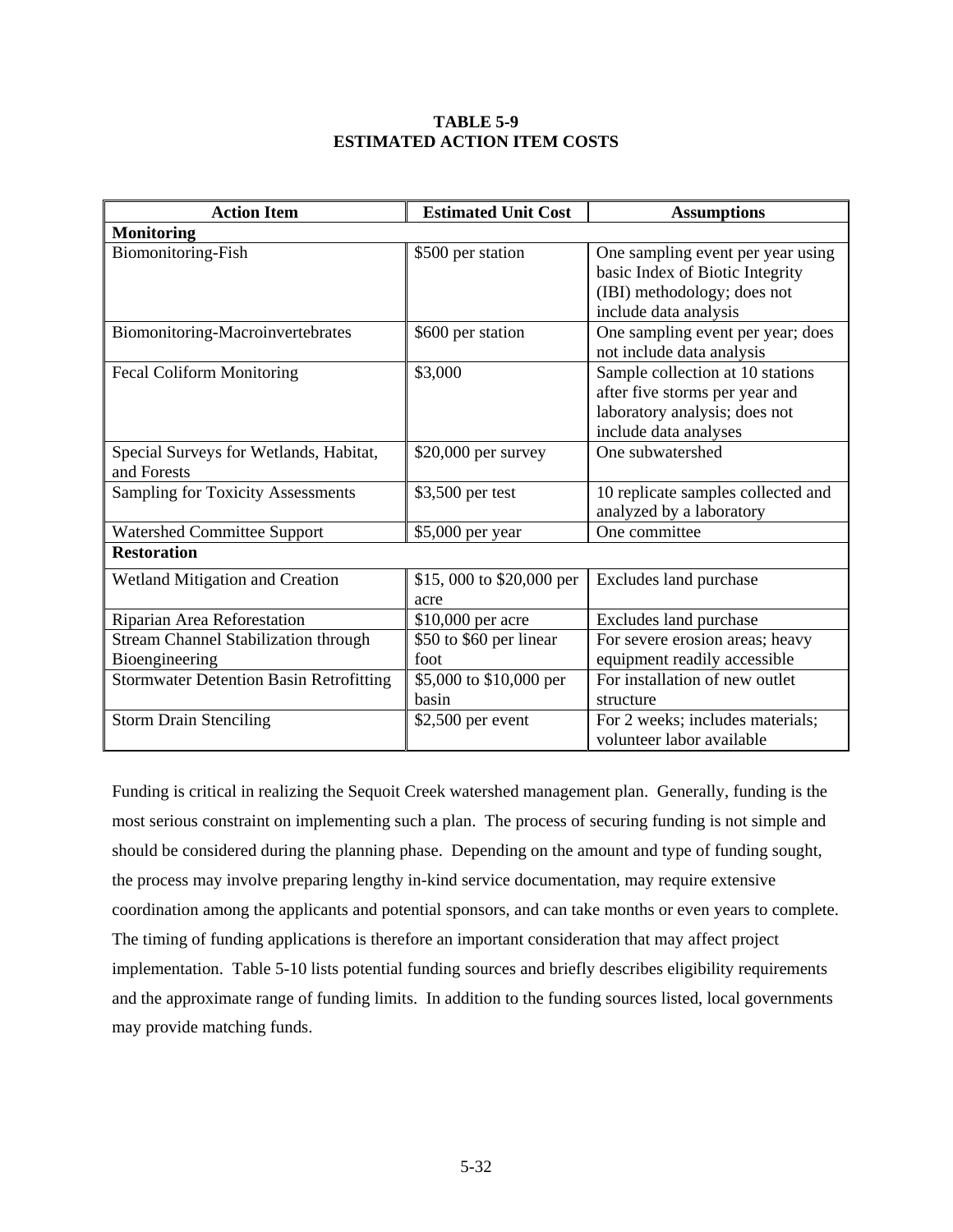**TABLE 5-9**
**ESTIMATED ACTION ITEM COSTS**

| Action Item | Estimated Unit Cost | Assumptions |
|---|---|---|
| **Monitoring** | | |
| Biomonitoring-Fish | $500 per station | One sampling event per year using basic Index of Biotic Integrity (IBI) methodology; does not include data analysis |
| Biomonitoring-Macroinvertebrates | $600 per station | One sampling event per year; does not include data analysis |
| Fecal Coliform Monitoring | $3,000 | Sample collection at 10 stations after five storms per year and laboratory analysis; does not include data analyses |
| Special Surveys for Wetlands, Habitat, and Forests | $20,000 per survey | One subwatershed |
| Sampling for Toxicity Assessments | $3,500 per test | 10 replicate samples collected and analyzed by a laboratory |
| Watershed Committee Support | $5,000 per year | One committee |
| **Restoration** | | |
| Wetland Mitigation and Creation | $15, 000 to $20,000 per acre | Excludes land purchase |
| Riparian Area Reforestation | $10,000 per acre | Excludes land purchase |
| Stream Channel Stabilization through Bioengineering | $50 to $60 per linear foot | For severe erosion areas; heavy equipment readily accessible |
| Stormwater Detention Basin Retrofitting | $5,000 to $10,000 per basin | For installation of new outlet structure |
| Storm Drain Stenciling | $2,500 per event | For 2 weeks; includes materials; volunteer labor available |

Funding is critical in realizing the Sequoit Creek watershed management plan. Generally, funding is the most serious constraint on implementing such a plan. The process of securing funding is not simple and should be considered during the planning phase. Depending on the amount and type of funding sought, the process may involve preparing lengthy in-kind service documentation, may require extensive coordination among the applicants and potential sponsors, and can take months or even years to complete. The timing of funding applications is therefore an important consideration that may affect project implementation. Table 5-10 lists potential funding sources and briefly describes eligibility requirements and the approximate range of funding limits. In addition to the funding sources listed, local governments may provide matching funds.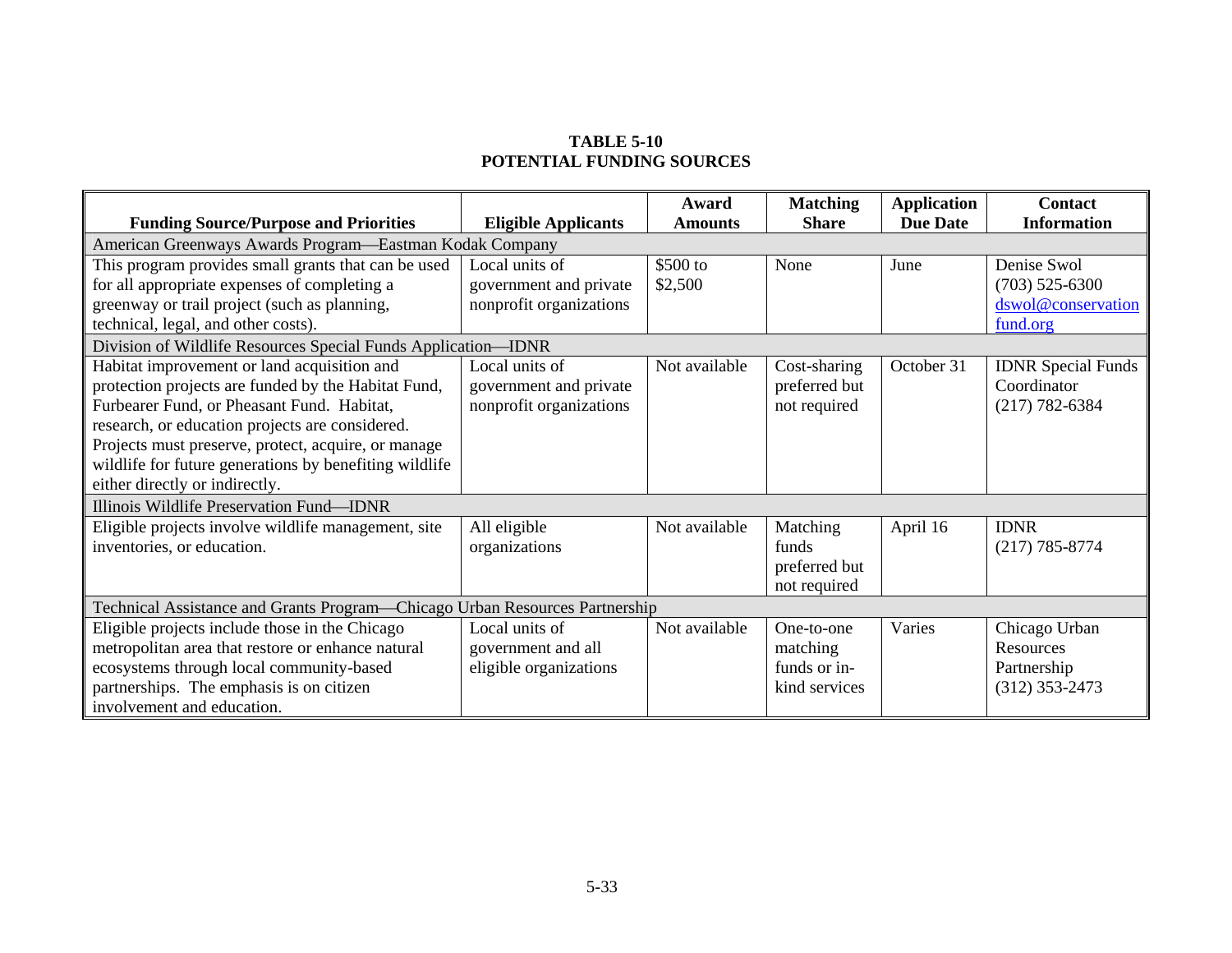**TABLE 5-10**
**POTENTIAL FUNDING SOURCES**

| Funding Source/Purpose and Priorities | Eligible Applicants | Award Amounts | Matching Share | Application Due Date | Contact Information |
|---|---|---|---|---|---|
| American Greenways Awards Program—Eastman Kodak Company | | | | | |
| This program provides small grants that can be used for all appropriate expenses of completing a greenway or trail project (such as planning, technical, legal, and other costs). | Local units of government and private nonprofit organizations | $500 to $2,500 | None | June | Denise Swol (703) 525-6300 dswol@conservationfund.org |
| Division of Wildlife Resources Special Funds Application—IDNR | | | | | |
| Habitat improvement or land acquisition and protection projects are funded by the Habitat Fund, Furbearer Fund, or Pheasant Fund. Habitat, research, or education projects are considered. Projects must preserve, protect, acquire, or manage wildlife for future generations by benefiting wildlife either directly or indirectly. | Local units of government and private nonprofit organizations | Not available | Cost-sharing preferred but not required | October 31 | IDNR Special Funds Coordinator (217) 782-6384 |
| Illinois Wildlife Preservation Fund—IDNR | | | | | |
| Eligible projects involve wildlife management, site inventories, or education. | All eligible organizations | Not available | Matching funds preferred but not required | April 16 | IDNR (217) 785-8774 |
| Technical Assistance and Grants Program—Chicago Urban Resources Partnership | | | | | |
| Eligible projects include those in the Chicago metropolitan area that restore or enhance natural ecosystems through local community-based partnerships. The emphasis is on citizen involvement and education. | Local units of government and all eligible organizations | Not available | One-to-one matching funds or in-kind services | Varies | Chicago Urban Resources Partnership (312) 353-2473 |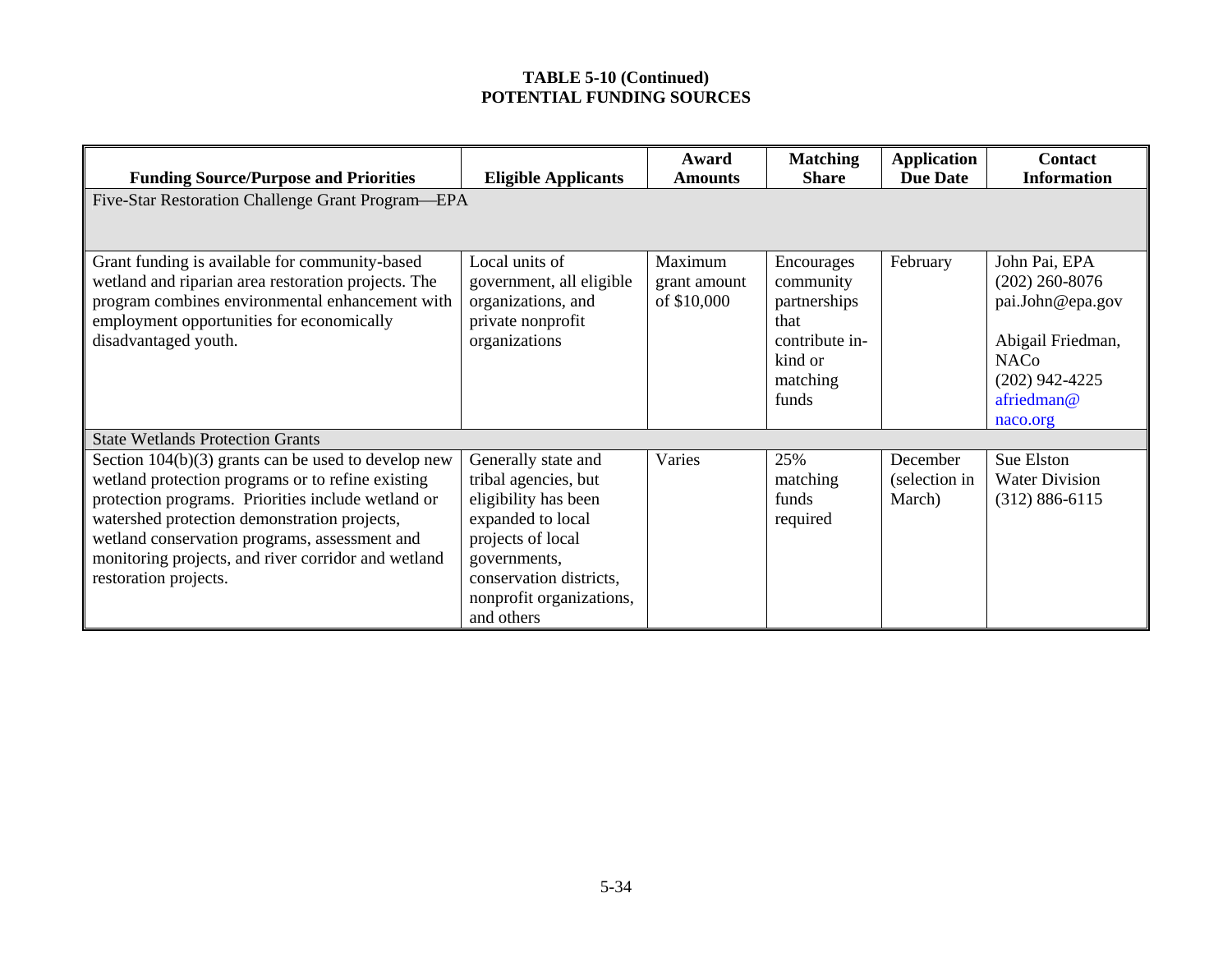**TABLE 5-10 (Continued)**
**POTENTIAL FUNDING SOURCES**

| Funding Source/Purpose and Priorities | Eligible Applicants | Award Amounts | Matching Share | Application Due Date | Contact Information |
|---|---|---|---|---|---|
| Five-Star Restoration Challenge Grant Program—EPA | | | | | |
| Grant funding is available for community-based wetland and riparian area restoration projects. The program combines environmental enhancement with employment opportunities for economically disadvantaged youth. | Local units of government, all eligible organizations, and private nonprofit organizations | Maximum grant amount of $10,000 | Encourages community partnerships that contribute in-kind or matching funds | February | John Pai, EPA (202) 260-8076 pai.John@epa.gov<br><br>Abigail Friedman, NACo (202) 942-4225 afriedman@naco.org |
| State Wetlands Protection Grants | | | | | |
| Section 104(b)(3) grants can be used to develop new wetland protection programs or to refine existing protection programs. Priorities include wetland or watershed protection demonstration projects, wetland conservation programs, assessment and monitoring projects, and river corridor and wetland restoration projects. | Generally state and tribal agencies, but eligibility has been expanded to local projects of local governments, conservation districts, nonprofit organizations, and others | Varies | 25% matching funds required | December (selection in March) | Sue Elston Water Division (312) 886-6115 |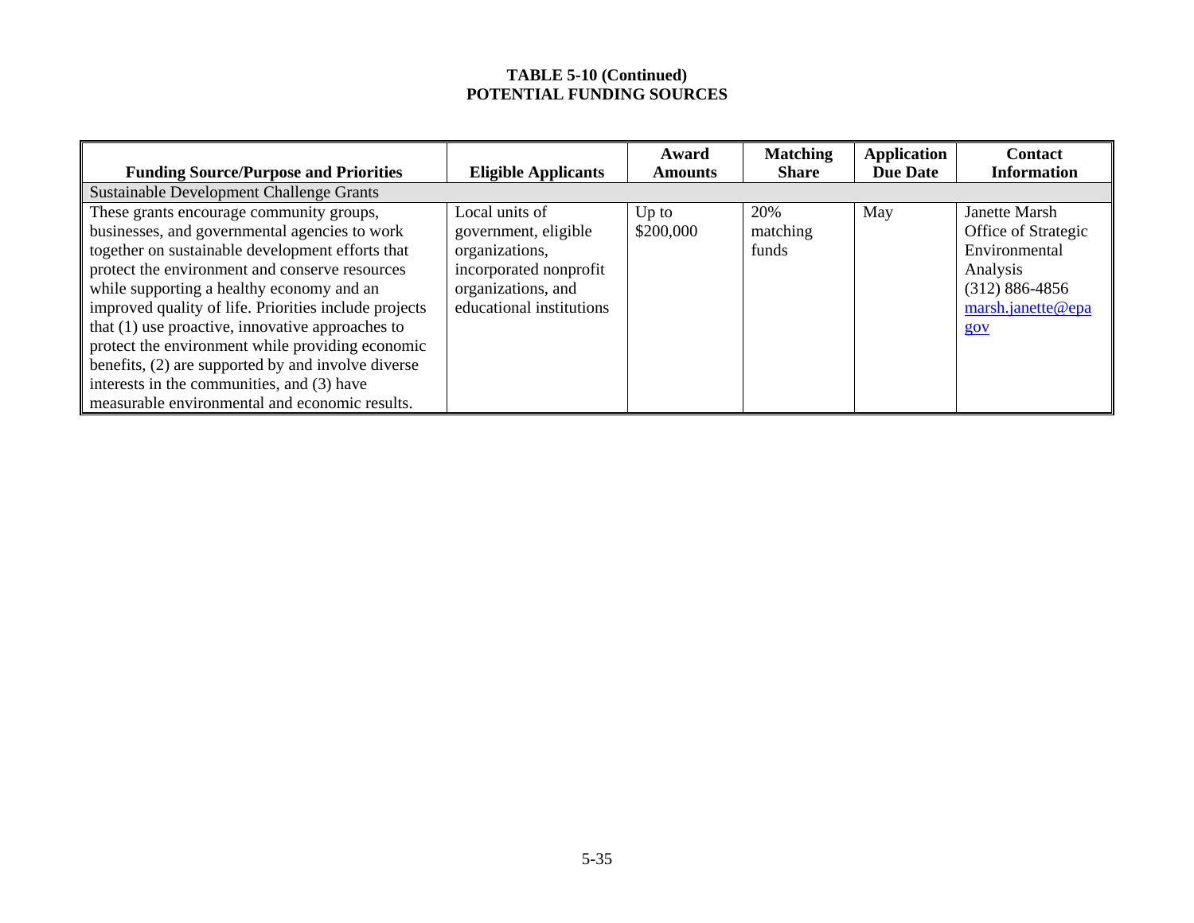**TABLE 5-10 (Continued)**
**POTENTIAL FUNDING SOURCES**

| Funding Source/Purpose and Priorities | Eligible Applicants | Award Amounts | Matching Share | Application Due Date | Contact Information |
|---|---|---|---|---|---|
| Sustainable Development Challenge Grants | | | | | |
| These grants encourage community groups, businesses, and governmental agencies to work together on sustainable development efforts that protect the environment and conserve resources while supporting a healthy economy and an improved quality of life. Priorities include projects that (1) use proactive, innovative approaches to protect the environment while providing economic benefits, (2) are supported by and involve diverse interests in the communities, and (3) have measurable environmental and economic results. | Local units of government, eligible organizations, incorporated nonprofit organizations, and educational institutions | Up to \$200,000 | 20% matching funds | May | Janette Marsh Office of Strategic Environmental Analysis (312) 886-4856 marsh.janette@epa gov |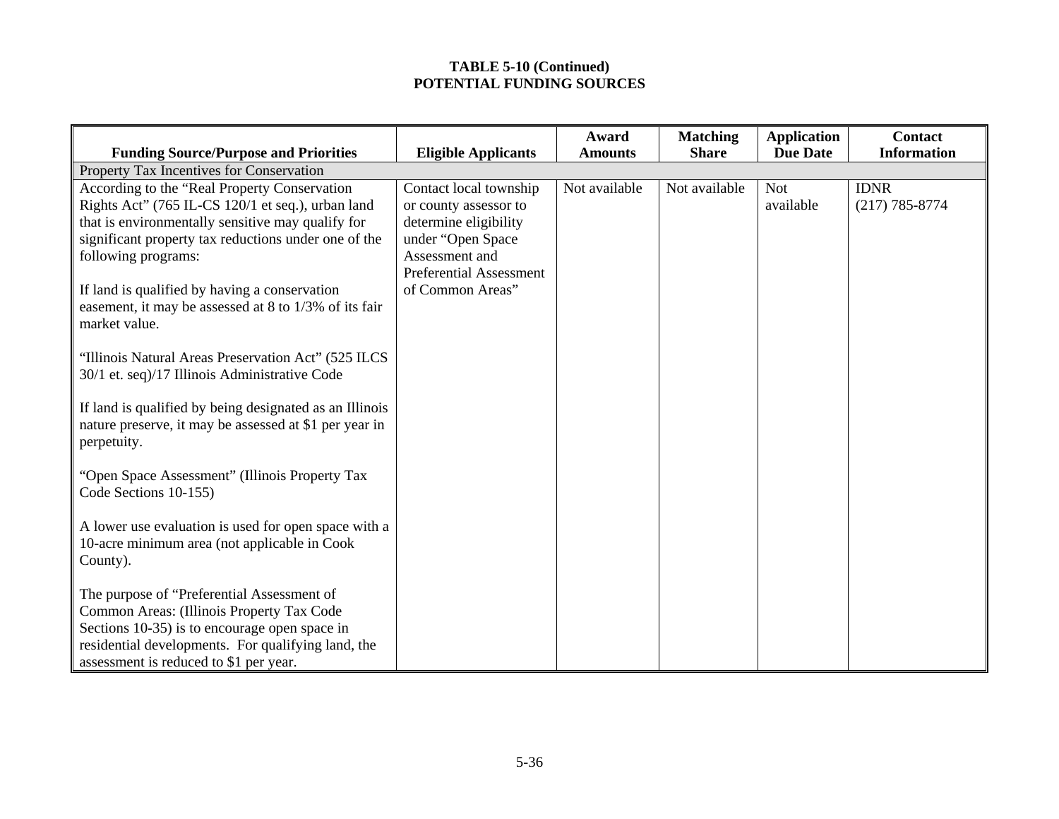**TABLE 5-10 (Continued)**
**POTENTIAL FUNDING SOURCES**

| Funding Source/Purpose and Priorities | Eligible Applicants | Award Amounts | Matching Share | Application Due Date | Contact Information |
|---|---|---|---|---|---|
| Property Tax Incentives for Conservation | | | | | |
| According to the "Real Property Conservation Rights Act" (765 IL-CS 120/1 et seq.), urban land that is environmentally sensitive may qualify for significant property tax reductions under one of the following programs:<br><br>If land is qualified by having a conservation easement, it may be assessed at 8 to 1/3% of its fair market value.<br><br>"Illinois Natural Areas Preservation Act" (525 ILCS 30/1 et. seq)/17 Illinois Administrative Code<br><br>If land is qualified by being designated as an Illinois nature preserve, it may be assessed at $1 per year in perpetuity.<br><br>"Open Space Assessment" (Illinois Property Tax Code Sections 10-155)<br><br>A lower use evaluation is used for open space with a 10-acre minimum area (not applicable in Cook County).<br><br>The purpose of "Preferential Assessment of Common Areas: (Illinois Property Tax Code Sections 10-35) is to encourage open space in residential developments. For qualifying land, the assessment is reduced to $1 per year. | Contact local township or county assessor to determine eligibility under "Open Space Assessment and Preferential Assessment of Common Areas" | Not available | Not available | Not available | IDNR<br>(217) 785-8774 |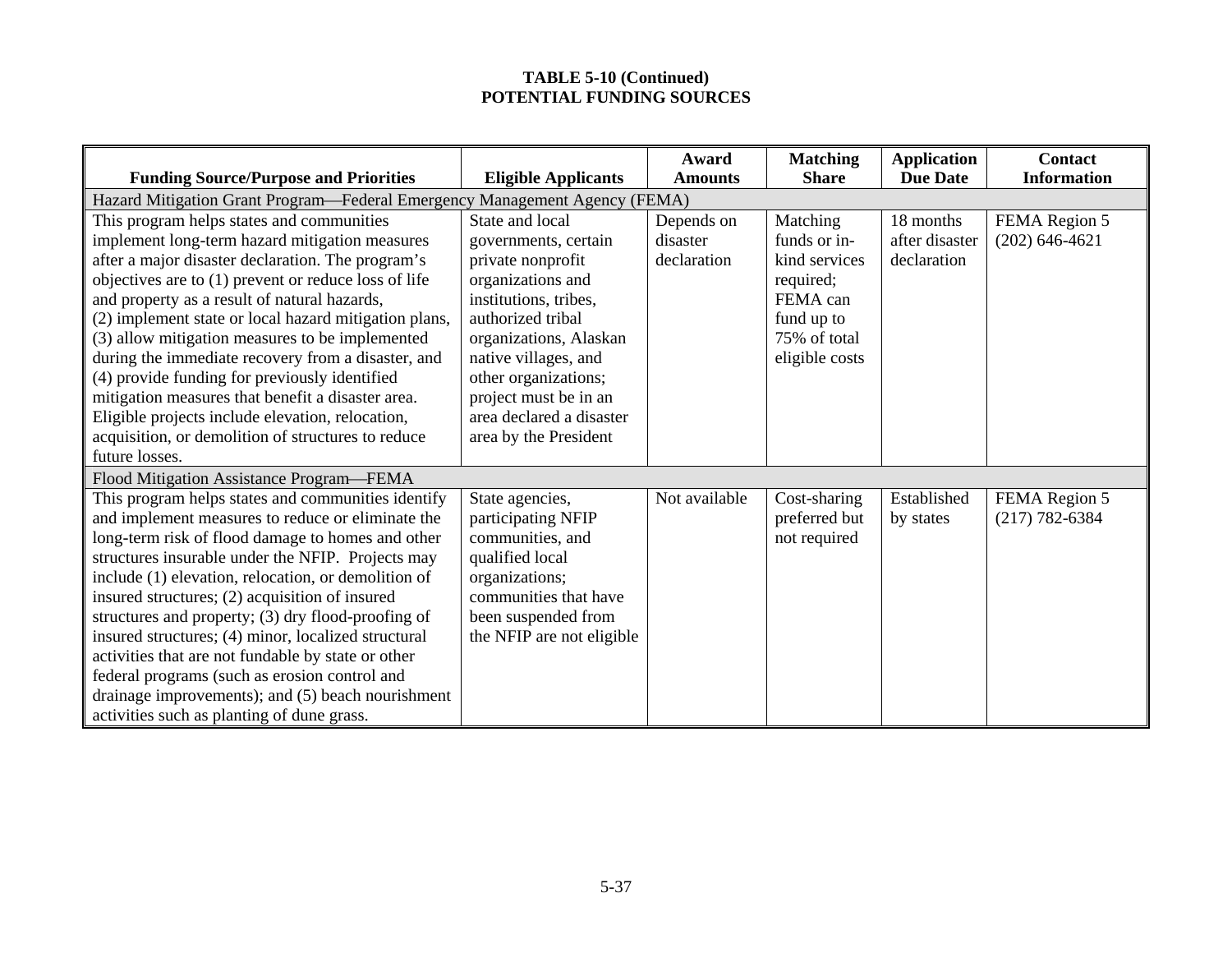**TABLE 5-10 (Continued)**
**POTENTIAL FUNDING SOURCES**

| Funding Source/Purpose and Priorities | Eligible Applicants | Award Amounts | Matching Share | Application Due Date | Contact Information |
|---|---|---|---|---|---|
| Hazard Mitigation Grant Program—Federal Emergency Management Agency (FEMA) | | | | | |
| This program helps states and communities implement long-term hazard mitigation measures after a major disaster declaration. The program's objectives are to (1) prevent or reduce loss of life and property as a result of natural hazards, (2) implement state or local hazard mitigation plans, (3) allow mitigation measures to be implemented during the immediate recovery from a disaster, and (4) provide funding for previously identified mitigation measures that benefit a disaster area. Eligible projects include elevation, relocation, acquisition, or demolition of structures to reduce future losses. | State and local governments, certain private nonprofit organizations and institutions, tribes, authorized tribal organizations, Alaskan native villages, and other organizations; project must be in an area declared a disaster area by the President | Depends on disaster declaration | Matching funds or in-kind services required; FEMA can fund up to 75% of total eligible costs | 18 months after disaster declaration | FEMA Region 5 (202) 646-4621 |
| Flood Mitigation Assistance Program—FEMA | | | | | |
| This program helps states and communities identify and implement measures to reduce or eliminate the long-term risk of flood damage to homes and other structures insurable under the NFIP. Projects may include (1) elevation, relocation, or demolition of insured structures; (2) acquisition of insured structures and property; (3) dry flood-proofing of insured structures; (4) minor, localized structural activities that are not fundable by state or other federal programs (such as erosion control and drainage improvements); and (5) beach nourishment activities such as planting of dune grass. | State agencies, participating NFIP communities, and qualified local organizations; communities that have been suspended from the NFIP are not eligible | Not available | Cost-sharing preferred but not required | Established by states | FEMA Region 5 (217) 782-6384 |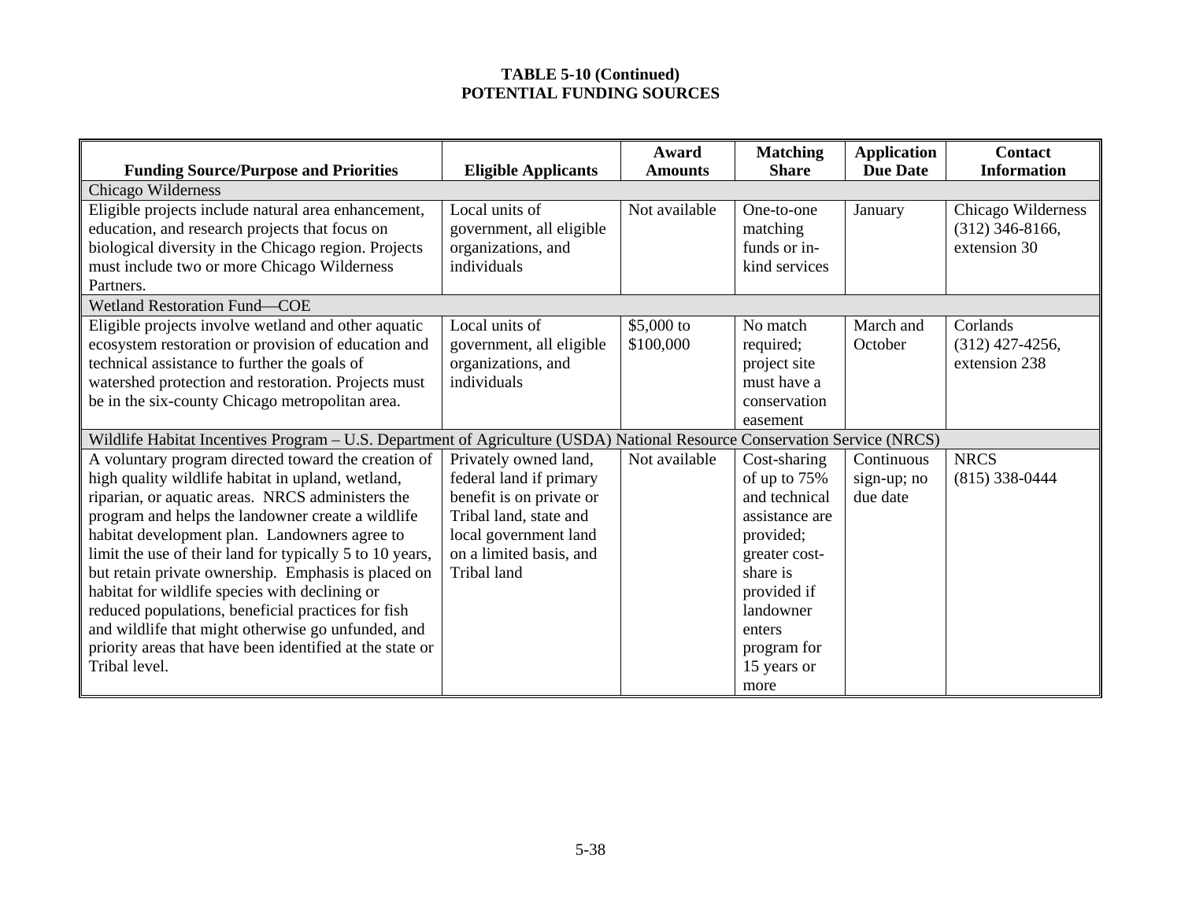**TABLE 5-10 (Continued)**
**POTENTIAL FUNDING SOURCES**

| Funding Source/Purpose and Priorities | Eligible Applicants | Award Amounts | Matching Share | Application Due Date | Contact Information |
|---|---|---|---|---|---|
| Chicago Wilderness | | | | | |
| Eligible projects include natural area enhancement, education, and research projects that focus on biological diversity in the Chicago region. Projects must include two or more Chicago Wilderness Partners. | Local units of government, all eligible organizations, and individuals | Not available | One-to-one matching funds or in-kind services | January | Chicago Wilderness (312) 346-8166, extension 30 |
| Wetland Restoration Fund—COE | | | | | |
| Eligible projects involve wetland and other aquatic ecosystem restoration or provision of education and technical assistance to further the goals of watershed protection and restoration. Projects must be in the six-county Chicago metropolitan area. | Local units of government, all eligible organizations, and individuals | \$5,000 to \$100,000 | No match required; project site must have a conservation easement | March and October | Corlands (312) 427-4256, extension 238 |
| Wildlife Habitat Incentives Program – U.S. Department of Agriculture (USDA) National Resource Conservation Service (NRCS) | | | | | |
| A voluntary program directed toward the creation of high quality wildlife habitat in upland, wetland, riparian, or aquatic areas. NRCS administers the program and helps the landowner create a wildlife habitat development plan. Landowners agree to limit the use of their land for typically 5 to 10 years, but retain private ownership. Emphasis is placed on habitat for wildlife species with declining or reduced populations, beneficial practices for fish and wildlife that might otherwise go unfunded, and priority areas that have been identified at the state or Tribal level. | Privately owned land, federal land if primary benefit is on private or Tribal land, state and local government land on a limited basis, and Tribal land | Not available | Cost-sharing of up to 75% and technical assistance are provided; greater cost-share is provided if landowner enters program for 15 years or more | Continuous sign-up; no due date | NRCS (815) 338-0444 |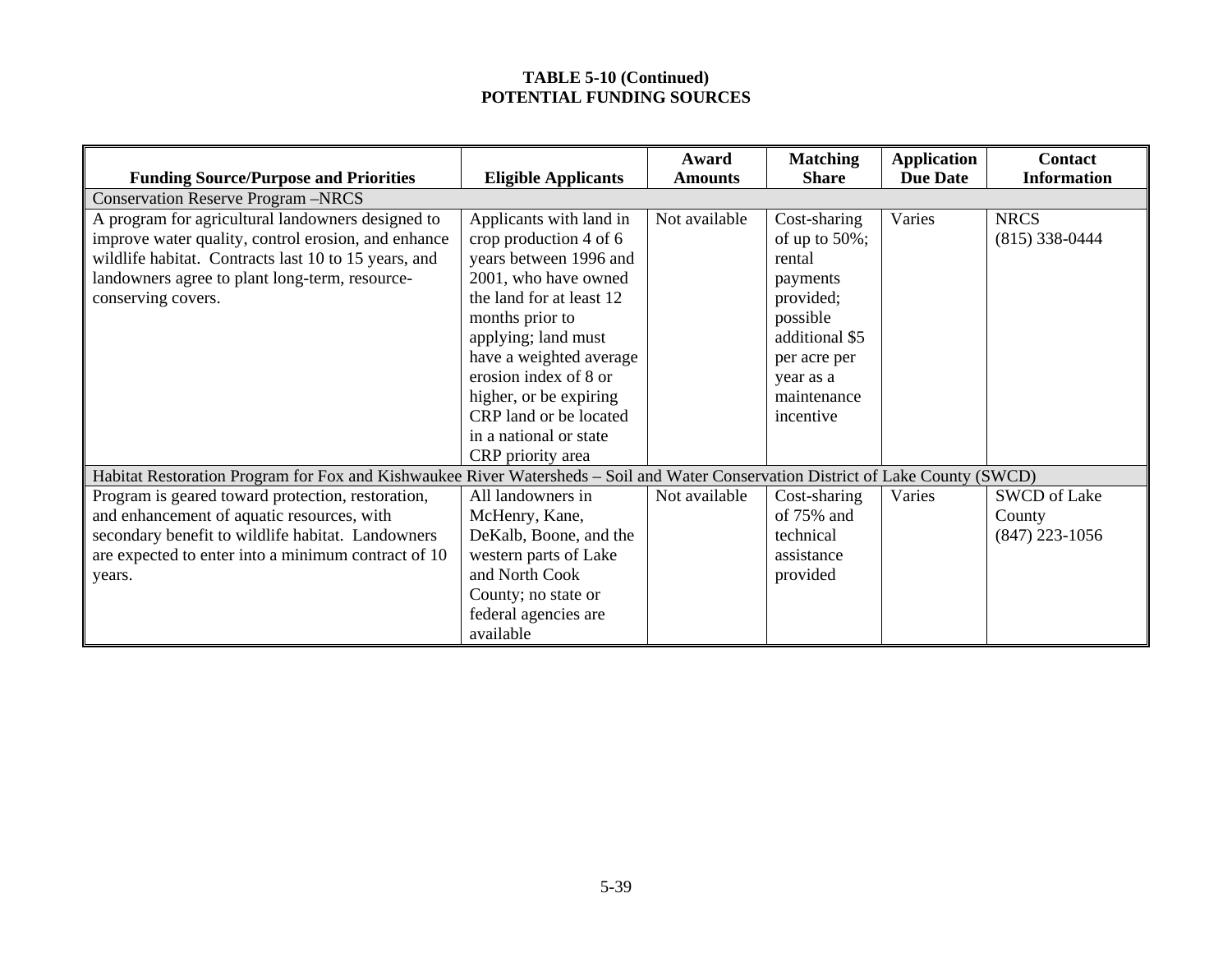**TABLE 5-10 (Continued)**
**POTENTIAL FUNDING SOURCES**

| Funding Source/Purpose and Priorities | Eligible Applicants | Award Amounts | Matching Share | Application Due Date | Contact Information |
|---|---|---|---|---|---|
| Conservation Reserve Program –NRCS | | | | | |
| A program for agricultural landowners designed to improve water quality, control erosion, and enhance wildlife habitat. Contracts last 10 to 15 years, and landowners agree to plant long-term, resource-conserving covers. | Applicants with land in crop production 4 of 6 years between 1996 and 2001, who have owned the land for at least 12 months prior to applying; land must have a weighted average erosion index of 8 or higher, or be expiring CRP land or be located in a national or state CRP priority area | Not available | Cost-sharing of up to 50%; rental payments provided; possible additional $5 per acre per year as a maintenance incentive | Varies | NRCS (815) 338-0444 |
| Habitat Restoration Program for Fox and Kishwaukee River Watersheds – Soil and Water Conservation District of Lake County (SWCD) | | | | | |
| Program is geared toward protection, restoration, and enhancement of aquatic resources, with secondary benefit to wildlife habitat. Landowners are expected to enter into a minimum contract of 10 years. | All landowners in McHenry, Kane, DeKalb, Boone, and the western parts of Lake and North Cook County; no state or federal agencies are available | Not available | Cost-sharing of 75% and technical assistance provided | Varies | SWCD of Lake County (847) 223-1056 |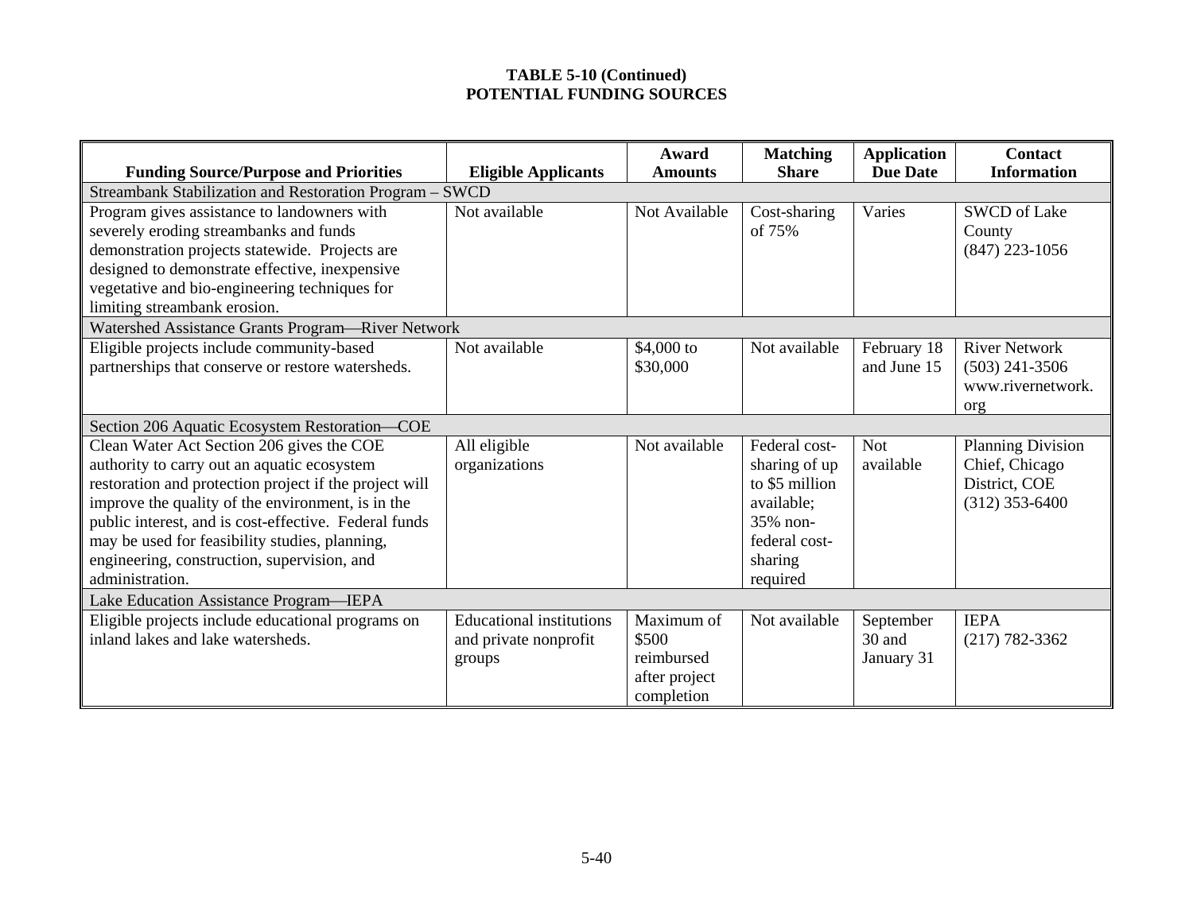**TABLE 5-10 (Continued)**
**POTENTIAL FUNDING SOURCES**

| Funding Source/Purpose and Priorities | Eligible Applicants | Award Amounts | Matching Share | Application Due Date | Contact Information |
|---|---|---|---|---|---|
| Streambank Stabilization and Restoration Program – SWCD | | | | | |
| Program gives assistance to landowners with severely eroding streambanks and funds demonstration projects statewide. Projects are designed to demonstrate effective, inexpensive vegetative and bio-engineering techniques for limiting streambank erosion. | Not available | Not Available | Cost-sharing of 75% | Varies | SWCD of Lake County (847) 223-1056 |
| Watershed Assistance Grants Program—River Network | | | | | |
| Eligible projects include community-based partnerships that conserve or restore watersheds. | Not available | $4,000 to $30,000 | Not available | February 18 and June 15 | River Network (503) 241-3506 www.rivernetwork.org |
| Section 206 Aquatic Ecosystem Restoration—COE | | | | | |
| Clean Water Act Section 206 gives the COE authority to carry out an aquatic ecosystem restoration and protection project if the project will improve the quality of the environment, is in the public interest, and is cost-effective. Federal funds may be used for feasibility studies, planning, engineering, construction, supervision, and administration. | All eligible organizations | Not available | Federal cost-sharing of up to $5 million available; 35% non-federal cost-sharing required | Not available | Planning Division Chief, Chicago District, COE (312) 353-6400 |
| Lake Education Assistance Program—IEPA | | | | | |
| Eligible projects include educational programs on inland lakes and lake watersheds. | Educational institutions and private nonprofit groups | Maximum of $500 reimbursed after project completion | Not available | September 30 and January 31 | IEPA (217) 782-3362 |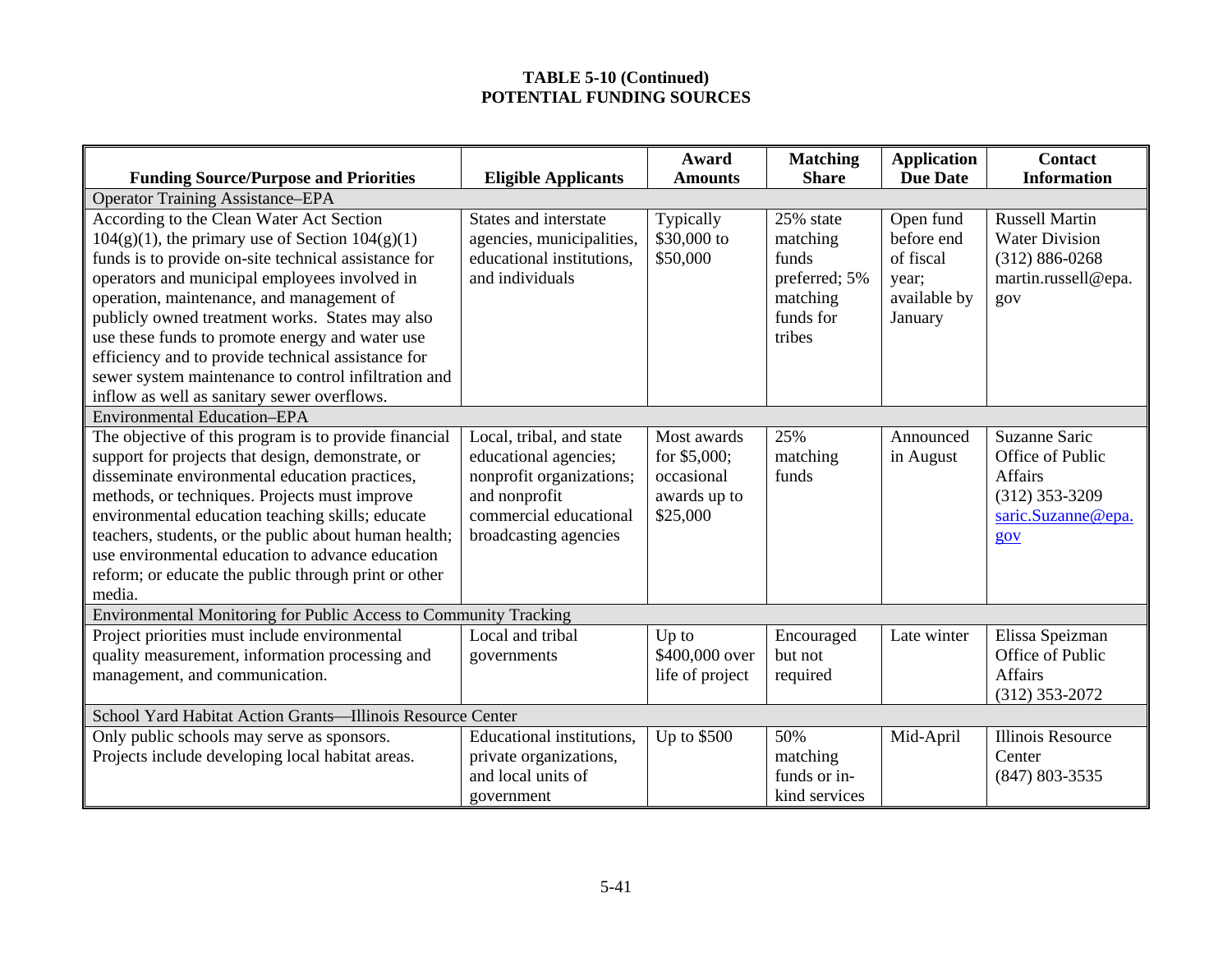**TABLE 5-10 (Continued)**
**POTENTIAL FUNDING SOURCES**

| Funding Source/Purpose and Priorities | Eligible Applicants | Award Amounts | Matching Share | Application Due Date | Contact Information |
|---|---|---|---|---|---|
| Operator Training Assistance–EPA | | | | | |
| According to the Clean Water Act Section 104(g)(1), the primary use of Section 104(g)(1) funds is to provide on-site technical assistance for operators and municipal employees involved in operation, maintenance, and management of publicly owned treatment works. States may also use these funds to promote energy and water use efficiency and to provide technical assistance for sewer system maintenance to control infiltration and inflow as well as sanitary sewer overflows. | States and interstate agencies, municipalities, educational institutions, and individuals | Typically $30,000 to $50,000 | 25% state matching funds preferred; 5% matching funds for tribes | Open fund before end of fiscal year; available by January | Russell Martin Water Division (312) 886-0268 martin.russell@epa.gov |
| Environmental Education–EPA | | | | | |
| The objective of this program is to provide financial support for projects that design, demonstrate, or disseminate environmental education practices, methods, or techniques. Projects must improve environmental education teaching skills; educate teachers, students, or the public about human health; use environmental education to advance education reform; or educate the public through print or other media. | Local, tribal, and state educational agencies; nonprofit organizations; and nonprofit commercial educational broadcasting agencies | Most awards for $5,000; occasional awards up to $25,000 | 25% matching funds | Announced in August | Suzanne Saric Office of Public Affairs (312) 353-3209 saric.Suzanne@epa.gov |
| Environmental Monitoring for Public Access to Community Tracking | | | | | |
| Project priorities must include environmental quality measurement, information processing and management, and communication. | Local and tribal governments | Up to $400,000 over life of project | Encouraged but not required | Late winter | Elissa Speizman Office of Public Affairs (312) 353-2072 |
| School Yard Habitat Action Grants—Illinois Resource Center | | | | | |
| Only public schools may serve as sponsors. Projects include developing local habitat areas. | Educational institutions, private organizations, and local units of government | Up to $500 | 50% matching funds or in-kind services | Mid-April | Illinois Resource Center (847) 803-3535 |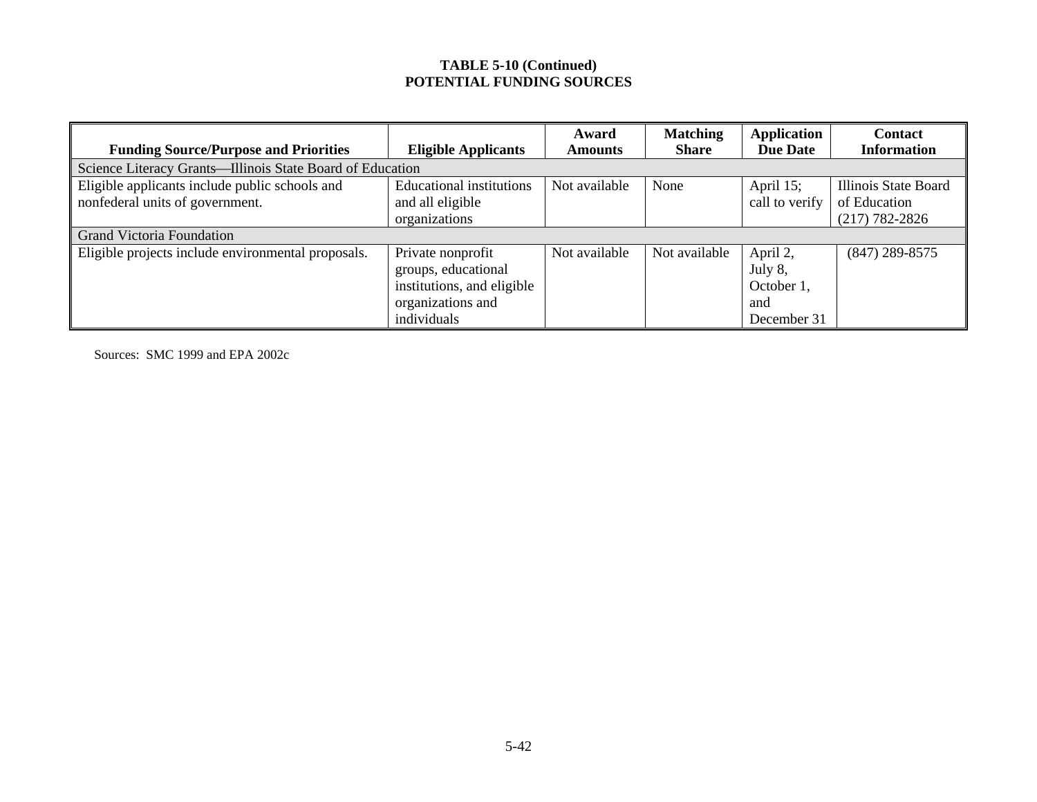**TABLE 5-10 (Continued)**
**POTENTIAL FUNDING SOURCES**

| Funding Source/Purpose and Priorities | Eligible Applicants | Award Amounts | Matching Share | Application Due Date | Contact Information |
|---|---|---|---|---|---|
| Science Literacy Grants—Illinois State Board of Education | | | | | |
| Eligible applicants include public schools and nonfederal units of government. | Educational institutions and all eligible organizations | Not available | None | April 15; call to verify | Illinois State Board of Education (217) 782-2826 |
| Grand Victoria Foundation | | | | | |
| Eligible projects include environmental proposals. | Private nonprofit groups, educational institutions, and eligible organizations and individuals | Not available | Not available | April 2, July 8, October 1, and December 31 | (847) 289-8575 |

Sources: SMC 1999 and EPA 2002c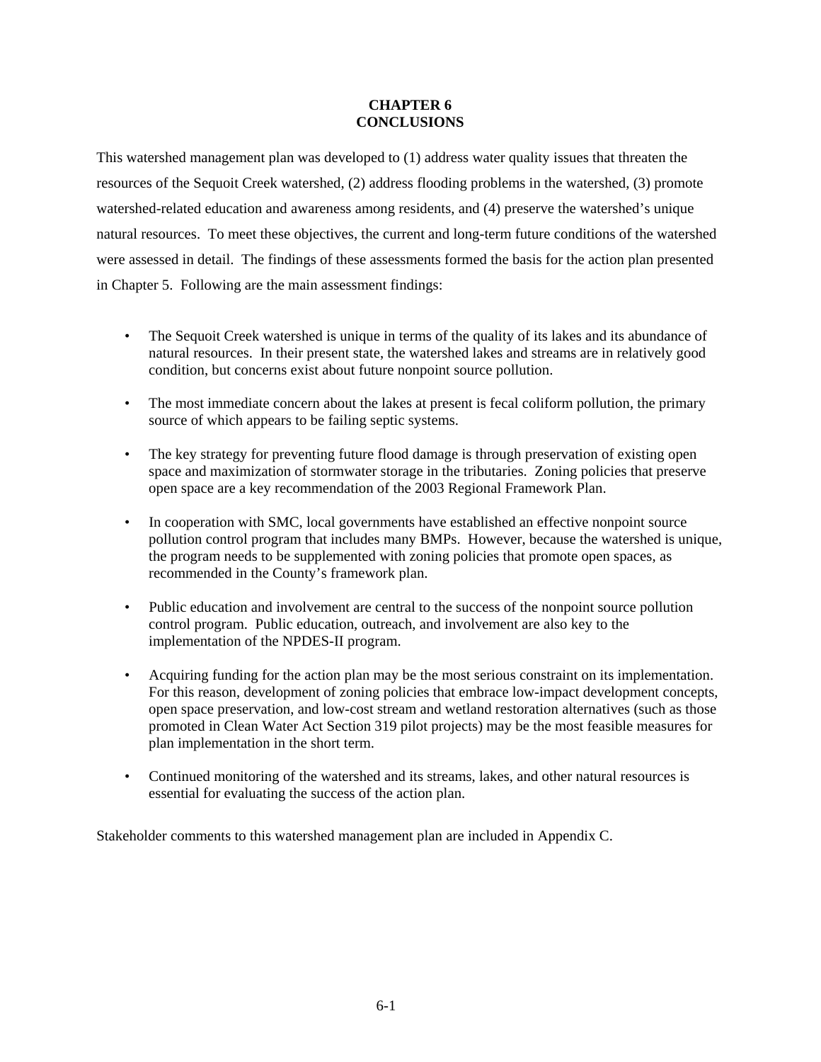# CHAPTER 6
# CONCLUSIONS

This watershed management plan was developed to (1) address water quality issues that threaten the resources of the Sequoit Creek watershed, (2) address flooding problems in the watershed, (3) promote watershed-related education and awareness among residents, and (4) preserve the watershed's unique natural resources. To meet these objectives, the current and long-term future conditions of the watershed were assessed in detail. The findings of these assessments formed the basis for the action plan presented in Chapter 5. Following are the main assessment findings:

- The Sequoit Creek watershed is unique in terms of the quality of its lakes and its abundance of natural resources. In their present state, the watershed lakes and streams are in relatively good condition, but concerns exist about future nonpoint source pollution.

- The most immediate concern about the lakes at present is fecal coliform pollution, the primary source of which appears to be failing septic systems.

- The key strategy for preventing future flood damage is through preservation of existing open space and maximization of stormwater storage in the tributaries. Zoning policies that preserve open space are a key recommendation of the 2003 Regional Framework Plan.

- In cooperation with SMC, local governments have established an effective nonpoint source pollution control program that includes many BMPs. However, because the watershed is unique, the program needs to be supplemented with zoning policies that promote open spaces, as recommended in the County's framework plan.

- Public education and involvement are central to the success of the nonpoint source pollution control program. Public education, outreach, and involvement are also key to the implementation of the NPDES-II program.

- Acquiring funding for the action plan may be the most serious constraint on its implementation. For this reason, development of zoning policies that embrace low-impact development concepts, open space preservation, and low-cost stream and wetland restoration alternatives (such as those promoted in Clean Water Act Section 319 pilot projects) may be the most feasible measures for plan implementation in the short term.

- Continued monitoring of the watershed and its streams, lakes, and other natural resources is essential for evaluating the success of the action plan.

Stakeholder comments to this watershed management plan are included in Appendix C.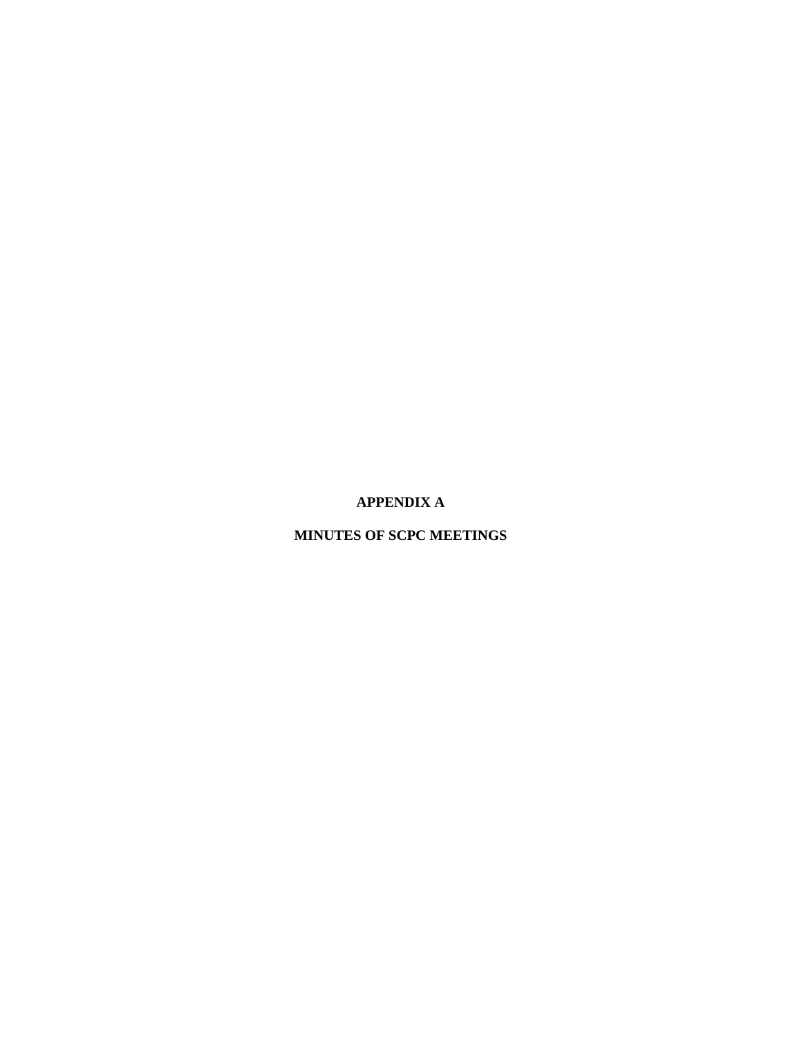# APPENDIX A

## MINUTES OF SCPC MEETINGS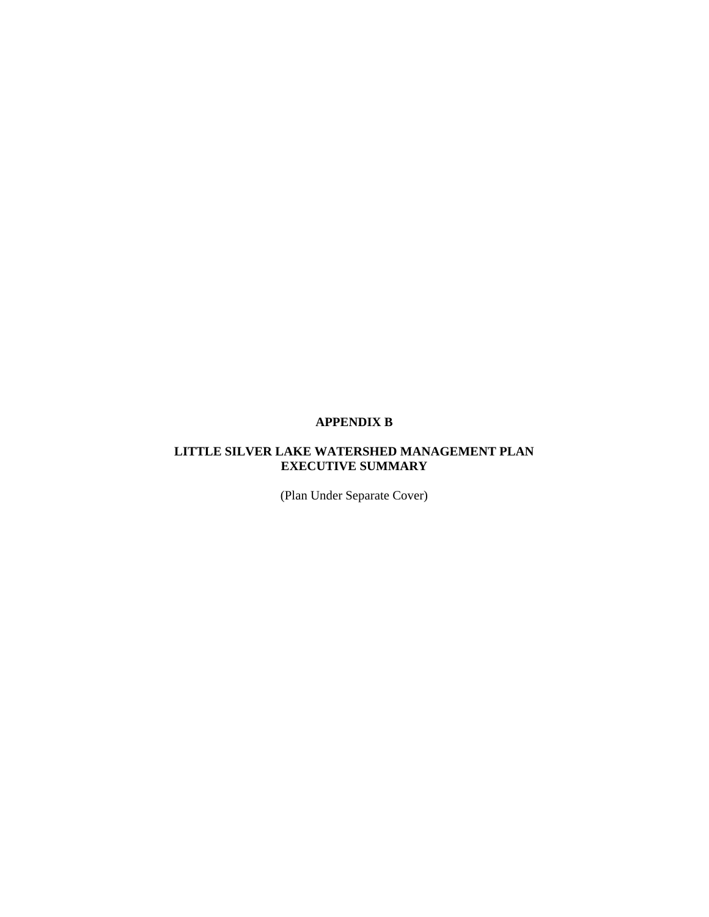# APPENDIX B

## LITTLE SILVER LAKE WATERSHED MANAGEMENT PLAN EXECUTIVE SUMMARY

(Plan Under Separate Cover)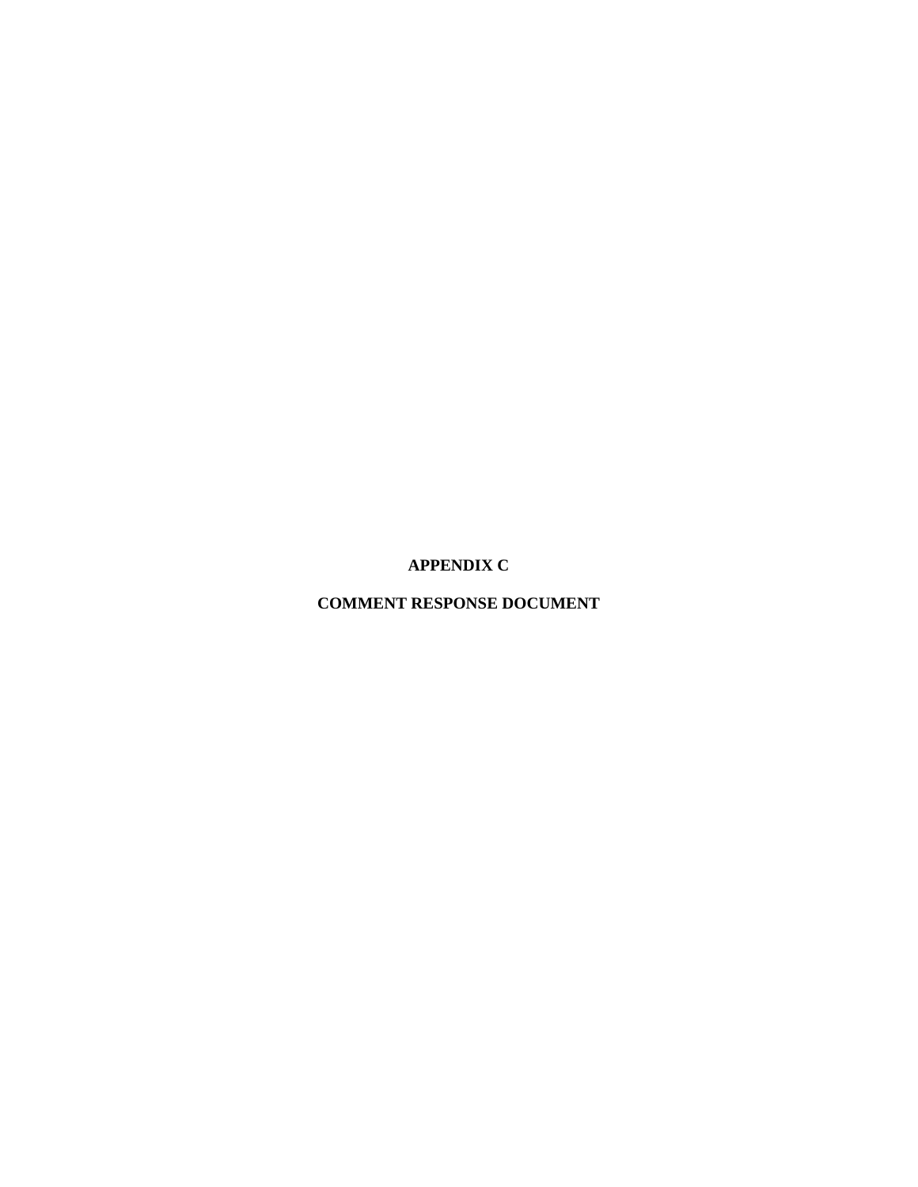# APPENDIX C

## COMMENT RESPONSE DOCUMENT